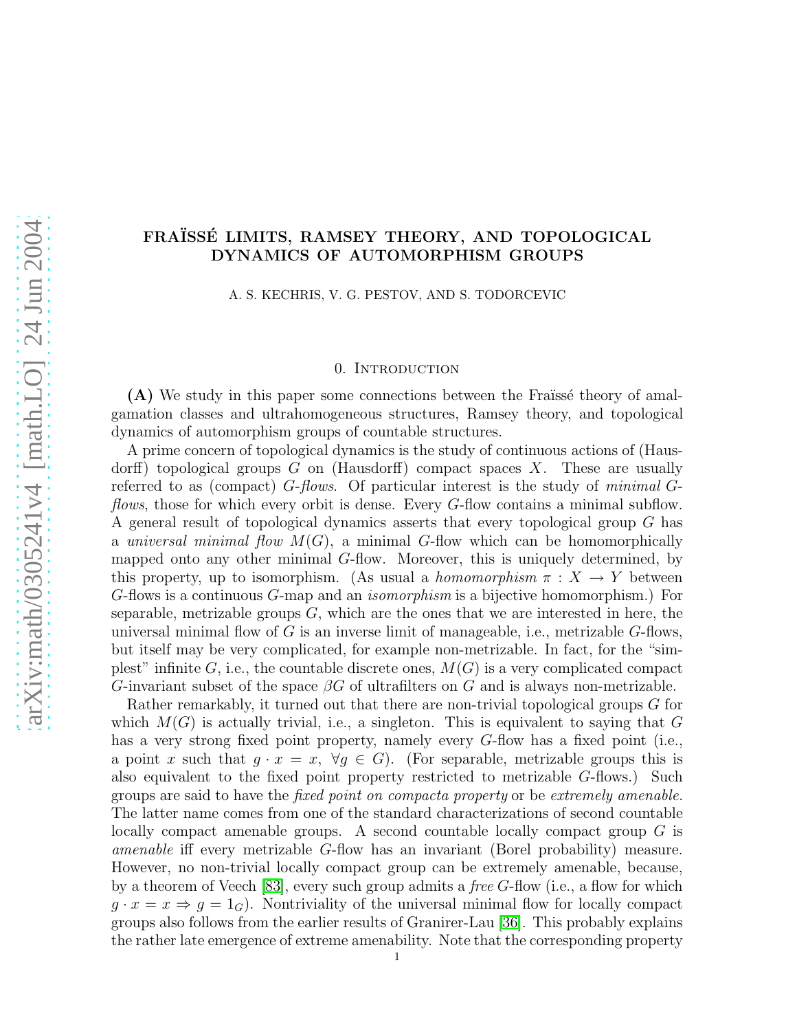# FRAÏSSÉ LIMITS, RAMSEY THEORY, AND TOPOLOGICAL DYNAMICS OF AUTOMORPHISM GROUPS

A. S. KECHRIS, V. G. PESTOV, AND S. TODORCEVIC

## 0. Introduction

**(A)** We study in this paper some connections between the Fraïssé theory of amalgamation classes and ultrahomogeneous structures, Ramsey theory, and topological dynamics of automorphism groups of countable structures.

A prime concern of topological dynamics is the study of continuous actions of (Hausdorff) topological groups $G$ on (Hausdorff) compact spaces $X$. These are usually referred to as (compact) $G$-*flows*. Of particular interest is the study of *minimal $G$-flows*, those for which every orbit is dense. Every $G$-flow contains a minimal subflow. A general result of topological dynamics asserts that every topological group $G$ has a *universal minimal flow* $M(G)$, a minimal $G$-flow which can be homomorphically mapped onto any other minimal $G$-flow. Moreover, this is uniquely determined, by this property, up to isomorphism. (As usual a *homomorphism* $\pi : X \to Y$ between $G$-flows is a continuous $G$-map and an *isomorphism* is a bijective homomorphism.) For separable, metrizable groups $G$, which are the ones that we are interested in here, the universal minimal flow of $G$ is an inverse limit of manageable, i.e., metrizable $G$-flows, but itself may be very complicated, for example non-metrizable. In fact, for the "simplest" infinite $G$, i.e., the countable discrete ones, $M(G)$ is a very complicated compact $G$-invariant subset of the space $\beta G$ of ultrafilters on $G$ and is always non-metrizable.

Rather remarkably, it turned out that there are non-trivial topological groups $G$ for which $M(G)$ is actually trivial, i.e., a singleton. This is equivalent to saying that $G$ has a very strong fixed point property, namely every $G$-flow has a fixed point (i.e., a point $x$ such that $g \cdot x = x$, $\forall g \in G$). (For separable, metrizable groups this is also equivalent to the fixed point property restricted to metrizable $G$-flows.) Such groups are said to have the *fixed point on compacta property* or be *extremely amenable.* The latter name comes from one of the standard characterizations of second countable locally compact amenable groups. A second countable locally compact group $G$ is *amenable* iff every metrizable $G$-flow has an invariant (Borel probability) measure. However, no non-trivial locally compact group can be extremely amenable, because, by a theorem of Veech [83], every such group admits a *free* $G$-flow (i.e., a flow for which $g \cdot x = x \Rightarrow g = 1_G$). Nontriviality of the universal minimal flow for locally compact groups also follows from the earlier results of Granirer-Lau [36]. This probably explains the rather late emergence of extreme amenability. Note that the corresponding property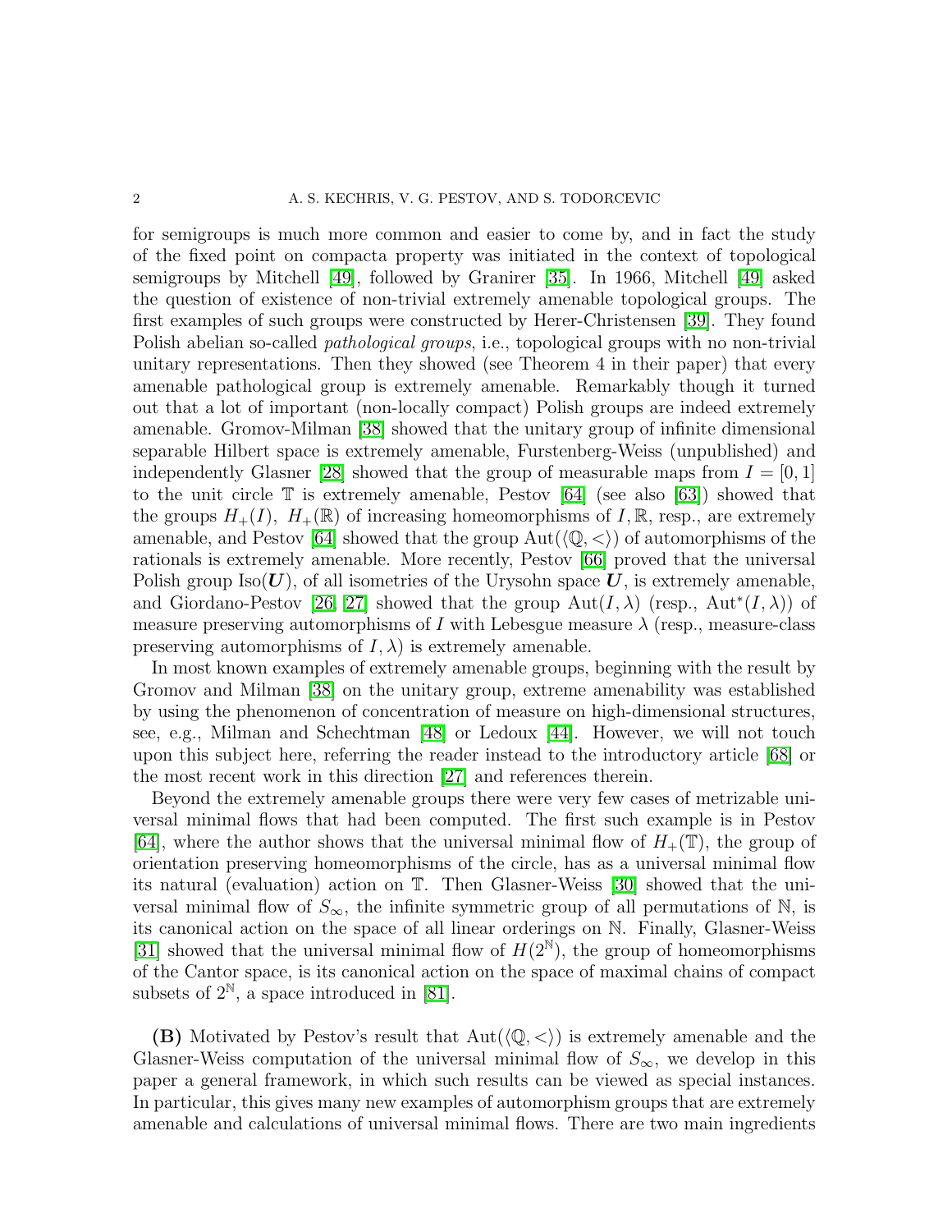for semigroups is much more common and easier to come by, and in fact the study of the fixed point on compacta property was initiated in the context of topological semigroups by Mitchell [49], followed by Granirer [35]. In 1966, Mitchell [49] asked the question of existence of non-trivial extremely amenable topological groups. The first examples of such groups were constructed by Herer-Christensen [39]. They found Polish abelian so-called *pathological groups*, i.e., topological groups with no non-trivial unitary representations. Then they showed (see Theorem 4 in their paper) that every amenable pathological group is extremely amenable. Remarkably though it turned out that a lot of important (non-locally compact) Polish groups are indeed extremely amenable. Gromov-Milman [38] showed that the unitary group of infinite dimensional separable Hilbert space is extremely amenable, Furstenberg-Weiss (unpublished) and independently Glasner [28] showed that the group of measurable maps from $I = [0, 1]$ to the unit circle $\mathbb{T}$ is extremely amenable, Pestov [64] (see also [63]) showed that the groups $H_+(I)$, $H_+(\mathbb{R})$ of increasing homeomorphisms of $I, \mathbb{R}$, resp., are extremely amenable, and Pestov [64] showed that the group $\mathrm{Aut}(\langle \mathbb{Q}, < \rangle)$ of automorphisms of the rationals is extremely amenable. More recently, Pestov [66] proved that the universal Polish group $\mathrm{Iso}(\boldsymbol{U})$, of all isometries of the Urysohn space $\boldsymbol{U}$, is extremely amenable, and Giordano-Pestov [26, 27] showed that the group $\mathrm{Aut}(I, \lambda)$ (resp., $\mathrm{Aut}^*(I, \lambda)$) of measure preserving automorphisms of $I$ with Lebesgue measure $\lambda$ (resp., measure-class preserving automorphisms of $I, \lambda$) is extremely amenable.

In most known examples of extremely amenable groups, beginning with the result by Gromov and Milman [38] on the unitary group, extreme amenability was established by using the phenomenon of concentration of measure on high-dimensional structures, see, e.g., Milman and Schechtman [48] or Ledoux [44]. However, we will not touch upon this subject here, referring the reader instead to the introductory article [68] or the most recent work in this direction [27] and references therein.

Beyond the extremely amenable groups there were very few cases of metrizable universal minimal flows that had been computed. The first such example is in Pestov [64], where the author shows that the universal minimal flow of $H_+(\mathbb{T})$, the group of orientation preserving homeomorphisms of the circle, has as a universal minimal flow its natural (evaluation) action on $\mathbb{T}$. Then Glasner-Weiss [30] showed that the universal minimal flow of $S_\infty$, the infinite symmetric group of all permutations of $\mathbb{N}$, is its canonical action on the space of all linear orderings on $\mathbb{N}$. Finally, Glasner-Weiss [31] showed that the universal minimal flow of $H(2^{\mathbb{N}})$, the group of homeomorphisms of the Cantor space, is its canonical action on the space of maximal chains of compact subsets of $2^{\mathbb{N}}$, a space introduced in [81].

**(B)** Motivated by Pestov's result that $\mathrm{Aut}(\langle \mathbb{Q}, < \rangle)$ is extremely amenable and the Glasner-Weiss computation of the universal minimal flow of $S_\infty$, we develop in this paper a general framework, in which such results can be viewed as special instances. In particular, this gives many new examples of automorphism groups that are extremely amenable and calculations of universal minimal flows. There are two main ingredients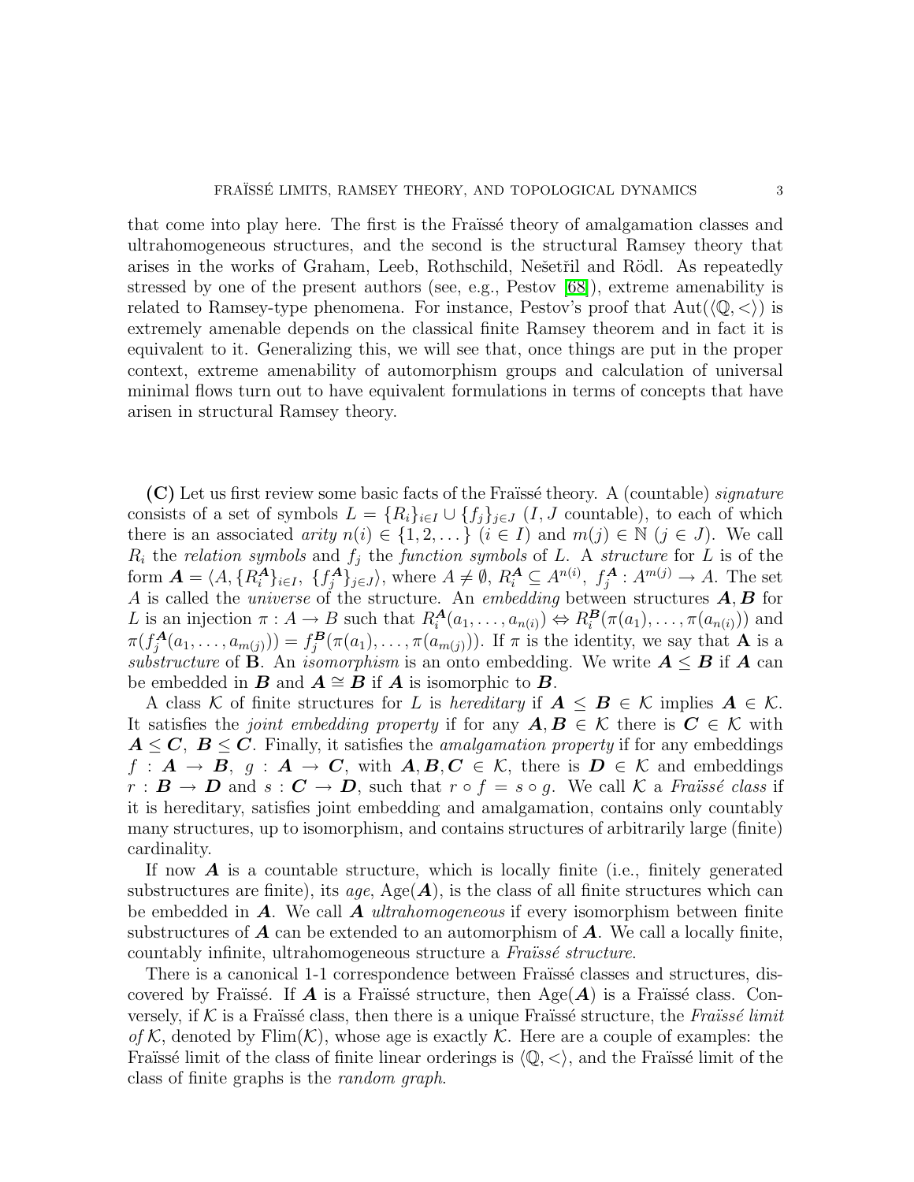that come into play here. The first is the Fraïssé theory of amalgamation classes and ultrahomogeneous structures, and the second is the structural Ramsey theory that arises in the works of Graham, Leeb, Rothschild, Nešetřil and Rödl. As repeatedly stressed by one of the present authors (see, e.g., Pestov [68]), extreme amenability is related to Ramsey-type phenomena. For instance, Pestov's proof that $\mathrm{Aut}(\langle \mathbb{Q}, < \rangle)$ is extremely amenable depends on the classical finite Ramsey theorem and in fact it is equivalent to it. Generalizing this, we will see that, once things are put in the proper context, extreme amenability of automorphism groups and calculation of universal minimal flows turn out to have equivalent formulations in terms of concepts that have arisen in structural Ramsey theory.

**(C)** Let us first review some basic facts of the Fraïssé theory. A (countable) *signature* consists of a set of symbols $L = \{R_i\}_{i \in I} \cup \{f_j\}_{j \in J}$ ($I, J$ countable), to each of which there is an associated *arity* $n(i) \in \{1, 2, \dots\}$ ($i \in I$) and $m(j) \in \mathbb{N}$ ($j \in J$). We call $R_i$ the *relation symbols* and $f_j$ the *function symbols* of $L$. A *structure* for $L$ is of the form $\boldsymbol{A} = \langle A, \{R_i^{\boldsymbol{A}}\}_{i \in I},\ \{f_j^{\boldsymbol{A}}\}_{j \in J} \rangle$, where $A \neq \emptyset$, $R_i^{\boldsymbol{A}} \subseteq A^{n(i)}$, $f_j^{\boldsymbol{A}} : A^{m(j)} \to A$. The set $A$ is called the *universe* of the structure. An *embedding* between structures $\boldsymbol{A}, \boldsymbol{B}$ for $L$ is an injection $\pi : A \to B$ such that $R_i^{\boldsymbol{A}}(a_1, \dots, a_{n(i)}) \Leftrightarrow R_i^{\boldsymbol{B}}(\pi(a_1), \dots, \pi(a_{n(i)}))$ and $\pi(f_j^{\boldsymbol{A}}(a_1, \dots, a_{m(j)})) = f_j^{\boldsymbol{B}}(\pi(a_1), \dots, \pi(a_{m(j)}))$. If $\pi$ is the identity, we say that $\mathbf{A}$ is a *substructure* of $\mathbf{B}$. An *isomorphism* is an onto embedding. We write $\boldsymbol{A} \leq \boldsymbol{B}$ if $\boldsymbol{A}$ can be embedded in $\boldsymbol{B}$ and $\boldsymbol{A} \cong \boldsymbol{B}$ if $\boldsymbol{A}$ is isomorphic to $\boldsymbol{B}$.

A class $\mathcal{K}$ of finite structures for $L$ is *hereditary* if $\boldsymbol{A} \leq \boldsymbol{B} \in \mathcal{K}$ implies $\boldsymbol{A} \in \mathcal{K}$. It satisfies the *joint embedding property* if for any $\boldsymbol{A}, \boldsymbol{B} \in \mathcal{K}$ there is $\boldsymbol{C} \in \mathcal{K}$ with $\boldsymbol{A} \leq \boldsymbol{C},\ \boldsymbol{B} \leq \boldsymbol{C}$. Finally, it satisfies the *amalgamation property* if for any embeddings $f : \boldsymbol{A} \to \boldsymbol{B}$, $g : \boldsymbol{A} \to \boldsymbol{C}$, with $\boldsymbol{A}, \boldsymbol{B}, \boldsymbol{C} \in \mathcal{K}$, there is $\boldsymbol{D} \in \mathcal{K}$ and embeddings $r : \boldsymbol{B} \to \boldsymbol{D}$ and $s : \boldsymbol{C} \to \boldsymbol{D}$, such that $r \circ f = s \circ g$. We call $\mathcal{K}$ a *Fraïssé class* if it is hereditary, satisfies joint embedding and amalgamation, contains only countably many structures, up to isomorphism, and contains structures of arbitrarily large (finite) cardinality.

If now $\boldsymbol{A}$ is a countable structure, which is locally finite (i.e., finitely generated substructures are finite), its *age*, $\mathrm{Age}(\boldsymbol{A})$, is the class of all finite structures which can be embedded in $\boldsymbol{A}$. We call $\boldsymbol{A}$ *ultrahomogeneous* if every isomorphism between finite substructures of $\boldsymbol{A}$ can be extended to an automorphism of $\boldsymbol{A}$. We call a locally finite, countably infinite, ultrahomogeneous structure a *Fraïssé structure*.

There is a canonical 1-1 correspondence between Fraïssé classes and structures, discovered by Fraïssé. If $\boldsymbol{A}$ is a Fraïssé structure, then $\mathrm{Age}(\boldsymbol{A})$ is a Fraïssé class. Conversely, if $\mathcal{K}$ is a Fraïssé class, then there is a unique Fraïssé structure, the *Fraïssé limit of* $\mathcal{K}$, denoted by $\mathrm{Flim}(\mathcal{K})$, whose age is exactly $\mathcal{K}$. Here are a couple of examples: the Fraïssé limit of the class of finite linear orderings is $\langle \mathbb{Q}, < \rangle$, and the Fraïssé limit of the class of finite graphs is the *random graph*.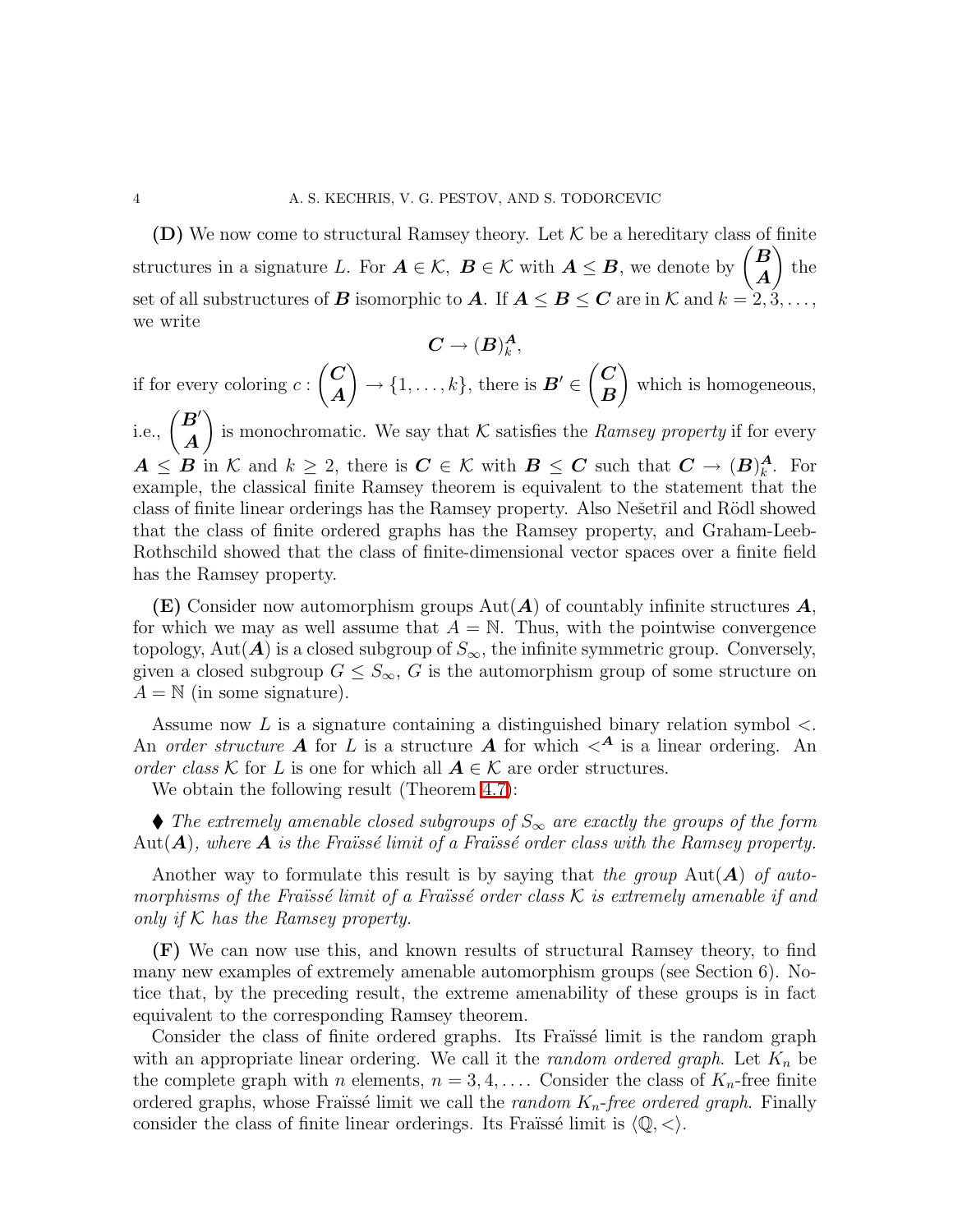**(D)** We now come to structural Ramsey theory. Let $\mathcal{K}$ be a hereditary class of finite structures in a signature $L$. For $\boldsymbol{A} \in \mathcal{K}$, $\boldsymbol{B} \in \mathcal{K}$ with $\boldsymbol{A} \leq \boldsymbol{B}$, we denote by $\binom{\boldsymbol{B}}{\boldsymbol{A}}$ the set of all substructures of $\boldsymbol{B}$ isomorphic to $\boldsymbol{A}$. If $\boldsymbol{A} \leq \boldsymbol{B} \leq \boldsymbol{C}$ are in $\mathcal{K}$ and $k = 2, 3, \ldots$, we write

$$\boldsymbol{C} \to (\boldsymbol{B})^{\boldsymbol{A}}_k,$$

if for every coloring $c : \binom{\boldsymbol{C}}{\boldsymbol{A}} \to \{1, \ldots, k\}$, there is $\boldsymbol{B}' \in \binom{\boldsymbol{C}}{\boldsymbol{B}}$ which is homogeneous, i.e., $\binom{\boldsymbol{B}'}{\boldsymbol{A}}$ is monochromatic. We say that $\mathcal{K}$ satisfies the *Ramsey property* if for every $\boldsymbol{A} \leq \boldsymbol{B}$ in $\mathcal{K}$ and $k \geq 2$, there is $\boldsymbol{C} \in \mathcal{K}$ with $\boldsymbol{B} \leq \boldsymbol{C}$ such that $\boldsymbol{C} \to (\boldsymbol{B})^{\boldsymbol{A}}_k$. For example, the classical finite Ramsey theorem is equivalent to the statement that the class of finite linear orderings has the Ramsey property. Also Nešetřil and Rödl showed that the class of finite ordered graphs has the Ramsey property, and Graham-Leeb-Rothschild showed that the class of finite-dimensional vector spaces over a finite field has the Ramsey property.

**(E)** Consider now automorphism groups $\mathrm{Aut}(\boldsymbol{A})$ of countably infinite structures $\boldsymbol{A}$, for which we may as well assume that $A = \mathbb{N}$. Thus, with the pointwise convergence topology, $\mathrm{Aut}(\boldsymbol{A})$ is a closed subgroup of $S_\infty$, the infinite symmetric group. Conversely, given a closed subgroup $G \leq S_\infty$, $G$ is the automorphism group of some structure on $A = \mathbb{N}$ (in some signature).

Assume now $L$ is a signature containing a distinguished binary relation symbol $<$. An *order structure* $\boldsymbol{A}$ for $L$ is a structure $\boldsymbol{A}$ for which $<^{\boldsymbol{A}}$ is a linear ordering. An *order class* $\mathcal{K}$ for $L$ is one for which all $\boldsymbol{A} \in \mathcal{K}$ are order structures.

We obtain the following result (Theorem 4.7):

♦ *The extremely amenable closed subgroups of $S_\infty$ are exactly the groups of the form $\mathrm{Aut}(\boldsymbol{A})$, where $\boldsymbol{A}$ is the Fraïssé limit of a Fraïssé order class with the Ramsey property.*

Another way to formulate this result is by saying that *the group $\mathrm{Aut}(\boldsymbol{A})$ of automorphisms of the Fraïssé limit of a Fraïssé order class $\mathcal{K}$ is extremely amenable if and only if $\mathcal{K}$ has the Ramsey property.*

**(F)** We can now use this, and known results of structural Ramsey theory, to find many new examples of extremely amenable automorphism groups (see Section 6). Notice that, by the preceding result, the extreme amenability of these groups is in fact equivalent to the corresponding Ramsey theorem.

Consider the class of finite ordered graphs. Its Fraïssé limit is the random graph with an appropriate linear ordering. We call it the *random ordered graph*. Let $K_n$ be the complete graph with $n$ elements, $n = 3, 4, \ldots$. Consider the class of $K_n$-free finite ordered graphs, whose Fraïssé limit we call the *random $K_n$-free ordered graph*. Finally consider the class of finite linear orderings. Its Fraïssé limit is $\langle \mathbb{Q}, < \rangle$.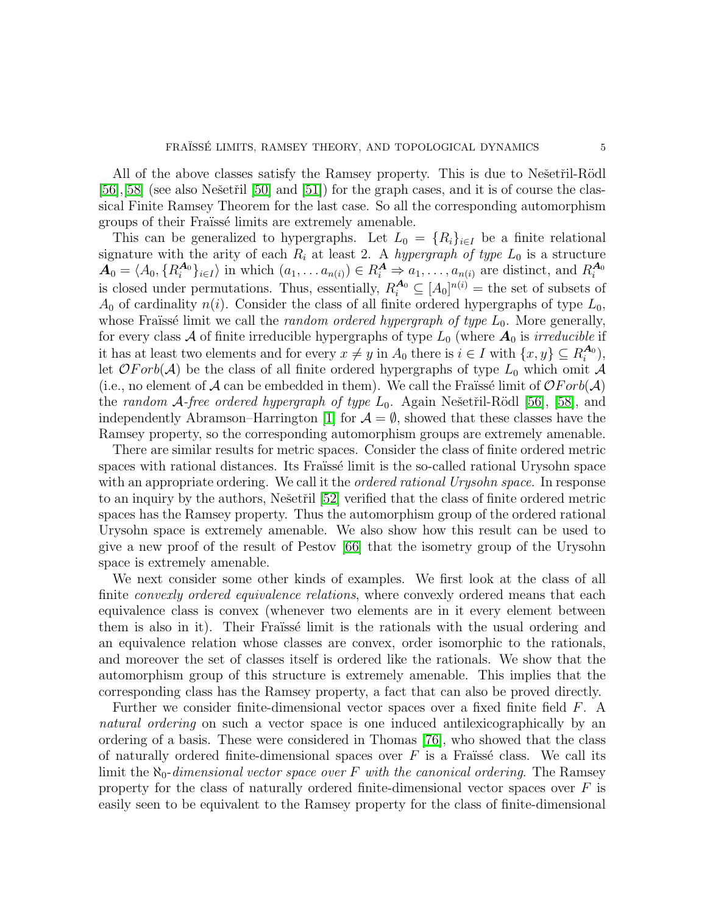All of the above classes satisfy the Ramsey property. This is due to Nešetřil-Rödl [56],[58] (see also Nešetřil [50] and [51]) for the graph cases, and it is of course the classical Finite Ramsey Theorem for the last case. So all the corresponding automorphism groups of their Fraïssé limits are extremely amenable.

This can be generalized to hypergraphs. Let $L_0 = \{R_i\}_{i \in I}$ be a finite relational signature with the arity of each $R_i$ at least 2. A *hypergraph of type* $L_0$ is a structure $\boldsymbol{A}_0 = \langle A_0, \{R_i^{\boldsymbol{A}_0}\}_{i \in I}\rangle$ in which $(a_1, \dots a_{n(i)}) \in R_i^{\boldsymbol{A}} \Rightarrow a_1, \dots, a_{n(i)}$ are distinct, and $R_i^{\boldsymbol{A}_0}$ is closed under permutations. Thus, essentially, $R_i^{\boldsymbol{A}_0} \subseteq [A_0]^{n(i)} =$ the set of subsets of $A_0$ of cardinality $n(i)$. Consider the class of all finite ordered hypergraphs of type $L_0$, whose Fraïssé limit we call the *random ordered hypergraph of type* $L_0$. More generally, for every class $\mathcal{A}$ of finite irreducible hypergraphs of type $L_0$ (where $\boldsymbol{A}_0$ is *irreducible* if it has at least two elements and for every $x \neq y$ in $A_0$ there is $i \in I$ with $\{x, y\} \subseteq R_i^{\boldsymbol{A}_0}$), let $\mathcal{O}Forb(\mathcal{A})$ be the class of all finite ordered hypergraphs of type $L_0$ which omit $\mathcal{A}$ (i.e., no element of $\mathcal{A}$ can be embedded in them). We call the Fraïssé limit of $\mathcal{O}Forb(\mathcal{A})$ the *random* $\mathcal{A}$*-free ordered hypergraph of type* $L_0$. Again Nešetřil-Rödl [56], [58], and independently Abramson–Harrington [1] for $\mathcal{A} = \emptyset$, showed that these classes have the Ramsey property, so the corresponding automorphism groups are extremely amenable.

There are similar results for metric spaces. Consider the class of finite ordered metric spaces with rational distances. Its Fraïssé limit is the so-called rational Urysohn space with an appropriate ordering. We call it the *ordered rational Urysohn space*. In response to an inquiry by the authors, Nešetřil [52] verified that the class of finite ordered metric spaces has the Ramsey property. Thus the automorphism group of the ordered rational Urysohn space is extremely amenable. We also show how this result can be used to give a new proof of the result of Pestov [66] that the isometry group of the Urysohn space is extremely amenable.

We next consider some other kinds of examples. We first look at the class of all finite *convexly ordered equivalence relations*, where convexly ordered means that each equivalence class is convex (whenever two elements are in it every element between them is also in it). Their Fraïssé limit is the rationals with the usual ordering and an equivalence relation whose classes are convex, order isomorphic to the rationals, and moreover the set of classes itself is ordered like the rationals. We show that the automorphism group of this structure is extremely amenable. This implies that the corresponding class has the Ramsey property, a fact that can also be proved directly.

Further we consider finite-dimensional vector spaces over a fixed finite field $F$. A *natural ordering* on such a vector space is one induced antilexicographically by an ordering of a basis. These were considered in Thomas [76], who showed that the class of naturally ordered finite-dimensional spaces over $F$ is a Fraïssé class. We call its limit the $\aleph_0$*-dimensional vector space over* $F$ *with the canonical ordering*. The Ramsey property for the class of naturally ordered finite-dimensional vector spaces over $F$ is easily seen to be equivalent to the Ramsey property for the class of finite-dimensional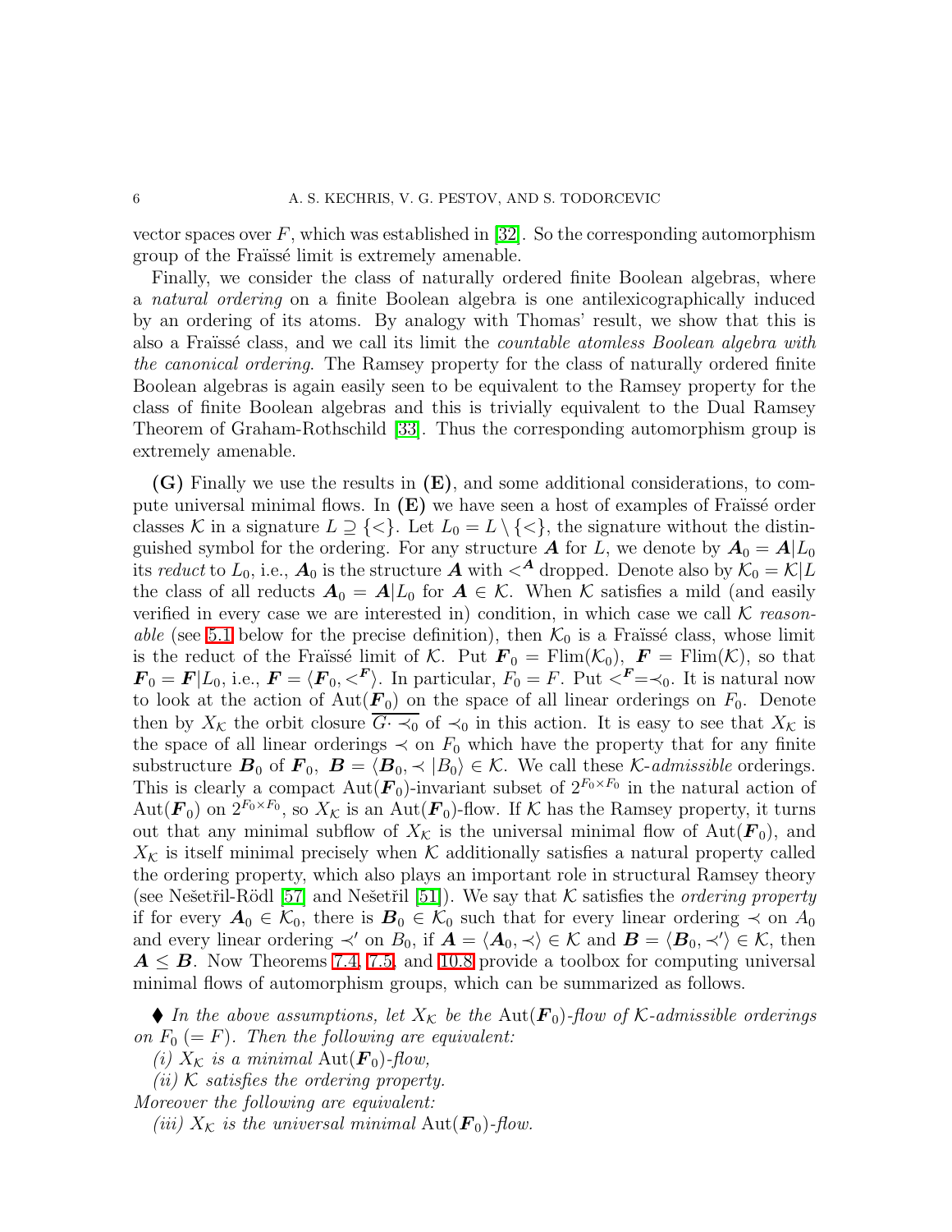vector spaces over $F$, which was established in [32]. So the corresponding automorphism group of the Fraïssé limit is extremely amenable.

Finally, we consider the class of naturally ordered finite Boolean algebras, where a *natural ordering* on a finite Boolean algebra is one antilexicographically induced by an ordering of its atoms. By analogy with Thomas' result, we show that this is also a Fraïssé class, and we call its limit the *countable atomless Boolean algebra with the canonical ordering*. The Ramsey property for the class of naturally ordered finite Boolean algebras is again easily seen to be equivalent to the Ramsey property for the class of finite Boolean algebras and this is trivially equivalent to the Dual Ramsey Theorem of Graham-Rothschild [33]. Thus the corresponding automorphism group is extremely amenable.

**(G)** Finally we use the results in **(E)**, and some additional considerations, to compute universal minimal flows. In **(E)** we have seen a host of examples of Fraïssé order classes $\mathcal{K}$ in a signature $L \supseteq \{<\}$. Let $L_0 = L \setminus \{<\}$, the signature without the distinguished symbol for the ordering. For any structure $\boldsymbol{A}$ for $L$, we denote by $\boldsymbol{A}_0 = \boldsymbol{A}|L_0$ its *reduct* to $L_0$, i.e., $\boldsymbol{A}_0$ is the structure $\boldsymbol{A}$ with $<^{\boldsymbol{A}}$ dropped. Denote also by $\mathcal{K}_0 = \mathcal{K}|L$ the class of all reducts $\boldsymbol{A}_0 = \boldsymbol{A}|L_0$ for $\boldsymbol{A} \in \mathcal{K}$. When $\mathcal{K}$ satisfies a mild (and easily verified in every case we are interested in) condition, in which case we call $\mathcal{K}$ *reasonable* (see 5.1 below for the precise definition), then $\mathcal{K}_0$ is a Fraïssé class, whose limit is the reduct of the Fraïssé limit of $\mathcal{K}$. Put $\boldsymbol{F}_0 = \mathrm{Flim}(\mathcal{K}_0)$, $\boldsymbol{F} = \mathrm{Flim}(\mathcal{K})$, so that $\boldsymbol{F}_0 = \boldsymbol{F}|L_0$, i.e., $\boldsymbol{F} = \langle \boldsymbol{F}_0, <^{\boldsymbol{F}} \rangle$. In particular, $F_0 = F$. Put $<^{\boldsymbol{F}} = \prec_0$. It is natural now to look at the action of $\mathrm{Aut}(\boldsymbol{F}_0)$ on the space of all linear orderings on $F_0$. Denote then by $X_{\mathcal{K}}$ the orbit closure $\overline{G \cdot \prec_0}$ of $\prec_0$ in this action. It is easy to see that $X_{\mathcal{K}}$ is the space of all linear orderings $\prec$ on $F_0$ which have the property that for any finite substructure $\boldsymbol{B}_0$ of $\boldsymbol{F}_0$, $\boldsymbol{B} = \langle \boldsymbol{B}_0, \prec |B_0 \rangle \in \mathcal{K}$. We call these $\mathcal{K}$-*admissible* orderings. This is clearly a compact $\mathrm{Aut}(\boldsymbol{F}_0)$-invariant subset of $2^{F_0 \times F_0}$ in the natural action of $\mathrm{Aut}(\boldsymbol{F}_0)$ on $2^{F_0 \times F_0}$, so $X_{\mathcal{K}}$ is an $\mathrm{Aut}(\boldsymbol{F}_0)$-flow. If $\mathcal{K}$ has the Ramsey property, it turns out that any minimal subflow of $X_{\mathcal{K}}$ is the universal minimal flow of $\mathrm{Aut}(\boldsymbol{F}_0)$, and $X_{\mathcal{K}}$ is itself minimal precisely when $\mathcal{K}$ additionally satisfies a natural property called the ordering property, which also plays an important role in structural Ramsey theory (see Nešetřil-Rödl [57] and Nešetřil [51]). We say that $\mathcal{K}$ satisfies the *ordering property* if for every $\boldsymbol{A}_0 \in \mathcal{K}_0$, there is $\boldsymbol{B}_0 \in \mathcal{K}_0$ such that for every linear ordering $\prec$ on $A_0$ and every linear ordering $\prec'$ on $B_0$, if $\boldsymbol{A} = \langle \boldsymbol{A}_0, \prec \rangle \in \mathcal{K}$ and $\boldsymbol{B} = \langle \boldsymbol{B}_0, \prec' \rangle \in \mathcal{K}$, then $\boldsymbol{A} \leq \boldsymbol{B}$. Now Theorems 7.4, 7.5, and 10.8 provide a toolbox for computing universal minimal flows of automorphism groups, which can be summarized as follows.

♦ *In the above assumptions, let $X_{\mathcal{K}}$ be the $\mathrm{Aut}(\boldsymbol{F}_0)$-flow of $\mathcal{K}$-admissible orderings on $F_0$ $(= F)$. Then the following are equivalent:*

*(i) $X_{\mathcal{K}}$ is a minimal $\mathrm{Aut}(\boldsymbol{F}_0)$-flow,*

*(ii) $\mathcal{K}$ satisfies the ordering property.*

*Moreover the following are equivalent:*

*(iii) $X_{\mathcal{K}}$ is the universal minimal $\mathrm{Aut}(\boldsymbol{F}_0)$-flow.*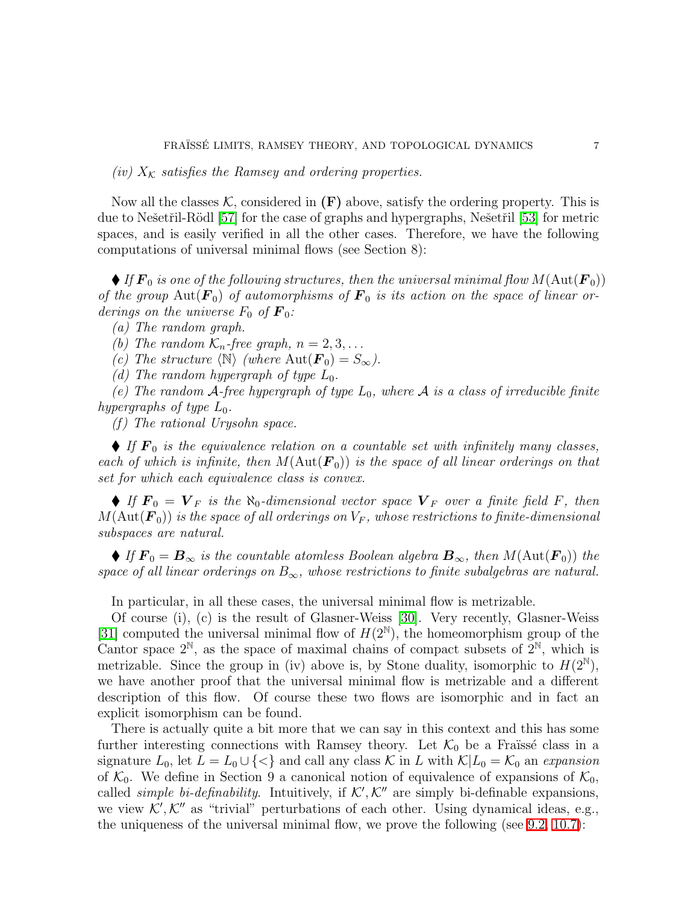*(iv) $X_\mathcal{K}$ satisfies the Ramsey and ordering properties.*

Now all the classes $\mathcal{K}$, considered in **(F)** above, satisfy the ordering property. This is due to Nešetřil-Rödl [57] for the case of graphs and hypergraphs, Nešetřil [53] for metric spaces, and is easily verified in all the other cases. Therefore, we have the following computations of universal minimal flows (see Section 8):

♦ *If $\boldsymbol{F}_0$ is one of the following structures, then the universal minimal flow $M(\mathrm{Aut}(\boldsymbol{F}_0))$ of the group $\mathrm{Aut}(\boldsymbol{F}_0)$ of automorphisms of $\boldsymbol{F}_0$ is its action on the space of linear orderings on the universe $F_0$ of $\boldsymbol{F}_0$:*

*(a) The random graph.*

*(b) The random $\mathcal{K}_n$-free graph, $n = 2, 3, \dots$*

*(c) The structure $\langle \mathbb{N} \rangle$ (where $\mathrm{Aut}(\boldsymbol{F}_0) = S_\infty$).*

*(d) The random hypergraph of type $L_0$.*

*(e) The random $\mathcal{A}$-free hypergraph of type $L_0$, where $\mathcal{A}$ is a class of irreducible finite hypergraphs of type $L_0$.*

*(f) The rational Urysohn space.*

♦ *If $\boldsymbol{F}_0$ is the equivalence relation on a countable set with infinitely many classes, each of which is infinite, then $M(\mathrm{Aut}(\boldsymbol{F}_0))$ is the space of all linear orderings on that set for which each equivalence class is convex.*

♦ *If $\boldsymbol{F}_0 = \boldsymbol{V}_F$ is the $\aleph_0$-dimensional vector space $\boldsymbol{V}_F$ over a finite field $F$, then $M(\mathrm{Aut}(\boldsymbol{F}_0))$ is the space of all orderings on $V_F$, whose restrictions to finite-dimensional subspaces are natural.*

♦ *If $\boldsymbol{F}_0 = \boldsymbol{B}_\infty$ is the countable atomless Boolean algebra $\boldsymbol{B}_\infty$, then $M(\mathrm{Aut}(\boldsymbol{F}_0))$ the space of all linear orderings on $B_\infty$, whose restrictions to finite subalgebras are natural.*

In particular, in all these cases, the universal minimal flow is metrizable.

Of course (i), (c) is the result of Glasner-Weiss [30]. Very recently, Glasner-Weiss [31] computed the universal minimal flow of $H(2^\mathbb{N})$, the homeomorphism group of the Cantor space $2^\mathbb{N}$, as the space of maximal chains of compact subsets of $2^\mathbb{N}$, which is metrizable. Since the group in (iv) above is, by Stone duality, isomorphic to $H(2^\mathbb{N})$, we have another proof that the universal minimal flow is metrizable and a different description of this flow. Of course these two flows are isomorphic and in fact an explicit isomorphism can be found.

There is actually quite a bit more that we can say in this context and this has some further interesting connections with Ramsey theory. Let $\mathcal{K}_0$ be a Fraïssé class in a signature $L_0$, let $L = L_0 \cup \{<\}$ and call any class $\mathcal{K}$ in $L$ with $\mathcal{K}|L_0 = \mathcal{K}_0$ an *expansion* of $\mathcal{K}_0$. We define in Section 9 a canonical notion of equivalence of expansions of $\mathcal{K}_0$, called *simple bi-definability*. Intuitively, if $\mathcal{K}', \mathcal{K}''$ are simply bi-definable expansions, we view $\mathcal{K}', \mathcal{K}''$ as "trivial" perturbations of each other. Using dynamical ideas, e.g., the uniqueness of the universal minimal flow, we prove the following (see 9.2, 10.7):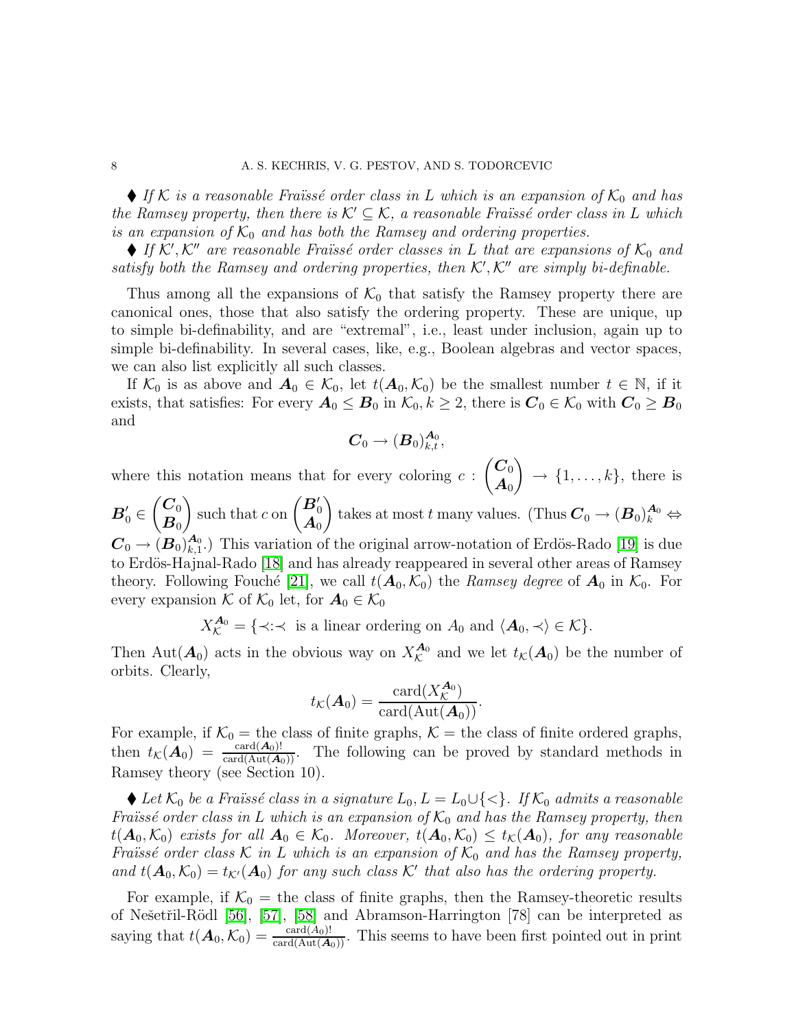♦ *If $\mathcal{K}$ is a reasonable Fraïssé order class in $L$ which is an expansion of $\mathcal{K}_0$ and has the Ramsey property, then there is $\mathcal{K}' \subseteq \mathcal{K}$, a reasonable Fraïssé order class in $L$ which is an expansion of $\mathcal{K}_0$ and has both the Ramsey and ordering properties.*

♦ *If $\mathcal{K}', \mathcal{K}''$ are reasonable Fraïssé order classes in $L$ that are expansions of $\mathcal{K}_0$ and satisfy both the Ramsey and ordering properties, then $\mathcal{K}', \mathcal{K}''$ are simply bi-definable.*

Thus among all the expansions of $\mathcal{K}_0$ that satisfy the Ramsey property there are canonical ones, those that also satisfy the ordering property. These are unique, up to simple bi-definability, and are "extremal", i.e., least under inclusion, again up to simple bi-definability. In several cases, like, e.g., Boolean algebras and vector spaces, we can also list explicitly all such classes.

If $\mathcal{K}_0$ is as above and $\boldsymbol{A}_0 \in \mathcal{K}_0$, let $t(\boldsymbol{A}_0, \mathcal{K}_0)$ be the smallest number $t \in \mathbb{N}$, if it exists, that satisfies: For every $\boldsymbol{A}_0 \leq \boldsymbol{B}_0$ in $\mathcal{K}_0$, $k \geq 2$, there is $\boldsymbol{C}_0 \in \mathcal{K}_0$ with $\boldsymbol{C}_0 \geq \boldsymbol{B}_0$ and

$$\boldsymbol{C}_0 \to (\boldsymbol{B}_0)^{\boldsymbol{A}_0}_{k,t},$$

where this notation means that for every coloring $c : \binom{\boldsymbol{C}_0}{\boldsymbol{A}_0} \to \{1, \ldots, k\}$, there is $\boldsymbol{B}'_0 \in \binom{\boldsymbol{C}_0}{\boldsymbol{B}_0}$ such that $c$ on $\binom{\boldsymbol{B}'_0}{\boldsymbol{A}_0}$ takes at most $t$ many values. (Thus $\boldsymbol{C}_0 \to (\boldsymbol{B}_0)^{\boldsymbol{A}_0}_k \Leftrightarrow \boldsymbol{C}_0 \to (\boldsymbol{B}_0)^{\boldsymbol{A}_0}_{k,1}$.) This variation of the original arrow-notation of Erdös-Rado [19] is due to Erdös-Hajnal-Rado [18] and has already reappeared in several other areas of Ramsey theory. Following Fouché [21], we call $t(\boldsymbol{A}_0, \mathcal{K}_0)$ the *Ramsey degree* of $\boldsymbol{A}_0$ in $\mathcal{K}_0$. For every expansion $\mathcal{K}$ of $\mathcal{K}_0$ let, for $\boldsymbol{A}_0 \in \mathcal{K}_0$

$$X^{\boldsymbol{A}_0}_{\mathcal{K}} = \{\prec : \prec \text{ is a linear ordering on } A_0 \text{ and } \langle \boldsymbol{A}_0, \prec\rangle \in \mathcal{K}\}.$$

Then $\mathrm{Aut}(\boldsymbol{A}_0)$ acts in the obvious way on $X^{\boldsymbol{A}_0}_{\mathcal{K}}$ and we let $t_{\mathcal{K}}(\boldsymbol{A}_0)$ be the number of orbits. Clearly,

$$t_{\mathcal{K}}(\boldsymbol{A}_0) = \frac{\mathrm{card}(X^{\boldsymbol{A}_0}_{\mathcal{K}})}{\mathrm{card}(\mathrm{Aut}(\boldsymbol{A}_0))}.$$

For example, if $\mathcal{K}_0 =$ the class of finite graphs, $\mathcal{K} =$ the class of finite ordered graphs, then $t_{\mathcal{K}}(\boldsymbol{A}_0) = \frac{\mathrm{card}(\boldsymbol{A}_0)!}{\mathrm{card}(\mathrm{Aut}(\boldsymbol{A}_0))}$. The following can be proved by standard methods in Ramsey theory (see Section 10).

♦ *Let $\mathcal{K}_0$ be a Fraïssé class in a signature $L_0$, $L = L_0 \cup \{<\}$. If $\mathcal{K}_0$ admits a reasonable Fraïssé order class in $L$ which is an expansion of $\mathcal{K}_0$ and has the Ramsey property, then $t(\boldsymbol{A}_0, \mathcal{K}_0)$ exists for all $\boldsymbol{A}_0 \in \mathcal{K}_0$. Moreover, $t(\boldsymbol{A}_0, \mathcal{K}_0) \leq t_{\mathcal{K}}(\boldsymbol{A}_0)$, for any reasonable Fraïssé order class $\mathcal{K}$ in $L$ which is an expansion of $\mathcal{K}_0$ and has the Ramsey property, and $t(\boldsymbol{A}_0, \mathcal{K}_0) = t_{\mathcal{K}'}(\boldsymbol{A}_0)$ for any such class $\mathcal{K}'$ that also has the ordering property.*

For example, if $\mathcal{K}_0 =$ the class of finite graphs, then the Ramsey-theoretic results of Nešetřil-Rödl [56], [57], [58] and Abramson-Harrington [78] can be interpreted as saying that $t(\boldsymbol{A}_0, \mathcal{K}_0) = \frac{\mathrm{card}(A_0)!}{\mathrm{card}(\mathrm{Aut}(\boldsymbol{A}_0))}$. This seems to have been first pointed out in print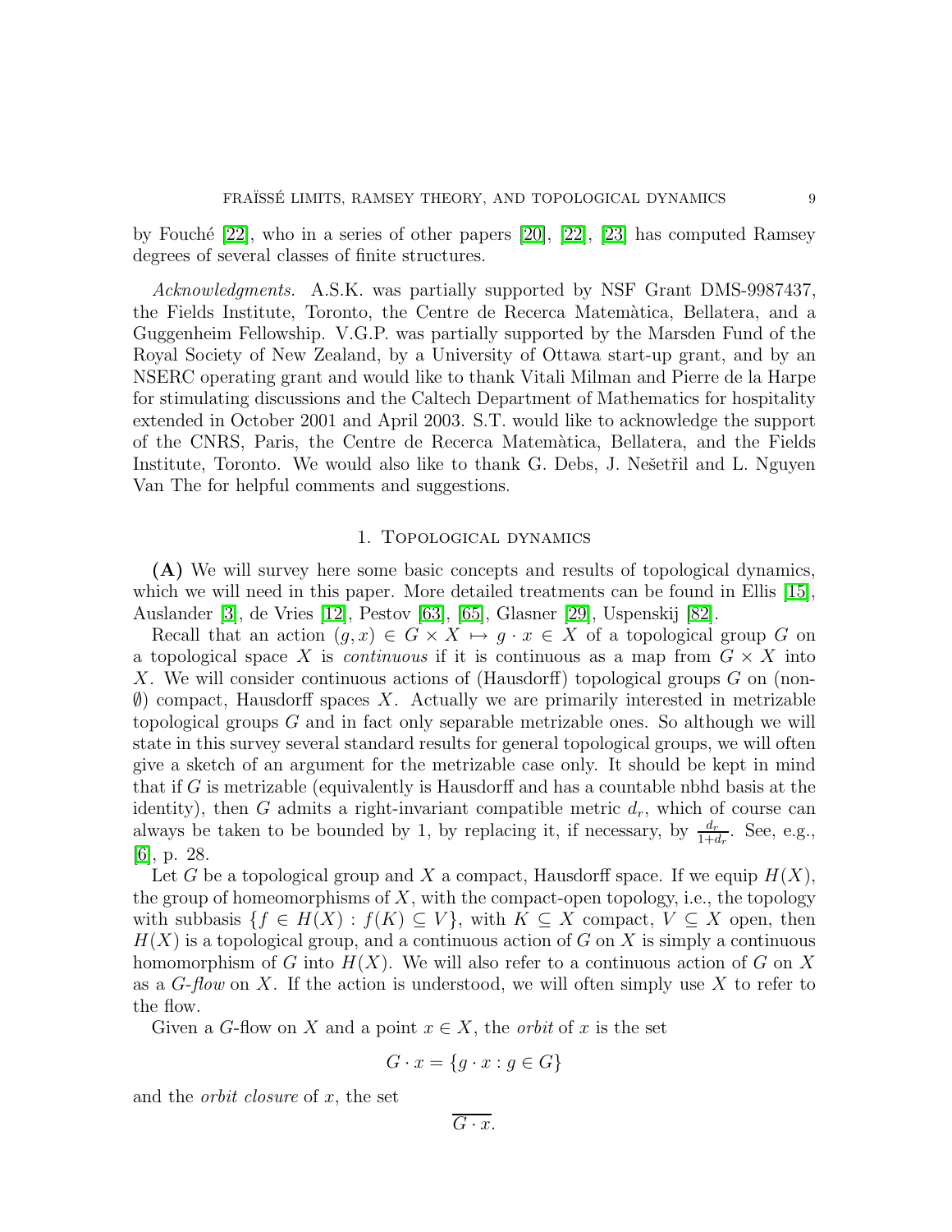by Fouché [22], who in a series of other papers [20], [22], [23] has computed Ramsey degrees of several classes of finite structures.

*Acknowledgments.* A.S.K. was partially supported by NSF Grant DMS-9987437, the Fields Institute, Toronto, the Centre de Recerca Matemàtica, Bellatera, and a Guggenheim Fellowship. V.G.P. was partially supported by the Marsden Fund of the Royal Society of New Zealand, by a University of Ottawa start-up grant, and by an NSERC operating grant and would like to thank Vitali Milman and Pierre de la Harpe for stimulating discussions and the Caltech Department of Mathematics for hospitality extended in October 2001 and April 2003. S.T. would like to acknowledge the support of the CNRS, Paris, the Centre de Recerca Matemàtica, Bellatera, and the Fields Institute, Toronto. We would also like to thank G. Debs, J. Nešetřil and L. Nguyen Van The for helpful comments and suggestions.

## 1. Topological dynamics

**(A)** We will survey here some basic concepts and results of topological dynamics, which we will need in this paper. More detailed treatments can be found in Ellis [15], Auslander [3], de Vries [12], Pestov [63], [65], Glasner [29], Uspenskij [82].

Recall that an action $(g, x) \in G \times X \mapsto g \cdot x \in X$ of a topological group $G$ on a topological space $X$ is *continuous* if it is continuous as a map from $G \times X$ into $X$. We will consider continuous actions of (Hausdorff) topological groups $G$ on (non-$\emptyset$) compact, Hausdorff spaces $X$. Actually we are primarily interested in metrizable topological groups $G$ and in fact only separable metrizable ones. So although we will state in this survey several standard results for general topological groups, we will often give a sketch of an argument for the metrizable case only. It should be kept in mind that if $G$ is metrizable (equivalently is Hausdorff and has a countable nbhd basis at the identity), then $G$ admits a right-invariant compatible metric $d_r$, which of course can always be taken to be bounded by 1, by replacing it, if necessary, by $\frac{d_r}{1+d_r}$. See, e.g., [6], p. 28.

Let $G$ be a topological group and $X$ a compact, Hausdorff space. If we equip $H(X)$, the group of homeomorphisms of $X$, with the compact-open topology, i.e., the topology with subbasis $\{f \in H(X) : f(K) \subseteq V\}$, with $K \subseteq X$ compact, $V \subseteq X$ open, then $H(X)$ is a topological group, and a continuous action of $G$ on $X$ is simply a continuous homomorphism of $G$ into $H(X)$. We will also refer to a continuous action of $G$ on $X$ as a *$G$-flow* on $X$. If the action is understood, we will often simply use $X$ to refer to the flow.

Given a $G$-flow on $X$ and a point $x \in X$, the *orbit* of $x$ is the set

$$G \cdot x = \{g \cdot x : g \in G\}$$

and the *orbit closure* of $x$, the set

$$\overline{G \cdot x}.$$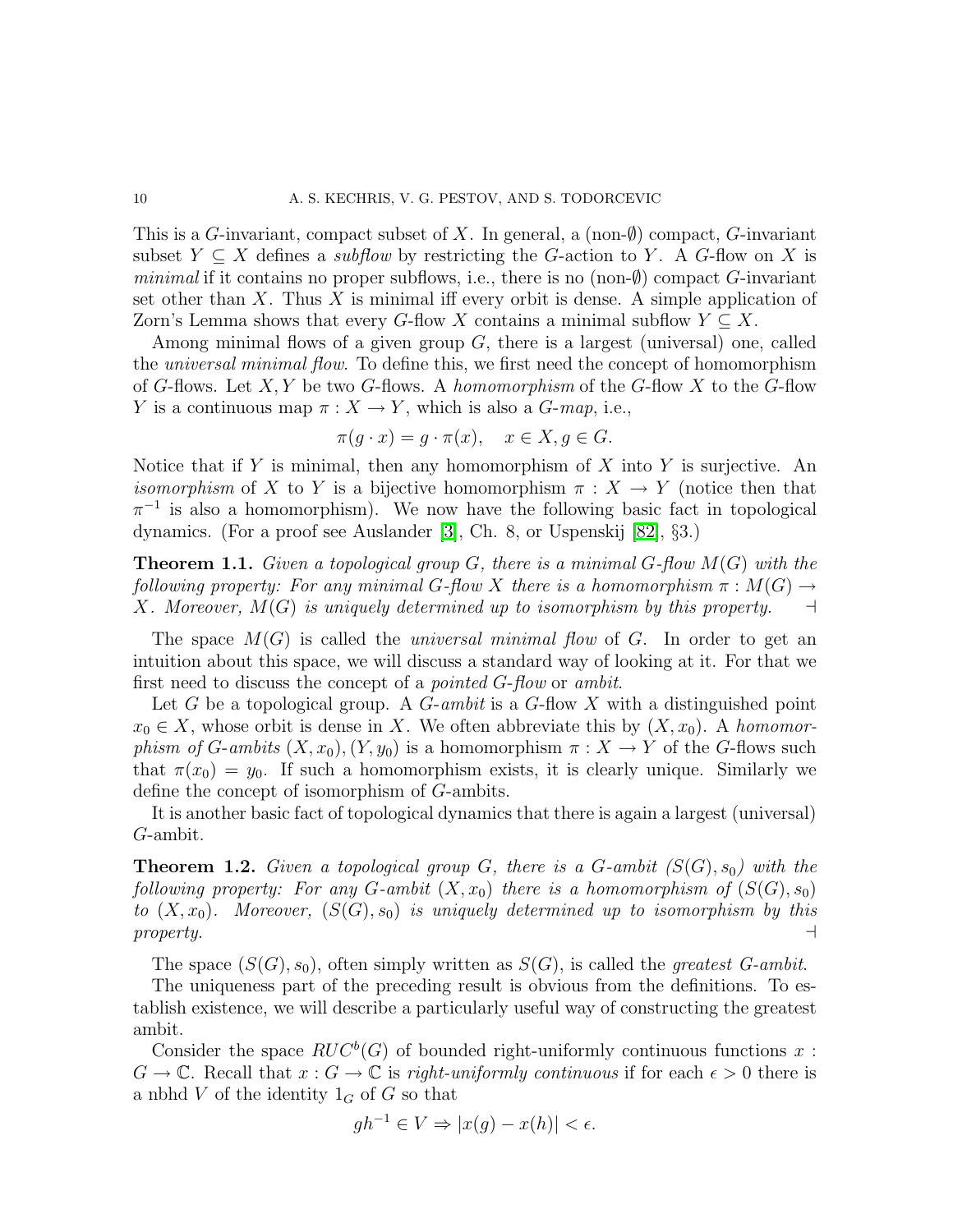This is a $G$-invariant, compact subset of $X$. In general, a (non-$\emptyset$) compact, $G$-invariant subset $Y \subseteq X$ defines a *subflow* by restricting the $G$-action to $Y$. A $G$-flow on $X$ is *minimal* if it contains no proper subflows, i.e., there is no (non-$\emptyset$) compact $G$-invariant set other than $X$. Thus $X$ is minimal iff every orbit is dense. A simple application of Zorn's Lemma shows that every $G$-flow $X$ contains a minimal subflow $Y \subseteq X$.

Among minimal flows of a given group $G$, there is a largest (universal) one, called the *universal minimal flow*. To define this, we first need the concept of homomorphism of $G$-flows. Let $X, Y$ be two $G$-flows. A *homomorphism* of the $G$-flow $X$ to the $G$-flow $Y$ is a continuous map $\pi : X \to Y$, which is also a *$G$-map*, i.e.,

$$\pi(g \cdot x) = g \cdot \pi(x), \quad x \in X, g \in G.$$

Notice that if $Y$ is minimal, then any homomorphism of $X$ into $Y$ is surjective. An *isomorphism* of $X$ to $Y$ is a bijective homomorphism $\pi : X \to Y$ (notice then that $\pi^{-1}$ is also a homomorphism). We now have the following basic fact in topological dynamics. (For a proof see Auslander [3], Ch. 8, or Uspenskij [82], §3.)

**Theorem 1.1.** *Given a topological group $G$, there is a minimal $G$-flow $M(G)$ with the following property: For any minimal $G$-flow $X$ there is a homomorphism $\pi : M(G) \to X$. Moreover, $M(G)$ is uniquely determined up to isomorphism by this property.* $\dashv$

The space $M(G)$ is called the *universal minimal flow* of $G$. In order to get an intuition about this space, we will discuss a standard way of looking at it. For that we first need to discuss the concept of a *pointed $G$-flow* or *ambit*.

Let $G$ be a topological group. A *$G$-ambit* is a $G$-flow $X$ with a distinguished point $x_0 \in X$, whose orbit is dense in $X$. We often abbreviate this by $(X, x_0)$. A *homomorphism of $G$-ambits* $(X, x_0), (Y, y_0)$ is a homomorphism $\pi : X \to Y$ of the $G$-flows such that $\pi(x_0) = y_0$. If such a homomorphism exists, it is clearly unique. Similarly we define the concept of isomorphism of $G$-ambits.

It is another basic fact of topological dynamics that there is again a largest (universal) $G$-ambit.

**Theorem 1.2.** *Given a topological group $G$, there is a $G$-ambit $(S(G), s_0)$ with the following property: For any $G$-ambit $(X, x_0)$ there is a homomorphism of $(S(G), s_0)$ to $(X, x_0)$. Moreover, $(S(G), s_0)$ is uniquely determined up to isomorphism by this property.* $\dashv$

The space $(S(G), s_0)$, often simply written as $S(G)$, is called the *greatest $G$-ambit*.

The uniqueness part of the preceding result is obvious from the definitions. To establish existence, we will describe a particularly useful way of constructing the greatest ambit.

Consider the space $RUC^b(G)$ of bounded right-uniformly continuous functions $x : G \to \mathbb{C}$. Recall that $x : G \to \mathbb{C}$ is *right-uniformly continuous* if for each $\epsilon > 0$ there is a nbhd $V$ of the identity $1_G$ of $G$ so that

$$gh^{-1} \in V \Rightarrow |x(g) - x(h)| < \epsilon.$$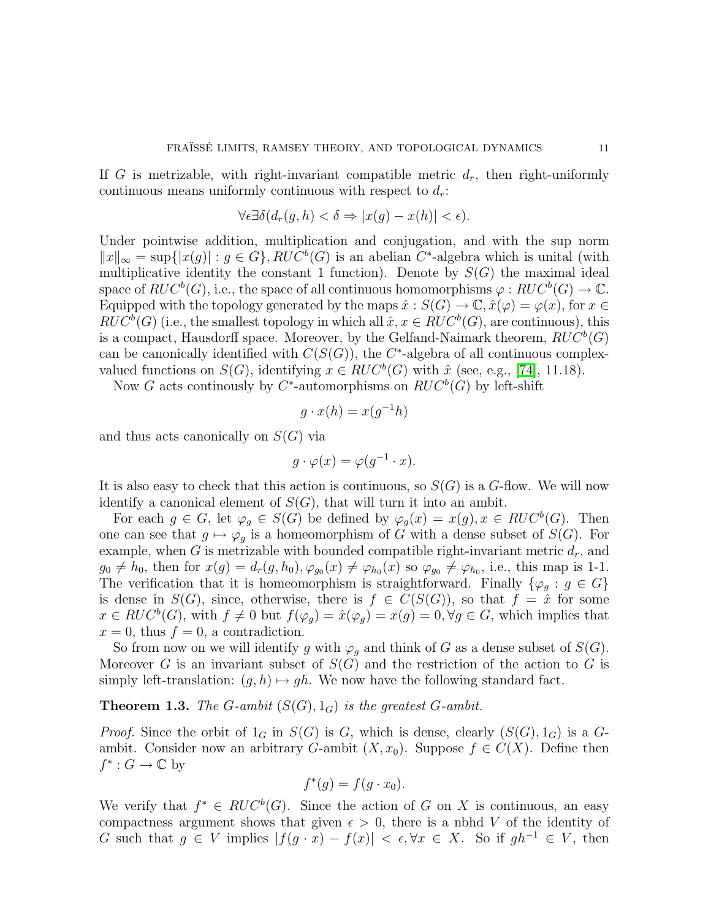If $G$ is metrizable, with right-invariant compatible metric $d_r$, then right-uniformly continuous means uniformly continuous with respect to $d_r$:

$$\forall \epsilon \exists \delta (d_r(g,h) < \delta \Rightarrow |x(g) - x(h)| < \epsilon).$$

Under pointwise addition, multiplication and conjugation, and with the sup norm $\|x\|_\infty = \sup\{|x(g)| : g \in G\}$, $RUC^b(G)$ is an abelian $C^*$-algebra which is unital (with multiplicative identity the constant 1 function). Denote by $S(G)$ the maximal ideal space of $RUC^b(G)$, i.e., the space of all continuous homomorphisms $\varphi : RUC^b(G) \to \mathbb{C}$. Equipped with the topology generated by the maps $\hat{x} : S(G) \to \mathbb{C}, \hat{x}(\varphi) = \varphi(x)$, for $x \in RUC^b(G)$ (i.e., the smallest topology in which all $\hat{x}, x \in RUC^b(G)$, are continuous), this is a compact, Hausdorff space. Moreover, by the Gelfand-Naimark theorem, $RUC^b(G)$ can be canonically identified with $C(S(G))$, the $C^*$-algebra of all continuous complex-valued functions on $S(G)$, identifying $x \in RUC^b(G)$ with $\hat{x}$ (see, e.g., [74], 11.18).

Now $G$ acts continously by $C^*$-automorphisms on $RUC^b(G)$ by left-shift

$$g \cdot x(h) = x(g^{-1}h)$$

and thus acts canonically on $S(G)$ via

$$g \cdot \varphi(x) = \varphi(g^{-1} \cdot x).$$

It is also easy to check that this action is continuous, so $S(G)$ is a $G$-flow. We will now identify a canonical element of $S(G)$, that will turn it into an ambit.

For each $g \in G$, let $\varphi_g \in S(G)$ be defined by $\varphi_g(x) = x(g), x \in RUC^b(G)$. Then one can see that $g \mapsto \varphi_g$ is a homeomorphism of $G$ with a dense subset of $S(G)$. For example, when $G$ is metrizable with bounded compatible right-invariant metric $d_r$, and $g_0 \neq h_0$, then for $x(g) = d_r(g, h_0), \varphi_{g_0}(x) \neq \varphi_{h_0}(x)$ so $\varphi_{g_0} \neq \varphi_{h_0}$, i.e., this map is 1-1. The verification that it is homeomorphism is straightforward. Finally $\{\varphi_g : g \in G\}$ is dense in $S(G)$, since, otherwise, there is $f \in C(S(G))$, so that $f = \hat{x}$ for some $x \in RUC^b(G)$, with $f \neq 0$ but $f(\varphi_g) = \hat{x}(\varphi_g) = x(g) = 0, \forall g \in G$, which implies that $x = 0$, thus $f = 0$, a contradiction.

So from now on we will identify $g$ with $\varphi_g$ and think of $G$ as a dense subset of $S(G)$. Moreover $G$ is an invariant subset of $S(G)$ and the restriction of the action to $G$ is simply left-translation: $(g,h) \mapsto gh$. We now have the following standard fact.

**Theorem 1.3.** *The $G$-ambit $(S(G), 1_G)$ is the greatest $G$-ambit.*

*Proof.* Since the orbit of $1_G$ in $S(G)$ is $G$, which is dense, clearly $(S(G), 1_G)$ is a $G$-ambit. Consider now an arbitrary $G$-ambit $(X, x_0)$. Suppose $f \in C(X)$. Define then $f^* : G \to \mathbb{C}$ by

$$f^*(g) = f(g \cdot x_0).$$

We verify that $f^* \in RUC^b(G)$. Since the action of $G$ on $X$ is continuous, an easy compactness argument shows that given $\epsilon > 0$, there is a nbhd $V$ of the identity of $G$ such that $g \in V$ implies $|f(g \cdot x) - f(x)| < \epsilon, \forall x \in X$. So if $gh^{-1} \in V$, then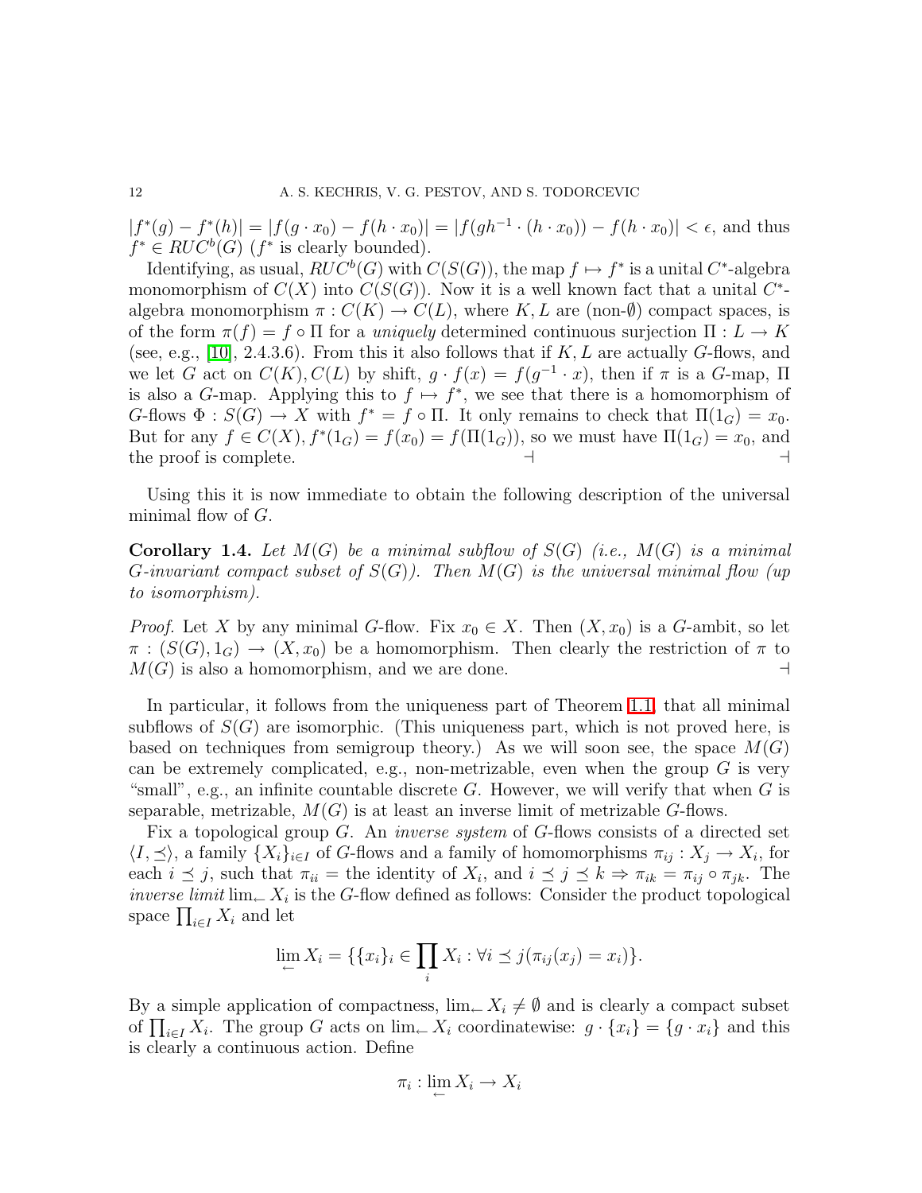$|f^*(g) - f^*(h)| = |f(g \cdot x_0) - f(h \cdot x_0)| = |f(gh^{-1} \cdot (h \cdot x_0)) - f(h \cdot x_0)| < \epsilon$, and thus $f^* \in RUC^b(G)$ ($f^*$ is clearly bounded).

Identifying, as usual, $RUC^b(G)$ with $C(S(G))$, the map $f \mapsto f^*$ is a unital $C^*$-algebra monomorphism of $C(X)$ into $C(S(G))$. Now it is a well known fact that a unital $C^*$-algebra monomorphism $\pi : C(K) \to C(L)$, where $K, L$ are (non-$\emptyset$) compact spaces, is of the form $\pi(f) = f \circ \Pi$ for a *uniquely* determined continuous surjection $\Pi : L \to K$ (see, e.g., [10], 2.4.3.6). From this it also follows that if $K, L$ are actually $G$-flows, and we let $G$ act on $C(K), C(L)$ by shift, $g \cdot f(x) = f(g^{-1} \cdot x)$, then if $\pi$ is a $G$-map, $\Pi$ is also a $G$-map. Applying this to $f \mapsto f^*$, we see that there is a homomorphism of $G$-flows $\Phi : S(G) \to X$ with $f^* = f \circ \Pi$. It only remains to check that $\Pi(1_G) = x_0$. But for any $f \in C(X)$, $f^*(1_G) = f(x_0) = f(\Pi(1_G))$, so we must have $\Pi(1_G) = x_0$, and the proof is complete. ⊣ ⊣

Using this it is now immediate to obtain the following description of the universal minimal flow of $G$.

**Corollary 1.4.** *Let $M(G)$ be a minimal subflow of $S(G)$ (i.e., $M(G)$ is a minimal $G$-invariant compact subset of $S(G)$). Then $M(G)$ is the universal minimal flow (up to isomorphism).*

*Proof.* Let $X$ by any minimal $G$-flow. Fix $x_0 \in X$. Then $(X, x_0)$ is a $G$-ambit, so let $\pi : (S(G), 1_G) \to (X, x_0)$ be a homomorphism. Then clearly the restriction of $\pi$ to $M(G)$ is also a homomorphism, and we are done. ⊣

In particular, it follows from the uniqueness part of Theorem 1.1, that all minimal subflows of $S(G)$ are isomorphic. (This uniqueness part, which is not proved here, is based on techniques from semigroup theory.) As we will soon see, the space $M(G)$ can be extremely complicated, e.g., non-metrizable, even when the group $G$ is very "small", e.g., an infinite countable discrete $G$. However, we will verify that when $G$ is separable, metrizable, $M(G)$ is at least an inverse limit of metrizable $G$-flows.

Fix a topological group $G$. An *inverse system* of $G$-flows consists of a directed set $\langle I, \preceq \rangle$, a family $\{X_i\}_{i \in I}$ of $G$-flows and a family of homomorphisms $\pi_{ij} : X_j \to X_i$, for each $i \preceq j$, such that $\pi_{ii}$ = the identity of $X_i$, and $i \preceq j \preceq k \Rightarrow \pi_{ik} = \pi_{ij} \circ \pi_{jk}$. The *inverse limit* $\lim_{\leftarrow} X_i$ is the $G$-flow defined as follows: Consider the product topological space $\prod_{i \in I} X_i$ and let

$$\lim_{\leftarrow} X_i = \{\{x_i\}_i \in \prod_i X_i : \forall i \preceq j (\pi_{ij}(x_j) = x_i)\}.$$

By a simple application of compactness, $\lim_{\leftarrow} X_i \neq \emptyset$ and is clearly a compact subset of $\prod_{i \in I} X_i$. The group $G$ acts on $\lim_{\leftarrow} X_i$ coordinatewise: $g \cdot \{x_i\} = \{g \cdot x_i\}$ and this is clearly a continuous action. Define

$$\pi_i : \lim_{\leftarrow} X_i \to X_i$$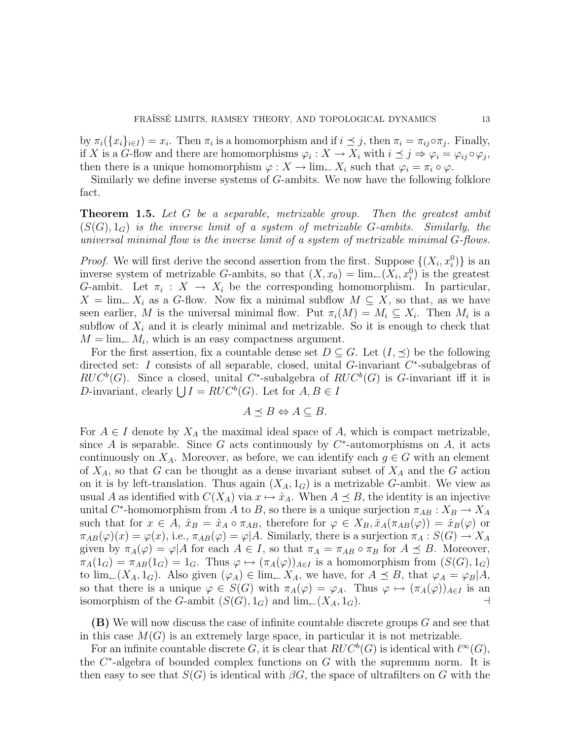by $\pi_i(\{x_i\}_{i\in I}) = x_i$. Then $\pi_i$ is a homomorphism and if $i \preceq j$, then $\pi_i = \pi_{ij} \circ \pi_j$. Finally, if $X$ is a $G$-flow and there are homomorphisms $\varphi_i : X \to X_i$ with $i \preceq j \Rightarrow \varphi_i = \varphi_{ij} \circ \varphi_j$, then there is a unique homomorphism $\varphi : X \to \lim_{\leftarrow} X_i$ such that $\varphi_i = \pi_i \circ \varphi$.

Similarly we define inverse systems of $G$-ambits. We now have the following folklore fact.

**Theorem 1.5.** *Let $G$ be a separable, metrizable group. Then the greatest ambit $(S(G), 1_G)$ is the inverse limit of a system of metrizable $G$-ambits. Similarly, the universal minimal flow is the inverse limit of a system of metrizable minimal $G$-flows.*

*Proof.* We will first derive the second assertion from the first. Suppose $\{(X_i, x_i^0)\}$ is an inverse system of metrizable $G$-ambits, so that $(X, x_0) = \lim_{\leftarrow}(X_i, x_i^0)$ is the greatest $G$-ambit. Let $\pi_i : X \to X_i$ be the corresponding homomorphism. In particular, $X = \lim_{\leftarrow} X_i$ as a $G$-flow. Now fix a minimal subflow $M \subseteq X$, so that, as we have seen earlier, $M$ is the universal minimal flow. Put $\pi_i(M) = M_i \subseteq X_i$. Then $M_i$ is a subflow of $X_i$ and it is clearly minimal and metrizable. So it is enough to check that $M = \lim_{\leftarrow} M_i$, which is an easy compactness argument.

For the first assertion, fix a countable dense set $D \subseteq G$. Let $(I, \preceq)$ be the following directed set: $I$ consists of all separable, closed, unital $G$-invariant $C^*$-subalgebras of $RUC^b(G)$. Since a closed, unital $C^*$-subalgebra of $RUC^b(G)$ is $G$-invariant iff it is $D$-invariant, clearly $\bigcup I = RUC^b(G)$. Let for $A, B \in I$

$$A \preceq B \Leftrightarrow A \subseteq B.$$

For $A \in I$ denote by $X_A$ the maximal ideal space of $A$, which is compact metrizable, since $A$ is separable. Since $G$ acts continuously by $C^*$-automorphisms on $A$, it acts continuously on $X_A$. Moreover, as before, we can identify each $g \in G$ with an element of $X_A$, so that $G$ can be thought as a dense invariant subset of $X_A$ and the $G$ action on it is by left-translation. Thus again $(X_A, 1_G)$ is a metrizable $G$-ambit. We view as usual $A$ as identified with $C(X_A)$ via $x \mapsto \hat{x}_A$. When $A \preceq B$, the identity is an injective unital $C^*$-homomorphism from $A$ to $B$, so there is a unique surjection $\pi_{AB} : X_B \to X_A$ such that for $x \in A$, $\hat{x}_B = \hat{x}_A \circ \pi_{AB}$, therefore for $\varphi \in X_B, \hat{x}_A(\pi_{AB}(\varphi)) = \hat{x}_B(\varphi)$ or $\pi_{AB}(\varphi)(x) = \varphi(x)$, i.e., $\pi_{AB}(\varphi) = \varphi|A$. Similarly, there is a surjection $\pi_A : S(G) \to X_A$ given by $\pi_A(\varphi) = \varphi|A$ for each $A \in I$, so that $\pi_A = \pi_{AB} \circ \pi_B$ for $A \preceq B$. Moreover, $\pi_A(1_G) = \pi_{AB}(1_G) = 1_G$. Thus $\varphi \mapsto (\pi_A(\varphi))_{A\in I}$ is a homomorphism from $(S(G), 1_G)$ to $\lim_{\leftarrow}(X_A, 1_G)$. Also given $(\varphi_A) \in \lim_{\leftarrow} X_A$, we have, for $A \preceq B$, that $\varphi_A = \varphi_B|A$, so that there is a unique $\varphi \in S(G)$ with $\pi_A(\varphi) = \varphi_A$. Thus $\varphi \mapsto (\pi_A(\varphi))_{A\in I}$ is an isomorphism of the $G$-ambit $(S(G), 1_G)$ and $\lim_{\leftarrow}(X_A, 1_G)$. ⊣

**(B)** We will now discuss the case of infinite countable discrete groups $G$ and see that in this case $M(G)$ is an extremely large space, in particular it is not metrizable.

For an infinite countable discrete $G$, it is clear that $RUC^b(G)$ is identical with $\ell^\infty(G)$, the $C^*$-algebra of bounded complex functions on $G$ with the supremum norm. It is then easy to see that $S(G)$ is identical with $\beta G$, the space of ultrafilters on $G$ with the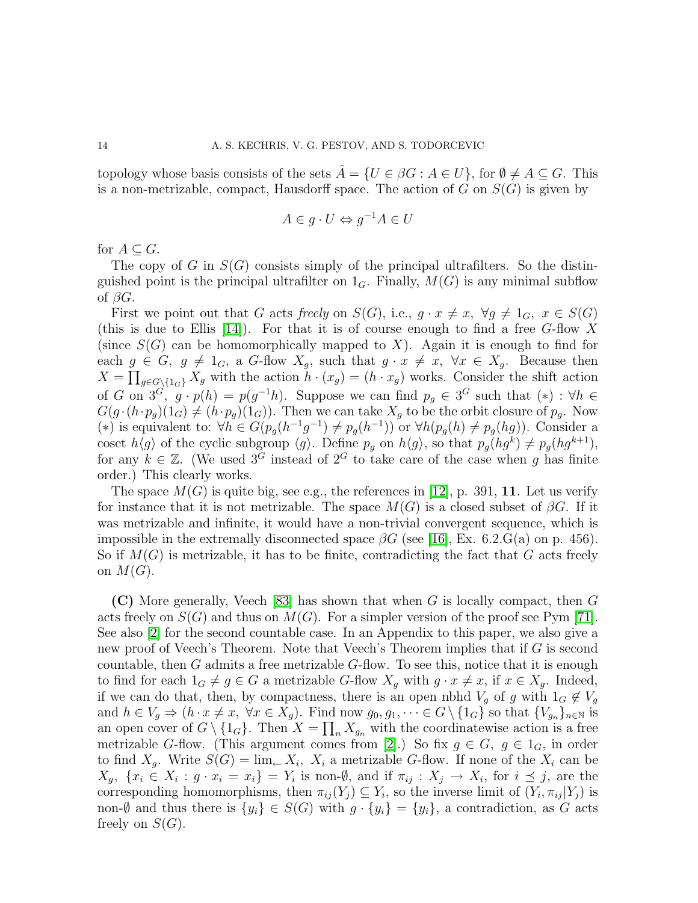topology whose basis consists of the sets $\hat{A} = \{U \in \beta G : A \in U\}$, for $\emptyset \neq A \subseteq G$. This is a non-metrizable, compact, Hausdorff space. The action of $G$ on $S(G)$ is given by

$$A \in g \cdot U \Leftrightarrow g^{-1}A \in U$$

for $A \subseteq G$.

The copy of $G$ in $S(G)$ consists simply of the principal ultrafilters. So the distinguished point is the principal ultrafilter on $1_G$. Finally, $M(G)$ is any minimal subflow of $\beta G$.

First we point out that $G$ acts *freely* on $S(G)$, i.e., $g \cdot x \neq x,\ \forall g \neq 1_G,\ x \in S(G)$ (this is due to Ellis [14]). For that it is of course enough to find a free $G$-flow $X$ (since $S(G)$ can be homomorphically mapped to $X$). Again it is enough to find for each $g \in G,\ g \neq 1_G$, a $G$-flow $X_g$, such that $g \cdot x \neq x,\ \forall x \in X_g$. Because then $X = \prod_{g \in G \setminus \{1_G\}} X_g$ with the action $h \cdot (x_g) = (h \cdot x_g)$ works. Consider the shift action of $G$ on $3^G$, $g \cdot p(h) = p(g^{-1}h)$. Suppose we can find $p_g \in 3^G$ such that $(*) : \forall h \in G(g \cdot (h \cdot p_g)(1_G) \neq (h \cdot p_g)(1_G))$. Then we can take $X_g$ to be the orbit closure of $p_g$. Now $(*)$ is equivalent to: $\forall h \in G(p_g(h^{-1}g^{-1}) \neq p_g(h^{-1}))$ or $\forall h(p_g(h) \neq p_g(hg))$. Consider a coset $h\langle g \rangle$ of the cyclic subgroup $\langle g \rangle$. Define $p_g$ on $h\langle g \rangle$, so that $p_g(hg^k) \neq p_g(hg^{k+1})$, for any $k \in \mathbb{Z}$. (We used $3^G$ instead of $2^G$ to take care of the case when $g$ has finite order.) This clearly works.

The space $M(G)$ is quite big, see e.g., the references in [12], p. 391, **11**. Let us verify for instance that it is not metrizable. The space $M(G)$ is a closed subset of $\beta G$. If it was metrizable and infinite, it would have a non-trivial convergent sequence, which is impossible in the extremally disconnected space $\beta G$ (see [16], Ex. 6.2.G(a) on p. 456). So if $M(G)$ is metrizable, it has to be finite, contradicting the fact that $G$ acts freely on $M(G)$.

**(C)** More generally, Veech [83] has shown that when $G$ is locally compact, then $G$ acts freely on $S(G)$ and thus on $M(G)$. For a simpler version of the proof see Pym [71]. See also [2] for the second countable case. In an Appendix to this paper, we also give a new proof of Veech's Theorem. Note that Veech's Theorem implies that if $G$ is second countable, then $G$ admits a free metrizable $G$-flow. To see this, notice that it is enough to find for each $1_G \neq g \in G$ a metrizable $G$-flow $X_g$ with $g \cdot x \neq x$, if $x \in X_g$. Indeed, if we can do that, then, by compactness, there is an open nbhd $V_g$ of $g$ with $1_G \notin V_g$ and $h \in V_g \Rightarrow (h \cdot x \neq x,\ \forall x \in X_g)$. Find now $g_0, g_1, \dots \in G \setminus \{1_G\}$ so that $\{V_{g_n}\}_{n \in \mathbb{N}}$ is an open cover of $G \setminus \{1_G\}$. Then $X = \prod_n X_{g_n}$ with the coordinatewise action is a free metrizable $G$-flow. (This argument comes from [2].) So fix $g \in G,\ g \in 1_G$, in order to find $X_g$. Write $S(G) = \lim_{\leftarrow} X_i,\ X_i$ a metrizable $G$-flow. If none of the $X_i$ can be $X_g$, $\{x_i \in X_i : g \cdot x_i = x_i\} = Y_i$ is non-$\emptyset$, and if $\pi_{ij} : X_j \to X_i$, for $i \preceq j$, are the corresponding homomorphisms, then $\pi_{ij}(Y_j) \subseteq Y_i$, so the inverse limit of $(Y_i, \pi_{ij}|Y_j)$ is non-$\emptyset$ and thus there is $\{y_i\} \in S(G)$ with $g \cdot \{y_i\} = \{y_i\}$, a contradiction, as $G$ acts freely on $S(G)$.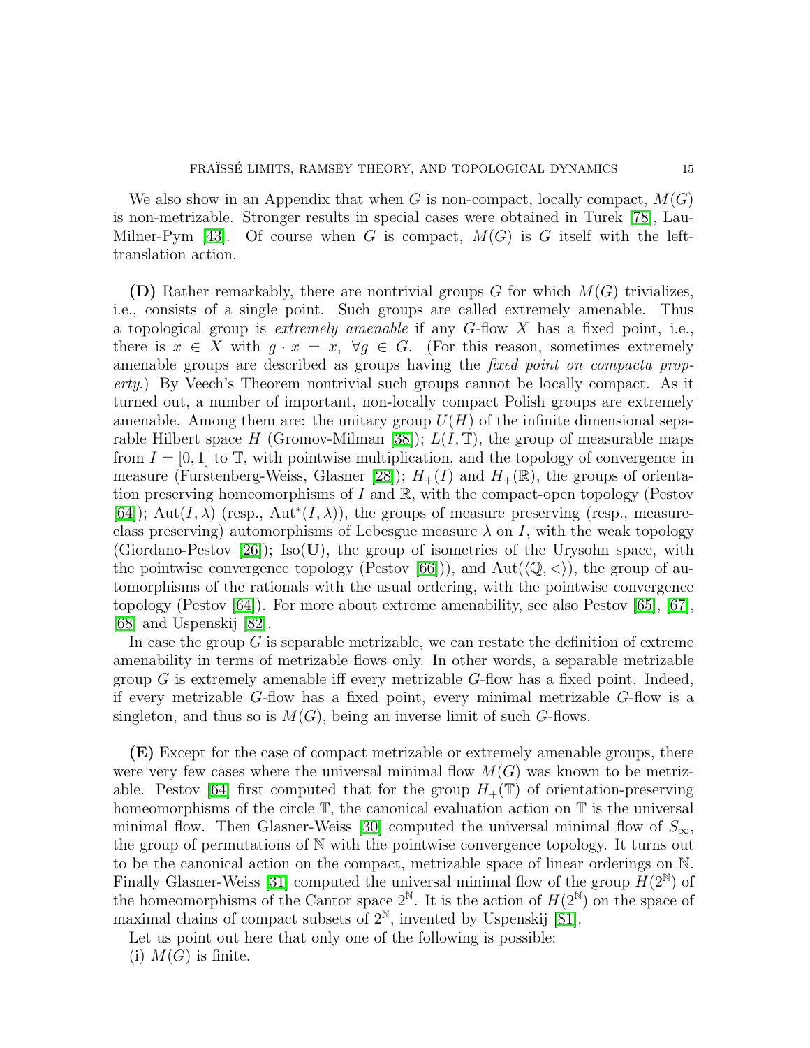We also show in an Appendix that when $G$ is non-compact, locally compact, $M(G)$ is non-metrizable. Stronger results in special cases were obtained in Turek [78], Lau-Milner-Pym [43]. Of course when $G$ is compact, $M(G)$ is $G$ itself with the left-translation action.

**(D)** Rather remarkably, there are nontrivial groups $G$ for which $M(G)$ trivializes, i.e., consists of a single point. Such groups are called extremely amenable. Thus a topological group is *extremely amenable* if any $G$-flow $X$ has a fixed point, i.e., there is $x \in X$ with $g \cdot x = x$, $\forall g \in G$. (For this reason, sometimes extremely amenable groups are described as groups having the *fixed point on compacta property*.) By Veech's Theorem nontrivial such groups cannot be locally compact. As it turned out, a number of important, non-locally compact Polish groups are extremely amenable. Among them are: the unitary group $U(H)$ of the infinite dimensional separable Hilbert space $H$ (Gromov-Milman [38]); $L(I, \mathbb{T})$, the group of measurable maps from $I = [0, 1]$ to $\mathbb{T}$, with pointwise multiplication, and the topology of convergence in measure (Furstenberg-Weiss, Glasner [28]); $H_+(I)$ and $H_+(\mathbb{R})$, the groups of orientation preserving homeomorphisms of $I$ and $\mathbb{R}$, with the compact-open topology (Pestov [64]); $\mathrm{Aut}(I, \lambda)$ (resp., $\mathrm{Aut}^*(I, \lambda)$), the groups of measure preserving (resp., measure-class preserving) automorphisms of Lebesgue measure $\lambda$ on $I$, with the weak topology (Giordano-Pestov [26]); $\mathrm{Iso}(\mathbf{U})$, the group of isometries of the Urysohn space, with the pointwise convergence topology (Pestov [66])), and $\mathrm{Aut}(\langle \mathbb{Q}, < \rangle)$, the group of automorphisms of the rationals with the usual ordering, with the pointwise convergence topology (Pestov [64]). For more about extreme amenability, see also Pestov [65], [67], [68] and Uspenskij [82].

In case the group $G$ is separable metrizable, we can restate the definition of extreme amenability in terms of metrizable flows only. In other words, a separable metrizable group $G$ is extremely amenable iff every metrizable $G$-flow has a fixed point. Indeed, if every metrizable $G$-flow has a fixed point, every minimal metrizable $G$-flow is a singleton, and thus so is $M(G)$, being an inverse limit of such $G$-flows.

**(E)** Except for the case of compact metrizable or extremely amenable groups, there were very few cases where the universal minimal flow $M(G)$ was known to be metrizable. Pestov [64] first computed that for the group $H_+(\mathbb{T})$ of orientation-preserving homeomorphisms of the circle $\mathbb{T}$, the canonical evaluation action on $\mathbb{T}$ is the universal minimal flow. Then Glasner-Weiss [30] computed the universal minimal flow of $S_\infty$, the group of permutations of $\mathbb{N}$ with the pointwise convergence topology. It turns out to be the canonical action on the compact, metrizable space of linear orderings on $\mathbb{N}$. Finally Glasner-Weiss [31] computed the universal minimal flow of the group $H(2^{\mathbb{N}})$ of the homeomorphisms of the Cantor space $2^{\mathbb{N}}$. It is the action of $H(2^{\mathbb{N}})$ on the space of maximal chains of compact subsets of $2^{\mathbb{N}}$, invented by Uspenskij [81].

Let us point out here that only one of the following is possible:

(i) $M(G)$ is finite.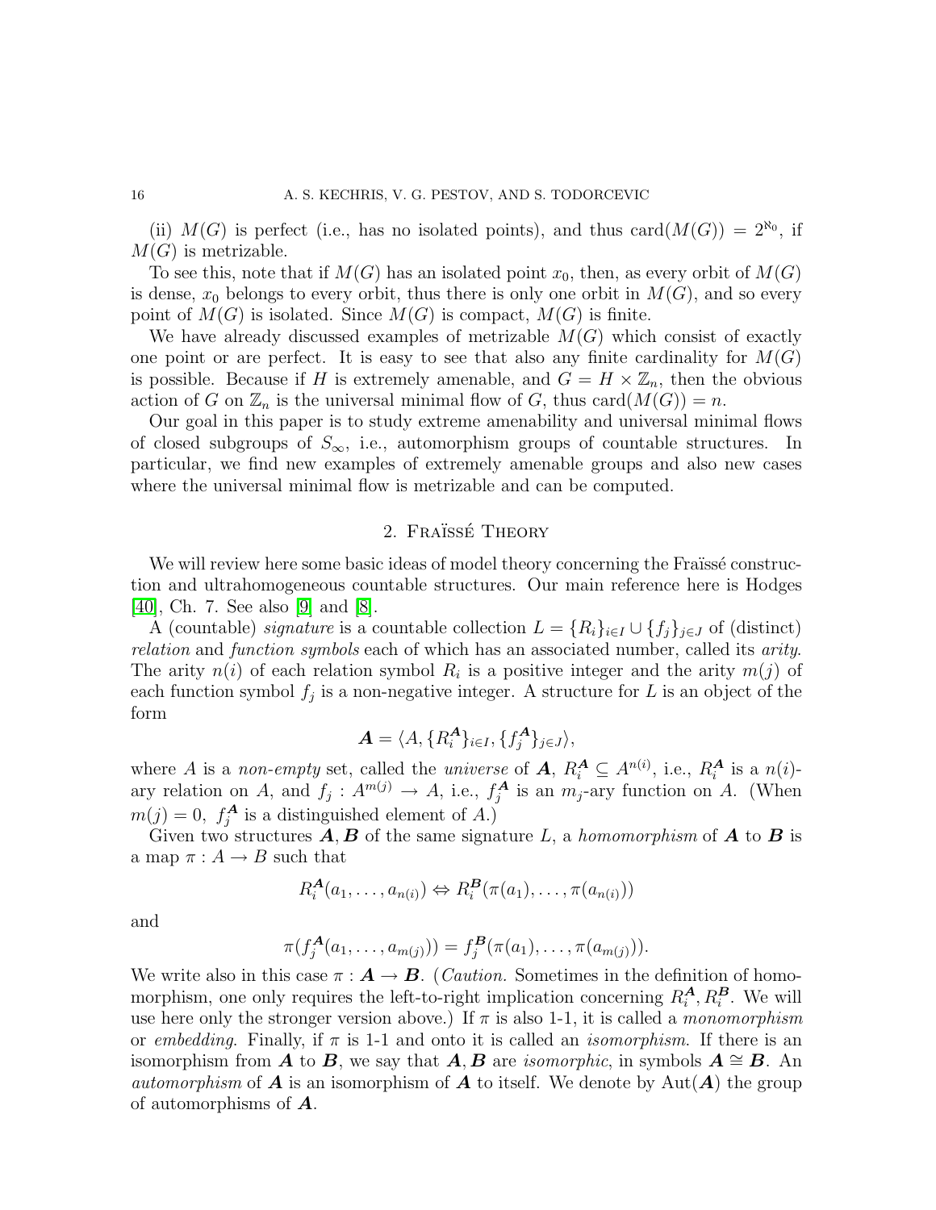(ii) $M(G)$ is perfect (i.e., has no isolated points), and thus $\text{card}(M(G)) = 2^{\aleph_0}$, if $M(G)$ is metrizable.

To see this, note that if $M(G)$ has an isolated point $x_0$, then, as every orbit of $M(G)$ is dense, $x_0$ belongs to every orbit, thus there is only one orbit in $M(G)$, and so every point of $M(G)$ is isolated. Since $M(G)$ is compact, $M(G)$ is finite.

We have already discussed examples of metrizable $M(G)$ which consist of exactly one point or are perfect. It is easy to see that also any finite cardinality for $M(G)$ is possible. Because if $H$ is extremely amenable, and $G = H \times \mathbb{Z}_n$, then the obvious action of $G$ on $\mathbb{Z}_n$ is the universal minimal flow of $G$, thus $\text{card}(M(G)) = n$.

Our goal in this paper is to study extreme amenability and universal minimal flows of closed subgroups of $S_\infty$, i.e., automorphism groups of countable structures. In particular, we find new examples of extremely amenable groups and also new cases where the universal minimal flow is metrizable and can be computed.

## 2. Fraïssé Theory

We will review here some basic ideas of model theory concerning the Fraïssé construction and ultrahomogeneous countable structures. Our main reference here is Hodges [40], Ch. 7. See also [9] and [8].

A (countable) *signature* is a countable collection $L = \{R_i\}_{i \in I} \cup \{f_j\}_{j \in J}$ of (distinct) *relation* and *function symbols* each of which has an associated number, called its *arity*. The arity $n(i)$ of each relation symbol $R_i$ is a positive integer and the arity $m(j)$ of each function symbol $f_j$ is a non-negative integer. A structure for $L$ is an object of the form

$$\boldsymbol{A} = \langle A, \{R_i^{\boldsymbol{A}}\}_{i \in I}, \{f_j^{\boldsymbol{A}}\}_{j \in J} \rangle,$$

where $A$ is a *non-empty* set, called the *universe* of $\boldsymbol{A}$, $R_i^{\boldsymbol{A}} \subseteq A^{n(i)}$, i.e., $R_i^{\boldsymbol{A}}$ is a $n(i)$-ary relation on $A$, and $f_j : A^{m(j)} \to A$, i.e., $f_j^{\boldsymbol{A}}$ is an $m_j$-ary function on $A$. (When $m(j) = 0$, $f_j^{\boldsymbol{A}}$ is a distinguished element of $A$.)

Given two structures $\boldsymbol{A}, \boldsymbol{B}$ of the same signature $L$, a *homomorphism* of $\boldsymbol{A}$ to $\boldsymbol{B}$ is a map $\pi : A \to B$ such that

$$R_i^{\boldsymbol{A}}(a_1, \dots, a_{n(i)}) \Leftrightarrow R_i^{\boldsymbol{B}}(\pi(a_1), \dots, \pi(a_{n(i)}))$$

and

$$\pi(f_j^{\boldsymbol{A}}(a_1, \dots, a_{m(j)})) = f_j^{\boldsymbol{B}}(\pi(a_1), \dots, \pi(a_{m(j)})).$$

We write also in this case $\pi : \boldsymbol{A} \to \boldsymbol{B}$. (*Caution.* Sometimes in the definition of homomorphism, one only requires the left-to-right implication concerning $R_i^{\boldsymbol{A}}, R_i^{\boldsymbol{B}}$. We will use here only the stronger version above.) If $\pi$ is also 1-1, it is called a *monomorphism* or *embedding*. Finally, if $\pi$ is 1-1 and onto it is called an *isomorphism*. If there is an isomorphism from $\boldsymbol{A}$ to $\boldsymbol{B}$, we say that $\boldsymbol{A}, \boldsymbol{B}$ are *isomorphic*, in symbols $\boldsymbol{A} \cong \boldsymbol{B}$. An *automorphism* of $\boldsymbol{A}$ is an isomorphism of $\boldsymbol{A}$ to itself. We denote by $\text{Aut}(\boldsymbol{A})$ the group of automorphisms of $\boldsymbol{A}$.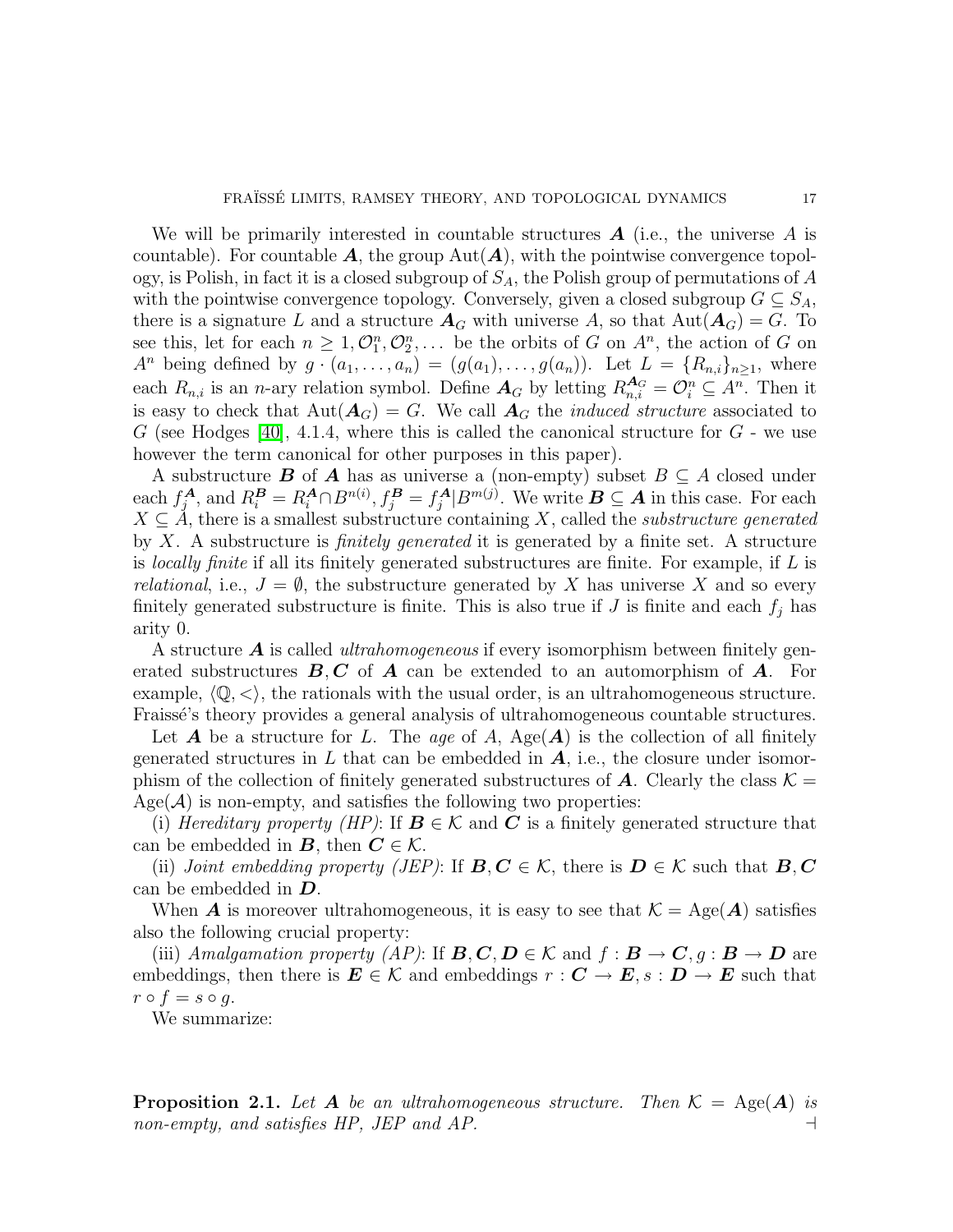We will be primarily interested in countable structures $\boldsymbol{A}$ (i.e., the universe $A$ is countable). For countable $\boldsymbol{A}$, the group $\mathrm{Aut}(\boldsymbol{A})$, with the pointwise convergence topology, is Polish, in fact it is a closed subgroup of $S_A$, the Polish group of permutations of $A$ with the pointwise convergence topology. Conversely, given a closed subgroup $G \subseteq S_A$, there is a signature $L$ and a structure $\boldsymbol{A}_G$ with universe $A$, so that $\mathrm{Aut}(\boldsymbol{A}_G) = G$. To see this, let for each $n \geq 1, \mathcal{O}_1^n, \mathcal{O}_2^n, \dots$ be the orbits of $G$ on $A^n$, the action of $G$ on $A^n$ being defined by $g \cdot (a_1, \dots, a_n) = (g(a_1), \dots, g(a_n))$. Let $L = \{R_{n,i}\}_{n \geq 1}$, where each $R_{n,i}$ is an $n$-ary relation symbol. Define $\boldsymbol{A}_G$ by letting $R_{n,i}^{\boldsymbol{A}_G} = \mathcal{O}_i^n \subseteq A^n$. Then it is easy to check that $\mathrm{Aut}(\boldsymbol{A}_G) = G$. We call $\boldsymbol{A}_G$ the *induced structure* associated to $G$ (see Hodges [40], 4.1.4, where this is called the canonical structure for $G$ - we use however the term canonical for other purposes in this paper).

A substructure $\boldsymbol{B}$ of $\boldsymbol{A}$ has as universe a (non-empty) subset $B \subseteq A$ closed under each $f_j^{\boldsymbol{A}}$, and $R_i^{\boldsymbol{B}} = R_i^{\boldsymbol{A}} \cap B^{n(i)}$, $f_j^{\boldsymbol{B}} = f_j^{\boldsymbol{A}} | B^{m(j)}$. We write $\boldsymbol{B} \subseteq \boldsymbol{A}$ in this case. For each $X \subseteq A$, there is a smallest substructure containing $X$, called the *substructure generated* by $X$. A substructure is *finitely generated* it is generated by a finite set. A structure is *locally finite* if all its finitely generated substructures are finite. For example, if $L$ is *relational*, i.e., $J = \emptyset$, the substructure generated by $X$ has universe $X$ and so every finitely generated substructure is finite. This is also true if $J$ is finite and each $f_j$ has arity 0.

A structure $\boldsymbol{A}$ is called *ultrahomogeneous* if every isomorphism between finitely generated substructures $\boldsymbol{B}, \boldsymbol{C}$ of $\boldsymbol{A}$ can be extended to an automorphism of $\boldsymbol{A}$. For example, $\langle \mathbb{Q}, < \rangle$, the rationals with the usual order, is an ultrahomogeneous structure. Fraïssé's theory provides a general analysis of ultrahomogeneous countable structures.

Let $\boldsymbol{A}$ be a structure for $L$. The *age* of $A$, $\mathrm{Age}(\boldsymbol{A})$ is the collection of all finitely generated structures in $L$ that can be embedded in $\boldsymbol{A}$, i.e., the closure under isomorphism of the collection of finitely generated substructures of $\boldsymbol{A}$. Clearly the class $\mathcal{K} = \mathrm{Age}(\mathcal{A})$ is non-empty, and satisfies the following two properties:

(i) *Hereditary property (HP)*: If $\boldsymbol{B} \in \mathcal{K}$ and $\boldsymbol{C}$ is a finitely generated structure that can be embedded in $\boldsymbol{B}$, then $\boldsymbol{C} \in \mathcal{K}$.

(ii) *Joint embedding property (JEP)*: If $\boldsymbol{B}, \boldsymbol{C} \in \mathcal{K}$, there is $\boldsymbol{D} \in \mathcal{K}$ such that $\boldsymbol{B}, \boldsymbol{C}$ can be embedded in $\boldsymbol{D}$.

When $\boldsymbol{A}$ is moreover ultrahomogeneous, it is easy to see that $\mathcal{K} = \mathrm{Age}(\boldsymbol{A})$ satisfies also the following crucial property:

(iii) *Amalgamation property (AP)*: If $\boldsymbol{B}, \boldsymbol{C}, \boldsymbol{D} \in \mathcal{K}$ and $f : \boldsymbol{B} \to \boldsymbol{C}, g : \boldsymbol{B} \to \boldsymbol{D}$ are embeddings, then there is $\boldsymbol{E} \in \mathcal{K}$ and embeddings $r : \boldsymbol{C} \to \boldsymbol{E}, s : \boldsymbol{D} \to \boldsymbol{E}$ such that $r \circ f = s \circ g$.

We summarize:

**Proposition 2.1.** *Let $\boldsymbol{A}$ be an ultrahomogeneous structure. Then $\mathcal{K} = \mathrm{Age}(\boldsymbol{A})$ is non-empty, and satisfies HP, JEP and AP.* $\dashv$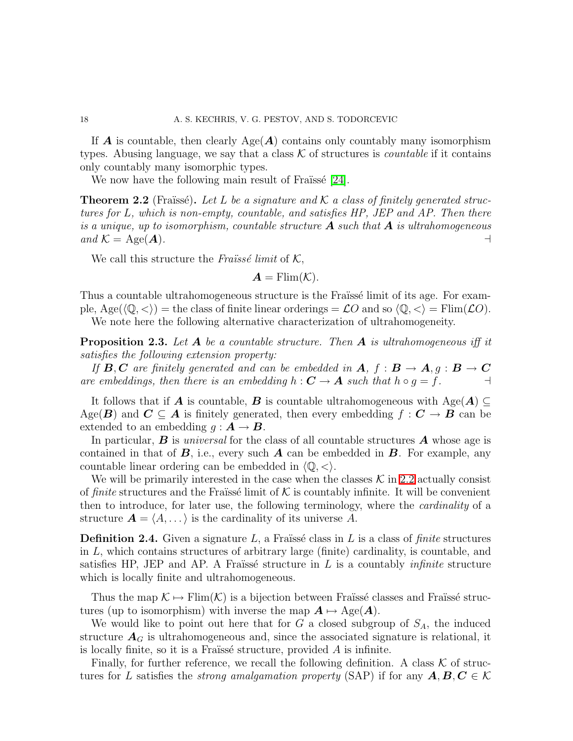If $\boldsymbol{A}$ is countable, then clearly $\mathrm{Age}(\boldsymbol{A})$ contains only countably many isomorphism types. Abusing language, we say that a class $\mathcal{K}$ of structures is *countable* if it contains only countably many isomorphic types.

We now have the following main result of Fraïssé [24].

**Theorem 2.2** (Fraïssé)**.** *Let $L$ be a signature and $\mathcal{K}$ a class of finitely generated structures for $L$, which is non-empty, countable, and satisfies HP, JEP and AP. Then there is a unique, up to isomorphism, countable structure $\boldsymbol{A}$ such that $\boldsymbol{A}$ is ultrahomogeneous and $\mathcal{K} = \mathrm{Age}(\boldsymbol{A})$.* $\dashv$

We call this structure the *Fraïssé limit* of $\mathcal{K}$,

$$\boldsymbol{A} = \mathrm{Flim}(\mathcal{K}).$$

Thus a countable ultrahomogeneous structure is the Fraïssé limit of its age. For example, $\mathrm{Age}(\langle \mathbb{Q}, < \rangle) =$ the class of finite linear orderings $= \mathcal{LO}$ and so $\langle \mathbb{Q}, < \rangle = \mathrm{Flim}(\mathcal{LO})$.

We note here the following alternative characterization of ultrahomogeneity.

**Proposition 2.3.** *Let $\boldsymbol{A}$ be a countable structure. Then $\boldsymbol{A}$ is ultrahomogeneous iff it satisfies the following extension property:*

*If $\boldsymbol{B}, \boldsymbol{C}$ are finitely generated and can be embedded in $\boldsymbol{A}$, $f : \boldsymbol{B} \to \boldsymbol{A}, g : \boldsymbol{B} \to \boldsymbol{C}$ are embeddings, then there is an embedding $h : \boldsymbol{C} \to \boldsymbol{A}$ such that $h \circ g = f$.* $\dashv$

It follows that if $\boldsymbol{A}$ is countable, $\boldsymbol{B}$ is countable ultrahomogeneous with $\mathrm{Age}(\boldsymbol{A}) \subseteq \mathrm{Age}(\boldsymbol{B})$ and $\boldsymbol{C} \subseteq \boldsymbol{A}$ is finitely generated, then every embedding $f : \boldsymbol{C} \to \boldsymbol{B}$ can be extended to an embedding $g : \boldsymbol{A} \to \boldsymbol{B}$.

In particular, $\boldsymbol{B}$ is *universal* for the class of all countable structures $\boldsymbol{A}$ whose age is contained in that of $\boldsymbol{B}$, i.e., every such $\boldsymbol{A}$ can be embedded in $\boldsymbol{B}$. For example, any countable linear ordering can be embedded in $\langle \mathbb{Q}, < \rangle$.

We will be primarily interested in the case when the classes $\mathcal{K}$ in 2.2 actually consist of *finite* structures and the Fraïssé limit of $\mathcal{K}$ is countably infinite. It will be convenient then to introduce, for later use, the following terminology, where the *cardinality* of a structure $\boldsymbol{A} = \langle A, \dots \rangle$ is the cardinality of its universe $A$.

**Definition 2.4.** Given a signature $L$, a Fraïssé class in $L$ is a class of *finite* structures in $L$, which contains structures of arbitrary large (finite) cardinality, is countable, and satisfies HP, JEP and AP. A Fraïssé structure in $L$ is a countably *infinite* structure which is locally finite and ultrahomogeneous.

Thus the map $\mathcal{K} \mapsto \mathrm{Flim}(\mathcal{K})$ is a bijection between Fraïssé classes and Fraïssé structures (up to isomorphism) with inverse the map $\boldsymbol{A} \mapsto \mathrm{Age}(\boldsymbol{A})$.

We would like to point out here that for $G$ a closed subgroup of $S_A$, the induced structure $\boldsymbol{A}_G$ is ultrahomogeneous and, since the associated signature is relational, it is locally finite, so it is a Fraïssé structure, provided $A$ is infinite.

Finally, for further reference, we recall the following definition. A class $\mathcal{K}$ of structures for $L$ satisfies the *strong amalgamation property* (SAP) if for any $\boldsymbol{A}, \boldsymbol{B}, \boldsymbol{C} \in \mathcal{K}$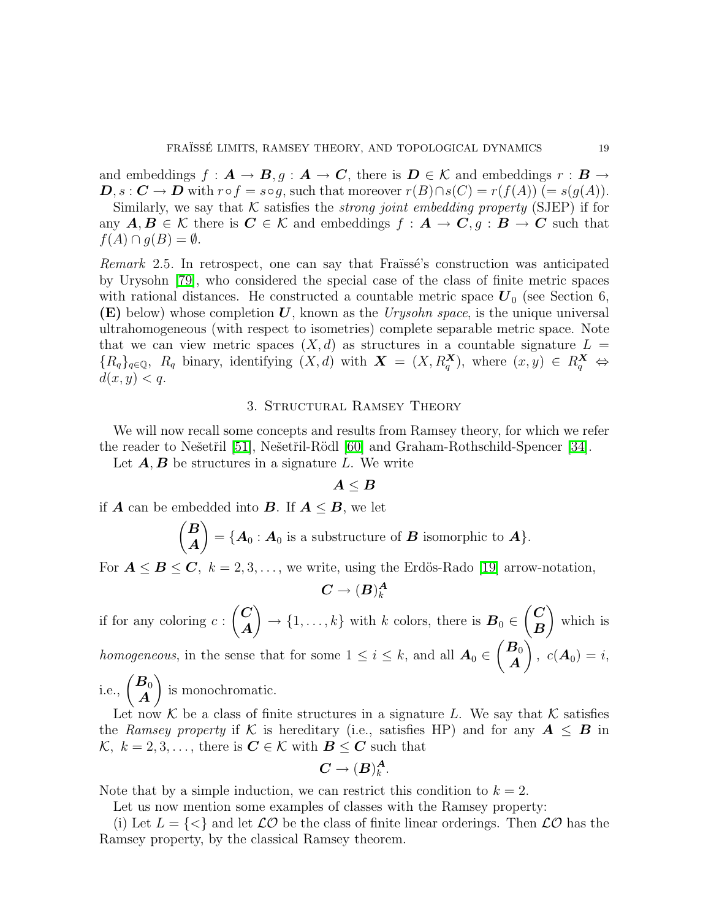and embeddings $f : \boldsymbol{A} \to \boldsymbol{B}, g : \boldsymbol{A} \to \boldsymbol{C}$, there is $\boldsymbol{D} \in \mathcal{K}$ and embeddings $r : \boldsymbol{B} \to \boldsymbol{D}, s : \boldsymbol{C} \to \boldsymbol{D}$ with $r \circ f = s \circ g$, such that moreover $r(B) \cap s(C) = r(f(A))\ (= s(g(A))$.

Similarly, we say that $\mathcal{K}$ satisfies the *strong joint embedding property* (SJEP) if for any $\boldsymbol{A}, \boldsymbol{B} \in \mathcal{K}$ there is $\boldsymbol{C} \in \mathcal{K}$ and embeddings $f : \boldsymbol{A} \to \boldsymbol{C}, g : \boldsymbol{B} \to \boldsymbol{C}$ such that $f(A) \cap g(B) = \emptyset$.

*Remark* 2.5. In retrospect, one can say that Fraïssé's construction was anticipated by Urysohn [79], who considered the special case of the class of finite metric spaces with rational distances. He constructed a countable metric space $\boldsymbol{U}_0$ (see Section 6, **(E)** below) whose completion $\boldsymbol{U}$, known as the *Urysohn space*, is the unique universal ultrahomogeneous (with respect to isometries) complete separable metric space. Note that we can view metric spaces $(X, d)$ as structures in a countable signature $L = \{R_q\}_{q \in \mathbb{Q}}$, $R_q$ binary, identifying $(X, d)$ with $\boldsymbol{X} = (X, R_q^{\boldsymbol{X}})$, where $(x, y) \in R_q^{\boldsymbol{X}} \Leftrightarrow d(x, y) < q$.

## 3. Structural Ramsey Theory

We will now recall some concepts and results from Ramsey theory, for which we refer the reader to Nešetřil [51], Nešetřil-Rödl [60] and Graham-Rothschild-Spencer [34].

Let $\boldsymbol{A}, \boldsymbol{B}$ be structures in a signature $L$. We write

$$\boldsymbol{A} \leq \boldsymbol{B}$$

if $\boldsymbol{A}$ can be embedded into $\boldsymbol{B}$. If $\boldsymbol{A} \leq \boldsymbol{B}$, we let

$$\binom{\boldsymbol{B}}{\boldsymbol{A}} = \{\boldsymbol{A}_0 : \boldsymbol{A}_0 \text{ is a substructure of } \boldsymbol{B} \text{ isomorphic to } \boldsymbol{A}\}.$$

For $\boldsymbol{A} \leq \boldsymbol{B} \leq \boldsymbol{C},\ k = 2, 3, \dots$, we write, using the Erdös-Rado [19] arrow-notation,

$$\boldsymbol{C} \to (\boldsymbol{B})^{\boldsymbol{A}}_k$$

if for any coloring $c : \binom{\boldsymbol{C}}{\boldsymbol{A}} \to \{1, \dots, k\}$ with $k$ colors, there is $\boldsymbol{B}_0 \in \binom{\boldsymbol{C}}{\boldsymbol{B}}$ which is *homogeneous*, in the sense that for some $1 \leq i \leq k$, and all $\boldsymbol{A}_0 \in \binom{\boldsymbol{B}_0}{\boldsymbol{A}},\ c(\boldsymbol{A}_0) = i$, i.e., $\binom{\boldsymbol{B}_0}{\boldsymbol{A}}$ is monochromatic.

Let now $\mathcal{K}$ be a class of finite structures in a signature $L$. We say that $\mathcal{K}$ satisfies the *Ramsey property* if $\mathcal{K}$ is hereditary (i.e., satisfies HP) and for any $\boldsymbol{A} \leq \boldsymbol{B}$ in $\mathcal{K},\ k = 2, 3, \dots$, there is $\boldsymbol{C} \in \mathcal{K}$ with $\boldsymbol{B} \leq \boldsymbol{C}$ such that

$$\boldsymbol{C} \to (\boldsymbol{B})^{\boldsymbol{A}}_k.$$

Note that by a simple induction, we can restrict this condition to $k = 2$.

Let us now mention some examples of classes with the Ramsey property:

(i) Let $L = \{<\}$ and let $\mathcal{LO}$ be the class of finite linear orderings. Then $\mathcal{LO}$ has the Ramsey property, by the classical Ramsey theorem.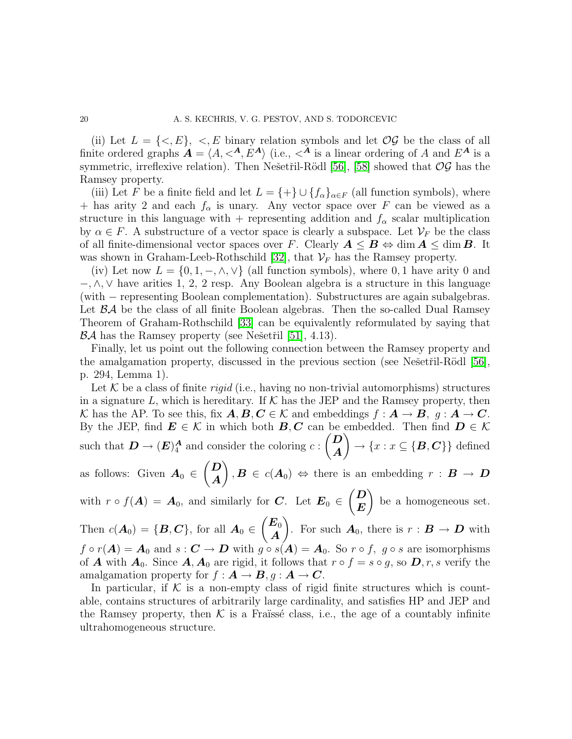(ii) Let $L = \{<, E\}$, $<, E$ binary relation symbols and let $\mathcal{OG}$ be the class of all finite ordered graphs $\boldsymbol{A} = \langle A, <^{\boldsymbol{A}}, E^{\boldsymbol{A}} \rangle$ (i.e., $<^{\boldsymbol{A}}$ is a linear ordering of $A$ and $E^{\boldsymbol{A}}$ is a symmetric, irreflexive relation). Then Nešetřil-Rödl [56], [58] showed that $\mathcal{OG}$ has the Ramsey property.

(iii) Let $F$ be a finite field and let $L = \{+\} \cup \{f_\alpha\}_{\alpha \in F}$ (all function symbols), where $+$ has arity 2 and each $f_\alpha$ is unary. Any vector space over $F$ can be viewed as a structure in this language with $+$ representing addition and $f_\alpha$ scalar multiplication by $\alpha \in F$. A substructure of a vector space is clearly a subspace. Let $\mathcal{V}_F$ be the class of all finite-dimensional vector spaces over $F$. Clearly $\boldsymbol{A} \leq \boldsymbol{B} \Leftrightarrow \dim \boldsymbol{A} \leq \dim \boldsymbol{B}$. It was shown in Graham-Leeb-Rothschild [32], that $\mathcal{V}_F$ has the Ramsey property.

(iv) Let now $L = \{0, 1, -, \wedge, \vee\}$ (all function symbols), where $0, 1$ have arity 0 and $-, \wedge, \vee$ have arities 1, 2, 2 resp. Any Boolean algebra is a structure in this language (with $-$ representing Boolean complementation). Substructures are again subalgebras. Let $\mathcal{BA}$ be the class of all finite Boolean algebras. Then the so-called Dual Ramsey Theorem of Graham-Rothschild [33] can be equivalently reformulated by saying that $\mathcal{BA}$ has the Ramsey property (see Nešetřil [51], 4.13).

Finally, let us point out the following connection between the Ramsey property and the amalgamation property, discussed in the previous section (see Nešetřil-Rödl [56], p. 294, Lemma 1).

Let $\mathcal{K}$ be a class of finite *rigid* (i.e., having no non-trivial automorphisms) structures in a signature $L$, which is hereditary. If $\mathcal{K}$ has the JEP and the Ramsey property, then $\mathcal{K}$ has the AP. To see this, fix $\boldsymbol{A}, \boldsymbol{B}, \boldsymbol{C} \in \mathcal{K}$ and embeddings $f : \boldsymbol{A} \to \boldsymbol{B},\ g : \boldsymbol{A} \to \boldsymbol{C}$. By the JEP, find $\boldsymbol{E} \in \mathcal{K}$ in which both $\boldsymbol{B}, \boldsymbol{C}$ can be embedded. Then find $\boldsymbol{D} \in \mathcal{K}$ such that $\boldsymbol{D} \to (\boldsymbol{E})^{\boldsymbol{A}}_4$ and consider the coloring $c : \binom{\boldsymbol{D}}{\boldsymbol{A}} \to \{x : x \subseteq \{\boldsymbol{B}, \boldsymbol{C}\}\}$ defined as follows: Given $\boldsymbol{A}_0 \in \binom{\boldsymbol{D}}{\boldsymbol{A}}, \boldsymbol{B} \in c(\boldsymbol{A}_0) \Leftrightarrow$ there is an embedding $r : \boldsymbol{B} \to \boldsymbol{D}$ with $r \circ f(\boldsymbol{A}) = \boldsymbol{A}_0$, and similarly for $\boldsymbol{C}$. Let $\boldsymbol{E}_0 \in \binom{\boldsymbol{D}}{\boldsymbol{E}}$ be a homogeneous set. Then $c(\boldsymbol{A}_0) = \{\boldsymbol{B}, \boldsymbol{C}\}$, for all $\boldsymbol{A}_0 \in \binom{\boldsymbol{E}_0}{\boldsymbol{A}}$. For such $\boldsymbol{A}_0$, there is $r : \boldsymbol{B} \to \boldsymbol{D}$ with $f \circ r(\boldsymbol{A}) = \boldsymbol{A}_0$ and $s : \boldsymbol{C} \to \boldsymbol{D}$ with $g \circ s(\boldsymbol{A}) = \boldsymbol{A}_0$. So $r \circ f,\ g \circ s$ are isomorphisms of $\boldsymbol{A}$ with $\boldsymbol{A}_0$. Since $\boldsymbol{A}, \boldsymbol{A}_0$ are rigid, it follows that $r \circ f = s \circ g$, so $\boldsymbol{D}, r, s$ verify the amalgamation property for $f : \boldsymbol{A} \to \boldsymbol{B}, g : \boldsymbol{A} \to \boldsymbol{C}$.

In particular, if $\mathcal{K}$ is a non-empty class of rigid finite structures which is countable, contains structures of arbitrarily large cardinality, and satisfies HP and JEP and the Ramsey property, then $\mathcal{K}$ is a Fraïssé class, i.e., the age of a countably infinite ultrahomogeneous structure.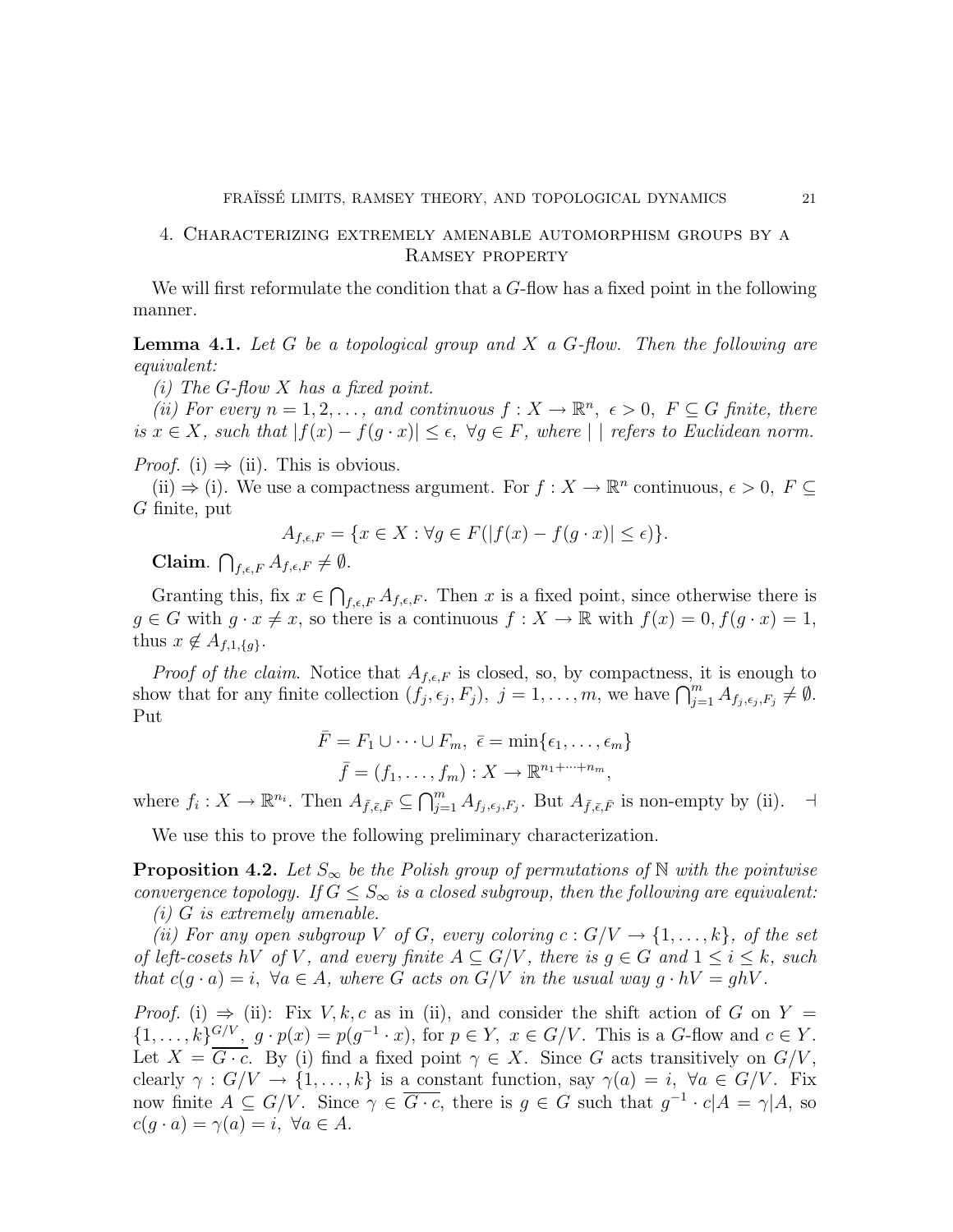## 4. Characterizing extremely amenable automorphism groups by a Ramsey property

We will first reformulate the condition that a $G$-flow has a fixed point in the following manner.

**Lemma 4.1.** *Let $G$ be a topological group and $X$ a $G$-flow. Then the following are equivalent:*

*(i) The $G$-flow $X$ has a fixed point.*

*(ii) For every $n = 1, 2, \dots,$ and continuous $f : X \to \mathbb{R}^n$, $\epsilon > 0$, $F \subseteq G$ finite, there is $x \in X$, such that $|f(x) - f(g \cdot x)| \leq \epsilon$, $\forall g \in F$, where $|\ |$ refers to Euclidean norm.*

*Proof.* (i) $\Rightarrow$ (ii). This is obvious.

(ii) $\Rightarrow$ (i). We use a compactness argument. For $f : X \to \mathbb{R}^n$ continuous, $\epsilon > 0$, $F \subseteq G$ finite, put

$$A_{f,\epsilon,F} = \{x \in X : \forall g \in F(|f(x) - f(g \cdot x)| \leq \epsilon)\}.$$

**Claim**. $\bigcap_{f,\epsilon,F} A_{f,\epsilon,F} \neq \emptyset$.

Granting this, fix $x \in \bigcap_{f,\epsilon,F} A_{f,\epsilon,F}$. Then $x$ is a fixed point, since otherwise there is $g \in G$ with $g \cdot x \neq x$, so there is a continuous $f : X \to \mathbb{R}$ with $f(x) = 0, f(g \cdot x) = 1$, thus $x \notin A_{f,1,\{g\}}$.

*Proof of the claim.* Notice that $A_{f,\epsilon,F}$ is closed, so, by compactness, it is enough to show that for any finite collection $(f_j, \epsilon_j, F_j)$, $j = 1, \dots, m$, we have $\bigcap_{j=1}^m A_{f_j,\epsilon_j,F_j} \neq \emptyset$. Put

$$\bar{F} = F_1 \cup \dots \cup F_m,\ \bar{\epsilon} = \min\{\epsilon_1, \dots, \epsilon_m\}$$

$$\bar{f} = (f_1, \dots, f_m) : X \to \mathbb{R}^{n_1+\dots+n_m},$$

where $f_i : X \to \mathbb{R}^{n_i}$. Then $A_{\bar{f},\bar{\epsilon},\bar{F}} \subseteq \bigcap_{j=1}^m A_{f_j,\epsilon_j,F_j}$. But $A_{\bar{f},\bar{\epsilon},\bar{F}}$ is non-empty by (ii). $\dashv$

We use this to prove the following preliminary characterization.

**Proposition 4.2.** *Let $S_\infty$ be the Polish group of permutations of $\mathbb{N}$ with the pointwise convergence topology. If $G \leq S_\infty$ is a closed subgroup, then the following are equivalent:*

*(i) $G$ is extremely amenable.*

*(ii) For any open subgroup $V$ of $G$, every coloring $c : G/V \to \{1, \dots, k\}$, of the set of left-cosets $hV$ of $V$, and every finite $A \subseteq G/V$, there is $g \in G$ and $1 \leq i \leq k$, such that $c(g \cdot a) = i$, $\forall a \in A$, where $G$ acts on $G/V$ in the usual way $g \cdot hV = ghV$.*

*Proof.* (i) $\Rightarrow$ (ii): Fix $V, k, c$ as in (ii), and consider the shift action of $G$ on $Y = \{1, \dots, k\}^{G/V}$, $g \cdot p(x) = p(g^{-1} \cdot x)$, for $p \in Y$, $x \in G/V$. This is a $G$-flow and $c \in Y$. Let $X = \overline{G \cdot c}$. By (i) find a fixed point $\gamma \in X$. Since $G$ acts transitively on $G/V$, clearly $\gamma : G/V \to \{1, \dots, k\}$ is a constant function, say $\gamma(a) = i$, $\forall a \in G/V$. Fix now finite $A \subseteq G/V$. Since $\gamma \in \overline{G \cdot c}$, there is $g \in G$ such that $g^{-1} \cdot c|A = \gamma|A$, so $c(g \cdot a) = \gamma(a) = i$, $\forall a \in A$.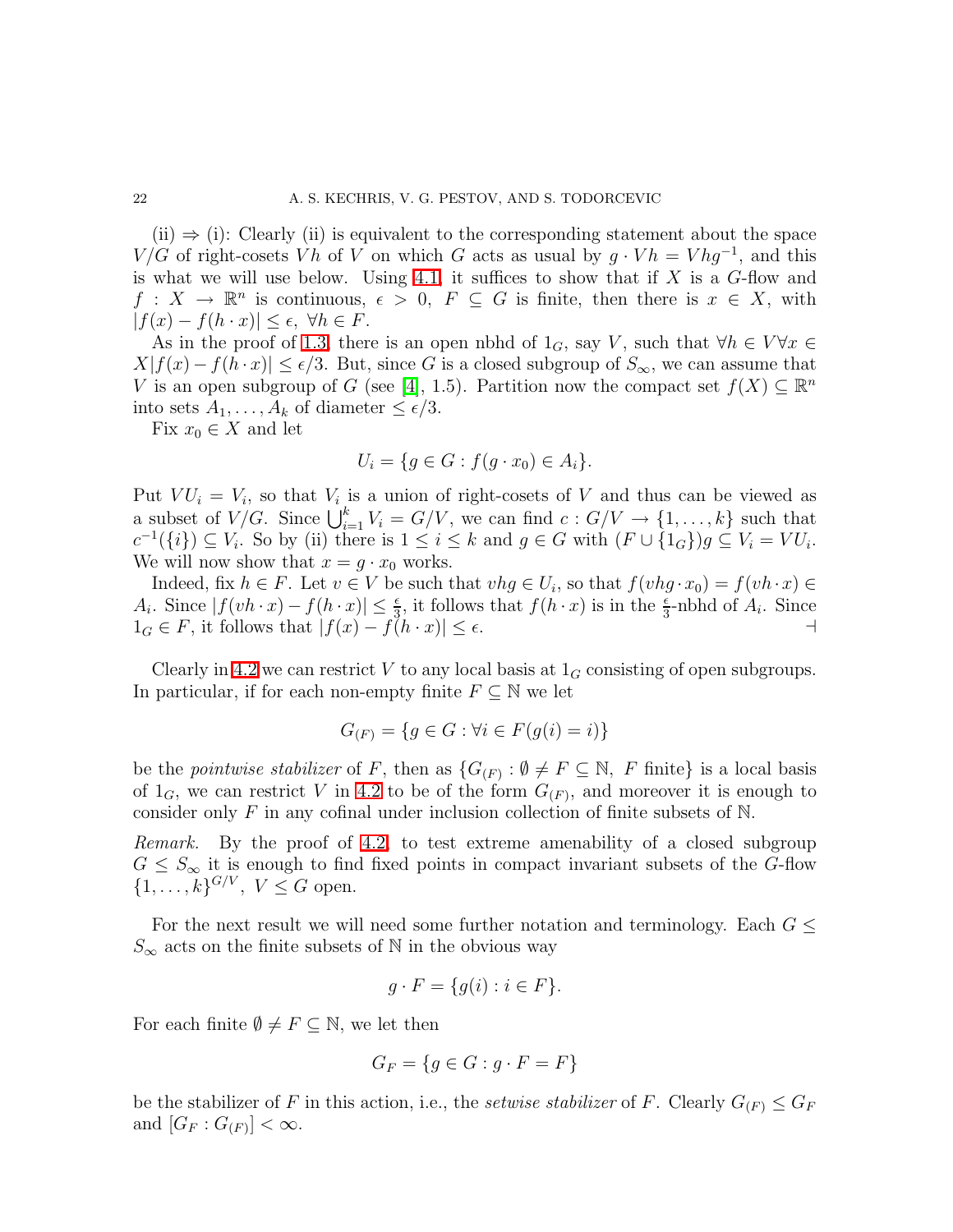(ii) ⇒ (i): Clearly (ii) is equivalent to the corresponding statement about the space $V/G$ of right-cosets $Vh$ of $V$ on which $G$ acts as usual by $g \cdot Vh = Vhg^{-1}$, and this is what we will use below. Using 4.1, it suffices to show that if $X$ is a $G$-flow and $f : X \to \mathbb{R}^n$ is continuous, $\epsilon > 0$, $F \subseteq G$ is finite, then there is $x \in X$, with $|f(x) - f(h \cdot x)| \leq \epsilon$, $\forall h \in F$.

As in the proof of 1.3, there is an open nbhd of $1_G$, say $V$, such that $\forall h \in V \forall x \in X |f(x) - f(h \cdot x)| \leq \epsilon/3$. But, since $G$ is a closed subgroup of $S_\infty$, we can assume that $V$ is an open subgroup of $G$ (see [4], 1.5). Partition now the compact set $f(X) \subseteq \mathbb{R}^n$ into sets $A_1, \dots, A_k$ of diameter $\leq \epsilon/3$.

Fix $x_0 \in X$ and let

$$U_i = \{g \in G : f(g \cdot x_0) \in A_i\}.$$

Put $VU_i = V_i$, so that $V_i$ is a union of right-cosets of $V$ and thus can be viewed as a subset of $V/G$. Since $\bigcup_{i=1}^k V_i = G/V$, we can find $c : G/V \to \{1, \dots, k\}$ such that $c^{-1}(\{i\}) \subseteq V_i$. So by (ii) there is $1 \leq i \leq k$ and $g \in G$ with $(F \cup \{1_G\})g \subseteq V_i = VU_i$. We will now show that $x = g \cdot x_0$ works.

Indeed, fix $h \in F$. Let $v \in V$ be such that $vhg \in U_i$, so that $f(vhg \cdot x_0) = f(vh \cdot x) \in A_i$. Since $|f(vh \cdot x) - f(h \cdot x)| \leq \frac{\epsilon}{3}$, it follows that $f(h \cdot x)$ is in the $\frac{\epsilon}{3}$-nbhd of $A_i$. Since $1_G \in F$, it follows that $|f(x) - f(h \cdot x)| \leq \epsilon$. ⊣

Clearly in 4.2 we can restrict $V$ to any local basis at $1_G$ consisting of open subgroups. In particular, if for each non-empty finite $F \subseteq \mathbb{N}$ we let

$$G_{(F)} = \{g \in G : \forall i \in F (g(i) = i)\}$$

be the *pointwise stabilizer* of $F$, then as $\{G_{(F)} : \emptyset \neq F \subseteq \mathbb{N},\ F \text{ finite}\}$ is a local basis of $1_G$, we can restrict $V$ in 4.2 to be of the form $G_{(F)}$, and moreover it is enough to consider only $F$ in any cofinal under inclusion collection of finite subsets of $\mathbb{N}$.

*Remark.* By the proof of 4.2, to test extreme amenability of a closed subgroup $G \leq S_\infty$ it is enough to find fixed points in compact invariant subsets of the $G$-flow $\{1, \dots, k\}^{G/V}$, $V \leq G$ open.

For the next result we will need some further notation and terminology. Each $G \leq S_\infty$ acts on the finite subsets of $\mathbb{N}$ in the obvious way

$$g \cdot F = \{g(i) : i \in F\}.$$

For each finite $\emptyset \neq F \subseteq \mathbb{N}$, we let then

$$G_F = \{g \in G : g \cdot F = F\}$$

be the stabilizer of $F$ in this action, i.e., the *setwise stabilizer* of $F$. Clearly $G_{(F)} \leq G_F$ and $[G_F : G_{(F)}] < \infty$.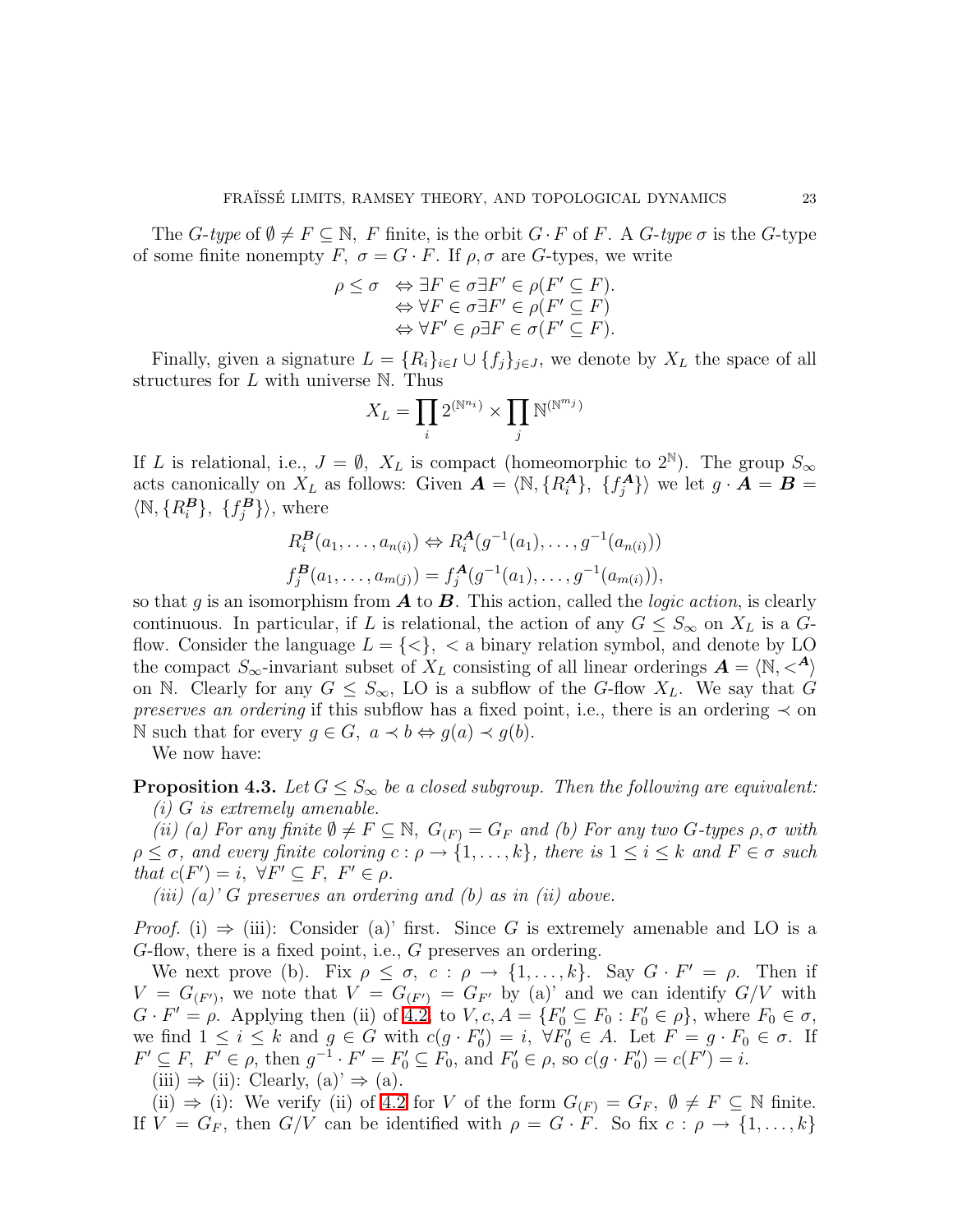The *G-type* of $\emptyset \neq F \subseteq \mathbb{N}$, $F$ finite, is the orbit $G \cdot F$ of $F$. A *G-type* $\sigma$ is the $G$-type of some finite nonempty $F$, $\sigma = G \cdot F$. If $\rho, \sigma$ are $G$-types, we write

$$\begin{aligned} \rho \leq \sigma \quad &\Leftrightarrow \exists F \in \sigma \exists F' \in \rho (F' \subseteq F). \\ &\Leftrightarrow \forall F \in \sigma \exists F' \in \rho (F' \subseteq F) \\ &\Leftrightarrow \forall F' \in \rho \exists F \in \sigma (F' \subseteq F). \end{aligned}$$

Finally, given a signature $L = \{R_i\}_{i \in I} \cup \{f_j\}_{j \in J}$, we denote by $X_L$ the space of all structures for $L$ with universe $\mathbb{N}$. Thus

$$X_L = \prod_i 2^{(\mathbb{N}^{n_i})} \times \prod_j \mathbb{N}^{(\mathbb{N}^{m_j})}$$

If $L$ is relational, i.e., $J = \emptyset$, $X_L$ is compact (homeomorphic to $2^{\mathbb{N}}$). The group $S_\infty$ acts canonically on $X_L$ as follows: Given $\boldsymbol{A} = \langle \mathbb{N}, \{R_i^{\boldsymbol{A}}\}, \{f_j^{\boldsymbol{A}}\} \rangle$ we let $g \cdot \boldsymbol{A} = \boldsymbol{B} = \langle \mathbb{N}, \{R_i^{\boldsymbol{B}}\}, \{f_j^{\boldsymbol{B}}\} \rangle$, where

$$R_i^{\boldsymbol{B}}(a_1, \dots, a_{n(i)}) \Leftrightarrow R_i^{\boldsymbol{A}}(g^{-1}(a_1), \dots, g^{-1}(a_{n(i)}))$$
$$f_j^{\boldsymbol{B}}(a_1, \dots, a_{m(j)}) = f_j^{\boldsymbol{A}}(g^{-1}(a_1), \dots, g^{-1}(a_{m(i)})),$$

so that $g$ is an isomorphism from $\boldsymbol{A}$ to $\boldsymbol{B}$. This action, called the *logic action*, is clearly continuous. In particular, if $L$ is relational, the action of any $G \leq S_\infty$ on $X_L$ is a $G$-flow. Consider the language $L = \{<\}$, $<$ a binary relation symbol, and denote by LO the compact $S_\infty$-invariant subset of $X_L$ consisting of all linear orderings $\boldsymbol{A} = \langle \mathbb{N}, <^{\boldsymbol{A}} \rangle$ on $\mathbb{N}$. Clearly for any $G \leq S_\infty$, LO is a subflow of the $G$-flow $X_L$. We say that $G$ *preserves an ordering* if this subflow has a fixed point, i.e., there is an ordering $\prec$ on $\mathbb{N}$ such that for every $g \in G$, $a \prec b \Leftrightarrow g(a) \prec g(b)$.

We now have:

**Proposition 4.3.** *Let $G \leq S_\infty$ be a closed subgroup. Then the following are equivalent:*

*(i) $G$ is extremely amenable.*

*(ii) (a) For any finite $\emptyset \neq F \subseteq \mathbb{N}$, $G_{(F)} = G_F$ and (b) For any two $G$-types $\rho, \sigma$ with $\rho \leq \sigma$, and every finite coloring $c : \rho \to \{1, \dots, k\}$, there is $1 \leq i \leq k$ and $F \in \sigma$ such that $c(F') = i$, $\forall F' \subseteq F$, $F' \in \rho$.*

*(iii) (a)' $G$ preserves an ordering and (b) as in (ii) above.*

*Proof.* (i) $\Rightarrow$ (iii): Consider (a)' first. Since $G$ is extremely amenable and LO is a $G$-flow, there is a fixed point, i.e., $G$ preserves an ordering.

We next prove (b). Fix $\rho \leq \sigma$, $c : \rho \to \{1, \dots, k\}$. Say $G \cdot F' = \rho$. Then if $V = G_{(F')}$, we note that $V = G_{(F')} = G_{F'}$ by (a)' and we can identify $G/V$ with $G \cdot F' = \rho$. Applying then (ii) of 4.2, to $V, c, A = \{F_0' \subseteq F_0 : F_0' \in \rho\}$, where $F_0 \in \sigma$, we find $1 \leq i \leq k$ and $g \in G$ with $c(g \cdot F_0') = i$, $\forall F_0' \in A$. Let $F = g \cdot F_0 \in \sigma$. If $F' \subseteq F$, $F' \in \rho$, then $g^{-1} \cdot F' = F_0' \subseteq F_0$, and $F_0' \in \rho$, so $c(g \cdot F_0') = c(F') = i$.

(iii) $\Rightarrow$ (ii): Clearly, (a)' $\Rightarrow$ (a).

(ii) $\Rightarrow$ (i): We verify (ii) of 4.2 for $V$ of the form $G_{(F)} = G_F$, $\emptyset \neq F \subseteq \mathbb{N}$ finite. If $V = G_F$, then $G/V$ can be identified with $\rho = G \cdot F$. So fix $c : \rho \to \{1, \dots, k\}$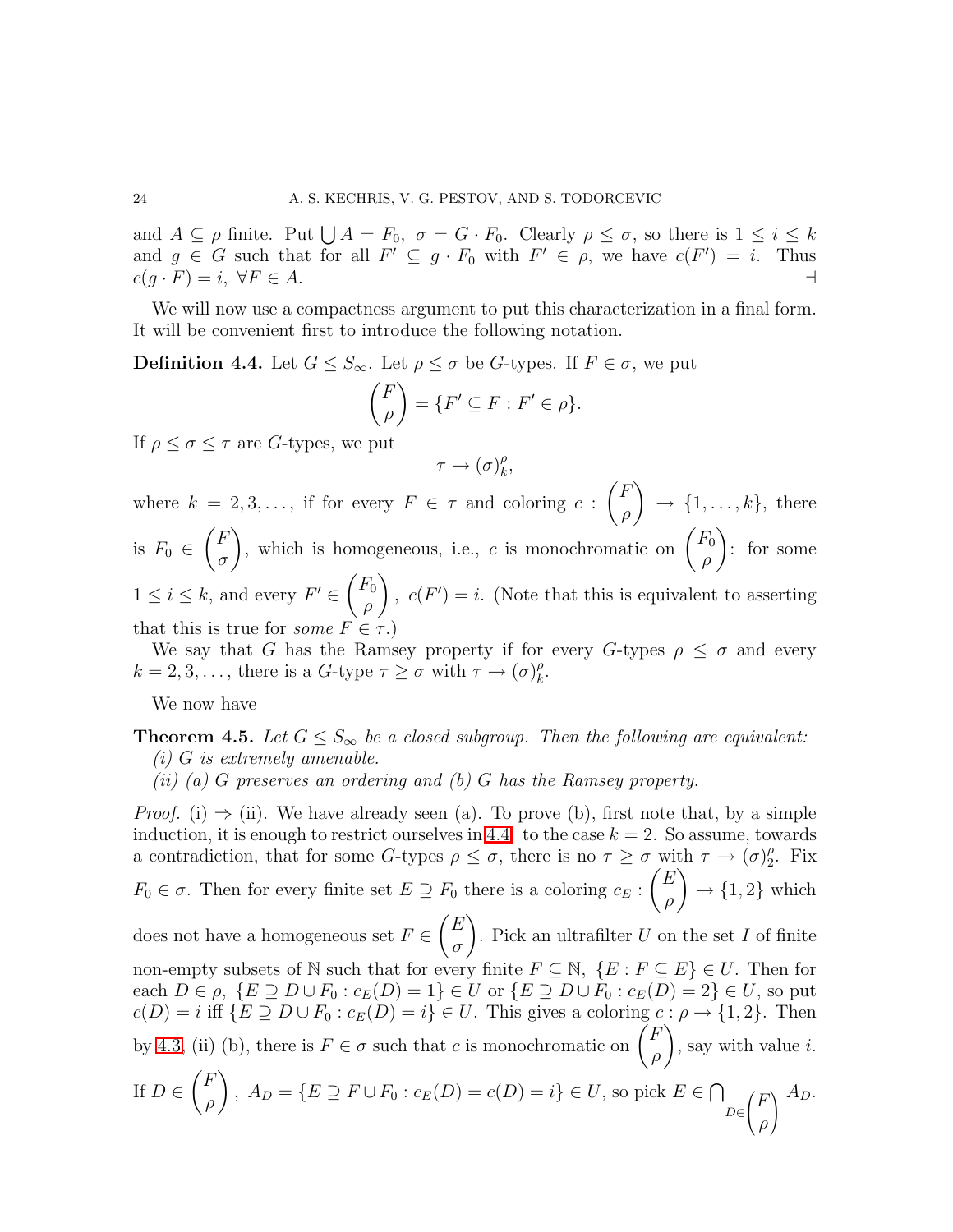and $A \subseteq \rho$ finite. Put $\bigcup A = F_0$, $\sigma = G \cdot F_0$. Clearly $\rho \leq \sigma$, so there is $1 \leq i \leq k$ and $g \in G$ such that for all $F' \subseteq g \cdot F_0$ with $F' \in \rho$, we have $c(F') = i$. Thus $c(g \cdot F) = i$, $\forall F \in A$. $\dashv$

We will now use a compactness argument to put this characterization in a final form. It will be convenient first to introduce the following notation.

**Definition 4.4.** Let $G \leq S_\infty$. Let $\rho \leq \sigma$ be $G$-types. If $F \in \sigma$, we put

$$\binom{F}{\rho} = \{F' \subseteq F : F' \in \rho\}.$$

If $\rho \leq \sigma \leq \tau$ are $G$-types, we put

$$\tau \to (\sigma)^\rho_k,$$

where $k = 2, 3, \ldots$, if for every $F \in \tau$ and coloring $c : \binom{F}{\rho} \to \{1, \ldots, k\}$, there is $F_0 \in \binom{F}{\sigma}$, which is homogeneous, i.e., $c$ is monochromatic on $\binom{F_0}{\rho}$: for some $1 \leq i \leq k$, and every $F' \in \binom{F_0}{\rho}$, $c(F') = i$. (Note that this is equivalent to asserting that this is true for *some* $F \in \tau$.)

We say that $G$ has the Ramsey property if for every $G$-types $\rho \leq \sigma$ and every $k = 2, 3, \ldots$, there is a $G$-type $\tau \geq \sigma$ with $\tau \to (\sigma)^\rho_k$.

We now have

**Theorem 4.5.** *Let $G \leq S_\infty$ be a closed subgroup. Then the following are equivalent:*
*(i) $G$ is extremely amenable.*
*(ii) (a) $G$ preserves an ordering and (b) $G$ has the Ramsey property.*

*Proof.* (i) $\Rightarrow$ (ii). We have already seen (a). To prove (b), first note that, by a simple induction, it is enough to restrict ourselves in 4.4. to the case $k = 2$. So assume, towards a contradiction, that for some $G$-types $\rho \leq \sigma$, there is no $\tau \geq \sigma$ with $\tau \to (\sigma)^\rho_2$. Fix $F_0 \in \sigma$. Then for every finite set $E \supseteq F_0$ there is a coloring $c_E : \binom{E}{\rho} \to \{1, 2\}$ which does not have a homogeneous set $F \in \binom{E}{\sigma}$. Pick an ultrafilter $U$ on the set $I$ of finite non-empty subsets of $\mathbb{N}$ such that for every finite $F \subseteq \mathbb{N}$, $\{E : F \subseteq E\} \in U$. Then for each $D \in \rho$, $\{E \supseteq D \cup F_0 : c_E(D) = 1\} \in U$ or $\{E \supseteq D \cup F_0 : c_E(D) = 2\} \in U$, so put $c(D) = i$ iff $\{E \supseteq D \cup F_0 : c_E(D) = i\} \in U$. This gives a coloring $c : \rho \to \{1, 2\}$. Then by 4.3, (ii) (b), there is $F \in \sigma$ such that $c$ is monochromatic on $\binom{F}{\rho}$, say with value $i$. If $D \in \binom{F}{\rho}$, $A_D = \{E \supseteq F \cup F_0 : c_E(D) = c(D) = i\} \in U$, so pick $E \in \bigcap_{D \in \binom{F}{\rho}} A_D$.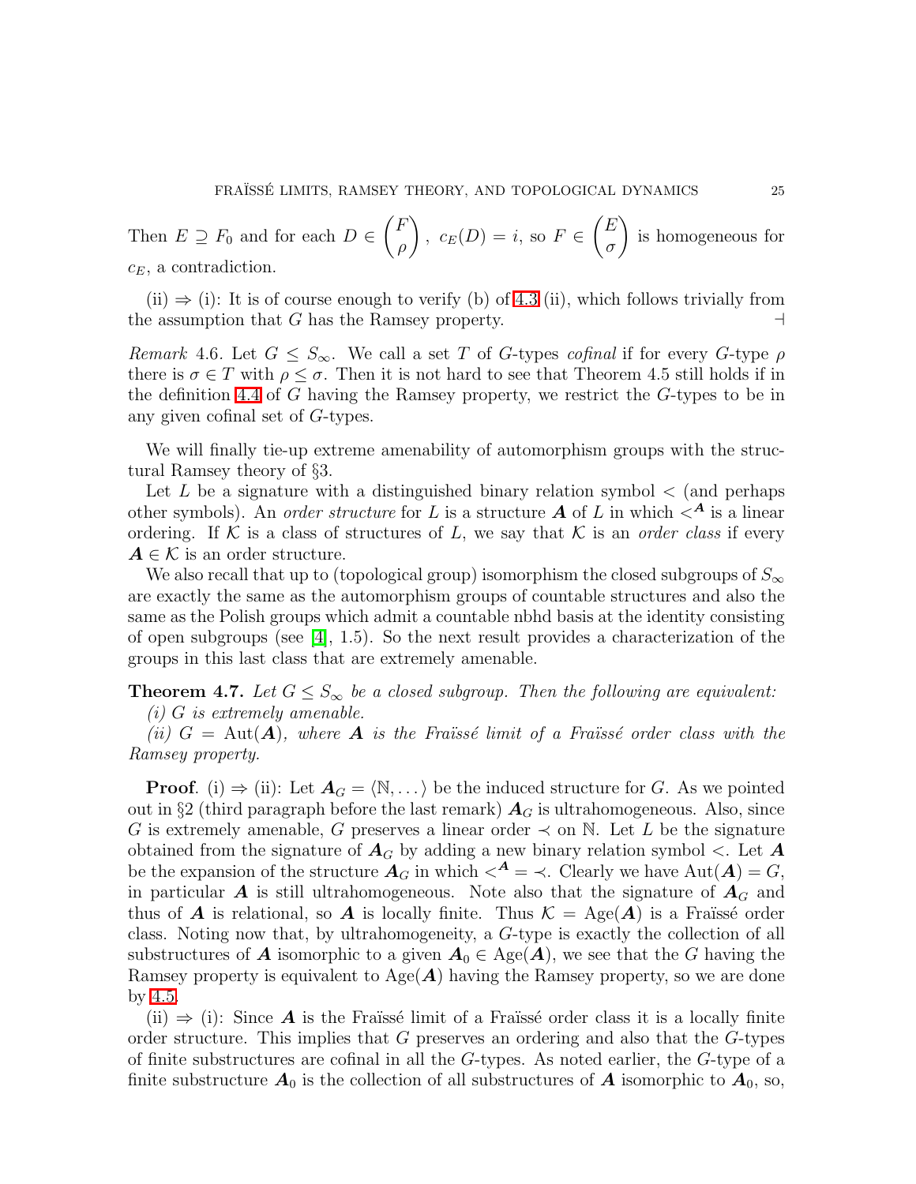Then $E \supseteq F_0$ and for each $D \in \binom{F}{\rho}$, $c_E(D) = i$, so $F \in \binom{E}{\sigma}$ is homogeneous for $c_E$, a contradiction.

(ii) ⇒ (i): It is of course enough to verify (b) of 4.3 (ii), which follows trivially from the assumption that $G$ has the Ramsey property. ⊣

*Remark* 4.6. Let $G \leq S_\infty$. We call a set $T$ of $G$-types *cofinal* if for every $G$-type $\rho$ there is $\sigma \in T$ with $\rho \leq \sigma$. Then it is not hard to see that Theorem 4.5 still holds if in the definition 4.4 of $G$ having the Ramsey property, we restrict the $G$-types to be in any given cofinal set of $G$-types.

We will finally tie-up extreme amenability of automorphism groups with the structural Ramsey theory of §3.

Let $L$ be a signature with a distinguished binary relation symbol $<$ (and perhaps other symbols). An *order structure* for $L$ is a structure $\boldsymbol{A}$ of $L$ in which $<^{\boldsymbol{A}}$ is a linear ordering. If $\mathcal{K}$ is a class of structures of $L$, we say that $\mathcal{K}$ is an *order class* if every $\boldsymbol{A} \in \mathcal{K}$ is an order structure.

We also recall that up to (topological group) isomorphism the closed subgroups of $S_\infty$ are exactly the same as the automorphism groups of countable structures and also the same as the Polish groups which admit a countable nbhd basis at the identity consisting of open subgroups (see [4], 1.5). So the next result provides a characterization of the groups in this last class that are extremely amenable.

**Theorem 4.7.** *Let $G \leq S_\infty$ be a closed subgroup. Then the following are equivalent:*

*(i) $G$ is extremely amenable.*

*(ii) $G = \mathrm{Aut}(\boldsymbol{A})$, where $\boldsymbol{A}$ is the Fraïssé limit of a Fraïssé order class with the Ramsey property.*

**Proof**. (i) ⇒ (ii): Let $\boldsymbol{A}_G = \langle \mathbb{N}, \dots \rangle$ be the induced structure for $G$. As we pointed out in §2 (third paragraph before the last remark) $\boldsymbol{A}_G$ is ultrahomogeneous. Also, since $G$ is extremely amenable, $G$ preserves a linear order $\prec$ on $\mathbb{N}$. Let $L$ be the signature obtained from the signature of $\boldsymbol{A}_G$ by adding a new binary relation symbol $<$. Let $\boldsymbol{A}$ be the expansion of the structure $\boldsymbol{A}_G$ in which $<^{\boldsymbol{A}} = \prec$. Clearly we have $\mathrm{Aut}(\boldsymbol{A}) = G$, in particular $\boldsymbol{A}$ is still ultrahomogeneous. Note also that the signature of $\boldsymbol{A}_G$ and thus of $\boldsymbol{A}$ is relational, so $\boldsymbol{A}$ is locally finite. Thus $\mathcal{K} = \mathrm{Age}(\boldsymbol{A})$ is a Fraïssé order class. Noting now that, by ultrahomogeneity, a $G$-type is exactly the collection of all substructures of $\boldsymbol{A}$ isomorphic to a given $\boldsymbol{A}_0 \in \mathrm{Age}(\boldsymbol{A})$, we see that the $G$ having the Ramsey property is equivalent to $\mathrm{Age}(\boldsymbol{A})$ having the Ramsey property, so we are done by 4.5.

(ii) ⇒ (i): Since $\boldsymbol{A}$ is the Fraïssé limit of a Fraïssé order class it is a locally finite order structure. This implies that $G$ preserves an ordering and also that the $G$-types of finite substructures are cofinal in all the $G$-types. As noted earlier, the $G$-type of a finite substructure $\boldsymbol{A}_0$ is the collection of all substructures of $\boldsymbol{A}$ isomorphic to $\boldsymbol{A}_0$, so,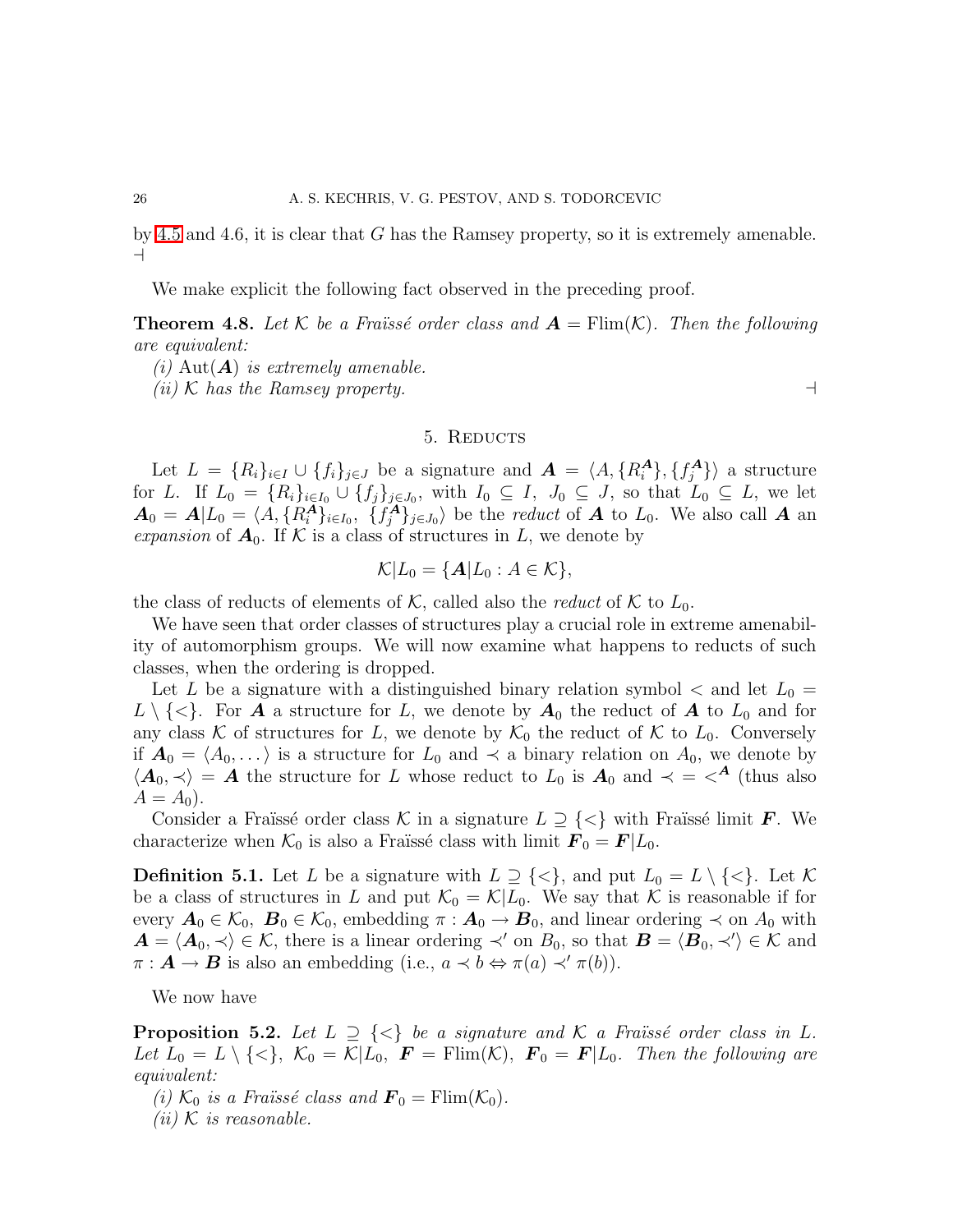by 4.5 and 4.6, it is clear that $G$ has the Ramsey property, so it is extremely amenable. $\dashv$

We make explicit the following fact observed in the preceding proof.

**Theorem 4.8.** *Let $\mathcal{K}$ be a Fraïssé order class and $\boldsymbol{A} = \mathrm{Flim}(\mathcal{K})$. Then the following are equivalent:*

*(i) $\mathrm{Aut}(\boldsymbol{A})$ is extremely amenable.*

*(ii) $\mathcal{K}$ has the Ramsey property.* $\dashv$

## 5. Reducts

Let $L = \{R_i\}_{i \in I} \cup \{f_i\}_{j \in J}$ be a signature and $\boldsymbol{A} = \langle A, \{R_i^{\boldsymbol{A}}\}, \{f_j^{\boldsymbol{A}}\}\rangle$ a structure for $L$. If $L_0 = \{R_i\}_{i \in I_0} \cup \{f_j\}_{j \in J_0}$, with $I_0 \subseteq I$, $J_0 \subseteq J$, so that $L_0 \subseteq L$, we let $\boldsymbol{A}_0 = \boldsymbol{A}|L_0 = \langle A, \{R_i^{\boldsymbol{A}}\}_{i \in I_0}, \{f_j^{\boldsymbol{A}}\}_{j \in J_0}\rangle$ be the *reduct* of $\boldsymbol{A}$ to $L_0$. We also call $\boldsymbol{A}$ an *expansion* of $\boldsymbol{A}_0$. If $\mathcal{K}$ is a class of structures in $L$, we denote by

$$\mathcal{K}|L_0 = \{\boldsymbol{A}|L_0 : A \in \mathcal{K}\},$$

the class of reducts of elements of $\mathcal{K}$, called also the *reduct* of $\mathcal{K}$ to $L_0$.

We have seen that order classes of structures play a crucial role in extreme amenability of automorphism groups. We will now examine what happens to reducts of such classes, when the ordering is dropped.

Let $L$ be a signature with a distinguished binary relation symbol $<$ and let $L_0 = L \setminus \{<\}$. For $\boldsymbol{A}$ a structure for $L$, we denote by $\boldsymbol{A}_0$ the reduct of $\boldsymbol{A}$ to $L_0$ and for any class $\mathcal{K}$ of structures for $L$, we denote by $\mathcal{K}_0$ the reduct of $\mathcal{K}$ to $L_0$. Conversely if $\boldsymbol{A}_0 = \langle A_0, \dots \rangle$ is a structure for $L_0$ and $\prec$ a binary relation on $A_0$, we denote by $\langle \boldsymbol{A}_0, \prec \rangle = \boldsymbol{A}$ the structure for $L$ whose reduct to $L_0$ is $\boldsymbol{A}_0$ and $\prec \, = \, <^{\boldsymbol{A}}$ (thus also $A = A_0$).

Consider a Fraïssé order class $\mathcal{K}$ in a signature $L \supseteq \{<\}$ with Fraïssé limit $\boldsymbol{F}$. We characterize when $\mathcal{K}_0$ is also a Fraïssé class with limit $\boldsymbol{F}_0 = \boldsymbol{F}|L_0$.

**Definition 5.1.** Let $L$ be a signature with $L \supseteq \{<\}$, and put $L_0 = L \setminus \{<\}$. Let $\mathcal{K}$ be a class of structures in $L$ and put $\mathcal{K}_0 = \mathcal{K}|L_0$. We say that $\mathcal{K}$ is reasonable if for every $\boldsymbol{A}_0 \in \mathcal{K}_0$, $\boldsymbol{B}_0 \in \mathcal{K}_0$, embedding $\pi : \boldsymbol{A}_0 \to \boldsymbol{B}_0$, and linear ordering $\prec$ on $A_0$ with $\boldsymbol{A} = \langle \boldsymbol{A}_0, \prec \rangle \in \mathcal{K}$, there is a linear ordering $\prec'$ on $B_0$, so that $\boldsymbol{B} = \langle \boldsymbol{B}_0, \prec' \rangle \in \mathcal{K}$ and $\pi : \boldsymbol{A} \to \boldsymbol{B}$ is also an embedding (i.e., $a \prec b \Leftrightarrow \pi(a) \prec' \pi(b)$).

We now have

**Proposition 5.2.** *Let $L \supseteq \{<\}$ be a signature and $\mathcal{K}$ a Fraïssé order class in $L$. Let $L_0 = L \setminus \{<\}$, $\mathcal{K}_0 = \mathcal{K}|L_0$, $\boldsymbol{F} = \mathrm{Flim}(\mathcal{K})$, $\boldsymbol{F}_0 = \boldsymbol{F}|L_0$. Then the following are equivalent:*

*(i) $\mathcal{K}_0$ is a Fraïssé class and $\boldsymbol{F}_0 = \mathrm{Flim}(\mathcal{K}_0)$.*

*(ii) $\mathcal{K}$ is reasonable.*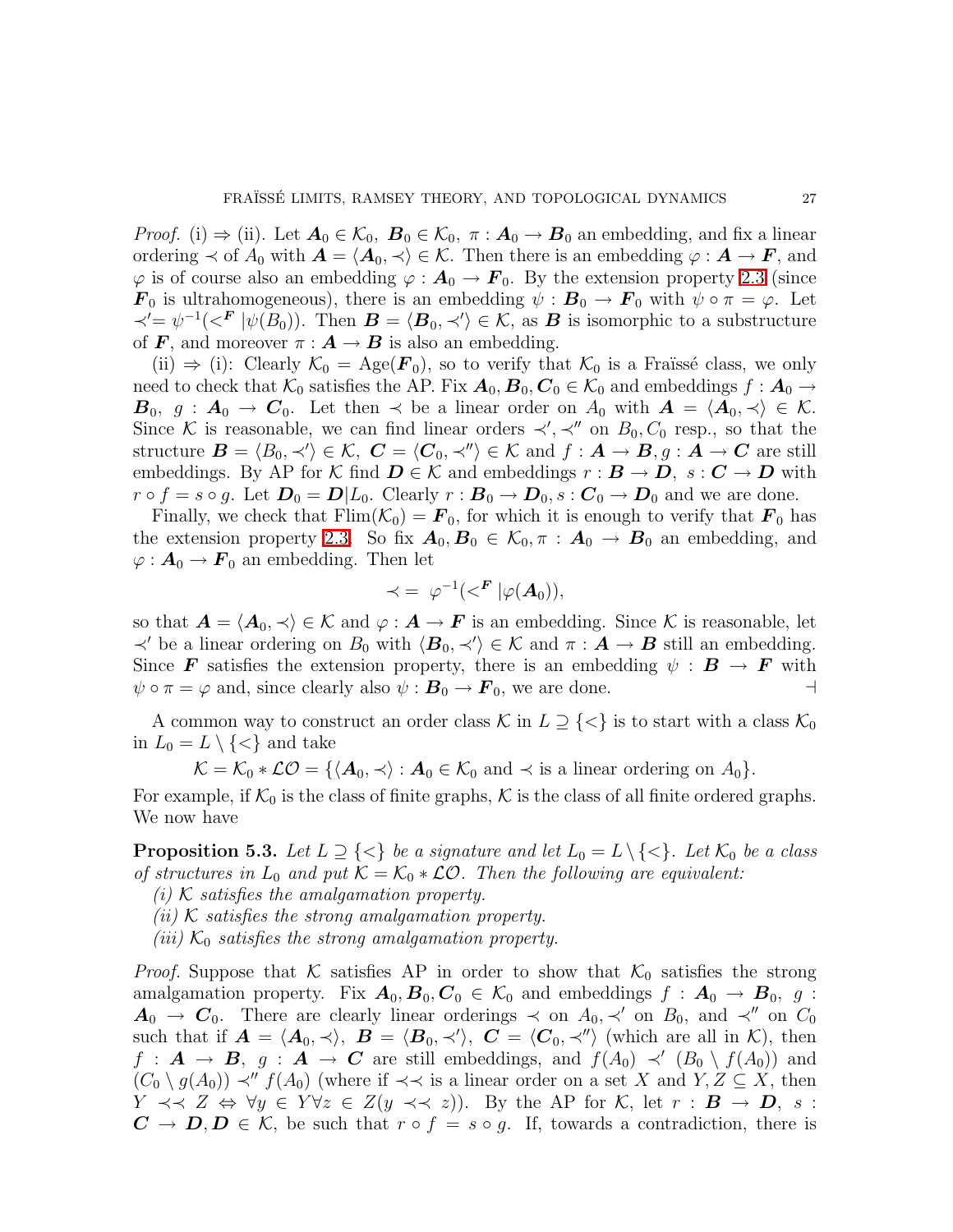*Proof.* (i) $\Rightarrow$ (ii). Let $\boldsymbol{A}_0 \in \mathcal{K}_0$, $\boldsymbol{B}_0 \in \mathcal{K}_0$, $\pi : \boldsymbol{A}_0 \to \boldsymbol{B}_0$ an embedding, and fix a linear ordering $\prec$ of $A_0$ with $\boldsymbol{A} = \langle \boldsymbol{A}_0, \prec \rangle \in \mathcal{K}$. Then there is an embedding $\varphi : \boldsymbol{A} \to \boldsymbol{F}$, and $\varphi$ is of course also an embedding $\varphi : \boldsymbol{A}_0 \to \boldsymbol{F}_0$. By the extension property 2.3 (since $\boldsymbol{F}_0$ is ultrahomogeneous), there is an embedding $\psi : \boldsymbol{B}_0 \to \boldsymbol{F}_0$ with $\psi \circ \pi = \varphi$. Let $\prec' = \psi^{-1}(<^{\boldsymbol{F}} | \psi(B_0))$. Then $\boldsymbol{B} = \langle \boldsymbol{B}_0, \prec' \rangle \in \mathcal{K}$, as $\boldsymbol{B}$ is isomorphic to a substructure of $\boldsymbol{F}$, and moreover $\pi : \boldsymbol{A} \to \boldsymbol{B}$ is also an embedding.

(ii) $\Rightarrow$ (i): Clearly $\mathcal{K}_0 = \text{Age}(\boldsymbol{F}_0)$, so to verify that $\mathcal{K}_0$ is a Fraïssé class, we only need to check that $\mathcal{K}_0$ satisfies the AP. Fix $\boldsymbol{A}_0, \boldsymbol{B}_0, \boldsymbol{C}_0 \in \mathcal{K}_0$ and embeddings $f : \boldsymbol{A}_0 \to \boldsymbol{B}_0$, $g : \boldsymbol{A}_0 \to \boldsymbol{C}_0$. Let then $\prec$ be a linear order on $A_0$ with $\boldsymbol{A} = \langle \boldsymbol{A}_0, \prec \rangle \in \mathcal{K}$. Since $\mathcal{K}$ is reasonable, we can find linear orders $\prec', \prec''$ on $B_0, C_0$ resp., so that the structure $\boldsymbol{B} = \langle B_0, \prec' \rangle \in \mathcal{K}$, $\boldsymbol{C} = \langle \boldsymbol{C}_0, \prec'' \rangle \in \mathcal{K}$ and $f : \boldsymbol{A} \to \boldsymbol{B}, g : \boldsymbol{A} \to \boldsymbol{C}$ are still embeddings. By AP for $\mathcal{K}$ find $\boldsymbol{D} \in \mathcal{K}$ and embeddings $r : \boldsymbol{B} \to \boldsymbol{D}$, $s : \boldsymbol{C} \to \boldsymbol{D}$ with $r \circ f = s \circ g$. Let $\boldsymbol{D}_0 = \boldsymbol{D}|L_0$. Clearly $r : \boldsymbol{B}_0 \to \boldsymbol{D}_0, s : \boldsymbol{C}_0 \to \boldsymbol{D}_0$ and we are done.

Finally, we check that $\text{Flim}(\mathcal{K}_0) = \boldsymbol{F}_0$, for which it is enough to verify that $\boldsymbol{F}_0$ has the extension property 2.3. So fix $\boldsymbol{A}_0, \boldsymbol{B}_0 \in \mathcal{K}_0, \pi : \boldsymbol{A}_0 \to \boldsymbol{B}_0$ an embedding, and $\varphi : \boldsymbol{A}_0 \to \boldsymbol{F}_0$ an embedding. Then let

$$\prec \, = \, \varphi^{-1}(<^{\boldsymbol{F}} | \varphi(\boldsymbol{A}_0)),$$

so that $\boldsymbol{A} = \langle \boldsymbol{A}_0, \prec \rangle \in \mathcal{K}$ and $\varphi : \boldsymbol{A} \to \boldsymbol{F}$ is an embedding. Since $\mathcal{K}$ is reasonable, let $\prec'$ be a linear ordering on $B_0$ with $\langle \boldsymbol{B}_0, \prec' \rangle \in \mathcal{K}$ and $\pi : \boldsymbol{A} \to \boldsymbol{B}$ still an embedding. Since $\boldsymbol{F}$ satisfies the extension property, there is an embedding $\psi : \boldsymbol{B} \to \boldsymbol{F}$ with $\psi \circ \pi = \varphi$ and, since clearly also $\psi : \boldsymbol{B}_0 \to \boldsymbol{F}_0$, we are done. $\dashv$

A common way to construct an order class $\mathcal{K}$ in $L \supseteq \{<\}$ is to start with a class $\mathcal{K}_0$ in $L_0 = L \setminus \{<\}$ and take

$$\mathcal{K} = \mathcal{K}_0 * \mathcal{LO} = \{\langle \boldsymbol{A}_0, \prec \rangle : \boldsymbol{A}_0 \in \mathcal{K}_0 \text{ and } \prec \text{ is a linear ordering on } A_0\}.$$

For example, if $\mathcal{K}_0$ is the class of finite graphs, $\mathcal{K}$ is the class of all finite ordered graphs. We now have

**Proposition 5.3.** *Let $L \supseteq \{<\}$ be a signature and let $L_0 = L \setminus \{<\}$. Let $\mathcal{K}_0$ be a class of structures in $L_0$ and put $\mathcal{K} = \mathcal{K}_0 * \mathcal{LO}$. Then the following are equivalent:*
*(i) $\mathcal{K}$ satisfies the amalgamation property.*
*(ii) $\mathcal{K}$ satisfies the strong amalgamation property.*
*(iii) $\mathcal{K}_0$ satisfies the strong amalgamation property.*

*Proof.* Suppose that $\mathcal{K}$ satisfies AP in order to show that $\mathcal{K}_0$ satisfies the strong amalgamation property. Fix $\boldsymbol{A}_0, \boldsymbol{B}_0, \boldsymbol{C}_0 \in \mathcal{K}_0$ and embeddings $f : \boldsymbol{A}_0 \to \boldsymbol{B}_0$, $g : \boldsymbol{A}_0 \to \boldsymbol{C}_0$. There are clearly linear orderings $\prec$ on $A_0, \prec'$ on $B_0$, and $\prec''$ on $C_0$ such that if $\boldsymbol{A} = \langle \boldsymbol{A}_0, \prec \rangle$, $\boldsymbol{B} = \langle \boldsymbol{B}_0, \prec' \rangle$, $\boldsymbol{C} = \langle \boldsymbol{C}_0, \prec'' \rangle$ (which are all in $\mathcal{K}$), then $f : \boldsymbol{A} \to \boldsymbol{B}$, $g : \boldsymbol{A} \to \boldsymbol{C}$ are still embeddings, and $f(A_0) \prec' (B_0 \setminus f(A_0))$ and $(C_0 \setminus g(A_0)) \prec'' f(A_0)$ (where if $\prec\!\prec$ is a linear order on a set $X$ and $Y, Z \subseteq X$, then $Y \prec\!\prec Z \Leftrightarrow \forall y \in Y \forall z \in Z (y \prec\!\prec z)$). By the AP for $\mathcal{K}$, let $r : \boldsymbol{B} \to \boldsymbol{D}$, $s : \boldsymbol{C} \to \boldsymbol{D}, \boldsymbol{D} \in \mathcal{K}$, be such that $r \circ f = s \circ g$. If, towards a contradiction, there is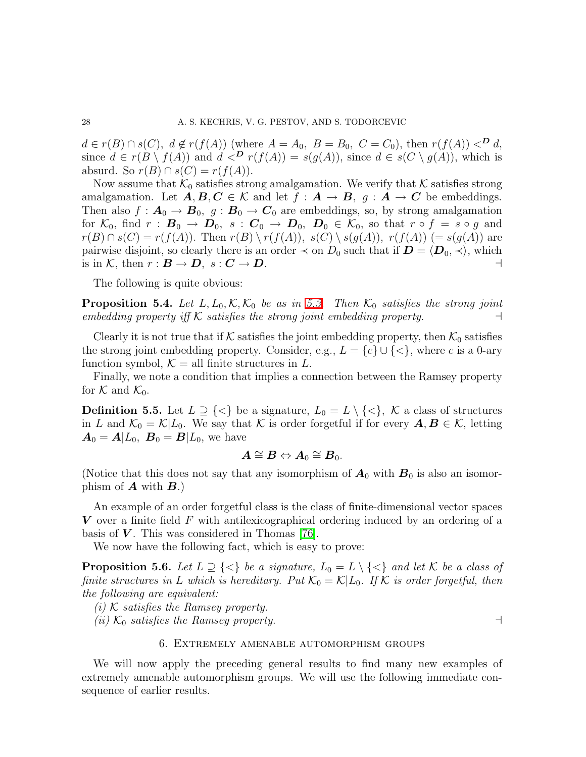$d \in r(B) \cap s(C),\ d \notin r(f(A))$ (where $A = A_0,\ B = B_0,\ C = C_0$), then $r(f(A)) <^{\boldsymbol{D}} d$, since $d \in r(B \setminus f(A))$ and $d <^{\boldsymbol{D}} r(f(A)) = s(g(A))$, since $d \in s(C \setminus g(A))$, which is absurd. So $r(B) \cap s(C) = r(f(A))$.

Now assume that $\mathcal{K}_0$ satisfies strong amalgamation. We verify that $\mathcal{K}$ satisfies strong amalgamation. Let $\boldsymbol{A}, \boldsymbol{B}, \boldsymbol{C} \in \mathcal{K}$ and let $f : \boldsymbol{A} \to \boldsymbol{B},\ g : \boldsymbol{A} \to \boldsymbol{C}$ be embeddings. Then also $f : \boldsymbol{A}_0 \to \boldsymbol{B}_0,\ g : \boldsymbol{B}_0 \to \boldsymbol{C}_0$ are embeddings, so, by strong amalgamation for $\mathcal{K}_0$, find $r : \boldsymbol{B}_0 \to \boldsymbol{D}_0,\ s : \boldsymbol{C}_0 \to \boldsymbol{D}_0,\ \boldsymbol{D}_0 \in \mathcal{K}_0$, so that $r \circ f = s \circ g$ and $r(B) \cap s(C) = r(f(A))$. Then $r(B) \setminus r(f(A)),\ s(C) \setminus s(g(A)),\ r(f(A))\ (= s(g(A))$ are pairwise disjoint, so clearly there is an order $\prec$ on $D_0$ such that if $\boldsymbol{D} = \langle \boldsymbol{D}_0, \prec \rangle$, which is in $\mathcal{K}$, then $r : \boldsymbol{B} \to \boldsymbol{D},\ s : \boldsymbol{C} \to \boldsymbol{D}$. ⊣

The following is quite obvious:

**Proposition 5.4.** *Let $L, L_0, \mathcal{K}, \mathcal{K}_0$ be as in 5.3. Then $\mathcal{K}_0$ satisfies the strong joint embedding property iff $\mathcal{K}$ satisfies the strong joint embedding property.* ⊣

Clearly it is not true that if $\mathcal{K}$ satisfies the joint embedding property, then $\mathcal{K}_0$ satisfies the strong joint embedding property. Consider, e.g., $L = \{c\} \cup \{<\}$, where $c$ is a 0-ary function symbol, $\mathcal{K}$ = all finite structures in $L$.

Finally, we note a condition that implies a connection between the Ramsey property for $\mathcal{K}$ and $\mathcal{K}_0$.

**Definition 5.5.** Let $L \supseteq \{<\}$ be a signature, $L_0 = L \setminus \{<\}$, $\mathcal{K}$ a class of structures in $L$ and $\mathcal{K}_0 = \mathcal{K}|L_0$. We say that $\mathcal{K}$ is order forgetful if for every $\boldsymbol{A}, \boldsymbol{B} \in \mathcal{K}$, letting $\boldsymbol{A}_0 = \boldsymbol{A}|L_0,\ \boldsymbol{B}_0 = \boldsymbol{B}|L_0$, we have

$$\boldsymbol{A} \cong \boldsymbol{B} \Leftrightarrow \boldsymbol{A}_0 \cong \boldsymbol{B}_0.$$

(Notice that this does not say that any isomorphism of $\boldsymbol{A}_0$ with $\boldsymbol{B}_0$ is also an isomorphism of $\boldsymbol{A}$ with $\boldsymbol{B}$.)

An example of an order forgetful class is the class of finite-dimensional vector spaces $\boldsymbol{V}$ over a finite field $F$ with antilexicographical ordering induced by an ordering of a basis of $\boldsymbol{V}$. This was considered in Thomas [76].

We now have the following fact, which is easy to prove:

**Proposition 5.6.** *Let $L \supseteq \{<\}$ be a signature, $L_0 = L \setminus \{<\}$ and let $\mathcal{K}$ be a class of finite structures in $L$ which is hereditary. Put $\mathcal{K}_0 = \mathcal{K}|L_0$. If $\mathcal{K}$ is order forgetful, then the following are equivalent:*

*(i) $\mathcal{K}$ satisfies the Ramsey property.*

*(ii) $\mathcal{K}_0$ satisfies the Ramsey property.* ⊣

## 6. Extremely amenable automorphism groups

We will now apply the preceding general results to find many new examples of extremely amenable automorphism groups. We will use the following immediate consequence of earlier results.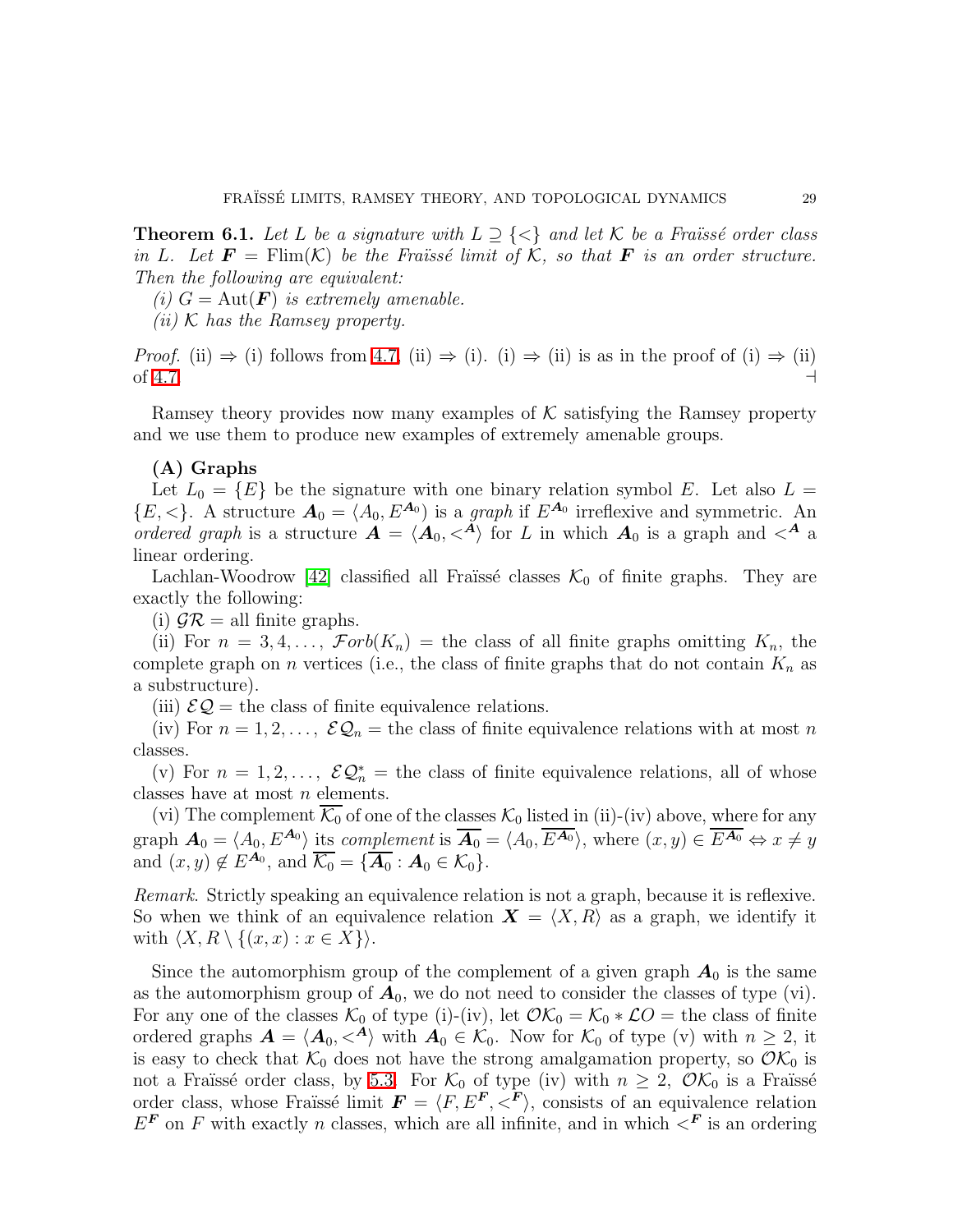**Theorem 6.1.** *Let $L$ be a signature with $L \supseteq \{<\}$ and let $\mathcal{K}$ be a Fraïssé order class in $L$. Let $\boldsymbol{F} = \mathrm{Flim}(\mathcal{K})$ be the Fraïssé limit of $\mathcal{K}$, so that $\boldsymbol{F}$ is an order structure. Then the following are equivalent:*

*(i) $G = \mathrm{Aut}(\boldsymbol{F})$ is extremely amenable.*

*(ii) $\mathcal{K}$ has the Ramsey property.*

*Proof.* (ii) $\Rightarrow$ (i) follows from 4.7, (ii) $\Rightarrow$ (i). (i) $\Rightarrow$ (ii) is as in the proof of (i) $\Rightarrow$ (ii) of 4.7. $\dashv$

Ramsey theory provides now many examples of $\mathcal{K}$ satisfying the Ramsey property and we use them to produce new examples of extremely amenable groups.

**(A) Graphs**

Let $L_0 = \{E\}$ be the signature with one binary relation symbol $E$. Let also $L = \{E, <\}$. A structure $\boldsymbol{A}_0 = \langle A_0, E^{\boldsymbol{A}_0}\rangle$ is a *graph* if $E^{\boldsymbol{A}_0}$ irreflexive and symmetric. An *ordered graph* is a structure $\boldsymbol{A} = \langle \boldsymbol{A}_0, <^{\boldsymbol{A}}\rangle$ for $L$ in which $\boldsymbol{A}_0$ is a graph and $<^{\boldsymbol{A}}$ a linear ordering.

Lachlan-Woodrow [42] classified all Fraïssé classes $\mathcal{K}_0$ of finite graphs. They are exactly the following:

(i) $\mathcal{GR}$ = all finite graphs.

(ii) For $n = 3, 4, \ldots$, $\mathcal{F}orb(K_n)$ = the class of all finite graphs omitting $K_n$, the complete graph on $n$ vertices (i.e., the class of finite graphs that do not contain $K_n$ as a substructure).

(iii) $\mathcal{EQ}$ = the class of finite equivalence relations.

(iv) For $n = 1, 2, \ldots$, $\mathcal{EQ}_n$ = the class of finite equivalence relations with at most $n$ classes.

(v) For $n = 1, 2, \ldots$, $\mathcal{EQ}^*_n$ = the class of finite equivalence relations, all of whose classes have at most $n$ elements.

(vi) The complement $\overline{\mathcal{K}_0}$ of one of the classes $\mathcal{K}_0$ listed in (ii)-(iv) above, where for any graph $\boldsymbol{A}_0 = \langle A_0, E^{\boldsymbol{A}_0}\rangle$ its *complement* is $\overline{\boldsymbol{A}_0} = \langle A_0, \overline{E^{\boldsymbol{A}_0}}\rangle$, where $(x, y) \in \overline{E^{\boldsymbol{A}_0}} \Leftrightarrow x \neq y$ and $(x, y) \notin E^{\boldsymbol{A}_0}$, and $\overline{\mathcal{K}_0} = \{\overline{\boldsymbol{A}_0} : \boldsymbol{A}_0 \in \mathcal{K}_0\}$.

*Remark.* Strictly speaking an equivalence relation is not a graph, because it is reflexive. So when we think of an equivalence relation $\boldsymbol{X} = \langle X, R\rangle$ as a graph, we identify it with $\langle X, R \setminus \{(x, x) : x \in X\}\rangle$.

Since the automorphism group of the complement of a given graph $\boldsymbol{A}_0$ is the same as the automorphism group of $\boldsymbol{A}_0$, we do not need to consider the classes of type (vi). For any one of the classes $\mathcal{K}_0$ of type (i)-(iv), let $\mathcal{OK}_0 = \mathcal{K}_0 * \mathcal{LO}$ = the class of finite ordered graphs $\boldsymbol{A} = \langle \boldsymbol{A}_0, <^{\boldsymbol{A}}\rangle$ with $\boldsymbol{A}_0 \in \mathcal{K}_0$. Now for $\mathcal{K}_0$ of type (v) with $n \geq 2$, it is easy to check that $\mathcal{K}_0$ does not have the strong amalgamation property, so $\mathcal{OK}_0$ is not a Fraïssé order class, by 5.3. For $\mathcal{K}_0$ of type (iv) with $n \geq 2$, $\mathcal{OK}_0$ is a Fraïssé order class, whose Fraïssé limit $\boldsymbol{F} = \langle F, E^{\boldsymbol{F}}, <^{\boldsymbol{F}}\rangle$, consists of an equivalence relation $E^{\boldsymbol{F}}$ on $F$ with exactly $n$ classes, which are all infinite, and in which $<^{\boldsymbol{F}}$ is an ordering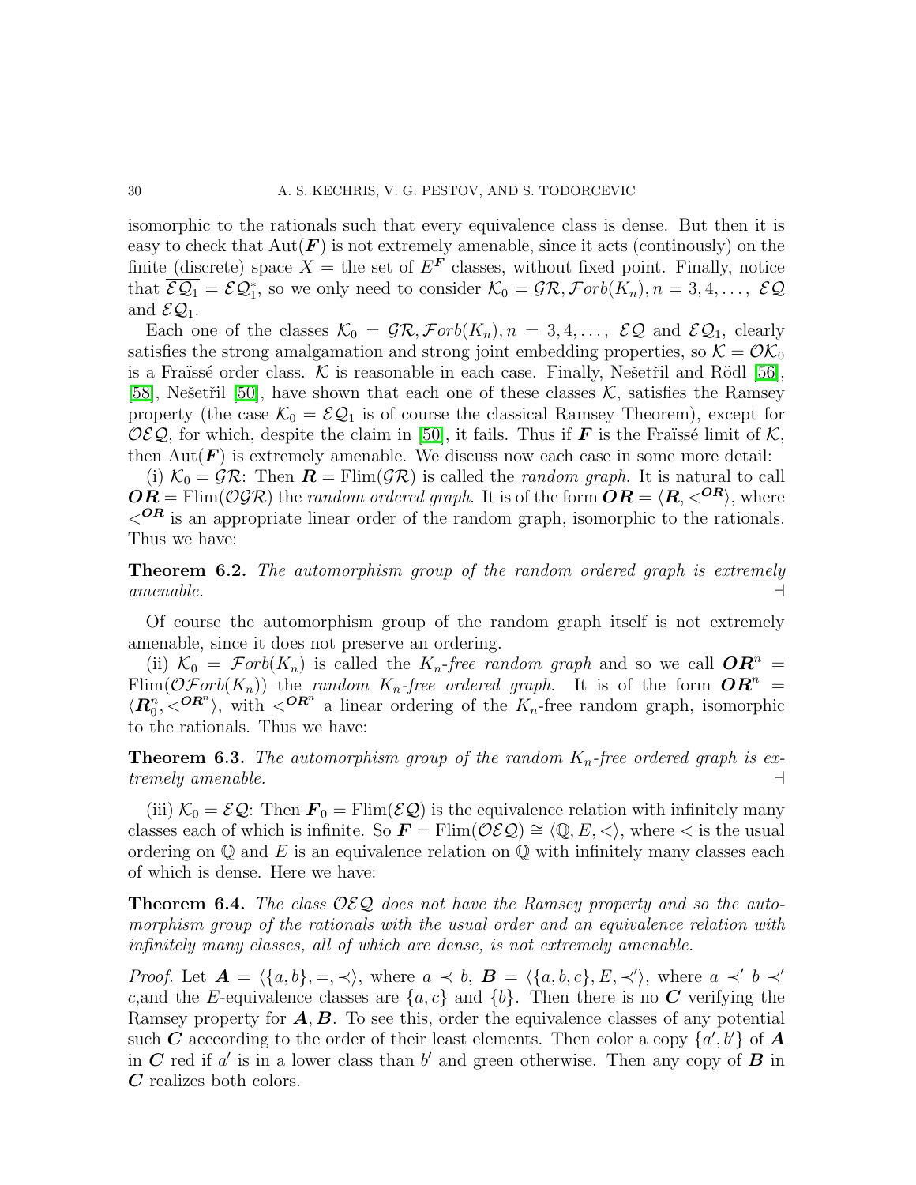isomorphic to the rationals such that every equivalence class is dense. But then it is easy to check that $\mathrm{Aut}(\boldsymbol{F})$ is not extremely amenable, since it acts (continously) on the finite (discrete) space $X =$ the set of $E^{\boldsymbol{F}}$ classes, without fixed point. Finally, notice that $\overline{\mathcal{EQ}_1} = \mathcal{EQ}_1^*$, so we only need to consider $\mathcal{K}_0 = \mathcal{GR}, \mathcal{F}orb(K_n), n = 3, 4, \dots,$ $\mathcal{EQ}$ and $\mathcal{EQ}_1$.

Each one of the classes $\mathcal{K}_0 = \mathcal{GR}, \mathcal{F}orb(K_n), n = 3, 4, \dots,$ $\mathcal{EQ}$ and $\mathcal{EQ}_1$, clearly satisfies the strong amalgamation and strong joint embedding properties, so $\mathcal{K} = \mathcal{OK}_0$ is a Fraïssé order class. $\mathcal{K}$ is reasonable in each case. Finally, Nešetřil and Rödl [56], [58], Nešetřil [50], have shown that each one of these classes $\mathcal{K}$, satisfies the Ramsey property (the case $\mathcal{K}_0 = \mathcal{EQ}_1$ is of course the classical Ramsey Theorem), except for $\mathcal{OEQ}$, for which, despite the claim in [50], it fails. Thus if $\boldsymbol{F}$ is the Fraïssé limit of $\mathcal{K}$, then $\mathrm{Aut}(\boldsymbol{F})$ is extremely amenable. We discuss now each case in some more detail:

(i) $\mathcal{K}_0 = \mathcal{GR}$: Then $\boldsymbol{R} = \mathrm{Flim}(\mathcal{GR})$ is called the *random graph*. It is natural to call $\boldsymbol{OR} = \mathrm{Flim}(\mathcal{OGR})$ the *random ordered graph*. It is of the form $\boldsymbol{OR} = \langle \boldsymbol{R}, <^{\boldsymbol{OR}} \rangle$, where $<^{\boldsymbol{OR}}$ is an appropriate linear order of the random graph, isomorphic to the rationals. Thus we have:

**Theorem 6.2.** *The automorphism group of the random ordered graph is extremely amenable.* ⊣

Of course the automorphism group of the random graph itself is not extremely amenable, since it does not preserve an ordering.

(ii) $\mathcal{K}_0 = \mathcal{F}orb(K_n)$ is called the *$K_n$-free random graph* and so we call $\boldsymbol{OR}^n = \mathrm{Flim}(\mathcal{OF}orb(K_n))$ the *random $K_n$-free ordered graph*. It is of the form $\boldsymbol{OR}^n = \langle \boldsymbol{R}_0^n, <^{\boldsymbol{OR}^n} \rangle$, with $<^{\boldsymbol{OR}^n}$ a linear ordering of the $K_n$-free random graph, isomorphic to the rationals. Thus we have:

**Theorem 6.3.** *The automorphism group of the random $K_n$-free ordered graph is extremely amenable.* ⊣

(iii) $\mathcal{K}_0 = \mathcal{EQ}$: Then $\boldsymbol{F}_0 = \mathrm{Flim}(\mathcal{EQ})$ is the equivalence relation with infinitely many classes each of which is infinite. So $\boldsymbol{F} = \mathrm{Flim}(\mathcal{OEQ}) \cong \langle \mathbb{Q}, E, < \rangle$, where $<$ is the usual ordering on $\mathbb{Q}$ and $E$ is an equivalence relation on $\mathbb{Q}$ with infinitely many classes each of which is dense. Here we have:

**Theorem 6.4.** *The class $\mathcal{OEQ}$ does not have the Ramsey property and so the automorphism group of the rationals with the usual order and an equivalence relation with infinitely many classes, all of which are dense, is not extremely amenable.*

*Proof.* Let $\boldsymbol{A} = \langle \{a, b\}, =, \prec \rangle$, where $a \prec b$, $\boldsymbol{B} = \langle \{a, b, c\}, E, \prec' \rangle$, where $a \prec' b \prec' c$,and the $E$-equivalence classes are $\{a, c\}$ and $\{b\}$. Then there is no $\boldsymbol{C}$ verifying the Ramsey property for $\boldsymbol{A}, \boldsymbol{B}$. To see this, order the equivalence classes of any potential such $\boldsymbol{C}$ acccording to the order of their least elements. Then color a copy $\{a', b'\}$ of $\boldsymbol{A}$ in $\boldsymbol{C}$ red if $a'$ is in a lower class than $b'$ and green otherwise. Then any copy of $\boldsymbol{B}$ in $\boldsymbol{C}$ realizes both colors.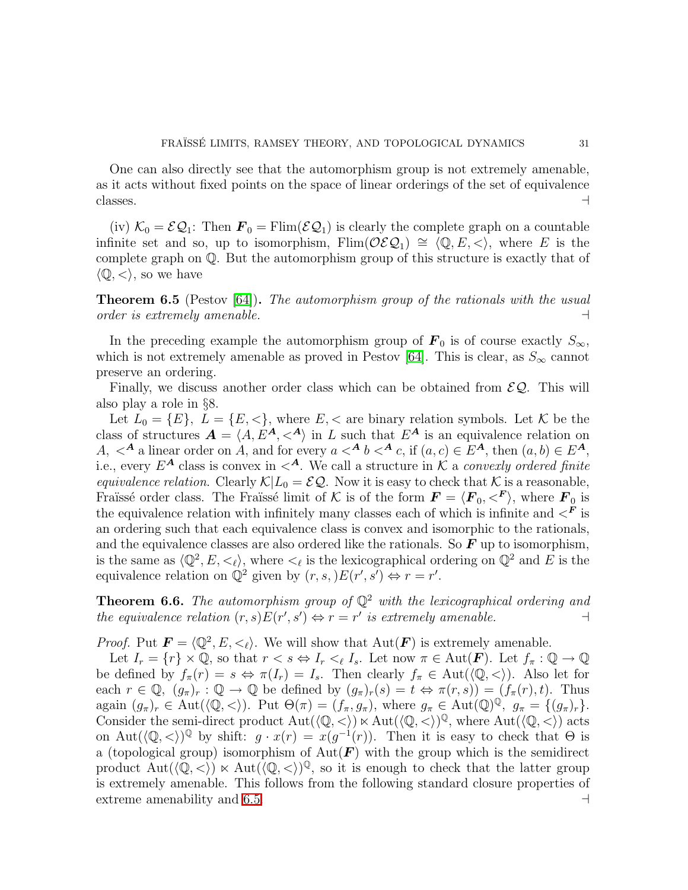One can also directly see that the automorphism group is not extremely amenable, as it acts without fixed points on the space of linear orderings of the set of equivalence classes. $\dashv$

(iv) $\mathcal{K}_0 = \mathcal{EQ}_1$: Then $\boldsymbol{F}_0 = \mathrm{Flim}(\mathcal{EQ}_1)$ is clearly the complete graph on a countable infinite set and so, up to isomorphism, $\mathrm{Flim}(\mathcal{OEQ}_1) \cong \langle \mathbb{Q}, E, < \rangle$, where $E$ is the complete graph on $\mathbb{Q}$. But the automorphism group of this structure is exactly that of $\langle \mathbb{Q}, < \rangle$, so we have

**Theorem 6.5** (Pestov [64]). *The automorphism group of the rationals with the usual order is extremely amenable.* $\dashv$

In the preceding example the automorphism group of $\boldsymbol{F}_0$ is of course exactly $S_\infty$, which is not extremely amenable as proved in Pestov [64]. This is clear, as $S_\infty$ cannot preserve an ordering.

Finally, we discuss another order class which can be obtained from $\mathcal{EQ}$. This will also play a role in §8.

Let $L_0 = \{E\}$, $L = \{E, <\}$, where $E, <$ are binary relation symbols. Let $\mathcal{K}$ be the class of structures $\boldsymbol{A} = \langle A, E^{\boldsymbol{A}}, <^{\boldsymbol{A}} \rangle$ in $L$ such that $E^{\boldsymbol{A}}$ is an equivalence relation on $A$, $<^{\boldsymbol{A}}$ a linear order on $A$, and for every $a <^{\boldsymbol{A}} b <^{\boldsymbol{A}} c$, if $(a, c) \in E^{\boldsymbol{A}}$, then $(a, b) \in E^{\boldsymbol{A}}$, i.e., every $E^{\boldsymbol{A}}$ class is convex in $<^{\boldsymbol{A}}$. We call a structure in $\mathcal{K}$ a *convexly ordered finite equivalence relation*. Clearly $\mathcal{K}|L_0 = \mathcal{EQ}$. Now it is easy to check that $\mathcal{K}$ is a reasonable, Fraïssé order class. The Fraïssé limit of $\mathcal{K}$ is of the form $\boldsymbol{F} = \langle \boldsymbol{F}_0, <^{\boldsymbol{F}} \rangle$, where $\boldsymbol{F}_0$ is the equivalence relation with infinitely many classes each of which is infinite and $<^{\boldsymbol{F}}$ is an ordering such that each equivalence class is convex and isomorphic to the rationals, and the equivalence classes are also ordered like the rationals. So $\boldsymbol{F}$ up to isomorphism, is the same as $\langle \mathbb{Q}^2, E, <_\ell \rangle$, where $<_\ell$ is the lexicographical ordering on $\mathbb{Q}^2$ and $E$ is the equivalence relation on $\mathbb{Q}^2$ given by $(r, s,) E (r', s') \Leftrightarrow r = r'$.

**Theorem 6.6.** *The automorphism group of $\mathbb{Q}^2$ with the lexicographical ordering and the equivalence relation $(r, s) E (r', s') \Leftrightarrow r = r'$ is extremely amenable.* $\dashv$

*Proof.* Put $\boldsymbol{F} = \langle \mathbb{Q}^2, E, <_\ell \rangle$. We will show that $\mathrm{Aut}(\boldsymbol{F})$ is extremely amenable.

Let $I_r = \{r\} \times \mathbb{Q}$, so that $r < s \Leftrightarrow I_r <_\ell I_s$. Let now $\pi \in \mathrm{Aut}(\boldsymbol{F})$. Let $f_\pi : \mathbb{Q} \to \mathbb{Q}$ be defined by $f_\pi(r) = s \Leftrightarrow \pi(I_r) = I_s$. Then clearly $f_\pi \in \mathrm{Aut}(\langle \mathbb{Q}, < \rangle)$. Also let for each $r \in \mathbb{Q}$, $(g_\pi)_r : \mathbb{Q} \to \mathbb{Q}$ be defined by $(g_\pi)_r(s) = t \Leftrightarrow \pi(r, s)) = (f_\pi(r), t)$. Thus again $(g_\pi)_r \in \mathrm{Aut}(\langle \mathbb{Q}, < \rangle)$. Put $\Theta(\pi) = (f_\pi, g_\pi)$, where $g_\pi \in \mathrm{Aut}(\mathbb{Q})^{\mathbb{Q}}$, $g_\pi = \{(g_\pi)_r\}$. Consider the semi-direct product $\mathrm{Aut}(\langle \mathbb{Q}, < \rangle) \ltimes \mathrm{Aut}(\langle \mathbb{Q}, < \rangle)^{\mathbb{Q}}$, where $\mathrm{Aut}(\langle \mathbb{Q}, < \rangle)$ acts on $\mathrm{Aut}(\langle \mathbb{Q}, < \rangle)^{\mathbb{Q}}$ by shift: $g \cdot x(r) = x(g^{-1}(r))$. Then it is easy to check that $\Theta$ is a (topological group) isomorphism of $\mathrm{Aut}(\boldsymbol{F})$ with the group which is the semidirect product $\mathrm{Aut}(\langle \mathbb{Q}, < \rangle) \ltimes \mathrm{Aut}(\langle \mathbb{Q}, < \rangle)^{\mathbb{Q}}$, so it is enough to check that the latter group is extremely amenable. This follows from the following standard closure properties of extreme amenability and 6.5. $\dashv$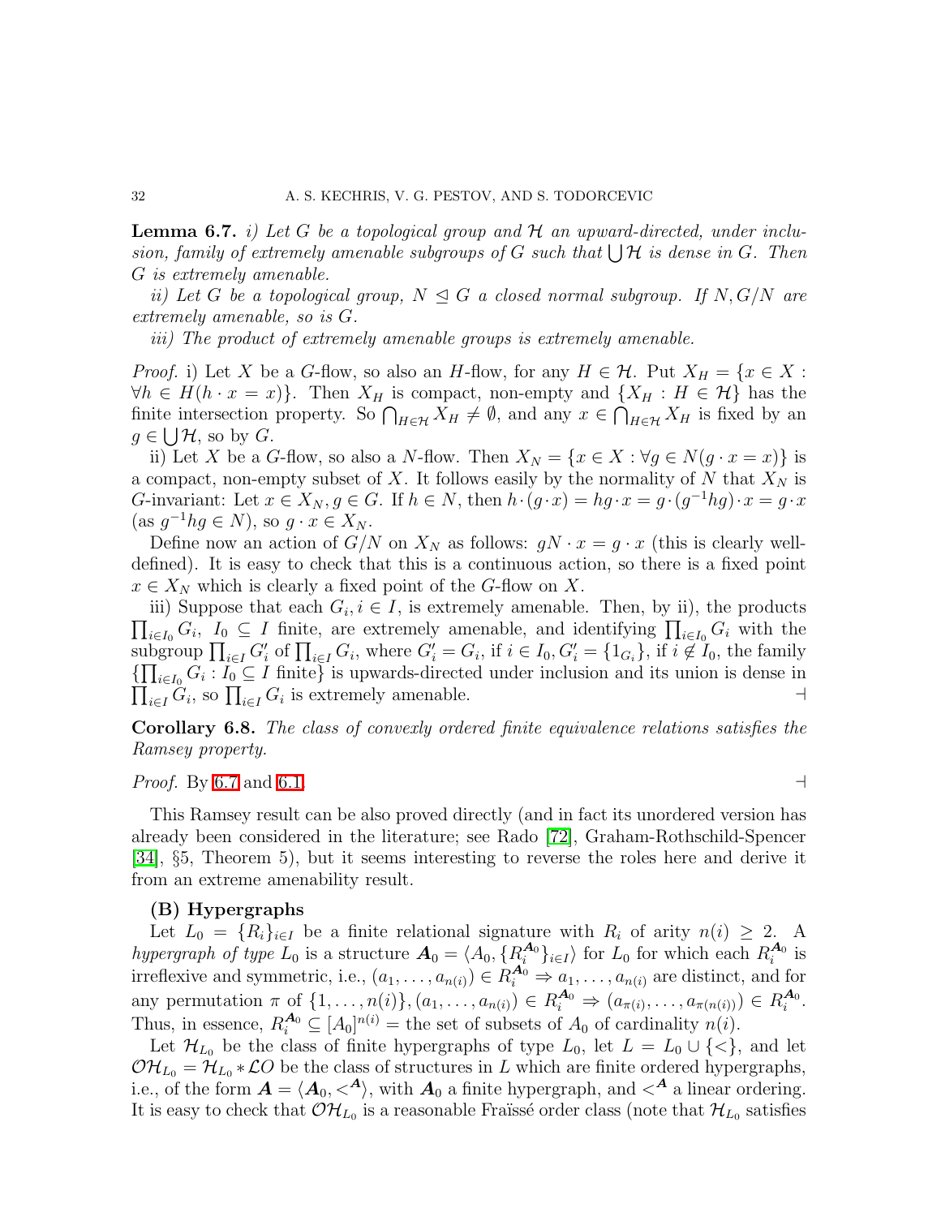**Lemma 6.7.** *i) Let $G$ be a topological group and $\mathcal{H}$ an upward-directed, under inclusion, family of extremely amenable subgroups of $G$ such that $\bigcup \mathcal{H}$ is dense in $G$. Then $G$ is extremely amenable.*

*ii) Let $G$ be a topological group, $N \trianglelefteq G$ a closed normal subgroup. If $N, G/N$ are extremely amenable, so is $G$.*

*iii) The product of extremely amenable groups is extremely amenable.*

*Proof.* i) Let $X$ be a $G$-flow, so also an $H$-flow, for any $H \in \mathcal{H}$. Put $X_H = \{x \in X : \forall h \in H(h \cdot x = x)\}$. Then $X_H$ is compact, non-empty and $\{X_H : H \in \mathcal{H}\}$ has the finite intersection property. So $\bigcap_{H\in\mathcal{H}} X_H \neq \emptyset$, and any $x \in \bigcap_{H\in\mathcal{H}} X_H$ is fixed by an $g \in \bigcup \mathcal{H}$, so by $G$.

ii) Let $X$ be a $G$-flow, so also a $N$-flow. Then $X_N = \{x \in X : \forall g \in N(g \cdot x = x)\}$ is a compact, non-empty subset of $X$. It follows easily by the normality of $N$ that $X_N$ is $G$-invariant: Let $x \in X_N, g \in G$. If $h \in N$, then $h \cdot (g \cdot x) = hg \cdot x = g \cdot (g^{-1}hg) \cdot x = g \cdot x$ (as $g^{-1}hg \in N$), so $g \cdot x \in X_N$.

Define now an action of $G/N$ on $X_N$ as follows: $gN \cdot x = g \cdot x$ (this is clearly well-defined). It is easy to check that this is a continuous action, so there is a fixed point $x \in X_N$ which is clearly a fixed point of the $G$-flow on $X$.

iii) Suppose that each $G_i, i \in I$, is extremely amenable. Then, by ii), the products $\prod_{i\in I_0} G_i$, $I_0 \subseteq I$ finite, are extremely amenable, and identifying $\prod_{i\in I_0} G_i$ with the subgroup $\prod_{i\in I} G'_i$ of $\prod_{i\in I} G_i$, where $G'_i = G_i$, if $i \in I_0, G'_i = \{1_{G_i}\}$, if $i \notin I_0$, the family $\{\prod_{i\in I_0} G_i : I_0 \subseteq I \text{ finite}\}$ is upwards-directed under inclusion and its union is dense in $\prod_{i\in I} G_i$, so $\prod_{i\in I} G_i$ is extremely amenable. ⊣

**Corollary 6.8.** *The class of convexly ordered finite equivalence relations satisfies the Ramsey property.*

*Proof.* By 6.7 and 6.1. ⊣

This Ramsey result can be also proved directly (and in fact its unordered version has already been considered in the literature; see Rado [72], Graham-Rothschild-Spencer [34], §5, Theorem 5), but it seems interesting to reverse the roles here and derive it from an extreme amenability result.

**(B) Hypergraphs**

Let $L_0 = \{R_i\}_{i\in I}$ be a finite relational signature with $R_i$ of arity $n(i) \geq 2$. A *hypergraph of type* $L_0$ is a structure $\boldsymbol{A}_0 = \langle A_0, \{R_i^{\boldsymbol{A}_0}\}_{i\in I}\rangle$ for $L_0$ for which each $R_i^{\boldsymbol{A}_0}$ is irreflexive and symmetric, i.e., $(a_1, \ldots, a_{n(i)}) \in R_i^{\boldsymbol{A}_0} \Rightarrow a_1, \ldots, a_{n(i)}$ are distinct, and for any permutation $\pi$ of $\{1, \ldots, n(i)\}, (a_1, \ldots, a_{n(i)}) \in R_i^{\boldsymbol{A}_0} \Rightarrow (a_{\pi(i)}, \ldots, a_{\pi(n(i))}) \in R_i^{\boldsymbol{A}_0}$. Thus, in essence, $R_i^{\boldsymbol{A}_0} \subseteq [A_0]^{n(i)}$ = the set of subsets of $A_0$ of cardinality $n(i)$.

Let $\mathcal{H}_{L_0}$ be the class of finite hypergraphs of type $L_0$, let $L = L_0 \cup \{<\}$, and let $\mathcal{OH}_{L_0} = \mathcal{H}_{L_0} * \mathcal{LO}$ be the class of structures in $L$ which are finite ordered hypergraphs, i.e., of the form $\boldsymbol{A} = \langle \boldsymbol{A}_0, <^{\boldsymbol{A}}\rangle$, with $\boldsymbol{A}_0$ a finite hypergraph, and $<^{\boldsymbol{A}}$ a linear ordering. It is easy to check that $\mathcal{OH}_{L_0}$ is a reasonable Fraïssé order class (note that $\mathcal{H}_{L_0}$ satisfies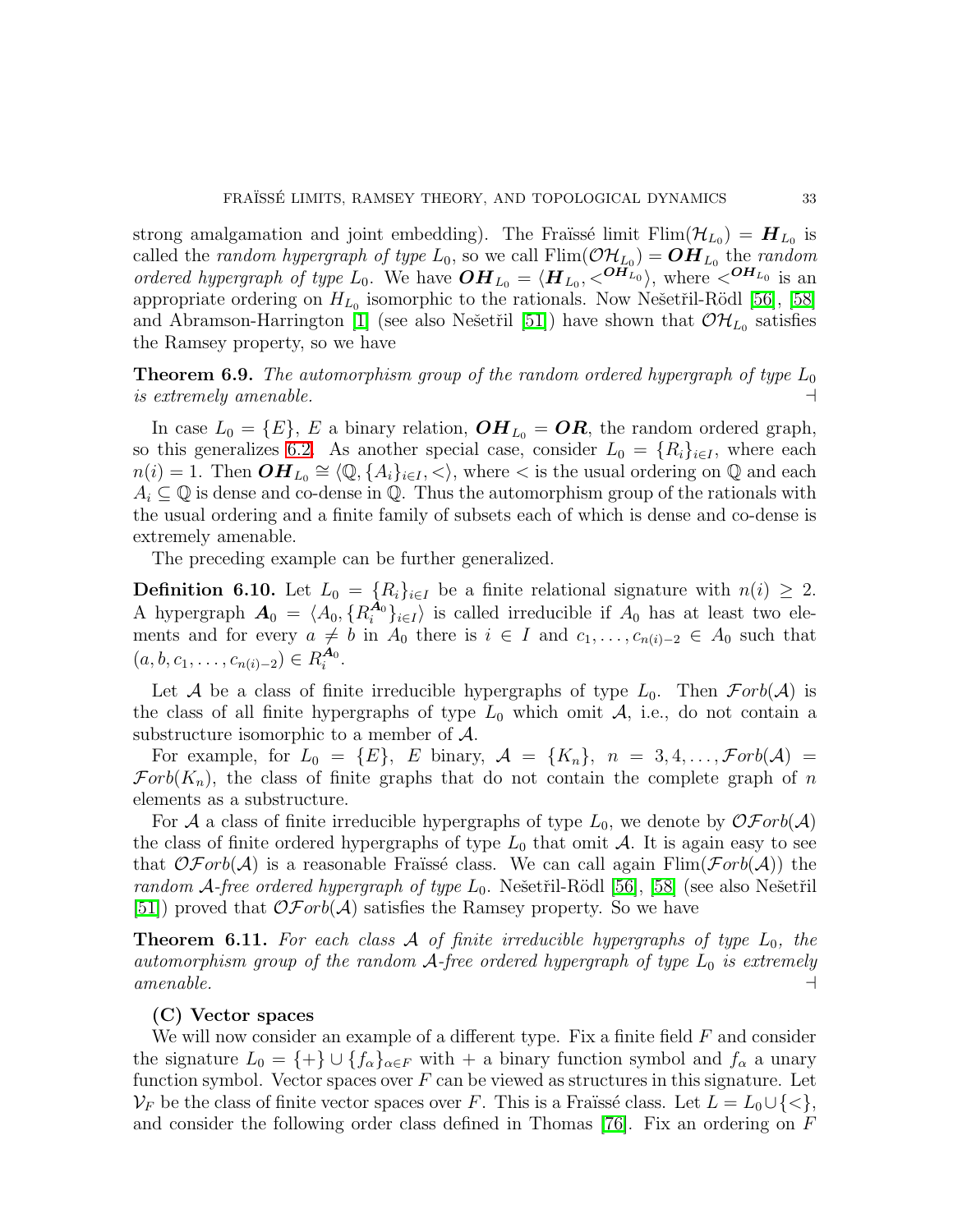strong amalgamation and joint embedding). The Fraïssé limit $\mathrm{Flim}(\mathcal{H}_{L_0}) = \boldsymbol{H}_{L_0}$ is called the *random hypergraph of type* $L_0$, so we call $\mathrm{Flim}(\mathcal{OH}_{L_0}) = \boldsymbol{OH}_{L_0}$ the *random ordered hypergraph of type* $L_0$. We have $\boldsymbol{OH}_{L_0} = \langle \boldsymbol{H}_{L_0}, <^{\boldsymbol{OH}_{L_0}} \rangle$, where $<^{\boldsymbol{OH}_{L_0}}$ is an appropriate ordering on $H_{L_0}$ isomorphic to the rationals. Now Nešetřil-Rödl [56], [58] and Abramson-Harrington [1] (see also Nešetřil [51]) have shown that $\mathcal{OH}_{L_0}$ satisfies the Ramsey property, so we have

**Theorem 6.9.** *The automorphism group of the random ordered hypergraph of type $L_0$ is extremely amenable.* ⊣

In case $L_0 = \{E\}$, $E$ a binary relation, $\boldsymbol{OH}_{L_0} = \boldsymbol{OR}$, the random ordered graph, so this generalizes 6.2. As another special case, consider $L_0 = \{R_i\}_{i \in I}$, where each $n(i) = 1$. Then $\boldsymbol{OH}_{L_0} \cong \langle \mathbb{Q}, \{A_i\}_{i \in I}, < \rangle$, where $<$ is the usual ordering on $\mathbb{Q}$ and each $A_i \subseteq \mathbb{Q}$ is dense and co-dense in $\mathbb{Q}$. Thus the automorphism group of the rationals with the usual ordering and a finite family of subsets each of which is dense and co-dense is extremely amenable.

The preceding example can be further generalized.

**Definition 6.10.** Let $L_0 = \{R_i\}_{i \in I}$ be a finite relational signature with $n(i) \geq 2$. A hypergraph $\boldsymbol{A}_0 = \langle A_0, \{R_i^{\boldsymbol{A}_0}\}_{i \in I} \rangle$ is called irreducible if $A_0$ has at least two elements and for every $a \neq b$ in $A_0$ there is $i \in I$ and $c_1, \dots, c_{n(i)-2} \in A_0$ such that $(a, b, c_1, \dots, c_{n(i)-2}) \in R_i^{\boldsymbol{A}_0}$.

Let $\mathcal{A}$ be a class of finite irreducible hypergraphs of type $L_0$. Then $\mathcal{F}orb(\mathcal{A})$ is the class of all finite hypergraphs of type $L_0$ which omit $\mathcal{A}$, i.e., do not contain a substructure isomorphic to a member of $\mathcal{A}$.

For example, for $L_0 = \{E\}$, $E$ binary, $\mathcal{A} = \{K_n\}$, $n = 3, 4, \dots, \mathcal{F}orb(\mathcal{A}) = \mathcal{F}orb(K_n)$, the class of finite graphs that do not contain the complete graph of $n$ elements as a substructure.

For $\mathcal{A}$ a class of finite irreducible hypergraphs of type $L_0$, we denote by $\mathcal{OF}orb(\mathcal{A})$ the class of finite ordered hypergraphs of type $L_0$ that omit $\mathcal{A}$. It is again easy to see that $\mathcal{OF}orb(\mathcal{A})$ is a reasonable Fraïssé class. We can call again $\mathrm{Flim}(\mathcal{F}orb(\mathcal{A}))$ the *random $\mathcal{A}$-free ordered hypergraph of type* $L_0$. Nešetřil-Rödl [56], [58] (see also Nešetřil [51]) proved that $\mathcal{OF}orb(\mathcal{A})$ satisfies the Ramsey property. So we have

**Theorem 6.11.** *For each class $\mathcal{A}$ of finite irreducible hypergraphs of type $L_0$, the automorphism group of the random $\mathcal{A}$-free ordered hypergraph of type $L_0$ is extremely amenable.* ⊣

**(C) Vector spaces**

We will now consider an example of a different type. Fix a finite field $F$ and consider the signature $L_0 = \{+\} \cup \{f_\alpha\}_{\alpha \in F}$ with $+$ a binary function symbol and $f_\alpha$ a unary function symbol. Vector spaces over $F$ can be viewed as structures in this signature. Let $\mathcal{V}_F$ be the class of finite vector spaces over $F$. This is a Fraïssé class. Let $L = L_0 \cup \{<\}$, and consider the following order class defined in Thomas [76]. Fix an ordering on $F$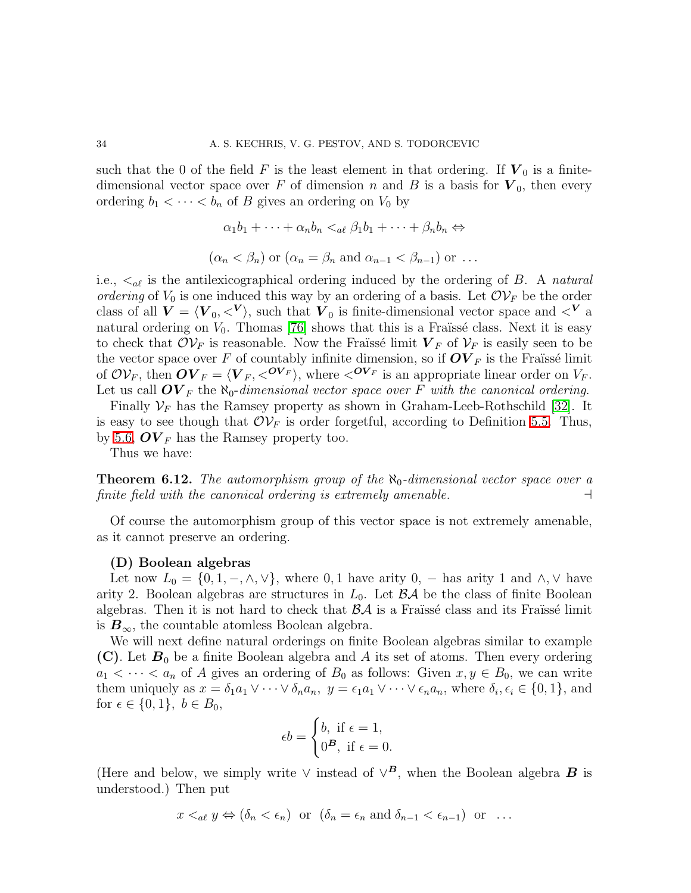such that the 0 of the field $F$ is the least element in that ordering. If $\boldsymbol{V}_0$ is a finite-dimensional vector space over $F$ of dimension $n$ and $B$ is a basis for $\boldsymbol{V}_0$, then every ordering $b_1 < \cdots < b_n$ of $B$ gives an ordering on $V_0$ by

$$\alpha_1 b_1 + \cdots + \alpha_n b_n <_{a\ell} \beta_1 b_1 + \cdots + \beta_n b_n \Leftrightarrow$$

$$(\alpha_n < \beta_n) \text{ or } (\alpha_n = \beta_n \text{ and } \alpha_{n-1} < \beta_{n-1}) \text{ or } \ldots$$

i.e., $<_{a\ell}$ is the antilexicographical ordering induced by the ordering of $B$. A *natural ordering* of $V_0$ is one induced this way by an ordering of a basis. Let $\mathcal{OV}_F$ be the order class of all $\boldsymbol{V} = \langle \boldsymbol{V}_0, <^{\boldsymbol{V}} \rangle$, such that $\boldsymbol{V}_0$ is finite-dimensional vector space and $<^{\boldsymbol{V}}$ a natural ordering on $V_0$. Thomas [76] shows that this is a Fraïssé class. Next it is easy to check that $\mathcal{OV}_F$ is reasonable. Now the Fraïssé limit $\boldsymbol{V}_F$ of $\mathcal{V}_F$ is easily seen to be the vector space over $F$ of countably infinite dimension, so if $\boldsymbol{OV}_F$ is the Fraïssé limit of $\mathcal{OV}_F$, then $\boldsymbol{OV}_F = \langle \boldsymbol{V}_F, <^{\boldsymbol{OV}_F} \rangle$, where $<^{\boldsymbol{OV}_F}$ is an appropriate linear order on $V_F$. Let us call $\boldsymbol{OV}_F$ the *$\aleph_0$-dimensional vector space over $F$ with the canonical ordering.*

Finally $\mathcal{V}_F$ has the Ramsey property as shown in Graham-Leeb-Rothschild [32]. It is easy to see though that $\mathcal{OV}_F$ is order forgetful, according to Definition 5.5. Thus, by 5.6, $\boldsymbol{OV}_F$ has the Ramsey property too.

Thus we have:

**Theorem 6.12.** *The automorphism group of the $\aleph_0$-dimensional vector space over a finite field with the canonical ordering is extremely amenable.* ⊣

Of course the automorphism group of this vector space is not extremely amenable, as it cannot preserve an ordering.

**(D) Boolean algebras**

Let now $L_0 = \{0, 1, -, \wedge, \vee\}$, where $0, 1$ have arity 0, $-$ has arity 1 and $\wedge, \vee$ have arity 2. Boolean algebras are structures in $L_0$. Let $\mathcal{BA}$ be the class of finite Boolean algebras. Then it is not hard to check that $\mathcal{BA}$ is a Fraïssé class and its Fraïssé limit is $\boldsymbol{B}_\infty$, the countable atomless Boolean algebra.

We will next define natural orderings on finite Boolean algebras similar to example **(C)**. Let $\boldsymbol{B}_0$ be a finite Boolean algebra and $A$ its set of atoms. Then every ordering $a_1 < \cdots < a_n$ of $A$ gives an ordering of $B_0$ as follows: Given $x, y \in B_0$, we can write them uniquely as $x = \delta_1 a_1 \vee \cdots \vee \delta_n a_n,\ y = \epsilon_1 a_1 \vee \cdots \vee \epsilon_n a_n$, where $\delta_i, \epsilon_i \in \{0, 1\}$, and for $\epsilon \in \{0, 1\},\ b \in B_0$,

$$\epsilon b = \begin{cases} b, \text{ if } \epsilon = 1, \\ 0^{\boldsymbol{B}}, \text{ if } \epsilon = 0. \end{cases}$$

(Here and below, we simply write $\vee$ instead of $\vee^{\boldsymbol{B}}$, when the Boolean algebra $\boldsymbol{B}$ is understood.) Then put

$$x <_{a\ell} y \Leftrightarrow (\delta_n < \epsilon_n) \ \text{ or } \ (\delta_n = \epsilon_n \text{ and } \delta_{n-1} < \epsilon_{n-1}) \ \text{ or } \ \ldots$$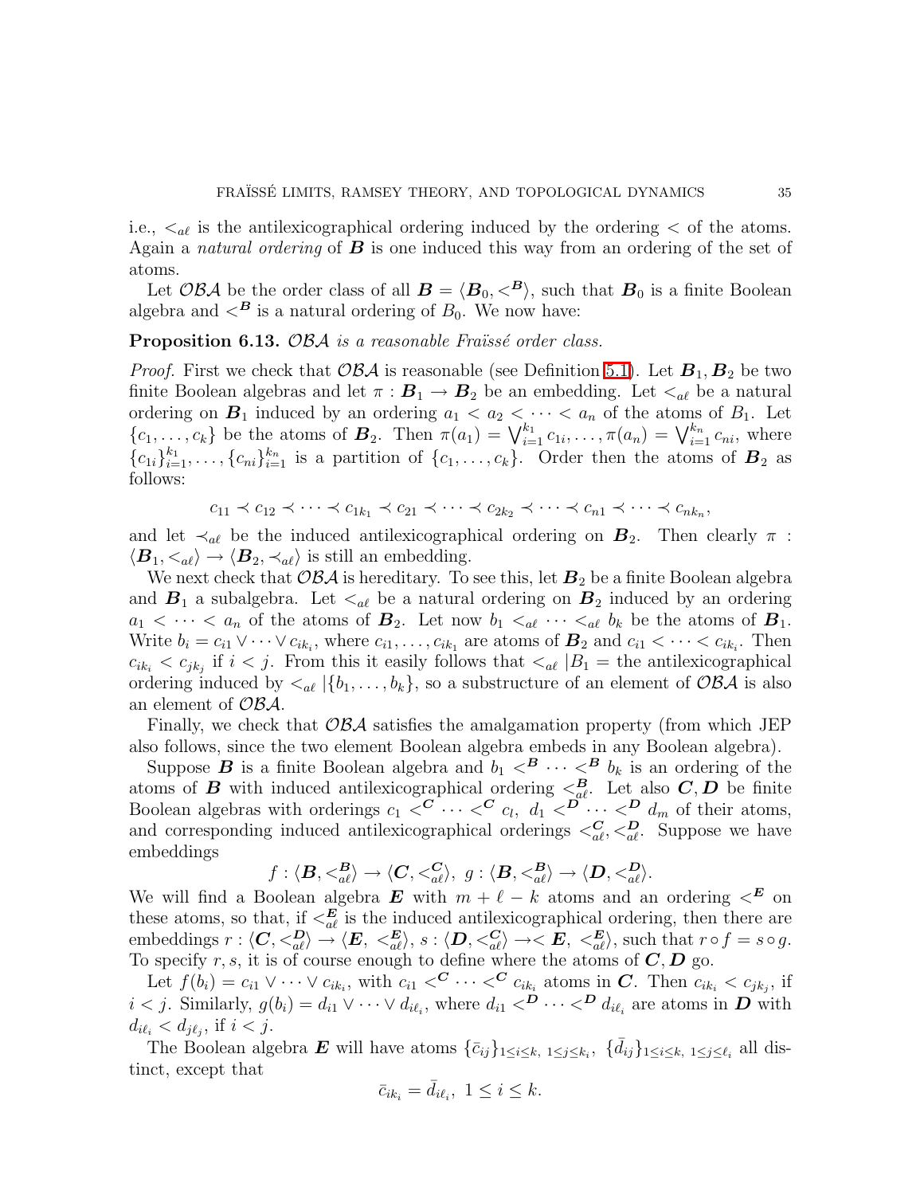i.e., $<_{a\ell}$ is the antilexicographical ordering induced by the ordering $<$ of the atoms. Again a *natural ordering* of $\boldsymbol{B}$ is one induced this way from an ordering of the set of atoms.

Let $\mathcal{OBA}$ be the order class of all $\boldsymbol{B} = \langle \boldsymbol{B}_0, <^{\boldsymbol{B}}\rangle$, such that $\boldsymbol{B}_0$ is a finite Boolean algebra and $<^{\boldsymbol{B}}$ is a natural ordering of $B_0$. We now have:

**Proposition 6.13.** *$\mathcal{OBA}$ is a reasonable Fraïssé order class.*

*Proof.* First we check that $\mathcal{OBA}$ is reasonable (see Definition 5.1). Let $\boldsymbol{B}_1, \boldsymbol{B}_2$ be two finite Boolean algebras and let $\pi : \boldsymbol{B}_1 \to \boldsymbol{B}_2$ be an embedding. Let $<_{a\ell}$ be a natural ordering on $\boldsymbol{B}_1$ induced by an ordering $a_1 < a_2 < \cdots < a_n$ of the atoms of $B_1$. Let $\{c_1, \ldots, c_k\}$ be the atoms of $\boldsymbol{B}_2$. Then $\pi(a_1) = \bigvee_{i=1}^{k_1} c_{1i}, \ldots, \pi(a_n) = \bigvee_{i=1}^{k_n} c_{ni}$, where $\{c_{1i}\}_{i=1}^{k_1}, \ldots, \{c_{ni}\}_{i=1}^{k_n}$ is a partition of $\{c_1, \ldots, c_k\}$. Order then the atoms of $\boldsymbol{B}_2$ as follows:

$$c_{11} \prec c_{12} \prec \cdots \prec c_{1k_1} \prec c_{21} \prec \cdots \prec c_{2k_2} \prec \cdots \prec c_{n1} \prec \cdots \prec c_{nk_n},$$

and let $\prec_{a\ell}$ be the induced antilexicographical ordering on $\boldsymbol{B}_2$. Then clearly $\pi : \langle \boldsymbol{B}_1, <_{a\ell}\rangle \to \langle \boldsymbol{B}_2, \prec_{a\ell}\rangle$ is still an embedding.

We next check that $\mathcal{OBA}$ is hereditary. To see this, let $\boldsymbol{B}_2$ be a finite Boolean algebra and $\boldsymbol{B}_1$ a subalgebra. Let $<_{a\ell}$ be a natural ordering on $\boldsymbol{B}_2$ induced by an ordering $a_1 < \cdots < a_n$ of the atoms of $\boldsymbol{B}_2$. Let now $b_1 <_{a\ell} \cdots <_{a\ell} b_k$ be the atoms of $\boldsymbol{B}_1$. Write $b_i = c_{i1} \vee \cdots \vee c_{ik_i}$, where $c_{i1}, \ldots, c_{ik_1}$ are atoms of $\boldsymbol{B}_2$ and $c_{i1} < \cdots < c_{ik_i}$. Then $c_{ik_i} < c_{jk_j}$ if $i < j$. From this it easily follows that $<_{a\ell} |B_1 =$ the antilexicographical ordering induced by $<_{a\ell} |\{b_1, \ldots, b_k\}$, so a substructure of an element of $\mathcal{OBA}$ is also an element of $\mathcal{OBA}$.

Finally, we check that $\mathcal{OBA}$ satisfies the amalgamation property (from which JEP also follows, since the two element Boolean algebra embeds in any Boolean algebra).

Suppose $\boldsymbol{B}$ is a finite Boolean algebra and $b_1 <^{\boldsymbol{B}} \cdots <^{\boldsymbol{B}} b_k$ is an ordering of the atoms of $\boldsymbol{B}$ with induced antilexicographical ordering $<_{a\ell}^{\boldsymbol{B}}$. Let also $\boldsymbol{C}, \boldsymbol{D}$ be finite Boolean algebras with orderings $c_1 <^{\boldsymbol{C}} \cdots <^{\boldsymbol{C}} c_l$, $d_1 <^{\boldsymbol{D}} \cdots <^{\boldsymbol{D}} d_m$ of their atoms, and corresponding induced antilexicographical orderings $<_{a\ell}^{\boldsymbol{C}}, <_{a\ell}^{\boldsymbol{D}}$. Suppose we have embeddings

$$f : \langle \boldsymbol{B}, <_{a\ell}^{\boldsymbol{B}}\rangle \to \langle \boldsymbol{C}, <_{a\ell}^{\boldsymbol{C}}\rangle,\ g : \langle \boldsymbol{B}, <_{a\ell}^{\boldsymbol{B}}\rangle \to \langle \boldsymbol{D}, <_{a\ell}^{\boldsymbol{D}}\rangle.$$

We will find a Boolean algebra $\boldsymbol{E}$ with $m + \ell - k$ atoms and an ordering $<^{\boldsymbol{E}}$ on these atoms, so that, if $<_{a\ell}^{\boldsymbol{E}}$ is the induced antilexicographical ordering, then there are embeddings $r : \langle \boldsymbol{C}, <_{a\ell}^{\boldsymbol{D}}\rangle \to \langle \boldsymbol{E},\ <_{a\ell}^{\boldsymbol{E}}\rangle$, $s : \langle \boldsymbol{D}, <_{a\ell}^{\boldsymbol{C}}\rangle \to < \boldsymbol{E},\ <_{a\ell}^{\boldsymbol{E}}\rangle$, such that $r \circ f = s \circ g$. To specify $r, s$, it is of course enough to define where the atoms of $\boldsymbol{C}, \boldsymbol{D}$ go.

Let $f(b_i) = c_{i1} \vee \cdots \vee c_{ik_i}$, with $c_{i1} <^{\boldsymbol{C}} \cdots <^{\boldsymbol{C}} c_{ik_i}$ atoms in $\boldsymbol{C}$. Then $c_{ik_i} < c_{jk_j}$, if $i < j$. Similarly, $g(b_i) = d_{i1} \vee \cdots \vee d_{i\ell_i}$, where $d_{i1} <^{\boldsymbol{D}} \cdots <^{\boldsymbol{D}} d_{i\ell_i}$ are atoms in $\boldsymbol{D}$ with $d_{i\ell_i} < d_{j\ell_j}$, if $i < j$.

The Boolean algebra $\boldsymbol{E}$ will have atoms $\{\bar{c}_{ij}\}_{1 \leq i \leq k,\ 1 \leq j \leq k_i}$, $\{\bar{d}_{ij}\}_{1 \leq i \leq k,\ 1 \leq j \leq \ell_i}$ all distinct, except that

$$\bar{c}_{ik_i} = \bar{d}_{i\ell_i},\ 1 \leq i \leq k.$$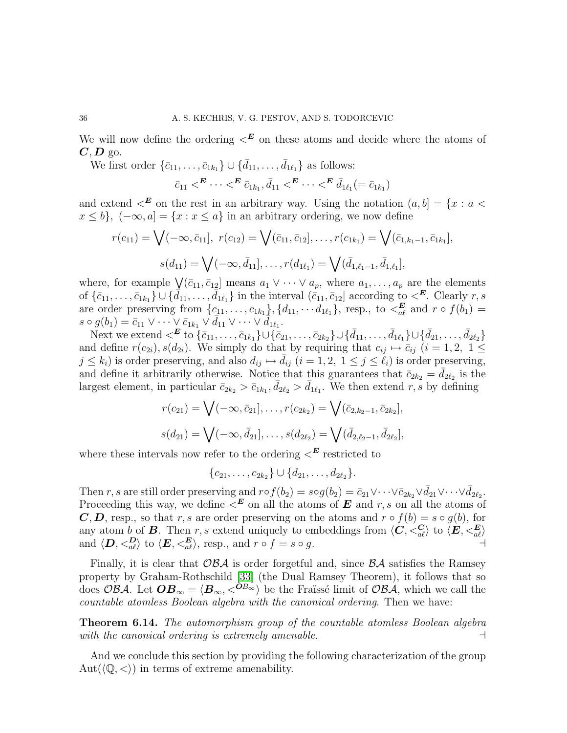We will now define the ordering $<^{\boldsymbol{E}}$ on these atoms and decide where the atoms of $\boldsymbol{C}, \boldsymbol{D}$ go.

We first order $\{\bar{c}_{11}, \dots, \bar{c}_{1k_1}\} \cup \{\bar{d}_{11}, \dots, \bar{d}_{1\ell_1}\}$ as follows:

$$\bar{c}_{11} <^{\boldsymbol{E}} \cdots <^{\boldsymbol{E}} \bar{c}_{1k_1}, \bar{d}_{11} <^{\boldsymbol{E}} \cdots <^{\boldsymbol{E}} \bar{d}_{1\ell_1} (= \bar{c}_{1k_1})$$

and extend $<^{\boldsymbol{E}}$ on the rest in an arbitrary way. Using the notation $(a, b] = \{x : a < x \leq b\}$, $(-\infty, a] = \{x : x \leq a\}$ in an arbitrary ordering, we now define

$$r(c_{11}) = \bigvee(-\infty, \bar{c}_{11}],\ r(c_{12}) = \bigvee(\bar{c}_{11}, \bar{c}_{12}], \dots, r(c_{1k_1}) = \bigvee(\bar{c}_{1,k_1-1}, \bar{c}_{1k_1}],$$

$$s(d_{11}) = \bigvee(-\infty, \bar{d}_{11}], \dots, r(d_{1\ell_1}) = \bigvee(\bar{d}_{1,\ell_1-1}, \bar{d}_{1,\ell_1}],$$

where, for example $\bigvee(\bar{c}_{11}, \bar{c}_{12}]$ means $a_1 \vee \cdots \vee a_p$, where $a_1, \dots, a_p$ are the elements of $\{\bar{c}_{11}, \dots, \bar{c}_{1k_1}\} \cup \{\bar{d}_{11}, \dots, \bar{d}_{1\ell_1}\}$ in the interval $(\bar{c}_{11}, \bar{c}_{12}]$ according to $<^{\boldsymbol{E}}$. Clearly $r, s$ are order preserving from $\{c_{11}, \dots, c_{1k_1}\}, \{d_{11}, \cdots d_{1\ell_1}\}$, resp., to $<^{\boldsymbol{E}}_{a\ell}$ and $r \circ f(b_1) = s \circ g(b_1) = \bar{c}_{11} \vee \cdots \vee \bar{c}_{1k_1} \vee \bar{d}_{11} \vee \cdots \vee \bar{d}_{1\ell_1}$.

Next we extend $<^{\boldsymbol{E}}$ to $\{\bar{c}_{11}, \dots, \bar{c}_{1k_1}\} \cup \{\bar{c}_{21}, \dots, \bar{c}_{2k_2}\} \cup \{\bar{d}_{11}, \dots, \bar{d}_{1\ell_1}\} \cup \{\bar{d}_{21}, \dots, \bar{d}_{2\ell_2}\}$ and define $r(c_{2i}), s(d_{2i})$. We simply do that by requiring that $c_{ij} \mapsto \bar{c}_{ij}$ $(i = 1, 2,\ 1 \leq j \leq k_i)$ is order preserving, and also $d_{ij} \mapsto \bar{d}_{ij}$ $(i = 1, 2,\ 1 \leq j \leq \ell_i)$ is order preserving, and define it arbitrarily otherwise. Notice that this guarantees that $\bar{c}_{2k_2} = \bar{d}_{2\ell_2}$ is the largest element, in particular $\bar{c}_{2k_2} > \bar{c}_{1k_1}, \bar{d}_{2\ell_2} > \bar{d}_{1\ell_1}$. We then extend $r, s$ by defining

$$r(c_{21}) = \bigvee(-\infty, \bar{c}_{21}], \dots, r(c_{2k_2}) = \bigvee(\bar{c}_{2,k_2-1}, \bar{c}_{2k_2}],$$

$$s(d_{21}) = \bigvee(-\infty, \bar{d}_{21}], \dots, s(d_{2\ell_2}) = \bigvee(\bar{d}_{2,\ell_2-1}, \bar{d}_{2\ell_2}],$$

where these intervals now refer to the ordering $<^{\boldsymbol{E}}$ restricted to

$$\{c_{21}, \dots, c_{2k_2}\} \cup \{d_{21}, \dots, d_{2\ell_2}\}.$$

Then $r, s$ are still order preserving and $r \circ f(b_2) = s \circ g(b_2) = \bar{c}_{21} \vee \cdots \vee \bar{c}_{2k_2} \vee \bar{d}_{21} \vee \cdots \vee \bar{d}_{2\ell_2}$. Proceeding this way, we define $<^{\boldsymbol{E}}$ on all the atoms of $\boldsymbol{E}$ and $r, s$ on all the atoms of $\boldsymbol{C}, \boldsymbol{D}$, resp., so that $r, s$ are order preserving on the atoms and $r \circ f(b) = s \circ g(b)$, for any atom $b$ of $\boldsymbol{B}$. Then $r, s$ extend uniquely to embeddings from $\langle \boldsymbol{C}, <^{\boldsymbol{C}}_{a\ell} \rangle$ to $\langle \boldsymbol{E}, <^{\boldsymbol{E}}_{a\ell} \rangle$ and $\langle \boldsymbol{D}, <^{\boldsymbol{D}}_{a\ell} \rangle$ to $\langle \boldsymbol{E}, <^{\boldsymbol{E}}_{a\ell} \rangle$, resp., and $r \circ f = s \circ g$. ⊣

Finally, it is clear that $\mathcal{OBA}$ is order forgetful and, since $\mathcal{BA}$ satisfies the Ramsey property by Graham-Rothschild [33] (the Dual Ramsey Theorem), it follows that so does $\mathcal{OBA}$. Let $\boldsymbol{OB}_\infty = \langle \boldsymbol{B}_\infty, <^{\boldsymbol{O}B_\infty} \rangle$ be the Fraïssé limit of $\mathcal{OBA}$, which we call the *countable atomless Boolean algebra with the canonical ordering*. Then we have:

**Theorem 6.14.** *The automorphism group of the countable atomless Boolean algebra with the canonical ordering is extremely amenable.* ⊣

And we conclude this section by providing the following characterization of the group $\mathrm{Aut}(\langle \mathbb{Q}, < \rangle)$ in terms of extreme amenability.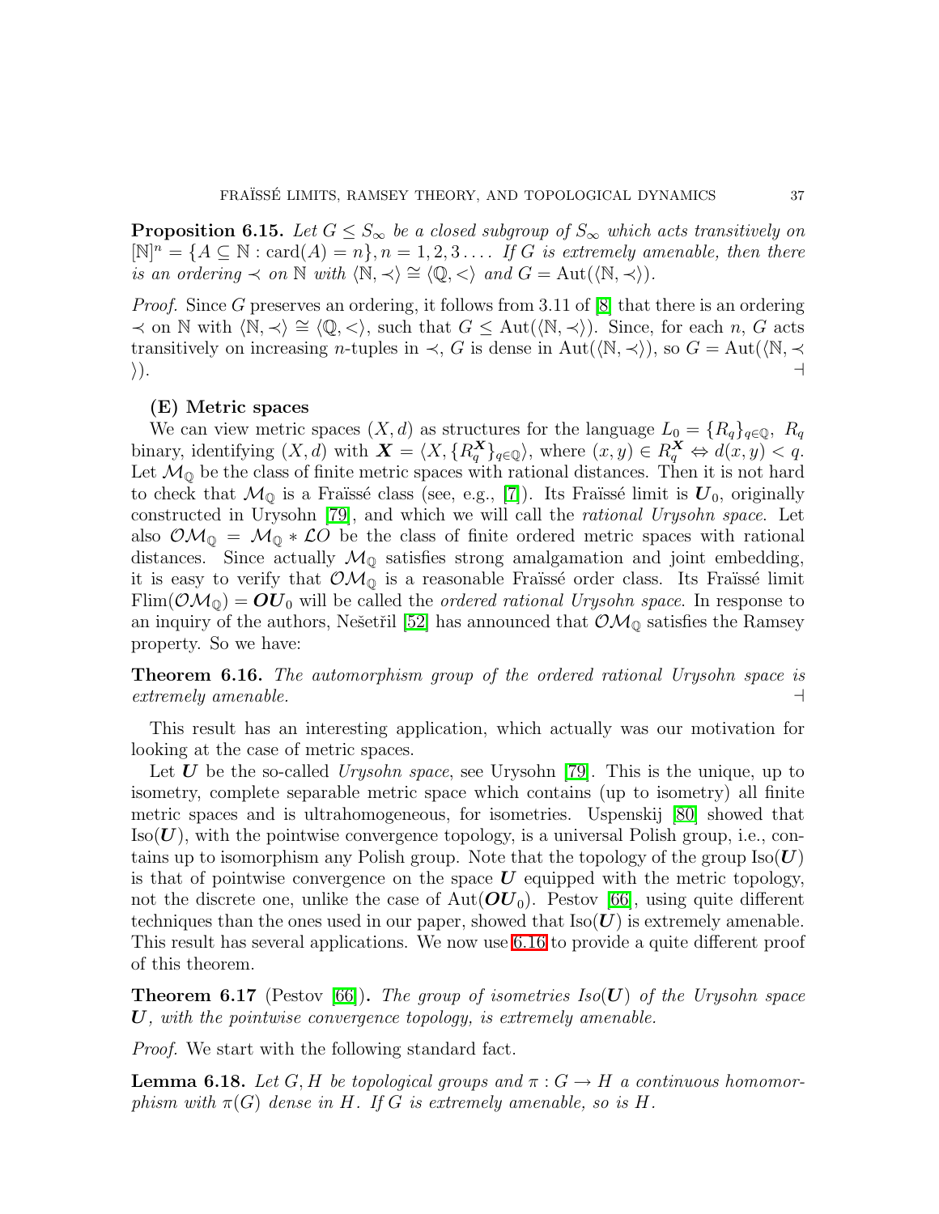**Proposition 6.15.** *Let $G \leq S_\infty$ be a closed subgroup of $S_\infty$ which acts transitively on $[\mathbb{N}]^n = \{A \subseteq \mathbb{N} : \mathrm{card}(A) = n\}, n = 1, 2, 3 \ldots.$ If $G$ is extremely amenable, then there is an ordering $\prec$ on $\mathbb{N}$ with $\langle \mathbb{N}, \prec\rangle \cong \langle \mathbb{Q}, <\rangle$ and $G = \mathrm{Aut}(\langle \mathbb{N}, \prec\rangle)$.*

*Proof.* Since $G$ preserves an ordering, it follows from 3.11 of [8] that there is an ordering $\prec$ on $\mathbb{N}$ with $\langle \mathbb{N}, \prec\rangle \cong \langle \mathbb{Q}, <\rangle$, such that $G \leq \mathrm{Aut}(\langle \mathbb{N}, \prec\rangle)$. Since, for each $n$, $G$ acts transitively on increasing $n$-tuples in $\prec$, $G$ is dense in $\mathrm{Aut}(\langle \mathbb{N}, \prec\rangle)$, so $G = \mathrm{Aut}(\langle \mathbb{N}, \prec\rangle)$. ⊣

**(E) Metric spaces**

We can view metric spaces $(X, d)$ as structures for the language $L_0 = \{R_q\}_{q\in\mathbb{Q}}$, $R_q$ binary, identifying $(X, d)$ with $\boldsymbol{X} = \langle X, \{R_q^{\boldsymbol{X}}\}_{q\in\mathbb{Q}}\rangle$, where $(x, y) \in R_q^{\boldsymbol{X}} \Leftrightarrow d(x, y) < q$. Let $\mathcal{M}_\mathbb{Q}$ be the class of finite metric spaces with rational distances. Then it is not hard to check that $\mathcal{M}_\mathbb{Q}$ is a Fraïssé class (see, e.g., [7]). Its Fraïssé limit is $\boldsymbol{U}_0$, originally constructed in Urysohn [79], and which we will call the *rational Urysohn space*. Let also $\mathcal{OM}_\mathbb{Q} = \mathcal{M}_\mathbb{Q} * \mathcal{LO}$ be the class of finite ordered metric spaces with rational distances. Since actually $\mathcal{M}_\mathbb{Q}$ satisfies strong amalgamation and joint embedding, it is easy to verify that $\mathcal{OM}_\mathbb{Q}$ is a reasonable Fraïssé order class. Its Fraïssé limit $\mathrm{Flim}(\mathcal{OM}_\mathbb{Q}) = \boldsymbol{OU}_0$ will be called the *ordered rational Urysohn space*. In response to an inquiry of the authors, Nešetřil [52] has announced that $\mathcal{OM}_\mathbb{Q}$ satisfies the Ramsey property. So we have:

**Theorem 6.16.** *The automorphism group of the ordered rational Urysohn space is extremely amenable.* ⊣

This result has an interesting application, which actually was our motivation for looking at the case of metric spaces.

Let $\boldsymbol{U}$ be the so-called *Urysohn space*, see Urysohn [79]. This is the unique, up to isometry, complete separable metric space which contains (up to isometry) all finite metric spaces and is ultrahomogeneous, for isometries. Uspenskij [80] showed that $\mathrm{Iso}(\boldsymbol{U})$, with the pointwise convergence topology, is a universal Polish group, i.e., contains up to isomorphism any Polish group. Note that the topology of the group $\mathrm{Iso}(\boldsymbol{U})$ is that of pointwise convergence on the space $\boldsymbol{U}$ equipped with the metric topology, not the discrete one, unlike the case of $\mathrm{Aut}(\boldsymbol{OU}_0)$. Pestov [66], using quite different techniques than the ones used in our paper, showed that $\mathrm{Iso}(\boldsymbol{U})$ is extremely amenable. This result has several applications. We now use 6.16 to provide a quite different proof of this theorem.

**Theorem 6.17** (Pestov [66])**.** *The group of isometries $\mathrm{Iso}(\boldsymbol{U})$ of the Urysohn space $\boldsymbol{U}$, with the pointwise convergence topology, is extremely amenable.*

*Proof.* We start with the following standard fact.

**Lemma 6.18.** *Let $G, H$ be topological groups and $\pi : G \to H$ a continuous homomorphism with $\pi(G)$ dense in $H$. If $G$ is extremely amenable, so is $H$.*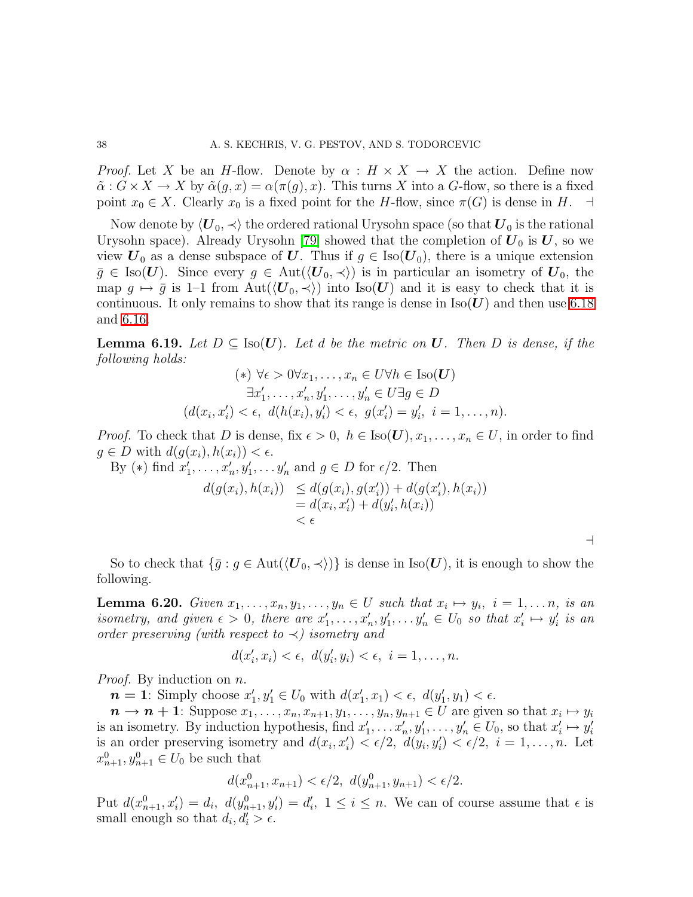*Proof.* Let $X$ be an $H$-flow. Denote by $\alpha : H \times X \to X$ the action. Define now $\tilde{\alpha} : G \times X \to X$ by $\tilde{\alpha}(g, x) = \alpha(\pi(g), x)$. This turns $X$ into a $G$-flow, so there is a fixed point $x_0 \in X$. Clearly $x_0$ is a fixed point for the $H$-flow, since $\pi(G)$ is dense in $H$. ⊣

Now denote by $\langle \boldsymbol{U}_0, \prec \rangle$ the ordered rational Urysohn space (so that $\boldsymbol{U}_0$ is the rational Urysohn space). Already Urysohn [79] showed that the completion of $\boldsymbol{U}_0$ is $\boldsymbol{U}$, so we view $\boldsymbol{U}_0$ as a dense subspace of $\boldsymbol{U}$. Thus if $g \in \mathrm{Iso}(\boldsymbol{U}_0)$, there is a unique extension $\bar{g} \in \mathrm{Iso}(\boldsymbol{U})$. Since every $g \in \mathrm{Aut}(\langle \boldsymbol{U}_0, \prec \rangle)$ is in particular an isometry of $\boldsymbol{U}_0$, the map $g \mapsto \bar{g}$ is 1–1 from $\mathrm{Aut}(\langle \boldsymbol{U}_0, \prec \rangle)$ into $\mathrm{Iso}(\boldsymbol{U})$ and it is easy to check that it is continuous. It only remains to show that its range is dense in $\mathrm{Iso}(\boldsymbol{U})$ and then use 6.18 and 6.16.

**Lemma 6.19.** *Let $D \subseteq \mathrm{Iso}(\boldsymbol{U})$. Let $d$ be the metric on $\boldsymbol{U}$. Then $D$ is dense, if the following holds:*

$$
\begin{gathered}
(*)\ \forall \epsilon > 0 \forall x_1, \dots, x_n \in U \forall h \in \mathrm{Iso}(\boldsymbol{U}) \\
\exists x_1', \dots, x_n', y_1', \dots, y_n' \in U \exists g \in D \\
(d(x_i, x_i') < \epsilon,\ d(h(x_i), y_i') < \epsilon,\ g(x_i') = y_i',\ i = 1, \dots, n).
\end{gathered}
$$

*Proof.* To check that $D$ is dense, fix $\epsilon > 0,\ h \in \mathrm{Iso}(\boldsymbol{U}), x_1, \dots, x_n \in U$, in order to find $g \in D$ with $d(g(x_i), h(x_i)) < \epsilon$.

By $(*)$ find $x_1', \dots, x_n', y_1', \dots y_n'$ and $g \in D$ for $\epsilon/2$. Then

$$
\begin{aligned}
d(g(x_i), h(x_i)) &\le d(g(x_i), g(x_i')) + d(g(x_i'), h(x_i)) \\
&= d(x_i, x_i') + d(y_i', h(x_i)) \\
&< \epsilon
\end{aligned}
$$

⊣

So to check that $\{\bar{g} : g \in \mathrm{Aut}(\langle \boldsymbol{U}_0, \prec \rangle)\}$ is dense in $\mathrm{Iso}(\boldsymbol{U})$, it is enough to show the following.

**Lemma 6.20.** *Given $x_1, \dots, x_n, y_1, \dots, y_n \in U$ such that $x_i \mapsto y_i,\ i = 1, \dots n$, is an isometry, and given $\epsilon > 0$, there are $x_1', \dots, x_n', y_1', \dots y_n' \in U_0$ so that $x_i' \mapsto y_i'$ is an order preserving (with respect to $\prec$) isometry and*

$$
d(x_i', x_i) < \epsilon,\ d(y_i', y_i) < \epsilon,\ i = 1, \dots, n.
$$

*Proof.* By induction on $n$.

$\boldsymbol{n = 1}$: Simply choose $x_1', y_1' \in U_0$ with $d(x_1', x_1) < \epsilon,\ d(y_1', y_1) < \epsilon$.

$\boldsymbol{n \to n + 1}$: Suppose $x_1, \dots, x_n, x_{n+1}, y_1, \dots, y_n, y_{n+1} \in U$ are given so that $x_i \mapsto y_i$ is an isometry. By induction hypothesis, find $x_1', \dots x_n', y_1', \dots, y_n' \in U_0$, so that $x_i' \mapsto y_i'$ is an order preserving isometry and $d(x_i, x_i') < \epsilon/2,\ d(y_i, y_i') < \epsilon/2,\ i = 1, \dots, n$. Let $x_{n+1}^0, y_{n+1}^0 \in U_0$ be such that

$$
d(x_{n+1}^0, x_{n+1}) < \epsilon/2,\ d(y_{n+1}^0, y_{n+1}) < \epsilon/2.
$$

Put $d(x_{n+1}^0, x_i') = d_i,\ d(y_{n+1}^0, y_i') = d_i',\ 1 \le i \le n$. We can of course assume that $\epsilon$ is small enough so that $d_i, d_i' > \epsilon$.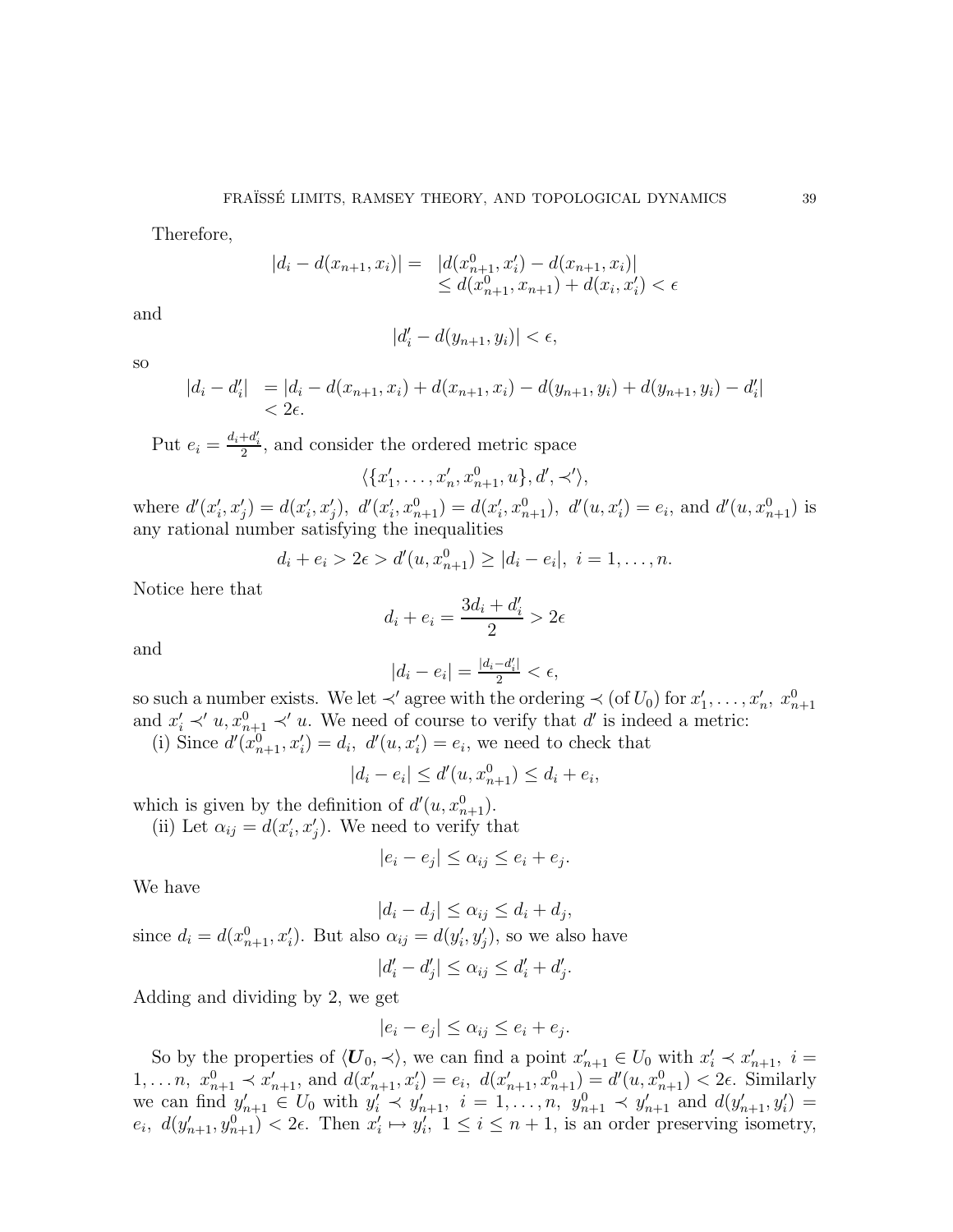Therefore,

$$\begin{aligned}|d_i - d(x_{n+1}, x_i)| = &\ |d(x^0_{n+1}, x'_i) - d(x_{n+1}, x_i)| \\ &\leq d(x^0_{n+1}, x_{n+1}) + d(x_i, x'_i) < \epsilon\end{aligned}$$

and

$$|d'_i - d(y_{n+1}, y_i)| < \epsilon,$$

so

$$\begin{aligned}|d_i - d'_i| &= |d_i - d(x_{n+1}, x_i) + d(x_{n+1}, x_i) - d(y_{n+1}, y_i) + d(y_{n+1}, y_i) - d'_i| \\ &< 2\epsilon.\end{aligned}$$

Put $e_i = \frac{d_i + d'_i}{2}$, and consider the ordered metric space

$$\langle \{x'_1, \ldots, x'_n, x^0_{n+1}, u\}, d', \prec' \rangle,$$

where $d'(x'_i, x'_j) = d(x'_i, x'_j)$, $d'(x'_i, x^0_{n+1}) = d(x'_i, x^0_{n+1})$, $d'(u, x'_i) = e_i$, and $d'(u, x^0_{n+1})$ is any rational number satisfying the inequalities

$$d_i + e_i > 2\epsilon > d'(u, x^0_{n+1}) \geq |d_i - e_i|, \ i = 1, \ldots, n.$$

Notice here that

$$d_i + e_i = \frac{3d_i + d'_i}{2} > 2\epsilon$$

and

$$|d_i - e_i| = \tfrac{|d_i - d'_i|}{2} < \epsilon,$$

so such a number exists. We let $\prec'$ agree with the ordering $\prec$ (of $U_0$) for $x'_1, \ldots, x'_n$, $x^0_{n+1}$ and $x'_i \prec' u, x^0_{n+1} \prec' u$. We need of course to verify that $d'$ is indeed a metric:

(i) Since $d'(x^0_{n+1}, x'_i) = d_i$, $d'(u, x'_i) = e_i$, we need to check that

$$|d_i - e_i| \leq d'(u, x^0_{n+1}) \leq d_i + e_i,$$

which is given by the definition of $d'(u, x^0_{n+1})$.

(ii) Let $\alpha_{ij} = d(x'_i, x'_j)$. We need to verify that

$$|e_i - e_j| \leq \alpha_{ij} \leq e_i + e_j.$$

We have

$$|d_i - d_j| \leq \alpha_{ij} \leq d_i + d_j,$$

since $d_i = d(x^0_{n+1}, x'_i)$. But also $\alpha_{ij} = d(y'_i, y'_j)$, so we also have

$$|d'_i - d'_j| \leq \alpha_{ij} \leq d'_i + d'_j.$$

Adding and dividing by 2, we get

$$|e_i - e_j| \leq \alpha_{ij} \leq e_i + e_j.$$

So by the properties of $\langle \boldsymbol{U}_0, \prec \rangle$, we can find a point $x'_{n+1} \in U_0$ with $x'_i \prec x'_{n+1}$, $i = 1, \ldots n$, $x^0_{n+1} \prec x'_{n+1}$, and $d(x'_{n+1}, x'_i) = e_i$, $d(x'_{n+1}, x^0_{n+1}) = d'(u, x^0_{n+1}) < 2\epsilon$. Similarly we can find $y'_{n+1} \in U_0$ with $y'_i \prec y'_{n+1}$, $i = 1, \ldots, n$, $y^0_{n+1} \prec y'_{n+1}$ and $d(y'_{n+1}, y'_i) = e_i$, $d(y'_{n+1}, y^0_{n+1}) < 2\epsilon$. Then $x'_i \mapsto y'_i$, $1 \leq i \leq n+1$, is an order preserving isometry,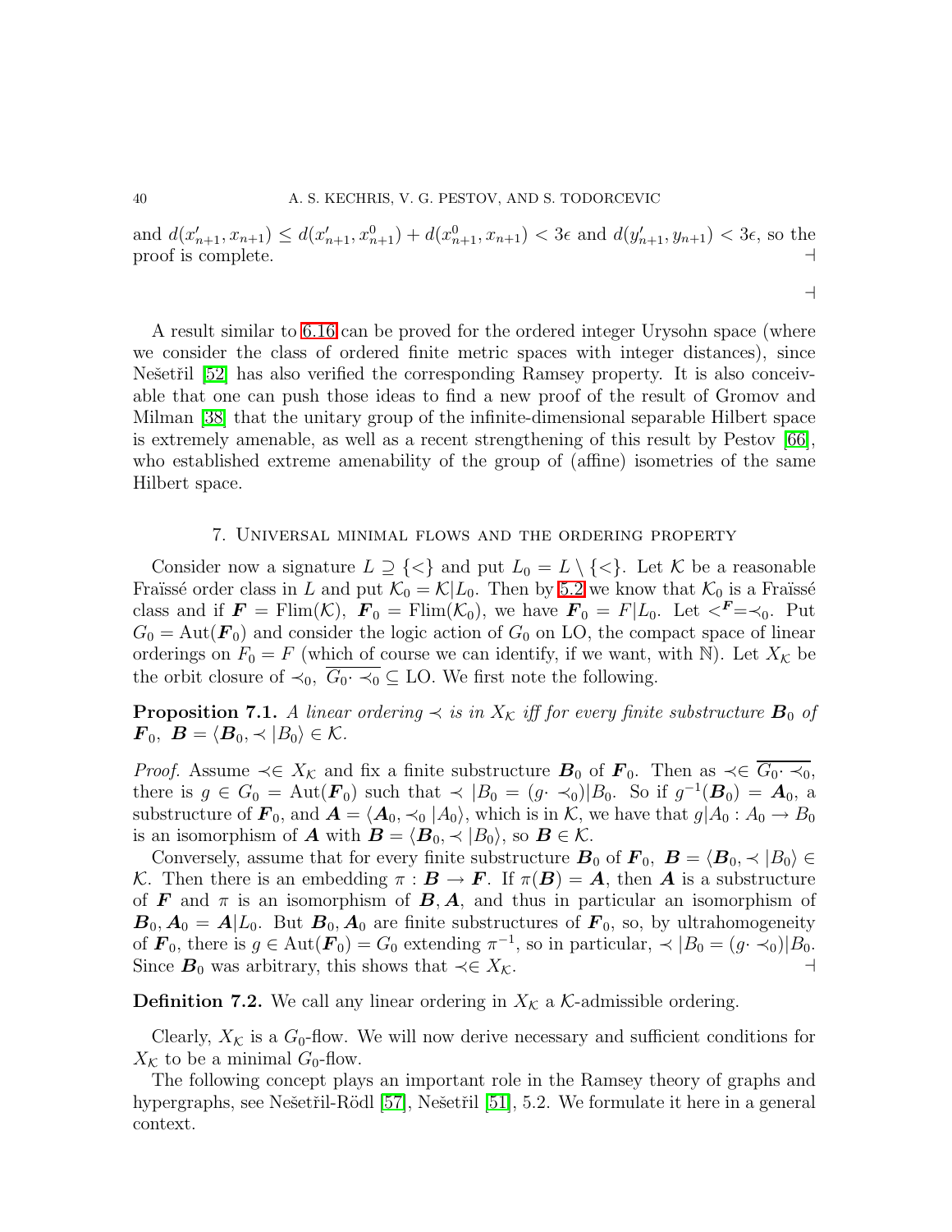and $d(x'_{n+1}, x_{n+1}) \leq d(x'_{n+1}, x^0_{n+1}) + d(x^0_{n+1}, x_{n+1}) < 3\epsilon$ and $d(y'_{n+1}, y_{n+1}) < 3\epsilon$, so the proof is complete. ⊣

⊣

A result similar to 6.16 can be proved for the ordered integer Urysohn space (where we consider the class of ordered finite metric spaces with integer distances), since Nešetřil [52] has also verified the corresponding Ramsey property. It is also conceivable that one can push those ideas to find a new proof of the result of Gromov and Milman [38] that the unitary group of the infinite-dimensional separable Hilbert space is extremely amenable, as well as a recent strengthening of this result by Pestov [66], who established extreme amenability of the group of (affine) isometries of the same Hilbert space.

## 7. Universal minimal flows and the ordering property

Consider now a signature $L \supseteq \{<\}$ and put $L_0 = L \setminus \{<\}$. Let $\mathcal{K}$ be a reasonable Fraïssé order class in $L$ and put $\mathcal{K}_0 = \mathcal{K}|L_0$. Then by 5.2 we know that $\mathcal{K}_0$ is a Fraïssé class and if $\boldsymbol{F} = \mathrm{Flim}(\mathcal{K})$, $\boldsymbol{F}_0 = \mathrm{Flim}(\mathcal{K}_0)$, we have $\boldsymbol{F}_0 = F|L_0$. Let $<^{\boldsymbol{F}} = \prec_0$. Put $G_0 = \mathrm{Aut}(\boldsymbol{F}_0)$ and consider the logic action of $G_0$ on LO, the compact space of linear orderings on $F_0 = F$ (which of course we can identify, if we want, with $\mathbb{N}$). Let $X_{\mathcal{K}}$ be the orbit closure of $\prec_0$, $\overline{G_0 \cdot \prec_0} \subseteq \mathrm{LO}$. We first note the following.

**Proposition 7.1.** *A linear ordering $\prec$ is in $X_{\mathcal{K}}$ iff for every finite substructure $\boldsymbol{B}_0$ of $\boldsymbol{F}_0$, $\boldsymbol{B} = \langle \boldsymbol{B}_0, \prec|B_0 \rangle \in \mathcal{K}$.*

*Proof.* Assume $\prec \in X_{\mathcal{K}}$ and fix a finite substructure $\boldsymbol{B}_0$ of $\boldsymbol{F}_0$. Then as $\prec \in \overline{G_0 \cdot \prec_0}$, there is $g \in G_0 = \mathrm{Aut}(\boldsymbol{F}_0)$ such that $\prec|B_0 = (g \cdot \prec_0)|B_0$. So if $g^{-1}(\boldsymbol{B}_0) = \boldsymbol{A}_0$, a substructure of $\boldsymbol{F}_0$, and $\boldsymbol{A} = \langle \boldsymbol{A}_0, \prec_0|A_0 \rangle$, which is in $\mathcal{K}$, we have that $g|A_0 : A_0 \to B_0$ is an isomorphism of $\boldsymbol{A}$ with $\boldsymbol{B} = \langle \boldsymbol{B}_0, \prec|B_0 \rangle$, so $\boldsymbol{B} \in \mathcal{K}$.

Conversely, assume that for every finite substructure $\boldsymbol{B}_0$ of $\boldsymbol{F}_0$, $\boldsymbol{B} = \langle \boldsymbol{B}_0, \prec|B_0 \rangle \in \mathcal{K}$. Then there is an embedding $\pi : \boldsymbol{B} \to \boldsymbol{F}$. If $\pi(\boldsymbol{B}) = \boldsymbol{A}$, then $\boldsymbol{A}$ is a substructure of $\boldsymbol{F}$ and $\pi$ is an isomorphism of $\boldsymbol{B}, \boldsymbol{A}$, and thus in particular an isomorphism of $\boldsymbol{B}_0, \boldsymbol{A}_0 = \boldsymbol{A}|L_0$. But $\boldsymbol{B}_0, \boldsymbol{A}_0$ are finite substructures of $\boldsymbol{F}_0$, so, by ultrahomogeneity of $\boldsymbol{F}_0$, there is $g \in \mathrm{Aut}(\boldsymbol{F}_0) = G_0$ extending $\pi^{-1}$, so in particular, $\prec|B_0 = (g \cdot \prec_0)|B_0$. Since $\boldsymbol{B}_0$ was arbitrary, this shows that $\prec \in X_{\mathcal{K}}$. ⊣

**Definition 7.2.** We call any linear ordering in $X_{\mathcal{K}}$ a $\mathcal{K}$-admissible ordering.

Clearly, $X_{\mathcal{K}}$ is a $G_0$-flow. We will now derive necessary and sufficient conditions for $X_{\mathcal{K}}$ to be a minimal $G_0$-flow.

The following concept plays an important role in the Ramsey theory of graphs and hypergraphs, see Nešetřil-Rödl [57], Nešetřil [51], 5.2. We formulate it here in a general context.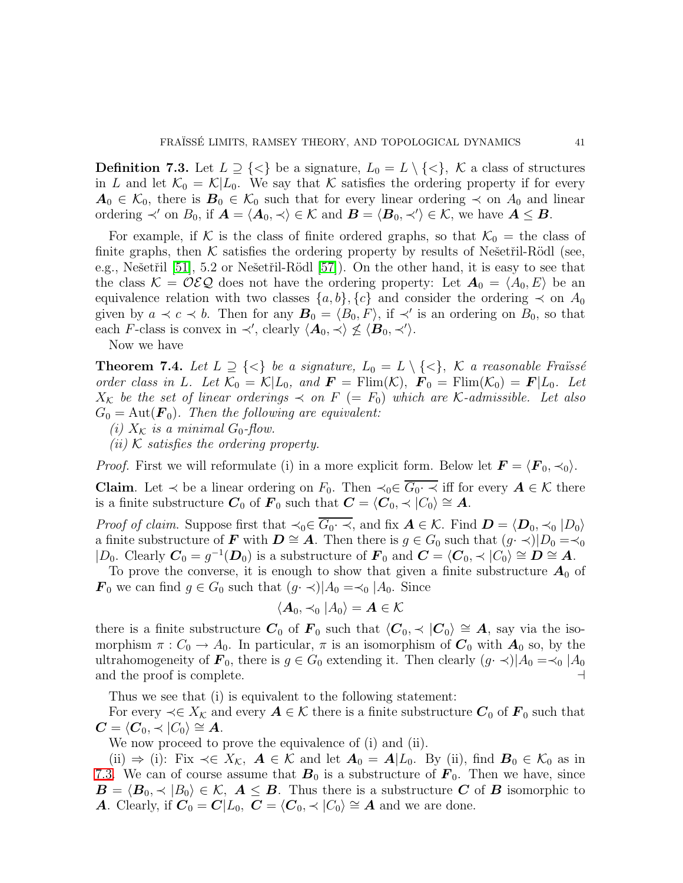**Definition 7.3.** Let $L \supseteq \{<\}$ be a signature, $L_0 = L \setminus \{<\}$, $\mathcal{K}$ a class of structures in $L$ and let $\mathcal{K}_0 = \mathcal{K}|L_0$. We say that $\mathcal{K}$ satisfies the ordering property if for every $\boldsymbol{A}_0 \in \mathcal{K}_0$, there is $\boldsymbol{B}_0 \in \mathcal{K}_0$ such that for every linear ordering $\prec$ on $A_0$ and linear ordering $\prec'$ on $B_0$, if $\boldsymbol{A} = \langle \boldsymbol{A}_0, \prec \rangle \in \mathcal{K}$ and $\boldsymbol{B} = \langle \boldsymbol{B}_0, \prec' \rangle \in \mathcal{K}$, we have $\boldsymbol{A} \leq \boldsymbol{B}$.

For example, if $\mathcal{K}$ is the class of finite ordered graphs, so that $\mathcal{K}_0 =$ the class of finite graphs, then $\mathcal{K}$ satisfies the ordering property by results of Nešetřil-Rödl (see, e.g., Nešetřil [51], 5.2 or Nešetřil-Rödl [57]). On the other hand, it is easy to see that the class $\mathcal{K} = \mathcal{OEQ}$ does not have the ordering property: Let $\boldsymbol{A}_0 = \langle A_0, E \rangle$ be an equivalence relation with two classes $\{a, b\}, \{c\}$ and consider the ordering $\prec$ on $A_0$ given by $a \prec c \prec b$. Then for any $\boldsymbol{B}_0 = \langle B_0, F \rangle$, if $\prec'$ is an ordering on $B_0$, so that each $F$-class is convex in $\prec'$, clearly $\langle \boldsymbol{A}_0, \prec \rangle \not\leq \langle \boldsymbol{B}_0, \prec' \rangle$.

Now we have

**Theorem 7.4.** *Let $L \supseteq \{<\}$ be a signature, $L_0 = L \setminus \{<\}$, $\mathcal{K}$ a reasonable Fraïssé order class in $L$. Let $\mathcal{K}_0 = \mathcal{K}|L_0$, and $\boldsymbol{F} = \mathrm{Flim}(\mathcal{K})$, $\boldsymbol{F}_0 = \mathrm{Flim}(\mathcal{K}_0) = \boldsymbol{F}|L_0$. Let $X_{\mathcal{K}}$ be the set of linear orderings $\prec$ on $F$ $(= F_0)$ which are $\mathcal{K}$-admissible. Let also $G_0 = \mathrm{Aut}(\boldsymbol{F}_0)$. Then the following are equivalent:*

*(i) $X_{\mathcal{K}}$ is a minimal $G_0$-flow.*

*(ii) $\mathcal{K}$ satisfies the ordering property.*

*Proof.* First we will reformulate (i) in a more explicit form. Below let $\boldsymbol{F} = \langle \boldsymbol{F}_0, \prec_0 \rangle$.

**Claim**. Let $\prec$ be a linear ordering on $F_0$. Then $\prec_0 \in \overline{G_0 \cdot \prec}$ iff for every $\boldsymbol{A} \in \mathcal{K}$ there is a finite substructure $\boldsymbol{C}_0$ of $\boldsymbol{F}_0$ such that $\boldsymbol{C} = \langle \boldsymbol{C}_0, \prec |C_0 \rangle \cong \boldsymbol{A}$.

*Proof of claim.* Suppose first that $\prec_0 \in \overline{G_0 \cdot \prec}$, and fix $\boldsymbol{A} \in \mathcal{K}$. Find $\boldsymbol{D} = \langle \boldsymbol{D}_0, \prec_0 |D_0 \rangle$ a finite substructure of $\boldsymbol{F}$ with $\boldsymbol{D} \cong \boldsymbol{A}$. Then there is $g \in G_0$ such that $(g \cdot \prec)|D_0 = \prec_0 |D_0$. Clearly $\boldsymbol{C}_0 = g^{-1}(\boldsymbol{D}_0)$ is a substructure of $\boldsymbol{F}_0$ and $\boldsymbol{C} = \langle \boldsymbol{C}_0, \prec |C_0 \rangle \cong \boldsymbol{D} \cong \boldsymbol{A}$.

To prove the converse, it is enough to show that given a finite substructure $\boldsymbol{A}_0$ of $\boldsymbol{F}_0$ we can find $g \in G_0$ such that $(g \cdot \prec)|A_0 = \prec_0 |A_0$. Since

$$\langle \boldsymbol{A}_0, \prec_0 |A_0 \rangle = \boldsymbol{A} \in \mathcal{K}$$

there is a finite substructure $\boldsymbol{C}_0$ of $\boldsymbol{F}_0$ such that $\langle \boldsymbol{C}_0, \prec |\boldsymbol{C}_0 \rangle \cong \boldsymbol{A}$, say via the isomorphism $\pi : C_0 \to A_0$. In particular, $\pi$ is an isomorphism of $\boldsymbol{C}_0$ with $\boldsymbol{A}_0$ so, by the ultrahomogeneity of $\boldsymbol{F}_0$, there is $g \in G_0$ extending it. Then clearly $(g \cdot \prec)|A_0 = \prec_0 |A_0$ and the proof is complete. $\dashv$

Thus we see that (i) is equivalent to the following statement:

For every $\prec \in X_{\mathcal{K}}$ and every $\boldsymbol{A} \in \mathcal{K}$ there is a finite substructure $\boldsymbol{C}_0$ of $\boldsymbol{F}_0$ such that $\boldsymbol{C} = \langle \boldsymbol{C}_0, \prec |C_0 \rangle \cong \boldsymbol{A}$.

We now proceed to prove the equivalence of (i) and (ii).

(ii) $\Rightarrow$ (i): Fix $\prec \in X_{\mathcal{K}}$, $\boldsymbol{A} \in \mathcal{K}$ and let $\boldsymbol{A}_0 = \boldsymbol{A}|L_0$. By (ii), find $\boldsymbol{B}_0 \in \mathcal{K}_0$ as in 7.3. We can of course assume that $\boldsymbol{B}_0$ is a substructure of $\boldsymbol{F}_0$. Then we have, since $\boldsymbol{B} = \langle \boldsymbol{B}_0, \prec |B_0 \rangle \in \mathcal{K}$, $\boldsymbol{A} \leq \boldsymbol{B}$. Thus there is a substructure $\boldsymbol{C}$ of $\boldsymbol{B}$ isomorphic to $\boldsymbol{A}$. Clearly, if $\boldsymbol{C}_0 = \boldsymbol{C}|L_0$, $\boldsymbol{C} = \langle \boldsymbol{C}_0, \prec |C_0 \rangle \cong \boldsymbol{A}$ and we are done.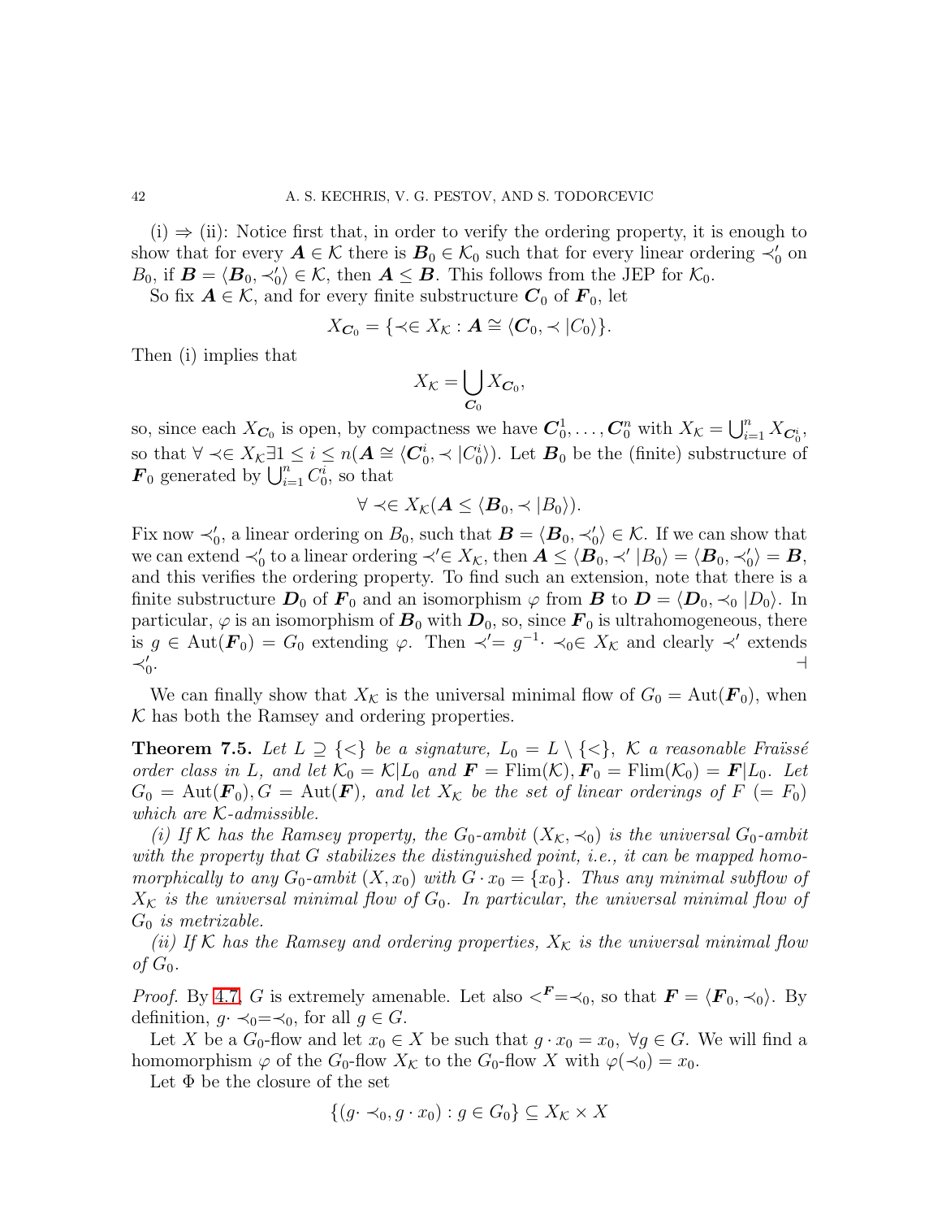(i) ⇒ (ii): Notice first that, in order to verify the ordering property, it is enough to show that for every $\boldsymbol{A} \in \mathcal{K}$ there is $\boldsymbol{B}_0 \in \mathcal{K}_0$ such that for every linear ordering $\prec_0'$ on $B_0$, if $\boldsymbol{B} = \langle \boldsymbol{B}_0, \prec_0' \rangle \in \mathcal{K}$, then $\boldsymbol{A} \leq \boldsymbol{B}$. This follows from the JEP for $\mathcal{K}_0$.

So fix $\boldsymbol{A} \in \mathcal{K}$, and for every finite substructure $\boldsymbol{C}_0$ of $\boldsymbol{F}_0$, let

$$X_{\boldsymbol{C}_0} = \{\prec \in X_{\mathcal{K}} : \boldsymbol{A} \cong \langle \boldsymbol{C}_0, \prec | C_0 \rangle\}.$$

Then (i) implies that

$$X_{\mathcal{K}} = \bigcup_{\boldsymbol{C}_0} X_{\boldsymbol{C}_0},$$

so, since each $X_{\boldsymbol{C}_0}$ is open, by compactness we have $\boldsymbol{C}_0^1, \ldots, \boldsymbol{C}_0^n$ with $X_{\mathcal{K}} = \bigcup_{i=1}^n X_{\boldsymbol{C}_0^i}$, so that $\forall \prec \in X_{\mathcal{K}} \exists 1 \leq i \leq n (\boldsymbol{A} \cong \langle \boldsymbol{C}_0^i, \prec | C_0^i \rangle)$. Let $\boldsymbol{B}_0$ be the (finite) substructure of $\boldsymbol{F}_0$ generated by $\bigcup_{i=1}^n C_0^i$, so that

$$\forall \prec \in X_{\mathcal{K}} (\boldsymbol{A} \leq \langle \boldsymbol{B}_0, \prec | B_0 \rangle).$$

Fix now $\prec_0'$, a linear ordering on $B_0$, such that $\boldsymbol{B} = \langle \boldsymbol{B}_0, \prec_0' \rangle \in \mathcal{K}$. If we can show that we can extend $\prec_0'$ to a linear ordering $\prec' \in X_{\mathcal{K}}$, then $\boldsymbol{A} \leq \langle \boldsymbol{B}_0, \prec' | B_0 \rangle = \langle \boldsymbol{B}_0, \prec_0' \rangle = \boldsymbol{B}$, and this verifies the ordering property. To find such an extension, note that there is a finite substructure $\boldsymbol{D}_0$ of $\boldsymbol{F}_0$ and an isomorphism $\varphi$ from $\boldsymbol{B}$ to $\boldsymbol{D} = \langle \boldsymbol{D}_0, \prec_0 | D_0 \rangle$. In particular, $\varphi$ is an isomorphism of $\boldsymbol{B}_0$ with $\boldsymbol{D}_0$, so, since $\boldsymbol{F}_0$ is ultrahomogeneous, there is $g \in \mathrm{Aut}(\boldsymbol{F}_0) = G_0$ extending $\varphi$. Then $\prec' = g^{-1} \cdot \prec_0 \in X_{\mathcal{K}}$ and clearly $\prec'$ extends $\prec_0'$. ⊣

We can finally show that $X_{\mathcal{K}}$ is the universal minimal flow of $G_0 = \mathrm{Aut}(\boldsymbol{F}_0)$, when $\mathcal{K}$ has both the Ramsey and ordering properties.

**Theorem 7.5.** *Let $L \supseteq \{<\}$ be a signature, $L_0 = L \setminus \{<\}$, $\mathcal{K}$ a reasonable Fraïssé order class in $L$, and let $\mathcal{K}_0 = \mathcal{K}|L_0$ and $\boldsymbol{F} = \mathrm{Flim}(\mathcal{K}), \boldsymbol{F}_0 = \mathrm{Flim}(\mathcal{K}_0) = \boldsymbol{F}|L_0$. Let $G_0 = \mathrm{Aut}(\boldsymbol{F}_0), G = \mathrm{Aut}(\boldsymbol{F})$, and let $X_{\mathcal{K}}$ be the set of linear orderings of $F$ $(= F_0)$ which are $\mathcal{K}$-admissible.*

*(i) If $\mathcal{K}$ has the Ramsey property, the $G_0$-ambit $(X_{\mathcal{K}}, \prec_0)$ is the universal $G_0$-ambit with the property that $G$ stabilizes the distinguished point, i.e., it can be mapped homomorphically to any $G_0$-ambit $(X, x_0)$ with $G \cdot x_0 = \{x_0\}$. Thus any minimal subflow of $X_{\mathcal{K}}$ is the universal minimal flow of $G_0$. In particular, the universal minimal flow of $G_0$ is metrizable.*

*(ii) If $\mathcal{K}$ has the Ramsey and ordering properties, $X_{\mathcal{K}}$ is the universal minimal flow of $G_0$.*

*Proof.* By 4.7, $G$ is extremely amenable. Let also $<^{\boldsymbol{F}} = \prec_0$, so that $\boldsymbol{F} = \langle \boldsymbol{F}_0, \prec_0 \rangle$. By definition, $g \cdot \prec_0 = \prec_0$, for all $g \in G$.

Let $X$ be a $G_0$-flow and let $x_0 \in X$ be such that $g \cdot x_0 = x_0$, $\forall g \in G$. We will find a homomorphism $\varphi$ of the $G_0$-flow $X_{\mathcal{K}}$ to the $G_0$-flow $X$ with $\varphi(\prec_0) = x_0$.

Let $\Phi$ be the closure of the set

$$\{(g \cdot \prec_0, g \cdot x_0) : g \in G_0\} \subseteq X_{\mathcal{K}} \times X$$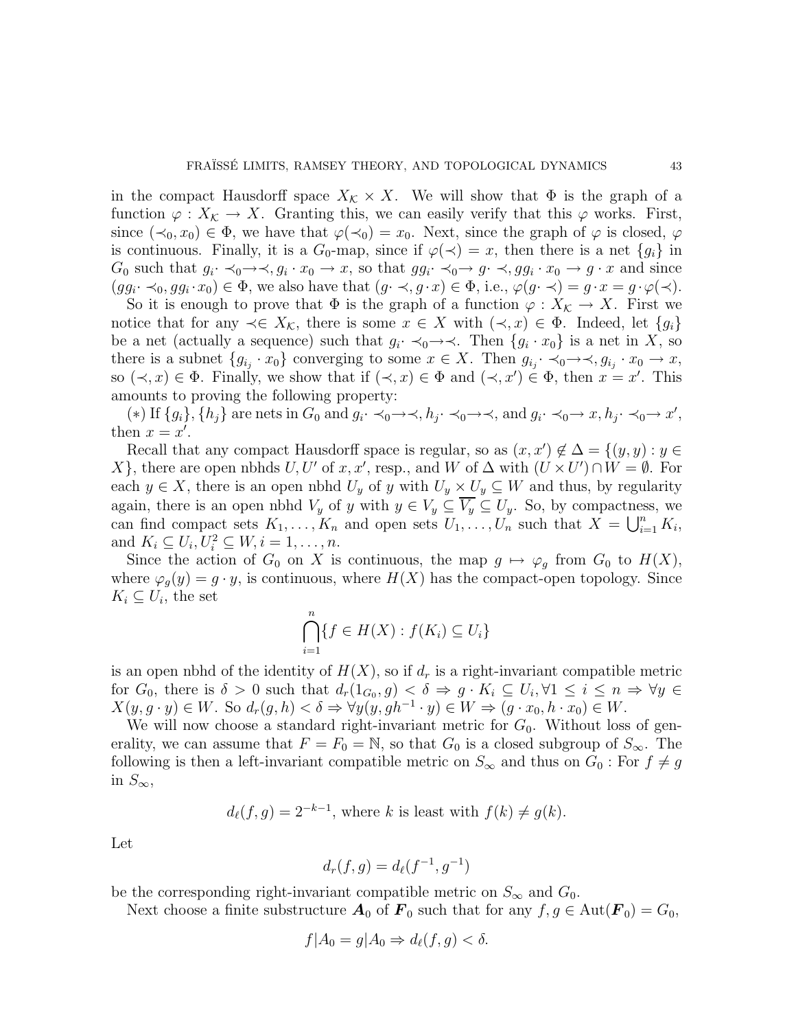in the compact Hausdorff space $X_{\mathcal{K}} \times X$. We will show that $\Phi$ is the graph of a function $\varphi : X_{\mathcal{K}} \to X$. Granting this, we can easily verify that this $\varphi$ works. First, since $(\prec_0, x_0) \in \Phi$, we have that $\varphi(\prec_0) = x_0$. Next, since the graph of $\varphi$ is closed, $\varphi$ is continuous. Finally, it is a $G_0$-map, since if $\varphi(\prec) = x$, then there is a net $\{g_i\}$ in $G_0$ such that $g_i \cdot \prec_0 \to \prec, g_i \cdot x_0 \to x$, so that $gg_i \cdot \prec_0 \to g \cdot \prec, gg_i \cdot x_0 \to g \cdot x$ and since $(gg_i \cdot \prec_0, gg_i \cdot x_0) \in \Phi$, we also have that $(g \cdot \prec, g \cdot x) \in \Phi$, i.e., $\varphi(g \cdot \prec) = g \cdot x = g \cdot \varphi(\prec)$.

So it is enough to prove that $\Phi$ is the graph of a function $\varphi : X_{\mathcal{K}} \to X$. First we notice that for any $\prec \in X_{\mathcal{K}}$, there is some $x \in X$ with $(\prec, x) \in \Phi$. Indeed, let $\{g_i\}$ be a net (actually a sequence) such that $g_i \cdot \prec_0 \to \prec$. Then $\{g_i \cdot x_0\}$ is a net in $X$, so there is a subnet $\{g_{i_j} \cdot x_0\}$ converging to some $x \in X$. Then $g_{i_j} \cdot \prec_0 \to \prec, g_{i_j} \cdot x_0 \to x$, so $(\prec, x) \in \Phi$. Finally, we show that if $(\prec, x) \in \Phi$ and $(\prec, x') \in \Phi$, then $x = x'$. This amounts to proving the following property:

(∗) If $\{g_i\}, \{h_j\}$ are nets in $G_0$ and $g_i \cdot \prec_0 \to \prec, h_j \cdot \prec_0 \to \prec$, and $g_i \cdot \prec_0 \to x, h_j \cdot \prec_0 \to x'$, then $x = x'$.

Recall that any compact Hausdorff space is regular, so as $(x, x') \notin \Delta = \{(y, y) : y \in X\}$, there are open nbhds $U, U'$ of $x, x'$, resp., and $W$ of $\Delta$ with $(U \times U') \cap W = \emptyset$. For each $y \in X$, there is an open nbhd $U_y$ of $y$ with $U_y \times U_y \subseteq W$ and thus, by regularity again, there is an open nbhd $V_y$ of $y$ with $y \in V_y \subseteq \overline{V_y} \subseteq U_y$. So, by compactness, we can find compact sets $K_1, \dots, K_n$ and open sets $U_1, \dots, U_n$ such that $X = \bigcup_{i=1}^n K_i$, and $K_i \subseteq U_i, U_i^2 \subseteq W, i = 1, \dots, n$.

Since the action of $G_0$ on $X$ is continuous, the map $g \mapsto \varphi_g$ from $G_0$ to $H(X)$, where $\varphi_g(y) = g \cdot y$, is continuous, where $H(X)$ has the compact-open topology. Since $K_i \subseteq U_i$, the set

$$\bigcap_{i=1}^n \{f \in H(X) : f(K_i) \subseteq U_i\}$$

is an open nbhd of the identity of $H(X)$, so if $d_r$ is a right-invariant compatible metric for $G_0$, there is $\delta > 0$ such that $d_r(1_{G_0}, g) < \delta \Rightarrow g \cdot K_i \subseteq U_i, \forall 1 \le i \le n \Rightarrow \forall y \in X (y, g \cdot y) \in W$. So $d_r(g, h) < \delta \Rightarrow \forall y (y, gh^{-1} \cdot y) \in W \Rightarrow (g \cdot x_0, h \cdot x_0) \in W$.

We will now choose a standard right-invariant metric for $G_0$. Without loss of generality, we can assume that $F = F_0 = \mathbb{N}$, so that $G_0$ is a closed subgroup of $S_\infty$. The following is then a left-invariant compatible metric on $S_\infty$ and thus on $G_0$ : For $f \neq g$ in $S_\infty$,

$$d_\ell(f, g) = 2^{-k-1}, \text{ where } k \text{ is least with } f(k) \neq g(k).$$

Let

$$d_r(f, g) = d_\ell(f^{-1}, g^{-1})$$

be the corresponding right-invariant compatible metric on $S_\infty$ and $G_0$.

Next choose a finite substructure $\boldsymbol{A}_0$ of $\boldsymbol{F}_0$ such that for any $f, g \in \mathrm{Aut}(\boldsymbol{F}_0) = G_0$,

$$f|A_0 = g|A_0 \Rightarrow d_\ell(f, g) < \delta.$$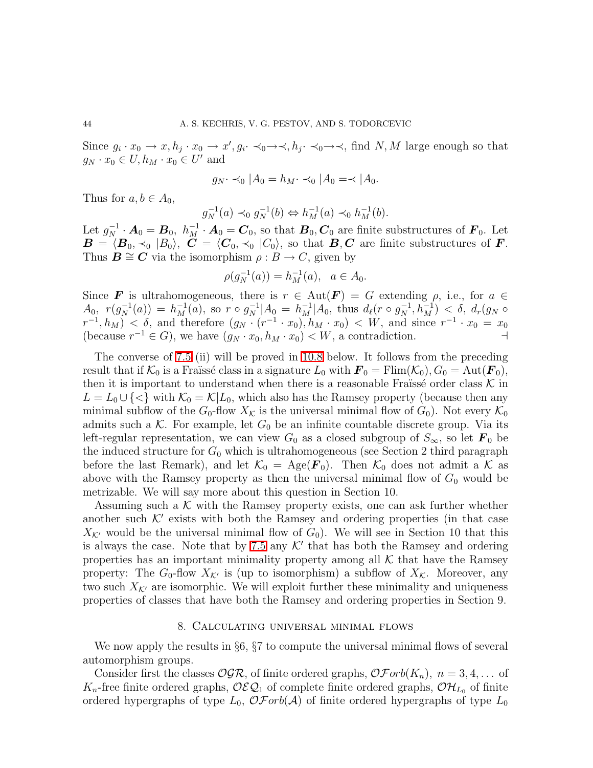Since $g_i \cdot x_0 \to x, h_j \cdot x_0 \to x', g_i \cdot \prec_0 \to \prec, h_j \cdot \prec_0 \to \prec$, find $N, M$ large enough so that $g_N \cdot x_0 \in U, h_M \cdot x_0 \in U'$ and

$$g_N \cdot \prec_0 |A_0 = h_M \cdot \prec_0 |A_0 = \prec |A_0.$$

Thus for $a, b \in A_0$,

$$g_N^{-1}(a) \prec_0 g_N^{-1}(b) \Leftrightarrow h_M^{-1}(a) \prec_0 h_M^{-1}(b).$$

Let $g_N^{-1} \cdot \boldsymbol{A}_0 = \boldsymbol{B}_0,\ h_M^{-1} \cdot \boldsymbol{A}_0 = \boldsymbol{C}_0$, so that $\boldsymbol{B}_0, \boldsymbol{C}_0$ are finite substructures of $\boldsymbol{F}_0$. Let $\boldsymbol{B} = \langle \boldsymbol{B}_0, \prec_0 |B_0\rangle,\ \boldsymbol{C} = \langle \boldsymbol{C}_0, \prec_0 |C_0\rangle$, so that $\boldsymbol{B}, \boldsymbol{C}$ are finite substructures of $\boldsymbol{F}$. Thus $\boldsymbol{B} \cong \boldsymbol{C}$ via the isomorphism $\rho : B \to C$, given by

$$\rho(g_N^{-1}(a)) = h_M^{-1}(a), \quad a \in A_0.$$

Since $\boldsymbol{F}$ is ultrahomogeneous, there is $r \in \mathrm{Aut}(\boldsymbol{F}) = G$ extending $\rho$, i.e., for $a \in A_0,\ r(g_N^{-1}(a)) = h_M^{-1}(a)$, so $r \circ g_N^{-1}|A_0 = h_M^{-1}|A_0$, thus $d_\ell(r \circ g_N^{-1}, h_M^{-1}) < \delta$, $d_r(g_N \circ r^{-1}, h_M) < \delta$, and therefore $(g_N \cdot (r^{-1} \cdot x_0), h_M \cdot x_0) < W$, and since $r^{-1} \cdot x_0 = x_0$ (because $r^{-1} \in G$), we have $(g_N \cdot x_0, h_M \cdot x_0) < W$, a contradiction. ⊣

The converse of 7.5 (ii) will be proved in 10.8 below. It follows from the preceding result that if $\mathcal{K}_0$ is a Fraïssé class in a signature $L_0$ with $\boldsymbol{F}_0 = \mathrm{Flim}(\mathcal{K}_0), G_0 = \mathrm{Aut}(\boldsymbol{F}_0)$, then it is important to understand when there is a reasonable Fraïssé order class $\mathcal{K}$ in $L = L_0 \cup \{<\}$ with $\mathcal{K}_0 = \mathcal{K}|L_0$, which also has the Ramsey property (because then any minimal subflow of the $G_0$-flow $X_{\mathcal{K}}$ is the universal minimal flow of $G_0$). Not every $\mathcal{K}_0$ admits such a $\mathcal{K}$. For example, let $G_0$ be an infinite countable discrete group. Via its left-regular representation, we can view $G_0$ as a closed subgroup of $S_\infty$, so let $\boldsymbol{F}_0$ be the induced structure for $G_0$ which is ultrahomogeneous (see Section 2 third paragraph before the last Remark), and let $\mathcal{K}_0 = \mathrm{Age}(\boldsymbol{F}_0)$. Then $\mathcal{K}_0$ does not admit a $\mathcal{K}$ as above with the Ramsey property as then the universal minimal flow of $G_0$ would be metrizable. We will say more about this question in Section 10.

Assuming such a $\mathcal{K}$ with the Ramsey property exists, one can ask further whether another such $\mathcal{K}'$ exists with both the Ramsey and ordering properties (in that case $X_{\mathcal{K}'}$ would be the universal minimal flow of $G_0$). We will see in Section 10 that this is always the case. Note that by 7.5 any $\mathcal{K}'$ that has both the Ramsey and ordering properties has an important minimality property among all $\mathcal{K}$ that have the Ramsey property: The $G_0$-flow $X_{\mathcal{K}'}$ is (up to isomorphism) a subflow of $X_{\mathcal{K}}$. Moreover, any two such $X_{\mathcal{K}'}$ are isomorphic. We will exploit further these minimality and uniqueness properties of classes that have both the Ramsey and ordering properties in Section 9.

## 8. Calculating universal minimal flows

We now apply the results in §6, §7 to compute the universal minimal flows of several automorphism groups.

Consider first the classes $\mathcal{OGR}$, of finite ordered graphs, $\mathcal{OF}orb(K_n),\ n = 3, 4, \ldots$ of $K_n$-free finite ordered graphs, $\mathcal{OEQ}_1$ of complete finite ordered graphs, $\mathcal{OH}_{L_0}$ of finite ordered hypergraphs of type $L_0$, $\mathcal{OF}orb(\mathcal{A})$ of finite ordered hypergraphs of type $L_0$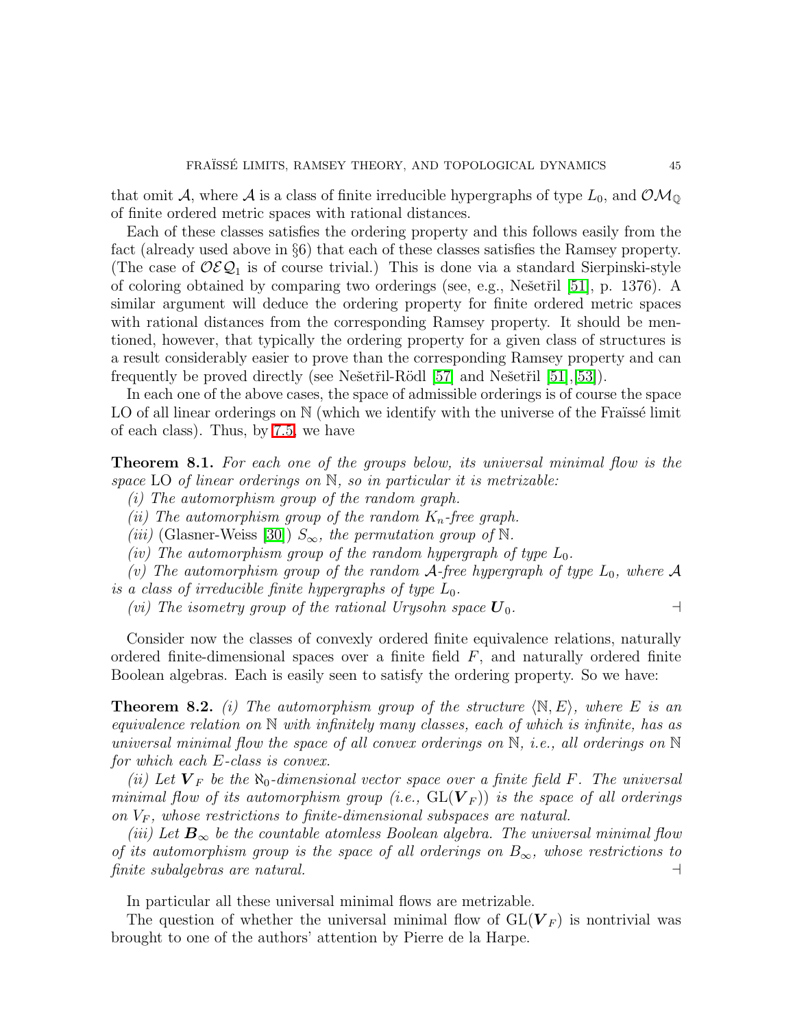that omit $\mathcal{A}$, where $\mathcal{A}$ is a class of finite irreducible hypergraphs of type $L_0$, and $\mathcal{OM}_{\mathbb{Q}}$ of finite ordered metric spaces with rational distances.

Each of these classes satisfies the ordering property and this follows easily from the fact (already used above in §6) that each of these classes satisfies the Ramsey property. (The case of $\mathcal{OEQ}_1$ is of course trivial.) This is done via a standard Sierpinski-style of coloring obtained by comparing two orderings (see, e.g., Nešetřil [51], p. 1376). A similar argument will deduce the ordering property for finite ordered metric spaces with rational distances from the corresponding Ramsey property. It should be mentioned, however, that typically the ordering property for a given class of structures is a result considerably easier to prove than the corresponding Ramsey property and can frequently be proved directly (see Nešetřil-Rödl [57] and Nešetřil [51],[53]).

In each one of the above cases, the space of admissible orderings is of course the space LO of all linear orderings on $\mathbb{N}$ (which we identify with the universe of the Fraïssé limit of each class). Thus, by 7.5, we have

**Theorem 8.1.** *For each one of the groups below, its universal minimal flow is the space* LO *of linear orderings on* $\mathbb{N}$*, so in particular it is metrizable:*

*(i) The automorphism group of the random graph.*

*(ii) The automorphism group of the random $K_n$-free graph.*

*(iii)* (Glasner-Weiss [30]) *$S_\infty$, the permutation group of $\mathbb{N}$.*

*(iv) The automorphism group of the random hypergraph of type $L_0$.*

*(v) The automorphism group of the random $\mathcal{A}$-free hypergraph of type $L_0$, where $\mathcal{A}$ is a class of irreducible finite hypergraphs of type $L_0$.*

*(vi) The isometry group of the rational Urysohn space $\boldsymbol{U}_0$.* $\dashv$

Consider now the classes of convexly ordered finite equivalence relations, naturally ordered finite-dimensional spaces over a finite field $F$, and naturally ordered finite Boolean algebras. Each is easily seen to satisfy the ordering property. So we have:

**Theorem 8.2.** *(i) The automorphism group of the structure $\langle \mathbb{N}, E\rangle$, where $E$ is an equivalence relation on $\mathbb{N}$ with infinitely many classes, each of which is infinite, has as universal minimal flow the space of all convex orderings on $\mathbb{N}$, i.e., all orderings on $\mathbb{N}$ for which each $E$-class is convex.*

*(ii) Let $\boldsymbol{V}_F$ be the $\aleph_0$-dimensional vector space over a finite field $F$. The universal minimal flow of its automorphism group (i.e., $\mathrm{GL}(\boldsymbol{V}_F)$) is the space of all orderings on $V_F$, whose restrictions to finite-dimensional subspaces are natural.*

*(iii) Let $\boldsymbol{B}_\infty$ be the countable atomless Boolean algebra. The universal minimal flow of its automorphism group is the space of all orderings on $B_\infty$, whose restrictions to finite subalgebras are natural.* $\dashv$

In particular all these universal minimal flows are metrizable.

The question of whether the universal minimal flow of $\mathrm{GL}(\boldsymbol{V}_F)$ is nontrivial was brought to one of the authors' attention by Pierre de la Harpe.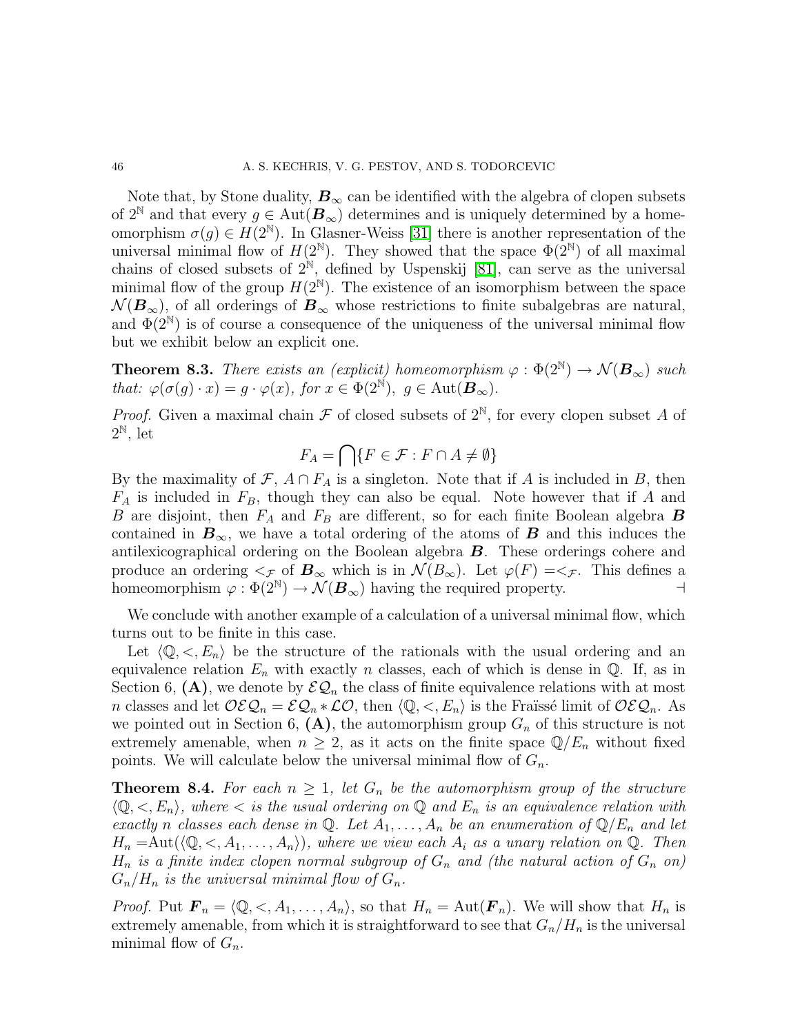Note that, by Stone duality, $\boldsymbol{B}_\infty$ can be identified with the algebra of clopen subsets of $2^{\mathbb{N}}$ and that every $g \in \mathrm{Aut}(\boldsymbol{B}_\infty)$ determines and is uniquely determined by a homeomorphism $\sigma(g) \in H(2^{\mathbb{N}})$. In Glasner-Weiss [31] there is another representation of the universal minimal flow of $H(2^{\mathbb{N}})$. They showed that the space $\Phi(2^{\mathbb{N}})$ of all maximal chains of closed subsets of $2^{\mathbb{N}}$, defined by Uspenskij [81], can serve as the universal minimal flow of the group $H(2^{\mathbb{N}})$. The existence of an isomorphism between the space $\mathcal{N}(\boldsymbol{B}_\infty)$, of all orderings of $\boldsymbol{B}_\infty$ whose restrictions to finite subalgebras are natural, and $\Phi(2^{\mathbb{N}})$ is of course a consequence of the uniqueness of the universal minimal flow but we exhibit below an explicit one.

**Theorem 8.3.** *There exists an (explicit) homeomorphism $\varphi : \Phi(2^{\mathbb{N}}) \to \mathcal{N}(\boldsymbol{B}_\infty)$ such that: $\varphi(\sigma(g)\cdot x) = g \cdot \varphi(x)$, for $x \in \Phi(2^{\mathbb{N}})$, $g \in \mathrm{Aut}(\boldsymbol{B}_\infty)$.*

*Proof.* Given a maximal chain $\mathcal{F}$ of closed subsets of $2^{\mathbb{N}}$, for every clopen subset $A$ of $2^{\mathbb{N}}$, let

$$F_A = \bigcap\{F \in \mathcal{F} : F \cap A \neq \emptyset\}$$

By the maximality of $\mathcal{F}$, $A \cap F_A$ is a singleton. Note that if $A$ is included in $B$, then $F_A$ is included in $F_B$, though they can also be equal. Note however that if $A$ and $B$ are disjoint, then $F_A$ and $F_B$ are different, so for each finite Boolean algebra $\boldsymbol{B}$ contained in $\boldsymbol{B}_\infty$, we have a total ordering of the atoms of $\boldsymbol{B}$ and this induces the antilexicographical ordering on the Boolean algebra $\boldsymbol{B}$. These orderings cohere and produce an ordering $<_{\mathcal{F}}$ of $\boldsymbol{B}_\infty$ which is in $\mathcal{N}(B_\infty)$. Let $\varphi(F) = <_{\mathcal{F}}$. This defines a homeomorphism $\varphi : \Phi(2^{\mathbb{N}}) \to \mathcal{N}(\boldsymbol{B}_\infty)$ having the required property. $\dashv$

We conclude with another example of a calculation of a universal minimal flow, which turns out to be finite in this case.

Let $\langle \mathbb{Q}, <, E_n\rangle$ be the structure of the rationals with the usual ordering and an equivalence relation $E_n$ with exactly $n$ classes, each of which is dense in $\mathbb{Q}$. If, as in Section 6, **(A)**, we denote by $\mathcal{EQ}_n$ the class of finite equivalence relations with at most $n$ classes and let $\mathcal{OEQ}_n = \mathcal{EQ}_n * \mathcal{LO}$, then $\langle \mathbb{Q}, <, E_n\rangle$ is the Fraïssé limit of $\mathcal{OEQ}_n$. As we pointed out in Section 6, **(A)**, the automorphism group $G_n$ of this structure is not extremely amenable, when $n \geq 2$, as it acts on the finite space $\mathbb{Q}/E_n$ without fixed points. We will calculate below the universal minimal flow of $G_n$.

**Theorem 8.4.** *For each $n \geq 1$, let $G_n$ be the automorphism group of the structure $\langle \mathbb{Q}, <, E_n\rangle$, where $<$ is the usual ordering on $\mathbb{Q}$ and $E_n$ is an equivalence relation with exactly $n$ classes each dense in $\mathbb{Q}$. Let $A_1, \dots, A_n$ be an enumeration of $\mathbb{Q}/E_n$ and let $H_n = \mathrm{Aut}(\langle \mathbb{Q}, <, A_1, \dots, A_n\rangle)$, where we view each $A_i$ as a unary relation on $\mathbb{Q}$. Then $H_n$ is a finite index clopen normal subgroup of $G_n$ and (the natural action of $G_n$ on) $G_n/H_n$ is the universal minimal flow of $G_n$.*

*Proof.* Put $\boldsymbol{F}_n = \langle \mathbb{Q}, <, A_1, \dots, A_n\rangle$, so that $H_n = \mathrm{Aut}(\boldsymbol{F}_n)$. We will show that $H_n$ is extremely amenable, from which it is straightforward to see that $G_n/H_n$ is the universal minimal flow of $G_n$.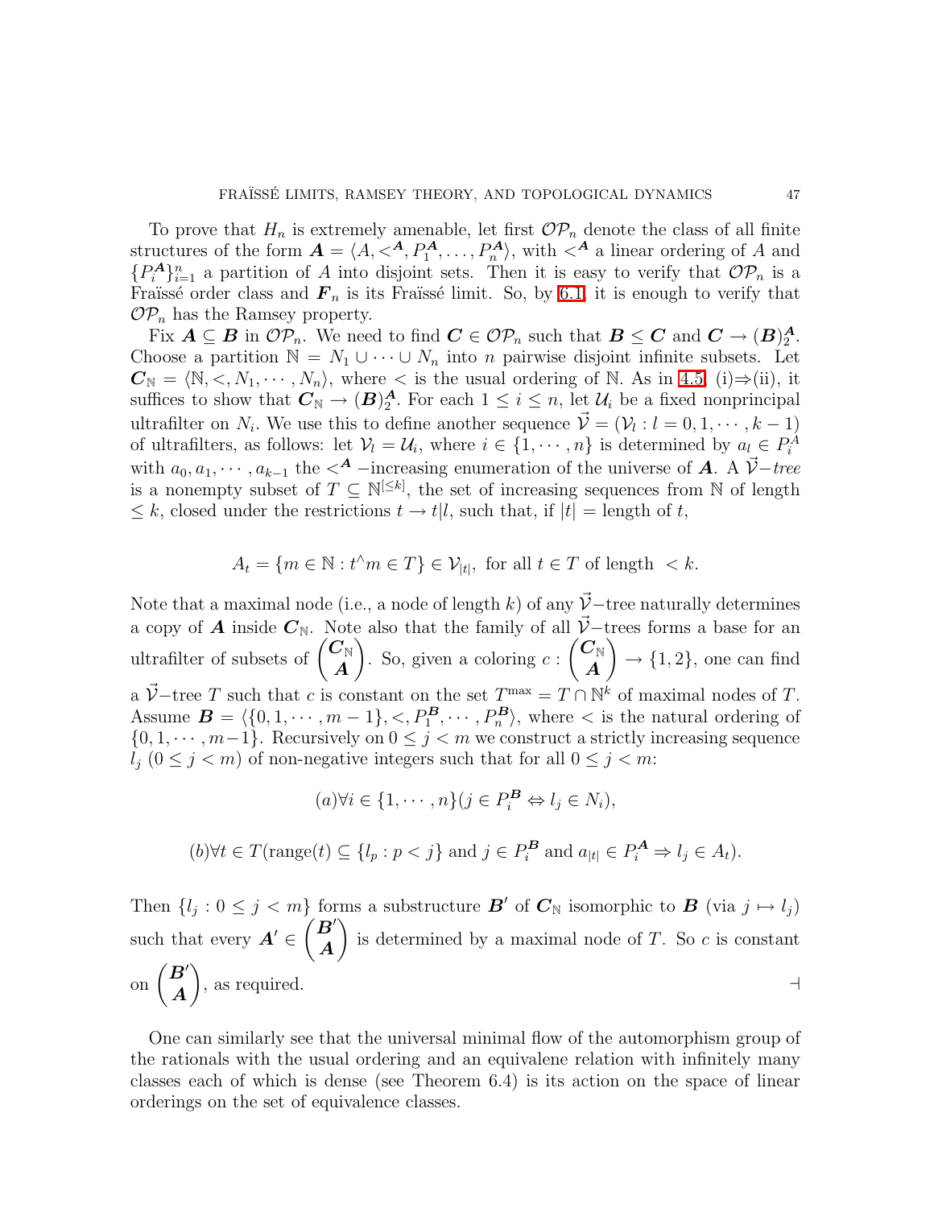To prove that $H_n$ is extremely amenable, let first $\mathcal{OP}_n$ denote the class of all finite structures of the form $\boldsymbol{A} = \langle A, <^{\boldsymbol{A}}, P_1^{\boldsymbol{A}}, \ldots, P_n^{\boldsymbol{A}} \rangle$, with $<^{\boldsymbol{A}}$ a linear ordering of $A$ and $\{P_i^{\boldsymbol{A}}\}_{i=1}^n$ a partition of $A$ into disjoint sets. Then it is easy to verify that $\mathcal{OP}_n$ is a Fraïssé order class and $\boldsymbol{F}_n$ is its Fraïssé limit. So, by 6.1, it is enough to verify that $\mathcal{OP}_n$ has the Ramsey property.

Fix $\boldsymbol{A} \subseteq \boldsymbol{B}$ in $\mathcal{OP}_n$. We need to find $\boldsymbol{C} \in \mathcal{OP}_n$ such that $\boldsymbol{B} \leq \boldsymbol{C}$ and $\boldsymbol{C} \to (\boldsymbol{B})_2^{\boldsymbol{A}}$. Choose a partition $\mathbb{N} = N_1 \cup \cdots \cup N_n$ into $n$ pairwise disjoint infinite subsets. Let $\boldsymbol{C}_{\mathbb{N}} = \langle \mathbb{N}, <, N_1, \cdots, N_n \rangle$, where $<$ is the usual ordering of $\mathbb{N}$. As in 4.5, (i)$\Rightarrow$(ii), it suffices to show that $\boldsymbol{C}_{\mathbb{N}} \to (\boldsymbol{B})_2^{\boldsymbol{A}}$. For each $1 \leq i \leq n$, let $\mathcal{U}_i$ be a fixed nonprincipal ultrafilter on $N_i$. We use this to define another sequence $\vec{\mathcal{V}} = (\mathcal{V}_l : l = 0, 1, \cdots, k-1)$ of ultrafilters, as follows: let $\mathcal{V}_l = \mathcal{U}_i$, where $i \in \{1, \cdots, n\}$ is determined by $a_l \in P_i^A$ with $a_0, a_1, \cdots, a_{k-1}$ the $<^{\boldsymbol{A}}$ $-$increasing enumeration of the universe of $\boldsymbol{A}$. A $\vec{\mathcal{V}}-$*tree* is a nonempty subset of $T \subseteq \mathbb{N}^{[\leq k]}$, the set of increasing sequences from $\mathbb{N}$ of length $\leq k$, closed under the restrictions $t \to t|l$, such that, if $|t|$ = length of $t$,

$$A_t = \{m \in \mathbb{N} : t^\wedge m \in T\} \in \mathcal{V}_{|t|}, \text{ for all } t \in T \text{ of length } < k.$$

Note that a maximal node (i.e., a node of length $k$) of any $\vec{\mathcal{V}}-$tree naturally determines a copy of $\boldsymbol{A}$ inside $\boldsymbol{C}_{\mathbb{N}}$. Note also that the family of all $\vec{\mathcal{V}}-$trees forms a base for an ultrafilter of subsets of $\binom{\boldsymbol{C}_{\mathbb{N}}}{\boldsymbol{A}}$. So, given a coloring $c : \binom{\boldsymbol{C}_{\mathbb{N}}}{\boldsymbol{A}} \to \{1, 2\}$, one can find a $\vec{\mathcal{V}}-$tree $T$ such that $c$ is constant on the set $T^{\max} = T \cap \mathbb{N}^k$ of maximal nodes of $T$. Assume $\boldsymbol{B} = \langle \{0, 1, \cdots, m-1\}, <, P_1^{\boldsymbol{B}}, \cdots, P_n^{\boldsymbol{B}} \rangle$, where $<$ is the natural ordering of $\{0, 1, \cdots, m-1\}$. Recursively on $0 \leq j < m$ we construct a strictly increasing sequence $l_j$ $(0 \leq j < m)$ of non-negative integers such that for all $0 \leq j < m$:

$$(a) \forall i \in \{1, \cdots, n\} (j \in P_i^{\boldsymbol{B}} \Leftrightarrow l_j \in N_i),$$

$$(b) \forall t \in T (\text{range}(t) \subseteq \{l_p : p < j\} \text{ and } j \in P_i^{\boldsymbol{B}} \text{ and } a_{|t|} \in P_i^{\boldsymbol{A}} \Rightarrow l_j \in A_t).$$

Then $\{l_j : 0 \leq j < m\}$ forms a substructure $\boldsymbol{B}'$ of $\boldsymbol{C}_{\mathbb{N}}$ isomorphic to $\boldsymbol{B}$ (via $j \mapsto l_j$) such that every $\boldsymbol{A}' \in \binom{\boldsymbol{B}'}{\boldsymbol{A}}$ is determined by a maximal node of $T$. So $c$ is constant on $\binom{\boldsymbol{B}'}{\boldsymbol{A}}$, as required. $\dashv$

One can similarly see that the universal minimal flow of the automorphism group of the rationals with the usual ordering and an equivalene relation with infinitely many classes each of which is dense (see Theorem 6.4) is its action on the space of linear orderings on the set of equivalence classes.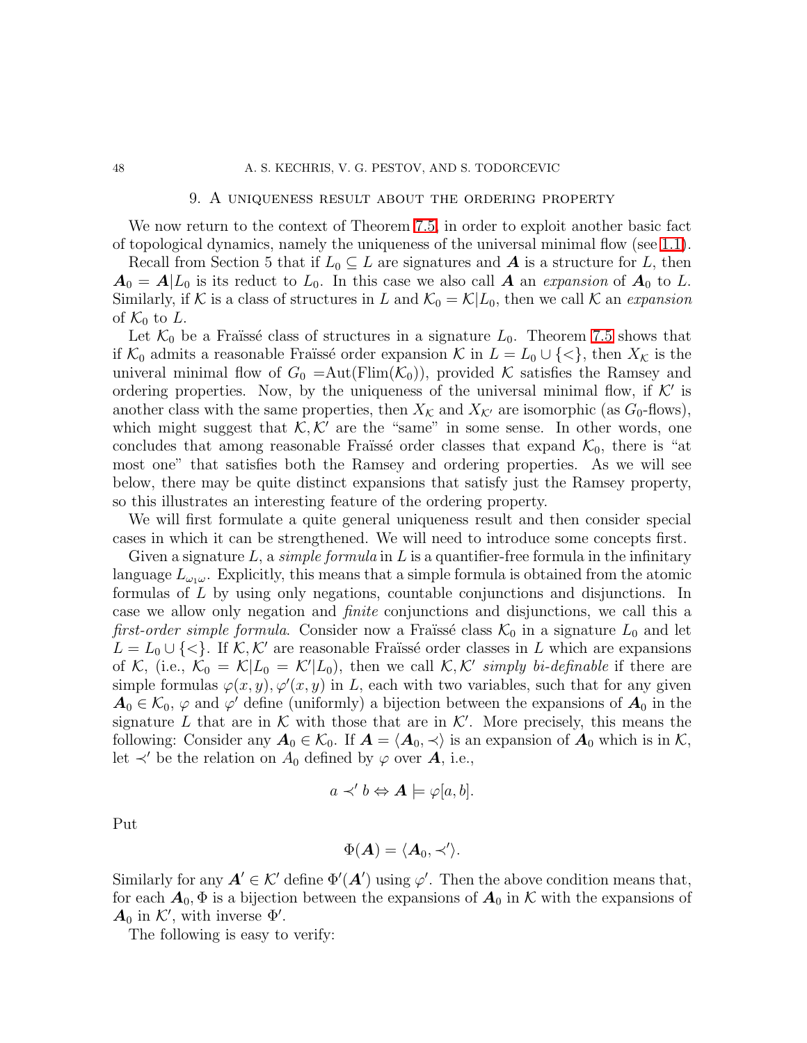## 9. A uniqueness result about the ordering property

We now return to the context of Theorem 7.5 in order to exploit another basic fact of topological dynamics, namely the uniqueness of the universal minimal flow (see 1.1).

Recall from Section 5 that if $L_0 \subseteq L$ are signatures and $\boldsymbol{A}$ is a structure for $L$, then $\boldsymbol{A}_0 = \boldsymbol{A}|L_0$ is its reduct to $L_0$. In this case we also call $\boldsymbol{A}$ an *expansion* of $\boldsymbol{A}_0$ to $L$. Similarly, if $\mathcal{K}$ is a class of structures in $L$ and $\mathcal{K}_0 = \mathcal{K}|L_0$, then we call $\mathcal{K}$ an *expansion* of $\mathcal{K}_0$ to $L$.

Let $\mathcal{K}_0$ be a Fraïssé class of structures in a signature $L_0$. Theorem 7.5 shows that if $\mathcal{K}_0$ admits a reasonable Fraïssé order expansion $\mathcal{K}$ in $L = L_0 \cup \{<\}$, then $X_{\mathcal{K}}$ is the univeral minimal flow of $G_0 = \text{Aut}(\text{Flim}(\mathcal{K}_0))$, provided $\mathcal{K}$ satisfies the Ramsey and ordering properties. Now, by the uniqueness of the universal minimal flow, if $\mathcal{K}'$ is another class with the same properties, then $X_{\mathcal{K}}$ and $X_{\mathcal{K}'}$ are isomorphic (as $G_0$-flows), which might suggest that $\mathcal{K}, \mathcal{K}'$ are the "same" in some sense. In other words, one concludes that among reasonable Fraïssé order classes that expand $\mathcal{K}_0$, there is "at most one" that satisfies both the Ramsey and ordering properties. As we will see below, there may be quite distinct expansions that satisfy just the Ramsey property, so this illustrates an interesting feature of the ordering property.

We will first formulate a quite general uniqueness result and then consider special cases in which it can be strengthened. We will need to introduce some concepts first.

Given a signature $L$, a *simple formula* in $L$ is a quantifier-free formula in the infinitary language $L_{\omega_1\omega}$. Explicitly, this means that a simple formula is obtained from the atomic formulas of $L$ by using only negations, countable conjunctions and disjunctions. In case we allow only negation and *finite* conjunctions and disjunctions, we call this a *first-order simple formula*. Consider now a Fraïssé class $\mathcal{K}_0$ in a signature $L_0$ and let $L = L_0 \cup \{<\}$. If $\mathcal{K}, \mathcal{K}'$ are reasonable Fraïssé order classes in $L$ which are expansions of $\mathcal{K}$, (i.e., $\mathcal{K}_0 = \mathcal{K}|L_0 = \mathcal{K}'|L_0$), then we call $\mathcal{K}, \mathcal{K}'$ *simply bi-definable* if there are simple formulas $\varphi(x, y), \varphi'(x, y)$ in $L$, each with two variables, such that for any given $\boldsymbol{A}_0 \in \mathcal{K}_0$, $\varphi$ and $\varphi'$ define (uniformly) a bijection between the expansions of $\boldsymbol{A}_0$ in the signature $L$ that are in $\mathcal{K}$ with those that are in $\mathcal{K}'$. More precisely, this means the following: Consider any $\boldsymbol{A}_0 \in \mathcal{K}_0$. If $\boldsymbol{A} = \langle \boldsymbol{A}_0, \prec\rangle$ is an expansion of $\boldsymbol{A}_0$ which is in $\mathcal{K}$, let $\prec'$ be the relation on $A_0$ defined by $\varphi$ over $\boldsymbol{A}$, i.e.,

$$a \prec' b \Leftrightarrow \boldsymbol{A} \models \varphi[a, b].$$

Put

$$\Phi(\boldsymbol{A}) = \langle \boldsymbol{A}_0, \prec'\rangle.$$

Similarly for any $\boldsymbol{A}' \in \mathcal{K}'$ define $\Phi'(\boldsymbol{A}')$ using $\varphi'$. Then the above condition means that, for each $\boldsymbol{A}_0, \Phi$ is a bijection between the expansions of $\boldsymbol{A}_0$ in $\mathcal{K}$ with the expansions of $\boldsymbol{A}_0$ in $\mathcal{K}'$, with inverse $\Phi'$.

The following is easy to verify: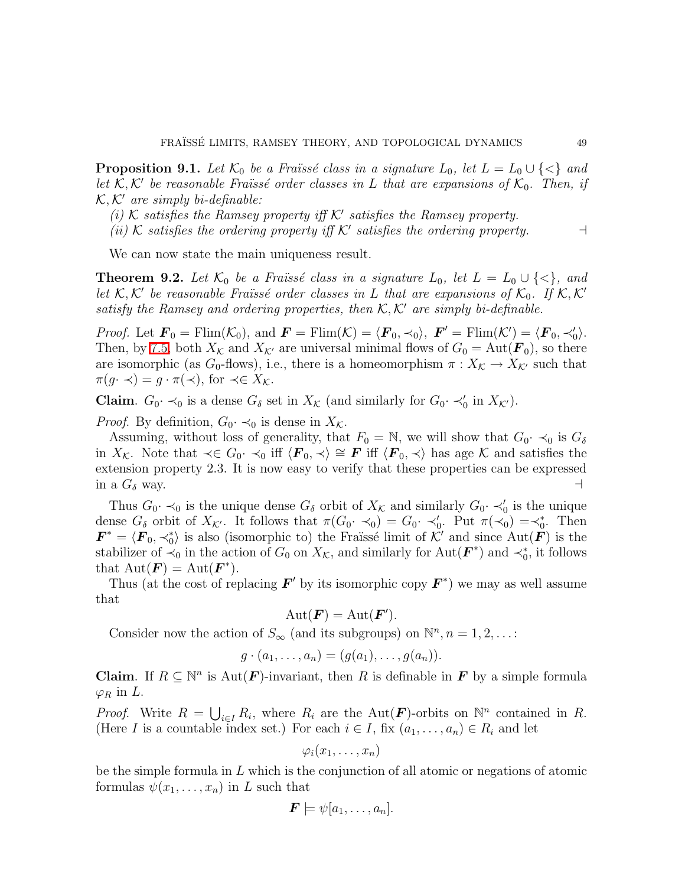**Proposition 9.1.** *Let $\mathcal{K}_0$ be a Fraïssé class in a signature $L_0$, let $L = L_0 \cup \{<\}$ and let $\mathcal{K}, \mathcal{K}'$ be reasonable Fraïssé order classes in $L$ that are expansions of $\mathcal{K}_0$. Then, if $\mathcal{K}, \mathcal{K}'$ are simply bi-definable:*

*(i) $\mathcal{K}$ satisfies the Ramsey property iff $\mathcal{K}'$ satisfies the Ramsey property.*

*(ii) $\mathcal{K}$ satisfies the ordering property iff $\mathcal{K}'$ satisfies the ordering property.* $\dashv$

We can now state the main uniqueness result.

**Theorem 9.2.** *Let $\mathcal{K}_0$ be a Fraïssé class in a signature $L_0$, let $L = L_0 \cup \{<\}$, and let $\mathcal{K}, \mathcal{K}'$ be reasonable Fraïssé order classes in $L$ that are expansions of $\mathcal{K}_0$. If $\mathcal{K}, \mathcal{K}'$ satisfy the Ramsey and ordering properties, then $\mathcal{K}, \mathcal{K}'$ are simply bi-definable.*

*Proof.* Let $\boldsymbol{F}_0 = \mathrm{Flim}(\mathcal{K}_0)$, and $\boldsymbol{F} = \mathrm{Flim}(\mathcal{K}) = \langle \boldsymbol{F}_0, \prec_0\rangle$, $\boldsymbol{F}' = \mathrm{Flim}(\mathcal{K}') = \langle \boldsymbol{F}_0, \prec_0'\rangle$. Then, by 7.5, both $X_{\mathcal{K}}$ and $X_{\mathcal{K}'}$ are universal minimal flows of $G_0 = \mathrm{Aut}(\boldsymbol{F}_0)$, so there are isomorphic (as $G_0$-flows), i.e., there is a homeomorphism $\pi : X_{\mathcal{K}} \to X_{\mathcal{K}'}$ such that $\pi(g \cdot \prec) = g \cdot \pi(\prec)$, for $\prec \in X_{\mathcal{K}}$.

**Claim**. $G_0 \cdot \prec_0$ is a dense $G_\delta$ set in $X_{\mathcal{K}}$ (and similarly for $G_0 \cdot \prec_0'$ in $X_{\mathcal{K}'}$).

*Proof.* By definition, $G_0 \cdot \prec_0$ is dense in $X_{\mathcal{K}}$.

Assuming, without loss of generality, that $F_0 = \mathbb{N}$, we will show that $G_0 \cdot \prec_0$ is $G_\delta$ in $X_{\mathcal{K}}$. Note that $\prec \in G_0 \cdot \prec_0$ iff $\langle \boldsymbol{F}_0, \prec\rangle \cong \boldsymbol{F}$ iff $\langle \boldsymbol{F}_0, \prec\rangle$ has age $\mathcal{K}$ and satisfies the extension property 2.3. It is now easy to verify that these properties can be expressed in a $G_\delta$ way. $\dashv$

Thus $G_0 \cdot \prec_0$ is the unique dense $G_\delta$ orbit of $X_{\mathcal{K}}$ and similarly $G_0 \cdot \prec_0'$ is the unique dense $G_\delta$ orbit of $X_{\mathcal{K}'}$. It follows that $\pi(G_0 \cdot \prec_0) = G_0 \cdot \prec_0'$. Put $\pi(\prec_0) = \prec_0^*$. Then $\boldsymbol{F}^* = \langle \boldsymbol{F}_0, \prec_0^*\rangle$ is also (isomorphic to) the Fraïssé limit of $\mathcal{K}'$ and since $\mathrm{Aut}(\boldsymbol{F})$ is the stabilizer of $\prec_0$ in the action of $G_0$ on $X_{\mathcal{K}}$, and similarly for $\mathrm{Aut}(\boldsymbol{F}^*)$ and $\prec_0^*$, it follows that $\mathrm{Aut}(\boldsymbol{F}) = \mathrm{Aut}(\boldsymbol{F}^*)$.

Thus (at the cost of replacing $\boldsymbol{F}'$ by its isomorphic copy $\boldsymbol{F}^*$) we may as well assume that

$$\mathrm{Aut}(\boldsymbol{F}) = \mathrm{Aut}(\boldsymbol{F}').$$

Consider now the action of $S_\infty$ (and its subgroups) on $\mathbb{N}^n, n = 1, 2, \ldots$:

$$g \cdot (a_1, \ldots, a_n) = (g(a_1), \ldots, g(a_n)).$$

**Claim**. If $R \subseteq \mathbb{N}^n$ is $\mathrm{Aut}(\boldsymbol{F})$-invariant, then $R$ is definable in $\boldsymbol{F}$ by a simple formula $\varphi_R$ in $L$.

*Proof.* Write $R = \bigcup_{i \in I} R_i$, where $R_i$ are the $\mathrm{Aut}(\boldsymbol{F})$-orbits on $\mathbb{N}^n$ contained in $R$. (Here $I$ is a countable index set.) For each $i \in I$, fix $(a_1, \ldots, a_n) \in R_i$ and let

$$\varphi_i(x_1, \ldots, x_n)$$

be the simple formula in $L$ which is the conjunction of all atomic or negations of atomic formulas $\psi(x_1, \ldots, x_n)$ in $L$ such that

$$\boldsymbol{F} \models \psi[a_1, \ldots, a_n].$$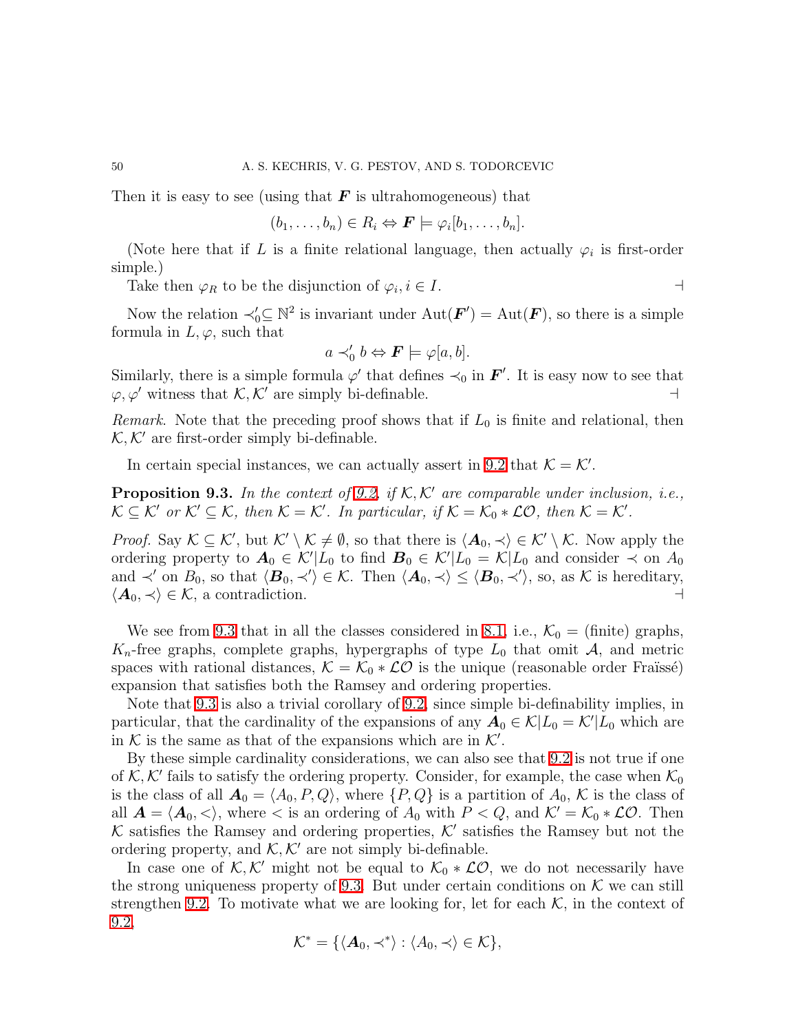Then it is easy to see (using that $\boldsymbol{F}$ is ultrahomogeneous) that

$$(b_1, \dots, b_n) \in R_i \Leftrightarrow \boldsymbol{F} \models \varphi_i[b_1, \dots, b_n].$$

(Note here that if $L$ is a finite relational language, then actually $\varphi_i$ is first-order simple.)

Take then $\varphi_R$ to be the disjunction of $\varphi_i, i \in I$. ⊣

Now the relation $\prec_0' \subseteq \mathbb{N}^2$ is invariant under $\mathrm{Aut}(\boldsymbol{F}') = \mathrm{Aut}(\boldsymbol{F})$, so there is a simple formula in $L, \varphi$, such that

$$a \prec_0' b \Leftrightarrow \boldsymbol{F} \models \varphi[a, b].$$

Similarly, there is a simple formula $\varphi'$ that defines $\prec_0$ in $\boldsymbol{F}'$. It is easy now to see that $\varphi, \varphi'$ witness that $\mathcal{K}, \mathcal{K}'$ are simply bi-definable. ⊣

*Remark.* Note that the preceding proof shows that if $L_0$ is finite and relational, then $\mathcal{K}, \mathcal{K}'$ are first-order simply bi-definable.

In certain special instances, we can actually assert in 9.2 that $\mathcal{K} = \mathcal{K}'$.

**Proposition 9.3.** *In the context of 9.2, if $\mathcal{K}, \mathcal{K}'$ are comparable under inclusion, i.e., $\mathcal{K} \subseteq \mathcal{K}'$ or $\mathcal{K}' \subseteq \mathcal{K}$, then $\mathcal{K} = \mathcal{K}'$. In particular, if $\mathcal{K} = \mathcal{K}_0 * \mathcal{LO}$, then $\mathcal{K} = \mathcal{K}'$.*

*Proof.* Say $\mathcal{K} \subseteq \mathcal{K}'$, but $\mathcal{K}' \setminus \mathcal{K} \neq \emptyset$, so that there is $\langle \boldsymbol{A}_0, \prec \rangle \in \mathcal{K}' \setminus \mathcal{K}$. Now apply the ordering property to $\boldsymbol{A}_0 \in \mathcal{K}'|L_0$ to find $\boldsymbol{B}_0 \in \mathcal{K}'|L_0 = \mathcal{K}|L_0$ and consider $\prec$ on $A_0$ and $\prec'$ on $B_0$, so that $\langle \boldsymbol{B}_0, \prec' \rangle \in \mathcal{K}$. Then $\langle \boldsymbol{A}_0, \prec \rangle \leq \langle \boldsymbol{B}_0, \prec' \rangle$, so, as $\mathcal{K}$ is hereditary, $\langle \boldsymbol{A}_0, \prec \rangle \in \mathcal{K}$, a contradiction. ⊣

We see from 9.3 that in all the classes considered in 8.1, i.e., $\mathcal{K}_0 =$ (finite) graphs, $K_n$-free graphs, complete graphs, hypergraphs of type $L_0$ that omit $\mathcal{A}$, and metric spaces with rational distances, $\mathcal{K} = \mathcal{K}_0 * \mathcal{LO}$ is the unique (reasonable order Fraïssé) expansion that satisfies both the Ramsey and ordering properties.

Note that 9.3 is also a trivial corollary of 9.2, since simple bi-definability implies, in particular, that the cardinality of the expansions of any $\boldsymbol{A}_0 \in \mathcal{K}|L_0 = \mathcal{K}'|L_0$ which are in $\mathcal{K}$ is the same as that of the expansions which are in $\mathcal{K}'$.

By these simple cardinality considerations, we can also see that 9.2 is not true if one of $\mathcal{K}, \mathcal{K}'$ fails to satisfy the ordering property. Consider, for example, the case when $\mathcal{K}_0$ is the class of all $\boldsymbol{A}_0 = \langle A_0, P, Q \rangle$, where $\{P, Q\}$ is a partition of $A_0$, $\mathcal{K}$ is the class of all $\boldsymbol{A} = \langle \boldsymbol{A}_0, < \rangle$, where $<$ is an ordering of $A_0$ with $P < Q$, and $\mathcal{K}' = \mathcal{K}_0 * \mathcal{LO}$. Then $\mathcal{K}$ satisfies the Ramsey and ordering properties, $\mathcal{K}'$ satisfies the Ramsey but not the ordering property, and $\mathcal{K}, \mathcal{K}'$ are not simply bi-definable.

In case one of $\mathcal{K}, \mathcal{K}'$ might not be equal to $\mathcal{K}_0 * \mathcal{LO}$, we do not necessarily have the strong uniqueness property of 9.3. But under certain conditions on $\mathcal{K}$ we can still strengthen 9.2. To motivate what we are looking for, let for each $\mathcal{K}$, in the context of 9.2,

$$\mathcal{K}^* = \{\langle \boldsymbol{A}_0, \prec^* \rangle : \langle A_0, \prec \rangle \in \mathcal{K}\},$$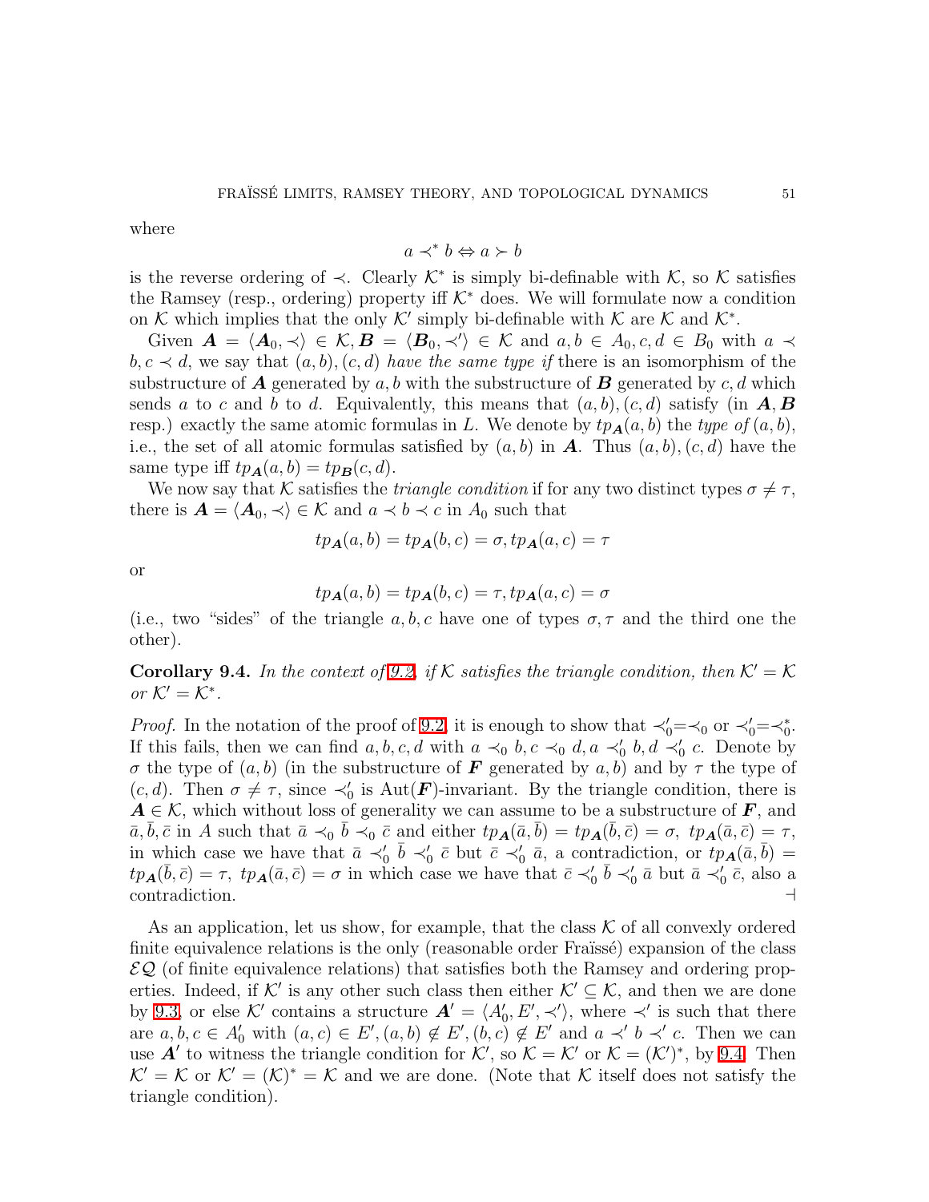where

$$a \prec^* b \Leftrightarrow a \succ b$$

is the reverse ordering of $\prec$. Clearly $\mathcal{K}^*$ is simply bi-definable with $\mathcal{K}$, so $\mathcal{K}$ satisfies the Ramsey (resp., ordering) property iff $\mathcal{K}^*$ does. We will formulate now a condition on $\mathcal{K}$ which implies that the only $\mathcal{K}'$ simply bi-definable with $\mathcal{K}$ are $\mathcal{K}$ and $\mathcal{K}^*$.

Given $\boldsymbol{A} = \langle \boldsymbol{A}_0, \prec \rangle \in \mathcal{K}, \boldsymbol{B} = \langle \boldsymbol{B}_0, \prec' \rangle \in \mathcal{K}$ and $a, b \in A_0, c, d \in B_0$ with $a \prec b, c \prec d$, we say that $(a, b), (c, d)$ *have the same type if* there is an isomorphism of the substructure of $\boldsymbol{A}$ generated by $a, b$ with the substructure of $\boldsymbol{B}$ generated by $c, d$ which sends $a$ to $c$ and $b$ to $d$. Equivalently, this means that $(a, b), (c, d)$ satisfy (in $\boldsymbol{A}, \boldsymbol{B}$ resp.) exactly the same atomic formulas in $L$. We denote by $tp_{\boldsymbol{A}}(a, b)$ the *type of* $(a, b)$, i.e., the set of all atomic formulas satisfied by $(a, b)$ in $\boldsymbol{A}$. Thus $(a, b), (c, d)$ have the same type iff $tp_{\boldsymbol{A}}(a, b) = tp_{\boldsymbol{B}}(c, d)$.

We now say that $\mathcal{K}$ satisfies the *triangle condition* if for any two distinct types $\sigma \neq \tau$, there is $\boldsymbol{A} = \langle \boldsymbol{A}_0, \prec \rangle \in \mathcal{K}$ and $a \prec b \prec c$ in $A_0$ such that

$$tp_{\boldsymbol{A}}(a, b) = tp_{\boldsymbol{A}}(b, c) = \sigma, tp_{\boldsymbol{A}}(a, c) = \tau$$

or

$$tp_{\boldsymbol{A}}(a, b) = tp_{\boldsymbol{A}}(b, c) = \tau, tp_{\boldsymbol{A}}(a, c) = \sigma$$

(i.e., two "sides" of the triangle $a, b, c$ have one of types $\sigma, \tau$ and the third one the other).

**Corollary 9.4.** *In the context of 9.2, if $\mathcal{K}$ satisfies the triangle condition, then $\mathcal{K}' = \mathcal{K}$ or $\mathcal{K}' = \mathcal{K}^*$.*

*Proof.* In the notation of the proof of 9.2, it is enough to show that $\prec_0' = \prec_0$ or $\prec_0' = \prec_0^*$. If this fails, then we can find $a, b, c, d$ with $a \prec_0 b, c \prec_0 d, a \prec_0' b, d \prec_0' c$. Denote by $\sigma$ the type of $(a, b)$ (in the substructure of $\boldsymbol{F}$ generated by $a, b$) and by $\tau$ the type of $(c, d)$. Then $\sigma \neq \tau$, since $\prec_0'$ is $\mathrm{Aut}(\boldsymbol{F})$-invariant. By the triangle condition, there is $\boldsymbol{A} \in \mathcal{K}$, which without loss of generality we can assume to be a substructure of $\boldsymbol{F}$, and $\bar{a}, \bar{b}, \bar{c}$ in $A$ such that $\bar{a} \prec_0 \bar{b} \prec_0 \bar{c}$ and either $tp_{\boldsymbol{A}}(\bar{a}, \bar{b}) = tp_{\boldsymbol{A}}(\bar{b}, \bar{c}) = \sigma,\ tp_{\boldsymbol{A}}(\bar{a}, \bar{c}) = \tau$, in which case we have that $\bar{a} \prec_0' \bar{b} \prec_0' \bar{c}$ but $\bar{c} \prec_0' \bar{a}$, a contradiction, or $tp_{\boldsymbol{A}}(\bar{a}, \bar{b}) = tp_{\boldsymbol{A}}(\bar{b}, \bar{c}) = \tau,\ tp_{\boldsymbol{A}}(\bar{a}, \bar{c}) = \sigma$ in which case we have that $\bar{c} \prec_0' \bar{b} \prec_0' \bar{a}$ but $\bar{a} \prec_0' \bar{c}$, also a contradiction. ⊣

As an application, let us show, for example, that the class $\mathcal{K}$ of all convexly ordered finite equivalence relations is the only (reasonable order Fraïssé) expansion of the class $\mathcal{EQ}$ (of finite equivalence relations) that satisfies both the Ramsey and ordering properties. Indeed, if $\mathcal{K}'$ is any other such class then either $\mathcal{K}' \subseteq \mathcal{K}$, and then we are done by 9.3, or else $\mathcal{K}'$ contains a structure $\boldsymbol{A}' = \langle A_0', E', \prec' \rangle$, where $\prec'$ is such that there are $a, b, c \in A_0'$ with $(a, c) \in E', (a, b) \notin E', (b, c) \notin E'$ and $a \prec' b \prec' c$. Then we can use $\boldsymbol{A}'$ to witness the triangle condition for $\mathcal{K}'$, so $\mathcal{K} = \mathcal{K}'$ or $\mathcal{K} = (\mathcal{K}')^*$, by 9.4. Then $\mathcal{K}' = \mathcal{K}$ or $\mathcal{K}' = (\mathcal{K})^* = \mathcal{K}$ and we are done. (Note that $\mathcal{K}$ itself does not satisfy the triangle condition).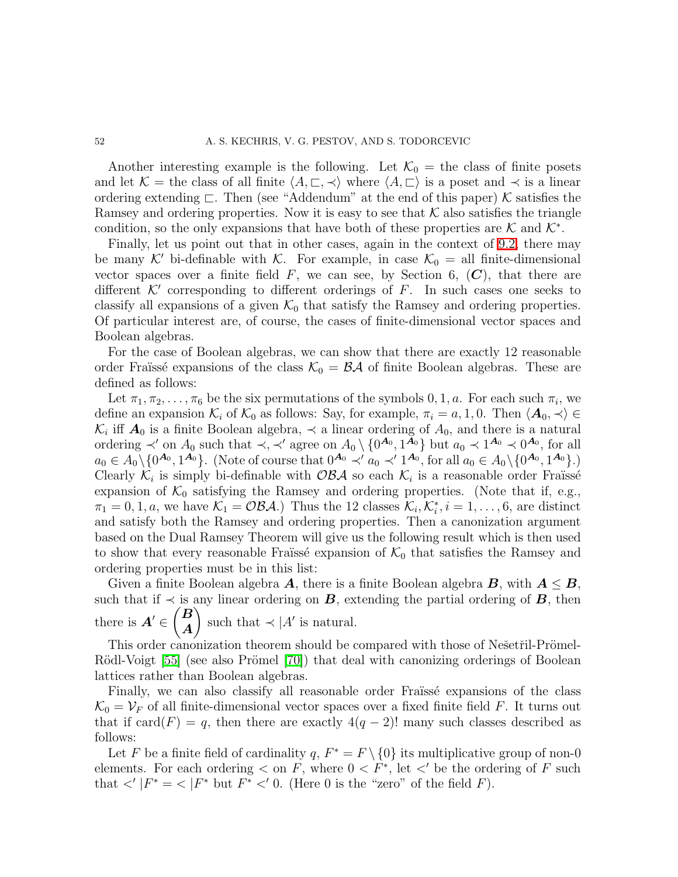Another interesting example is the following. Let $\mathcal{K}_0$ = the class of finite posets and let $\mathcal{K}$ = the class of all finite $\langle A, \sqsubset, \prec \rangle$ where $\langle A, \sqsubset \rangle$ is a poset and $\prec$ is a linear ordering extending $\sqsubset$. Then (see "Addendum" at the end of this paper) $\mathcal{K}$ satisfies the Ramsey and ordering properties. Now it is easy to see that $\mathcal{K}$ also satisfies the triangle condition, so the only expansions that have both of these properties are $\mathcal{K}$ and $\mathcal{K}^*$.

Finally, let us point out that in other cases, again in the context of 9.2, there may be many $\mathcal{K}'$ bi-definable with $\mathcal{K}$. For example, in case $\mathcal{K}_0$ = all finite-dimensional vector spaces over a finite field $F$, we can see, by Section 6, (**C**), that there are different $\mathcal{K}'$ corresponding to different orderings of $F$. In such cases one seeks to classify all expansions of a given $\mathcal{K}_0$ that satisfy the Ramsey and ordering properties. Of particular interest are, of course, the cases of finite-dimensional vector spaces and Boolean algebras.

For the case of Boolean algebras, we can show that there are exactly 12 reasonable order Fraïssé expansions of the class $\mathcal{K}_0 = \mathcal{BA}$ of finite Boolean algebras. These are defined as follows:

Let $\pi_1, \pi_2, \ldots, \pi_6$ be the six permutations of the symbols $0, 1, a$. For each such $\pi_i$, we define an expansion $\mathcal{K}_i$ of $\mathcal{K}_0$ as follows: Say, for example, $\pi_i = a, 1, 0$. Then $\langle \boldsymbol{A}_0, \prec \rangle \in \mathcal{K}_i$ iff $\boldsymbol{A}_0$ is a finite Boolean algebra, $\prec$ a linear ordering of $A_0$, and there is a natural ordering $\prec'$ on $A_0$ such that $\prec, \prec'$ agree on $A_0 \setminus \{0^{\boldsymbol{A}_0}, 1^{\boldsymbol{A}_0}\}$ but $a_0 \prec 1^{\boldsymbol{A}_0} \prec 0^{\boldsymbol{A}_0}$, for all $a_0 \in A_0 \setminus \{0^{\boldsymbol{A}_0}, 1^{\boldsymbol{A}_0}\}$. (Note of course that $0^{\boldsymbol{A}_0} \prec' a_0 \prec' 1^{\boldsymbol{A}_0}$, for all $a_0 \in A_0 \setminus \{0^{\boldsymbol{A}_0}, 1^{\boldsymbol{A}_0}\}$.) Clearly $\mathcal{K}_i$ is simply bi-definable with $\mathcal{OBA}$ so each $\mathcal{K}_i$ is a reasonable order Fraïssé expansion of $\mathcal{K}_0$ satisfying the Ramsey and ordering properties. (Note that if, e.g., $\pi_1 = 0, 1, a$, we have $\mathcal{K}_1 = \mathcal{OBA}$.) Thus the 12 classes $\mathcal{K}_i, \mathcal{K}_i^*, i = 1, \ldots, 6$, are distinct and satisfy both the Ramsey and ordering properties. Then a canonization argument based on the Dual Ramsey Theorem will give us the following result which is then used to show that every reasonable Fraïssé expansion of $\mathcal{K}_0$ that satisfies the Ramsey and ordering properties must be in this list:

Given a finite Boolean algebra $\boldsymbol{A}$, there is a finite Boolean algebra $\boldsymbol{B}$, with $\boldsymbol{A} \leq \boldsymbol{B}$, such that if $\prec$ is any linear ordering on $\boldsymbol{B}$, extending the partial ordering of $\boldsymbol{B}$, then there is $\boldsymbol{A}' \in \binom{\boldsymbol{B}}{\boldsymbol{A}}$ such that $\prec |A'$ is natural.

This order canonization theorem should be compared with those of Nešetřil-Prömel-Rödl-Voigt [55] (see also Prömel [70]) that deal with canonizing orderings of Boolean lattices rather than Boolean algebras.

Finally, we can also classify all reasonable order Fraïssé expansions of the class $\mathcal{K}_0 = \mathcal{V}_F$ of all finite-dimensional vector spaces over a fixed finite field $F$. It turns out that if $\text{card}(F) = q$, then there are exactly $4(q-2)!$ many such classes described as follows:

Let $F$ be a finite field of cardinality $q$, $F^* = F \setminus \{0\}$ its multiplicative group of non-0 elements. For each ordering $<$ on $F$, where $0 < F^*$, let $<'$ be the ordering of $F$ such that $<' |F^* = < |F^*$ but $F^* <' 0$. (Here 0 is the "zero" of the field $F$).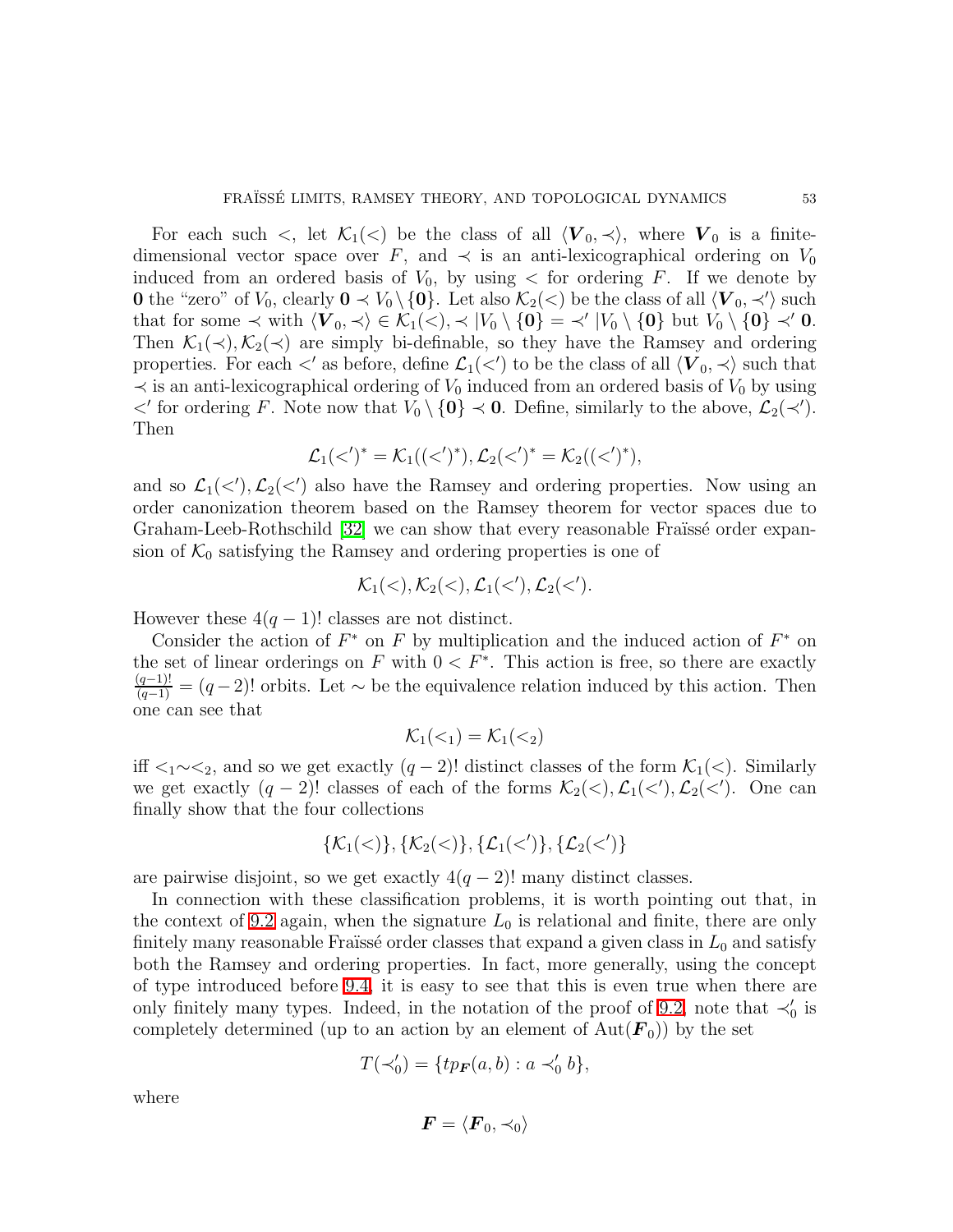For each such $<$, let $\mathcal{K}_1(<)$ be the class of all $\langle \boldsymbol{V}_0, \prec\rangle$, where $\boldsymbol{V}_0$ is a finite-dimensional vector space over $F$, and $\prec$ is an anti-lexicographical ordering on $V_0$ induced from an ordered basis of $V_0$, by using $<$ for ordering $F$. If we denote by $\mathbf{0}$ the "zero" of $V_0$, clearly $\mathbf{0} \prec V_0 \setminus \{\mathbf{0}\}$. Let also $\mathcal{K}_2(<)$ be the class of all $\langle \boldsymbol{V}_0, \prec'\rangle$ such that for some $\prec$ with $\langle \boldsymbol{V}_0, \prec\rangle \in \mathcal{K}_1(<), \prec |V_0 \setminus \{\mathbf{0}\} = \prec' |V_0 \setminus \{\mathbf{0}\}$ but $V_0 \setminus \{\mathbf{0}\} \prec' \mathbf{0}$. Then $\mathcal{K}_1(\prec), \mathcal{K}_2(\prec)$ are simply bi-definable, so they have the Ramsey and ordering properties. For each $<'$ as before, define $\mathcal{L}_1(<')$ to be the class of all $\langle \boldsymbol{V}_0, \prec\rangle$ such that $\prec$ is an anti-lexicographical ordering of $V_0$ induced from an ordered basis of $V_0$ by using $<'$ for ordering $F$. Note now that $V_0 \setminus \{\mathbf{0}\} \prec \mathbf{0}$. Define, similarly to the above, $\mathcal{L}_2(\prec')$. Then

$$\mathcal{L}_1(<')^* = \mathcal{K}_1((<')^*), \mathcal{L}_2(<')^* = \mathcal{K}_2((<')^*),$$

and so $\mathcal{L}_1(<'), \mathcal{L}_2(<')$ also have the Ramsey and ordering properties. Now using an order canonization theorem based on the Ramsey theorem for vector spaces due to Graham-Leeb-Rothschild [32] we can show that every reasonable Fraïssé order expansion of $\mathcal{K}_0$ satisfying the Ramsey and ordering properties is one of

$$\mathcal{K}_1(<), \mathcal{K}_2(<), \mathcal{L}_1(<'), \mathcal{L}_2(<').$$

However these $4(q-1)!$ classes are not distinct.

Consider the action of $F^*$ on $F$ by multiplication and the induced action of $F^*$ on the set of linear orderings on $F$ with $0 < F^*$. This action is free, so there are exactly $\frac{(q-1)!}{(q-1)} = (q-2)!$ orbits. Let $\sim$ be the equivalence relation induced by this action. Then one can see that

$$\mathcal{K}_1(<_1) = \mathcal{K}_1(<_2)$$

iff $<_1 \sim <_2$, and so we get exactly $(q-2)!$ distinct classes of the form $\mathcal{K}_1(<)$. Similarly we get exactly $(q-2)!$ classes of each of the forms $\mathcal{K}_2(<), \mathcal{L}_1(<'), \mathcal{L}_2(<')$. One can finally show that the four collections

$$\{\mathcal{K}_1(<)\}, \{\mathcal{K}_2(<)\}, \{\mathcal{L}_1(<')\}, \{\mathcal{L}_2(<')\}$$

are pairwise disjoint, so we get exactly $4(q-2)!$ many distinct classes.

In connection with these classification problems, it is worth pointing out that, in the context of 9.2 again, when the signature $L_0$ is relational and finite, there are only finitely many reasonable Fraïssé order classes that expand a given class in $L_0$ and satisfy both the Ramsey and ordering properties. In fact, more generally, using the concept of type introduced before 9.4, it is easy to see that this is even true when there are only finitely many types. Indeed, in the notation of the proof of 9.2, note that $\prec_0'$ is completely determined (up to an action by an element of $\mathrm{Aut}(\boldsymbol{F}_0)$) by the set

$$T(\prec_0') = \{tp_{\boldsymbol{F}}(a, b) : a \prec_0' b\},$$

where

$$\boldsymbol{F} = \langle \boldsymbol{F}_0, \prec_0\rangle$$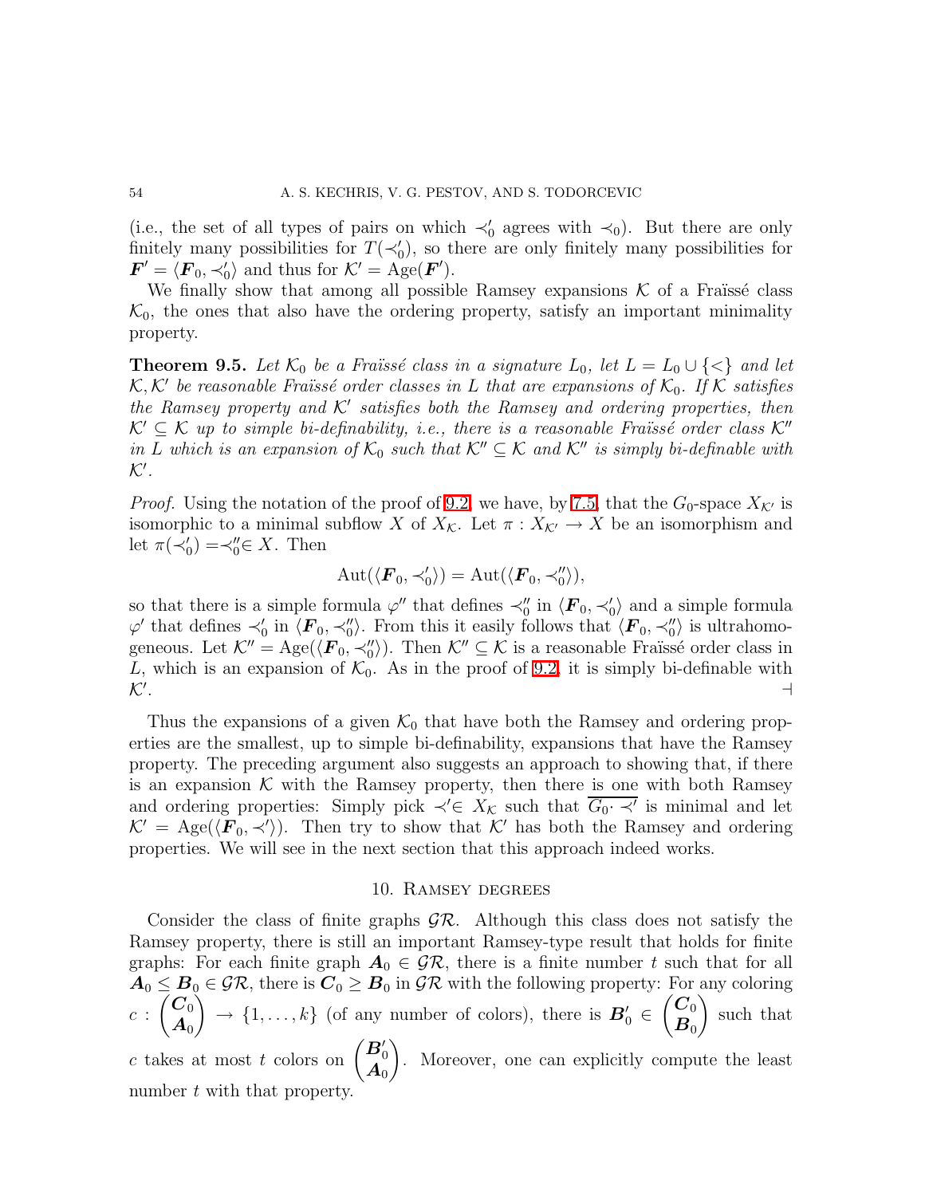(i.e., the set of all types of pairs on which $\prec_0'$ agrees with $\prec_0$). But there are only finitely many possibilities for $T(\prec_0')$, so there are only finitely many possibilities for $\boldsymbol{F}' = \langle \boldsymbol{F}_0, \prec_0' \rangle$ and thus for $\mathcal{K}' = \mathrm{Age}(\boldsymbol{F}')$.

We finally show that among all possible Ramsey expansions $\mathcal{K}$ of a Fraïssé class $\mathcal{K}_0$, the ones that also have the ordering property, satisfy an important minimality property.

**Theorem 9.5.** *Let $\mathcal{K}_0$ be a Fraïssé class in a signature $L_0$, let $L = L_0 \cup \{<\}$ and let $\mathcal{K}, \mathcal{K}'$ be reasonable Fraïssé order classes in $L$ that are expansions of $\mathcal{K}_0$. If $\mathcal{K}$ satisfies the Ramsey property and $\mathcal{K}'$ satisfies both the Ramsey and ordering properties, then $\mathcal{K}' \subseteq \mathcal{K}$ up to simple bi-definability, i.e., there is a reasonable Fraïssé order class $\mathcal{K}''$ in $L$ which is an expansion of $\mathcal{K}_0$ such that $\mathcal{K}'' \subseteq \mathcal{K}$ and $\mathcal{K}''$ is simply bi-definable with $\mathcal{K}'$.*

*Proof.* Using the notation of the proof of 9.2, we have, by 7.5, that the $G_0$-space $X_{\mathcal{K}'}$ is isomorphic to a minimal subflow $X$ of $X_{\mathcal{K}}$. Let $\pi : X_{\mathcal{K}'} \to X$ be an isomorphism and let $\pi(\prec_0') = \prec_0'' \in X$. Then

$$\mathrm{Aut}(\langle \boldsymbol{F}_0, \prec_0' \rangle) = \mathrm{Aut}(\langle \boldsymbol{F}_0, \prec_0'' \rangle),$$

so that there is a simple formula $\varphi''$ that defines $\prec_0''$ in $\langle \boldsymbol{F}_0, \prec_0' \rangle$ and a simple formula $\varphi'$ that defines $\prec_0'$ in $\langle \boldsymbol{F}_0, \prec_0'' \rangle$. From this it easily follows that $\langle \boldsymbol{F}_0, \prec_0'' \rangle$ is ultrahomogeneous. Let $\mathcal{K}'' = \mathrm{Age}(\langle \boldsymbol{F}_0, \prec_0'' \rangle)$. Then $\mathcal{K}'' \subseteq \mathcal{K}$ is a reasonable Fraïssé order class in $L$, which is an expansion of $\mathcal{K}_0$. As in the proof of 9.2, it is simply bi-definable with $\mathcal{K}'$. ⊣

Thus the expansions of a given $\mathcal{K}_0$ that have both the Ramsey and ordering properties are the smallest, up to simple bi-definability, expansions that have the Ramsey property. The preceding argument also suggests an approach to showing that, if there is an expansion $\mathcal{K}$ with the Ramsey property, then there is one with both Ramsey and ordering properties: Simply pick $\prec' \in X_{\mathcal{K}}$ such that $\overline{G_0 \cdot \prec'}$ is minimal and let $\mathcal{K}' = \mathrm{Age}(\langle \boldsymbol{F}_0, \prec' \rangle)$. Then try to show that $\mathcal{K}'$ has both the Ramsey and ordering properties. We will see in the next section that this approach indeed works.

## 10. Ramsey degrees

Consider the class of finite graphs $\mathcal{GR}$. Although this class does not satisfy the Ramsey property, there is still an important Ramsey-type result that holds for finite graphs: For each finite graph $\boldsymbol{A}_0 \in \mathcal{GR}$, there is a finite number $t$ such that for all $\boldsymbol{A}_0 \leq \boldsymbol{B}_0 \in \mathcal{GR}$, there is $\boldsymbol{C}_0 \geq \boldsymbol{B}_0$ in $\mathcal{GR}$ with the following property: For any coloring $c : \binom{\boldsymbol{C}_0}{\boldsymbol{A}_0} \to \{1, \dots, k\}$ (of any number of colors), there is $\boldsymbol{B}_0' \in \binom{\boldsymbol{C}_0}{\boldsymbol{B}_0}$ such that $c$ takes at most $t$ colors on $\binom{\boldsymbol{B}_0'}{\boldsymbol{A}_0}$. Moreover, one can explicitly compute the least number $t$ with that property.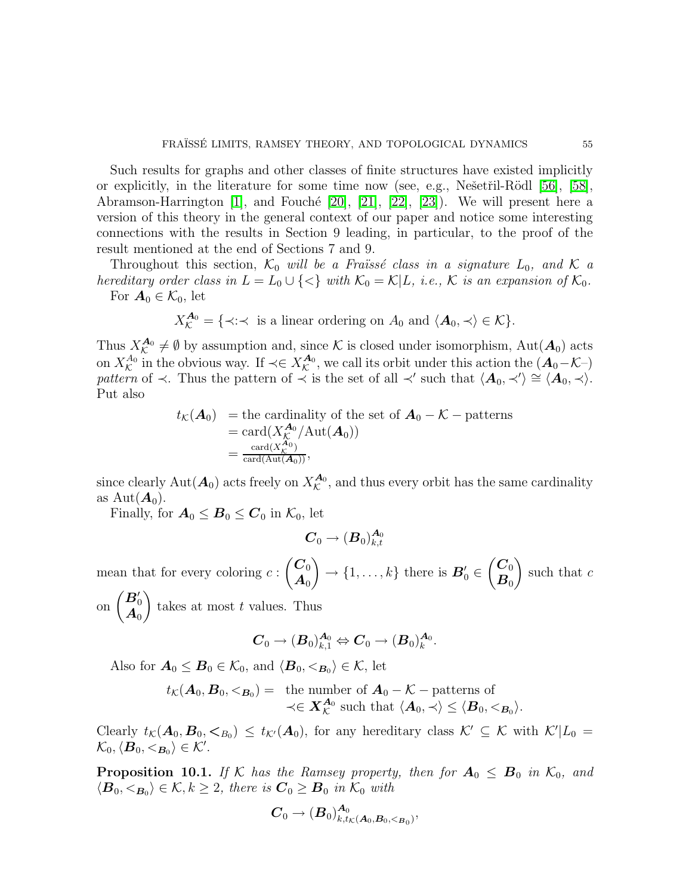Such results for graphs and other classes of finite structures have existed implicitly or explicitly, in the literature for some time now (see, e.g., Nešetřil-Rödl [56], [58], Abramson-Harrington [1], and Fouché [20], [21], [22], [23]). We will present here a version of this theory in the general context of our paper and notice some interesting connections with the results in Section 9 leading, in particular, to the proof of the result mentioned at the end of Sections 7 and 9.

Throughout this section, $\mathcal{K}_0$ *will be a Fraïssé class in a signature* $L_0$*, and* $\mathcal{K}$ *a hereditary order class in* $L = L_0 \cup \{<\}$ *with* $\mathcal{K}_0 = \mathcal{K}|L$*, i.e.,* $\mathcal{K}$ *is an expansion of* $\mathcal{K}_0$*.*

For $\boldsymbol{A}_0 \in \mathcal{K}_0$, let

$$X_{\mathcal{K}}^{\boldsymbol{A}_0} = \{\prec : \prec \text{ is a linear ordering on } A_0 \text{ and } \langle \boldsymbol{A}_0, \prec\rangle \in \mathcal{K}\}.$$

Thus $X_{\mathcal{K}}^{\boldsymbol{A}_0} \neq \emptyset$ by assumption and, since $\mathcal{K}$ is closed under isomorphism, $\mathrm{Aut}(\boldsymbol{A}_0)$ acts on $X_{\mathcal{K}}^{A_0}$ in the obvious way. If $\prec \in X_{\mathcal{K}}^{\boldsymbol{A}_0}$, we call its orbit under this action the ($\boldsymbol{A}_0$$-$$\mathcal{K}$$-$) *pattern* of $\prec$. Thus the pattern of $\prec$ is the set of all $\prec'$ such that $\langle \boldsymbol{A}_0, \prec'\rangle \cong \langle \boldsymbol{A}_0, \prec\rangle$. Put also

$$\begin{aligned} t_{\mathcal{K}}(\boldsymbol{A}_0) &= \text{the cardinality of the set of } \boldsymbol{A}_0 - \mathcal{K} - \text{patterns} \\ &= \mathrm{card}(X_{\mathcal{K}}^{\boldsymbol{A}_0}/\mathrm{Aut}(\boldsymbol{A}_0)) \\ &= \tfrac{\mathrm{card}(X_{\mathcal{K}}^{\boldsymbol{A}_0})}{\mathrm{card}(\mathrm{Aut}(\boldsymbol{A}_0))}, \end{aligned}$$

since clearly $\mathrm{Aut}(\boldsymbol{A}_0)$ acts freely on $X_{\mathcal{K}}^{\boldsymbol{A}_0}$, and thus every orbit has the same cardinality as $\mathrm{Aut}(\boldsymbol{A}_0)$.

Finally, for $\boldsymbol{A}_0 \leq \boldsymbol{B}_0 \leq \boldsymbol{C}_0$ in $\mathcal{K}_0$, let

$$\boldsymbol{C}_0 \to (\boldsymbol{B}_0)_{k,t}^{\boldsymbol{A}_0}$$

mean that for every coloring $c : \binom{\boldsymbol{C}_0}{\boldsymbol{A}_0} \to \{1, \ldots, k\}$ there is $\boldsymbol{B}_0' \in \binom{\boldsymbol{C}_0}{\boldsymbol{B}_0}$ such that $c$ on $\binom{\boldsymbol{B}_0'}{\boldsymbol{A}_0}$ takes at most $t$ values. Thus

$$\boldsymbol{C}_0 \to (\boldsymbol{B}_0)_{k,1}^{\boldsymbol{A}_0} \Leftrightarrow \boldsymbol{C}_0 \to (\boldsymbol{B}_0)_{k}^{\boldsymbol{A}_0}.$$

Also for $\boldsymbol{A}_0 \leq \boldsymbol{B}_0 \in \mathcal{K}_0$, and $\langle \boldsymbol{B}_0, <_{\boldsymbol{B}_0}\rangle \in \mathcal{K}$, let

$$\begin{aligned} t_{\mathcal{K}}(\boldsymbol{A}_0, \boldsymbol{B}_0, <_{\boldsymbol{B}_0}) = \ & \text{the number of } \boldsymbol{A}_0 - \mathcal{K} - \text{patterns of} \\ & \prec \in \boldsymbol{X}_{\mathcal{K}}^{\boldsymbol{A}_0} \text{ such that } \langle \boldsymbol{A}_0, \prec\rangle \leq \langle \boldsymbol{B}_0, <_{\boldsymbol{B}_0}\rangle. \end{aligned}$$

Clearly $t_{\mathcal{K}}(\boldsymbol{A}_0, \boldsymbol{B}_0, <_{B_0}) \leq t_{\mathcal{K}'}(\boldsymbol{A}_0)$, for any hereditary class $\mathcal{K}' \subseteq \mathcal{K}$ with $\mathcal{K}'|L_0 = \mathcal{K}_0, \langle \boldsymbol{B}_0, <_{\boldsymbol{B}_0}\rangle \in \mathcal{K}'$.

**Proposition 10.1.** *If* $\mathcal{K}$ *has the Ramsey property, then for* $\boldsymbol{A}_0 \leq \boldsymbol{B}_0$ *in* $\mathcal{K}_0$*, and* $\langle \boldsymbol{B}_0, <_{\boldsymbol{B}_0}\rangle \in \mathcal{K}, k \geq 2$*, there is* $\boldsymbol{C}_0 \geq \boldsymbol{B}_0$ *in* $\mathcal{K}_0$ *with*

$$\boldsymbol{C}_0 \to (\boldsymbol{B}_0)_{k, t_{\mathcal{K}}(\boldsymbol{A}_0, \boldsymbol{B}_0, <_{\boldsymbol{B}_0})}^{\boldsymbol{A}_0},$$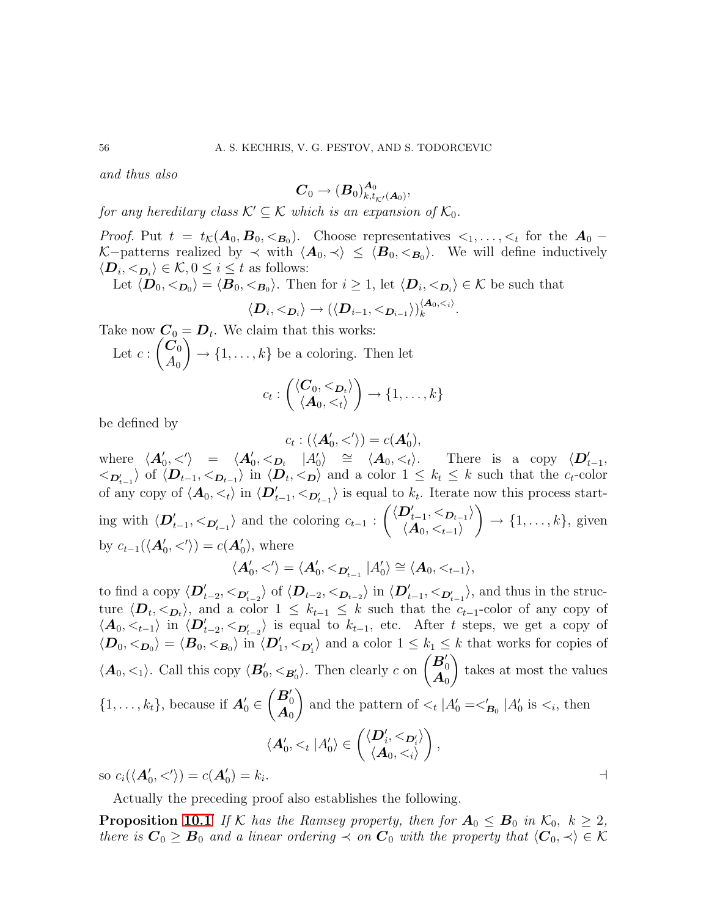*and thus also*

$$\boldsymbol{C}_0 \to (\boldsymbol{B}_0)^{\boldsymbol{A}_0}_{k,t_{\mathcal{K}'}(\boldsymbol{A}_0)},$$

*for any hereditary class $\mathcal{K}' \subseteq \mathcal{K}$ which is an expansion of $\mathcal{K}_0$.*

*Proof.* Put $t = t_{\mathcal{K}}(\boldsymbol{A}_0, \boldsymbol{B}_0, <_{\boldsymbol{B}_0})$. Choose representatives $<_1, \dots, <_t$ for the $\boldsymbol{A}_0 - \mathcal{K}-$patterns realized by $\prec$ with $\langle \boldsymbol{A}_0, \prec\rangle \leq \langle \boldsymbol{B}_0, <_{\boldsymbol{B}_0}\rangle$. We will define inductively $\langle \boldsymbol{D}_i, <_{\boldsymbol{D}_i}\rangle \in \mathcal{K}, 0 \leq i \leq t$ as follows:

Let $\langle \boldsymbol{D}_0, <_{\boldsymbol{D}_0}\rangle = \langle \boldsymbol{B}_0, <_{\boldsymbol{B}_0}\rangle$. Then for $i \geq 1$, let $\langle \boldsymbol{D}_i, <_{\boldsymbol{D}_i}\rangle \in \mathcal{K}$ be such that

$$\langle \boldsymbol{D}_i, <_{\boldsymbol{D}_i}\rangle \to (\langle \boldsymbol{D}_{i-1}, <_{\boldsymbol{D}_{i-1}}\rangle)^{\langle \boldsymbol{A}_0, <_i\rangle}_k.$$

Take now $\boldsymbol{C}_0 = \boldsymbol{D}_t$. We claim that this works:

Let $c : \binom{\boldsymbol{C}_0}{A_0} \to \{1, \dots, k\}$ be a coloring. Then let

$$c_t : \binom{\langle \boldsymbol{C}_0, <_{\boldsymbol{D}_t}\rangle}{\langle \boldsymbol{A}_0, <_t\rangle} \to \{1, \dots, k\}$$

be defined by

$$c_t : (\langle \boldsymbol{A}_0', <'\rangle) = c(\boldsymbol{A}_0'),$$

where $\langle \boldsymbol{A}_0', <'\rangle = \langle \boldsymbol{A}_0', <_{\boldsymbol{D}_t} |A_0'\rangle \cong \langle \boldsymbol{A}_0, <_t\rangle$. There is a copy $\langle \boldsymbol{D}_{t-1}', <_{\boldsymbol{D}_{t-1}'}\rangle$ of $\langle \boldsymbol{D}_{t-1}, <_{\boldsymbol{D}_{t-1}}\rangle$ in $\langle \boldsymbol{D}_t, <_{\boldsymbol{D}}\rangle$ and a color $1 \leq k_t \leq k$ such that the $c_t$-color of any copy of $\langle \boldsymbol{A}_0, <_t\rangle$ in $\langle \boldsymbol{D}_{t-1}', <_{\boldsymbol{D}_{t-1}'}\rangle$ is equal to $k_t$. Iterate now this process starting with $\langle \boldsymbol{D}_{t-1}', <_{\boldsymbol{D}_{t-1}'}\rangle$ and the coloring $c_{t-1} : \binom{\langle \boldsymbol{D}_{t-1}', <_{\boldsymbol{D}_{t-1}}\rangle}{\langle \boldsymbol{A}_0, <_{t-1}\rangle} \to \{1, \dots, k\}$, given by $c_{t-1}(\langle \boldsymbol{A}_0', <'\rangle) = c(\boldsymbol{A}_0')$, where

$$\langle \boldsymbol{A}_0', <'\rangle = \langle \boldsymbol{A}_0', <_{\boldsymbol{D}_{t-1}'} |A_0'\rangle \cong \langle \boldsymbol{A}_0, <_{t-1}\rangle,$$

to find a copy $\langle \boldsymbol{D}_{t-2}', <_{\boldsymbol{D}_{t-2}'}\rangle$ of $\langle \boldsymbol{D}_{t-2}, <_{\boldsymbol{D}_{t-2}}\rangle$ in $\langle \boldsymbol{D}_{t-1}', <_{\boldsymbol{D}_{t-1}'}\rangle$, and thus in the structure $\langle \boldsymbol{D}_t, <_{\boldsymbol{D}_t}\rangle$, and a color $1 \leq k_{t-1} \leq k$ such that the $c_{t-1}$-color of any copy of $\langle \boldsymbol{A}_0, <_{t-1}\rangle$ in $\langle \boldsymbol{D}_{t-2}', <_{\boldsymbol{D}_{t-2}'}\rangle$ is equal to $k_{t-1}$, etc. After $t$ steps, we get a copy of $\langle \boldsymbol{D}_0, <_{\boldsymbol{D}_0}\rangle = \langle \boldsymbol{B}_0, <_{\boldsymbol{B}_0}\rangle$ in $\langle \boldsymbol{D}_1', <_{\boldsymbol{D}_1'}\rangle$ and a color $1 \leq k_1 \leq k$ that works for copies of $\langle \boldsymbol{A}_0, <_1\rangle$. Call this copy $\langle \boldsymbol{B}_0', <_{\boldsymbol{B}_0'}\rangle$. Then clearly $c$ on $\binom{\boldsymbol{B}_0'}{\boldsymbol{A}_0}$ takes at most the values $\{1, \dots, k_t\}$, because if $\boldsymbol{A}_0' \in \binom{\boldsymbol{B}_0'}{\boldsymbol{A}_0}$ and the pattern of $<_t |A_0' = <_{\boldsymbol{B}_0}' |A_0'$ is $<_i$, then

$$\langle \boldsymbol{A}_0', <_t |A_0'\rangle \in \binom{\langle \boldsymbol{D}_i', <_{\boldsymbol{D}_i'}\rangle}{\langle \boldsymbol{A}_0, <_i\rangle},$$

so $c_i(\langle \boldsymbol{A}_0', <'\rangle) = c(\boldsymbol{A}_0') = k_i$. ⊣

Actually the preceding proof also establishes the following.

**Proposition 10.1** *If $\mathcal{K}$ has the Ramsey property, then for $\boldsymbol{A}_0 \leq \boldsymbol{B}_0$ in $\mathcal{K}_0$, $k \geq 2$, there is $\boldsymbol{C}_0 \geq \boldsymbol{B}_0$ and a linear ordering $\prec$ on $\boldsymbol{C}_0$ with the property that $\langle \boldsymbol{C}_0, \prec\rangle \in \mathcal{K}$*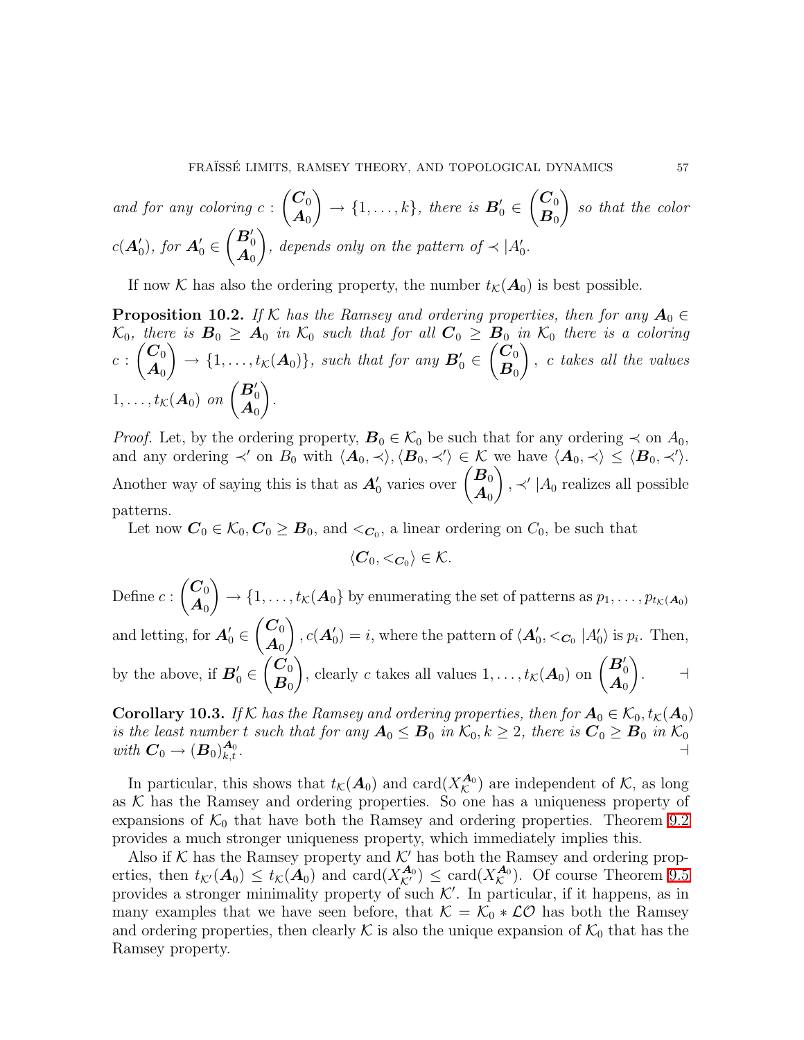*and for any coloring* $c : \binom{\boldsymbol{C}_0}{\boldsymbol{A}_0} \to \{1, \dots, k\}$, *there is* $\boldsymbol{B}'_0 \in \binom{\boldsymbol{C}_0}{\boldsymbol{B}_0}$ *so that the color* $c(\boldsymbol{A}'_0)$, *for* $\boldsymbol{A}'_0 \in \binom{\boldsymbol{B}'_0}{\boldsymbol{A}_0}$, *depends only on the pattern of* $\prec |A'_0$.

If now $\mathcal{K}$ has also the ordering property, the number $t_{\mathcal{K}}(\boldsymbol{A}_0)$ is best possible.

**Proposition 10.2.** *If* $\mathcal{K}$ *has the Ramsey and ordering properties, then for any* $\boldsymbol{A}_0 \in \mathcal{K}_0$, *there is* $\boldsymbol{B}_0 \geq \boldsymbol{A}_0$ *in* $\mathcal{K}_0$ *such that for all* $\boldsymbol{C}_0 \geq \boldsymbol{B}_0$ *in* $\mathcal{K}_0$ *there is a coloring* $c : \binom{\boldsymbol{C}_0}{\boldsymbol{A}_0} \to \{1, \dots, t_{\mathcal{K}}(\boldsymbol{A}_0)\}$, *such that for any* $\boldsymbol{B}'_0 \in \binom{\boldsymbol{C}_0}{\boldsymbol{B}_0}$, $c$ *takes all the values* $1, \dots, t_{\mathcal{K}}(\boldsymbol{A}_0)$ *on* $\binom{\boldsymbol{B}'_0}{\boldsymbol{A}_0}$.

*Proof.* Let, by the ordering property, $\boldsymbol{B}_0 \in \mathcal{K}_0$ be such that for any ordering $\prec$ on $A_0$, and any ordering $\prec'$ on $B_0$ with $\langle \boldsymbol{A}_0, \prec \rangle, \langle \boldsymbol{B}_0, \prec' \rangle \in \mathcal{K}$ we have $\langle \boldsymbol{A}_0, \prec \rangle \leq \langle \boldsymbol{B}_0, \prec' \rangle$. Another way of saying this is that as $\boldsymbol{A}'_0$ varies over $\binom{\boldsymbol{B}_0}{\boldsymbol{A}_0}$, $\prec' |A_0$ realizes all possible patterns.

Let now $\boldsymbol{C}_0 \in \mathcal{K}_0, \boldsymbol{C}_0 \geq \boldsymbol{B}_0$, and $<_{\boldsymbol{C}_0}$, a linear ordering on $C_0$, be such that

$$\langle \boldsymbol{C}_0, <_{\boldsymbol{C}_0} \rangle \in \mathcal{K}.$$

Define $c : \binom{\boldsymbol{C}_0}{\boldsymbol{A}_0} \to \{1, \dots, t_{\mathcal{K}}(\boldsymbol{A}_0\}$ by enumerating the set of patterns as $p_1, \dots, p_{t_{\mathcal{K}}(\boldsymbol{A}_0)}$ and letting, for $\boldsymbol{A}'_0 \in \binom{\boldsymbol{C}_0}{\boldsymbol{A}_0}$, $c(\boldsymbol{A}'_0) = i$, where the pattern of $\langle \boldsymbol{A}'_0, <_{\boldsymbol{C}_0} |A'_0 \rangle$ is $p_i$. Then, by the above, if $\boldsymbol{B}'_0 \in \binom{\boldsymbol{C}_0}{\boldsymbol{B}_0}$, clearly $c$ takes all values $1, \dots, t_{\mathcal{K}}(\boldsymbol{A}_0)$ on $\binom{\boldsymbol{B}'_0}{\boldsymbol{A}_0}$. ⊣

**Corollary 10.3.** *If* $\mathcal{K}$ *has the Ramsey and ordering properties, then for* $\boldsymbol{A}_0 \in \mathcal{K}_0, t_{\mathcal{K}}(\boldsymbol{A}_0)$ *is the least number* $t$ *such that for any* $\boldsymbol{A}_0 \leq \boldsymbol{B}_0$ *in* $\mathcal{K}_0, k \geq 2$, *there is* $\boldsymbol{C}_0 \geq \boldsymbol{B}_0$ *in* $\mathcal{K}_0$ *with* $\boldsymbol{C}_0 \to (\boldsymbol{B}_0)^{\boldsymbol{A}_0}_{k,t}$. ⊣

In particular, this shows that $t_{\mathcal{K}}(\boldsymbol{A}_0)$ and $\text{card}(X^{\boldsymbol{A}_0}_{\mathcal{K}})$ are independent of $\mathcal{K}$, as long as $\mathcal{K}$ has the Ramsey and ordering properties. So one has a uniqueness property of expansions of $\mathcal{K}_0$ that have both the Ramsey and ordering properties. Theorem 9.2 provides a much stronger uniqueness property, which immediately implies this.

Also if $\mathcal{K}$ has the Ramsey property and $\mathcal{K}'$ has both the Ramsey and ordering properties, then $t_{\mathcal{K}'}(\boldsymbol{A}_0) \leq t_{\mathcal{K}}(\boldsymbol{A}_0)$ and $\text{card}(X^{\boldsymbol{A}_0}_{\mathcal{K}'}) \leq \text{card}(X^{\boldsymbol{A}_0}_{\mathcal{K}})$. Of course Theorem 9.5 provides a stronger minimality property of such $\mathcal{K}'$. In particular, if it happens, as in many examples that we have seen before, that $\mathcal{K} = \mathcal{K}_0 * \mathcal{LO}$ has both the Ramsey and ordering properties, then clearly $\mathcal{K}$ is also the unique expansion of $\mathcal{K}_0$ that has the Ramsey property.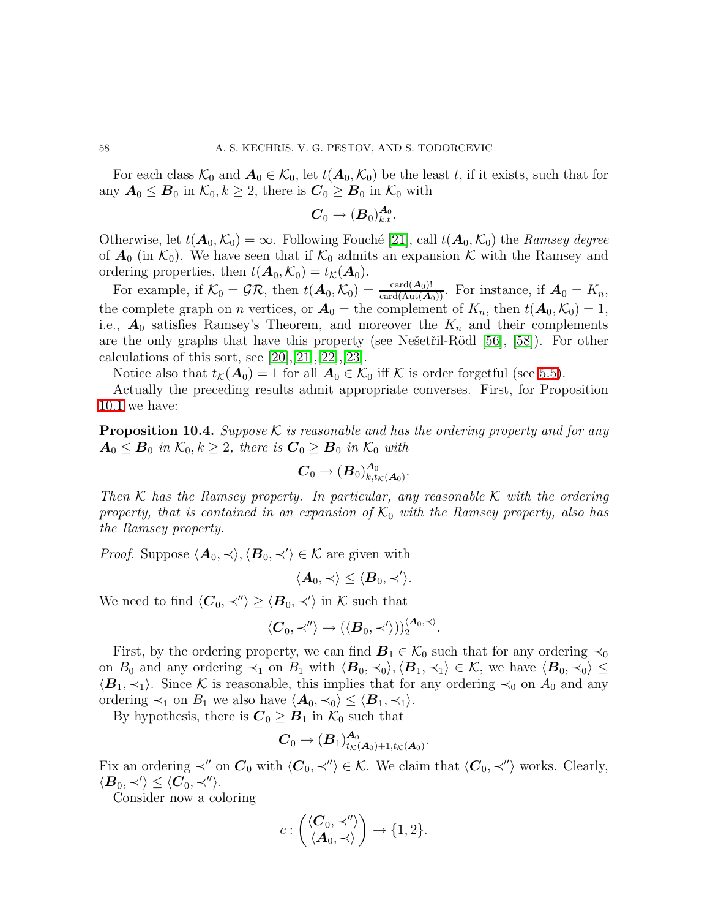For each class $\mathcal{K}_0$ and $\boldsymbol{A}_0 \in \mathcal{K}_0$, let $t(\boldsymbol{A}_0, \mathcal{K}_0)$ be the least $t$, if it exists, such that for any $\boldsymbol{A}_0 \leq \boldsymbol{B}_0$ in $\mathcal{K}_0, k \geq 2$, there is $\boldsymbol{C}_0 \geq \boldsymbol{B}_0$ in $\mathcal{K}_0$ with

$$\boldsymbol{C}_0 \to (\boldsymbol{B}_0)^{\boldsymbol{A}_0}_{k,t}.$$

Otherwise, let $t(\boldsymbol{A}_0, \mathcal{K}_0) = \infty$. Following Fouché [21], call $t(\boldsymbol{A}_0, \mathcal{K}_0)$ the *Ramsey degree* of $\boldsymbol{A}_0$ (in $\mathcal{K}_0$). We have seen that if $\mathcal{K}_0$ admits an expansion $\mathcal{K}$ with the Ramsey and ordering properties, then $t(\boldsymbol{A}_0, \mathcal{K}_0) = t_{\mathcal{K}}(\boldsymbol{A}_0)$.

For example, if $\mathcal{K}_0 = \mathcal{GR}$, then $t(\boldsymbol{A}_0, \mathcal{K}_0) = \frac{\text{card}(\boldsymbol{A}_0)!}{\text{card}(\text{Aut}(\boldsymbol{A}_0))}$. For instance, if $\boldsymbol{A}_0 = K_n$, the complete graph on $n$ vertices, or $\boldsymbol{A}_0 =$ the complement of $K_n$, then $t(\boldsymbol{A}_0, \mathcal{K}_0) = 1$, i.e., $\boldsymbol{A}_0$ satisfies Ramsey's Theorem, and moreover the $K_n$ and their complements are the only graphs that have this property (see Nešetřil-Rödl [56], [58]). For other calculations of this sort, see [20],[21],[22],[23].

Notice also that $t_{\mathcal{K}}(\boldsymbol{A}_0) = 1$ for all $\boldsymbol{A}_0 \in \mathcal{K}_0$ iff $\mathcal{K}$ is order forgetful (see 5.5).

Actually the preceding results admit appropriate converses. First, for Proposition 10.1 we have:

**Proposition 10.4.** *Suppose $\mathcal{K}$ is reasonable and has the ordering property and for any $\boldsymbol{A}_0 \leq \boldsymbol{B}_0$ in $\mathcal{K}_0, k \geq 2$, there is $\boldsymbol{C}_0 \geq \boldsymbol{B}_0$ in $\mathcal{K}_0$ with*

$$\boldsymbol{C}_0 \to (\boldsymbol{B}_0)^{\boldsymbol{A}_0}_{k,t_{\mathcal{K}}(\boldsymbol{A}_0)}.$$

*Then $\mathcal{K}$ has the Ramsey property. In particular, any reasonable $\mathcal{K}$ with the ordering property, that is contained in an expansion of $\mathcal{K}_0$ with the Ramsey property, also has the Ramsey property.*

*Proof.* Suppose $\langle \boldsymbol{A}_0, \prec\rangle, \langle \boldsymbol{B}_0, \prec'\rangle \in \mathcal{K}$ are given with

$$\langle \boldsymbol{A}_0, \prec\rangle \leq \langle \boldsymbol{B}_0, \prec'\rangle.$$

We need to find $\langle \boldsymbol{C}_0, \prec''\rangle \geq \langle \boldsymbol{B}_0, \prec'\rangle$ in $\mathcal{K}$ such that

$$\langle \boldsymbol{C}_0, \prec''\rangle \to (\langle \boldsymbol{B}_0, \prec'\rangle))^{\langle \boldsymbol{A}_0, \prec\rangle}_2.$$

First, by the ordering property, we can find $\boldsymbol{B}_1 \in \mathcal{K}_0$ such that for any ordering $\prec_0$ on $B_0$ and any ordering $\prec_1$ on $B_1$ with $\langle \boldsymbol{B}_0, \prec_0\rangle, \langle \boldsymbol{B}_1, \prec_1\rangle \in \mathcal{K}$, we have $\langle \boldsymbol{B}_0, \prec_0\rangle \leq \langle \boldsymbol{B}_1, \prec_1\rangle$. Since $\mathcal{K}$ is reasonable, this implies that for any ordering $\prec_0$ on $A_0$ and any ordering $\prec_1$ on $B_1$ we also have $\langle \boldsymbol{A}_0, \prec_0\rangle \leq \langle \boldsymbol{B}_1, \prec_1\rangle$.

By hypothesis, there is $\boldsymbol{C}_0 \geq \boldsymbol{B}_1$ in $\mathcal{K}_0$ such that

$$\boldsymbol{C}_0 \to (\boldsymbol{B}_1)^{\boldsymbol{A}_0}_{t_{\mathcal{K}}(\boldsymbol{A}_0)+1, t_{\mathcal{K}}(\boldsymbol{A}_0)}.$$

Fix an ordering $\prec''$ on $\boldsymbol{C}_0$ with $\langle \boldsymbol{C}_0, \prec''\rangle \in \mathcal{K}$. We claim that $\langle \boldsymbol{C}_0, \prec''\rangle$ works. Clearly, $\langle \boldsymbol{B}_0, \prec'\rangle \leq \langle \boldsymbol{C}_0, \prec''\rangle$.

Consider now a coloring

$$c : \binom{\langle \boldsymbol{C}_0, \prec''\rangle}{\langle \boldsymbol{A}_0, \prec\rangle} \to \{1, 2\}.$$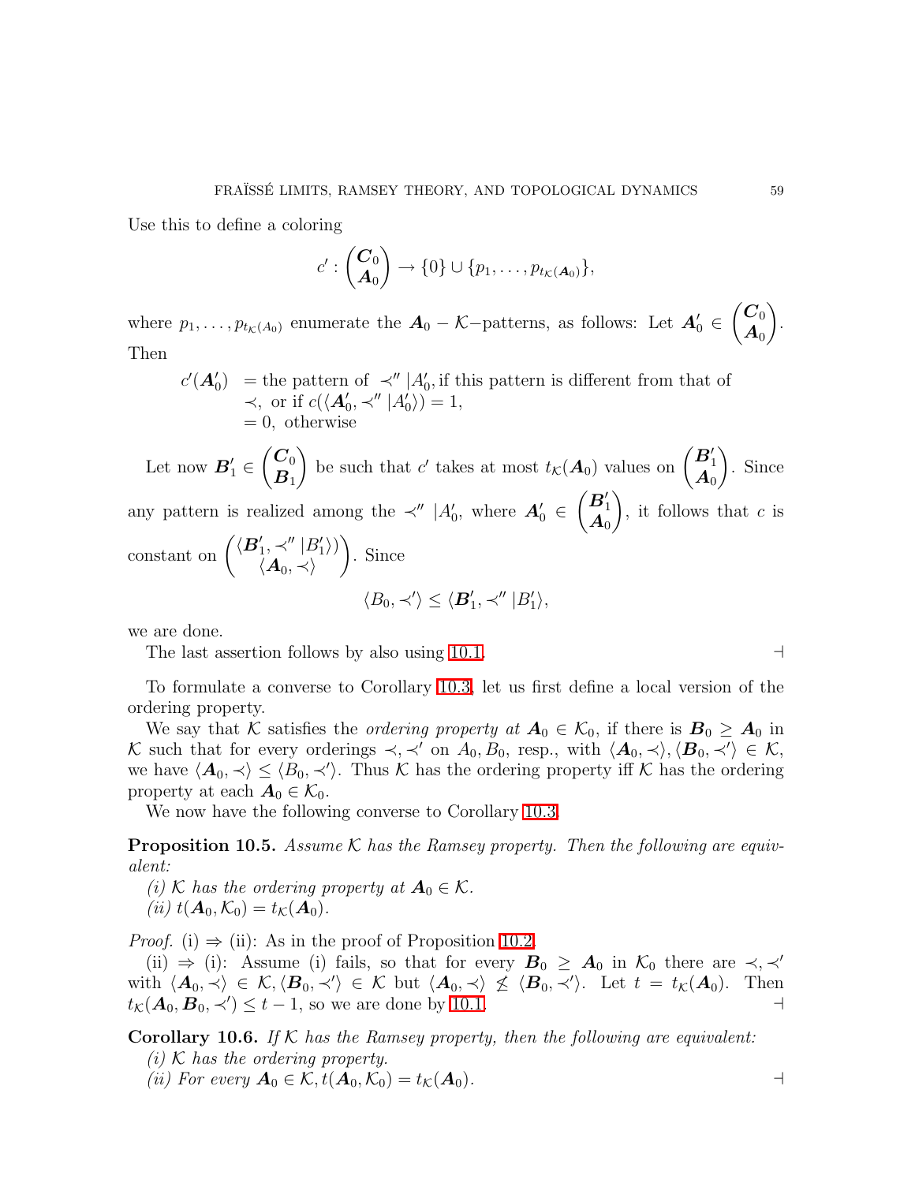Use this to define a coloring

$$c' : \binom{\boldsymbol{C}_0}{\boldsymbol{A}_0} \to \{0\} \cup \{p_1, \dots, p_{t_{\mathcal{K}}(\boldsymbol{A}_0)}\},$$

where $p_1, \dots, p_{t_{\mathcal{K}}(A_0)}$ enumerate the $\boldsymbol{A}_0 - \mathcal{K}-$patterns, as follows: Let $\boldsymbol{A}'_0 \in \binom{\boldsymbol{C}_0}{\boldsymbol{A}_0}$. Then

$$\begin{aligned} c'(\boldsymbol{A}'_0) \ &= \text{the pattern of } \prec'' |A'_0, \text{if this pattern is different from that of} \\ &\quad \prec, \text{ or if } c(\langle \boldsymbol{A}'_0, \prec'' |A'_0\rangle) = 1, \\ &= 0, \text{ otherwise} \end{aligned}$$

Let now $\boldsymbol{B}'_1 \in \binom{\boldsymbol{C}_0}{\boldsymbol{B}_1}$ be such that $c'$ takes at most $t_{\mathcal{K}}(\boldsymbol{A}_0)$ values on $\binom{\boldsymbol{B}'_1}{\boldsymbol{A}_0}$. Since any pattern is realized among the $\prec'' |A'_0$, where $\boldsymbol{A}'_0 \in \binom{\boldsymbol{B}'_1}{\boldsymbol{A}_0}$, it follows that $c$ is constant on $\binom{\langle \boldsymbol{B}'_1, \prec'' |B'_1\rangle)}{\langle \boldsymbol{A}_0, \prec\rangle}$. Since

$$\langle B_0, \prec'\rangle \leq \langle \boldsymbol{B}'_1, \prec'' |B'_1\rangle,$$

we are done.

The last assertion follows by also using 10.1. ⊣

To formulate a converse to Corollary 10.3, let us first define a local version of the ordering property.

We say that $\mathcal{K}$ satisfies the *ordering property at* $\boldsymbol{A}_0 \in \mathcal{K}_0$, if there is $\boldsymbol{B}_0 \geq \boldsymbol{A}_0$ in $\mathcal{K}$ such that for every orderings $\prec, \prec'$ on $A_0, B_0$, resp., with $\langle \boldsymbol{A}_0, \prec\rangle, \langle \boldsymbol{B}_0, \prec'\rangle \in \mathcal{K}$, we have $\langle \boldsymbol{A}_0, \prec\rangle \leq \langle B_0, \prec'\rangle$. Thus $\mathcal{K}$ has the ordering property iff $\mathcal{K}$ has the ordering property at each $\boldsymbol{A}_0 \in \mathcal{K}_0$.

We now have the following converse to Corollary 10.3.

**Proposition 10.5.** *Assume $\mathcal{K}$ has the Ramsey property. Then the following are equivalent:*

*(i) $\mathcal{K}$ has the ordering property at $\boldsymbol{A}_0 \in \mathcal{K}$.*

*(ii) $t(\boldsymbol{A}_0, \mathcal{K}_0) = t_{\mathcal{K}}(\boldsymbol{A}_0)$.*

*Proof.* (i) ⇒ (ii): As in the proof of Proposition 10.2.

(ii) ⇒ (i): Assume (i) fails, so that for every $\boldsymbol{B}_0 \geq \boldsymbol{A}_0$ in $\mathcal{K}_0$ there are $\prec, \prec'$ with $\langle \boldsymbol{A}_0, \prec\rangle \in \mathcal{K}, \langle \boldsymbol{B}_0, \prec'\rangle \in \mathcal{K}$ but $\langle \boldsymbol{A}_0, \prec\rangle \not\leq \langle \boldsymbol{B}_0, \prec'\rangle$. Let $t = t_{\mathcal{K}}(\boldsymbol{A}_0)$. Then $t_{\mathcal{K}}(\boldsymbol{A}_0, \boldsymbol{B}_0, \prec') \leq t - 1$, so we are done by 10.1. ⊣

**Corollary 10.6.** *If $\mathcal{K}$ has the Ramsey property, then the following are equivalent:*

*(i) $\mathcal{K}$ has the ordering property.*

*(ii) For every $\boldsymbol{A}_0 \in \mathcal{K}, t(\boldsymbol{A}_0, \mathcal{K}_0) = t_{\mathcal{K}}(\boldsymbol{A}_0)$.* ⊣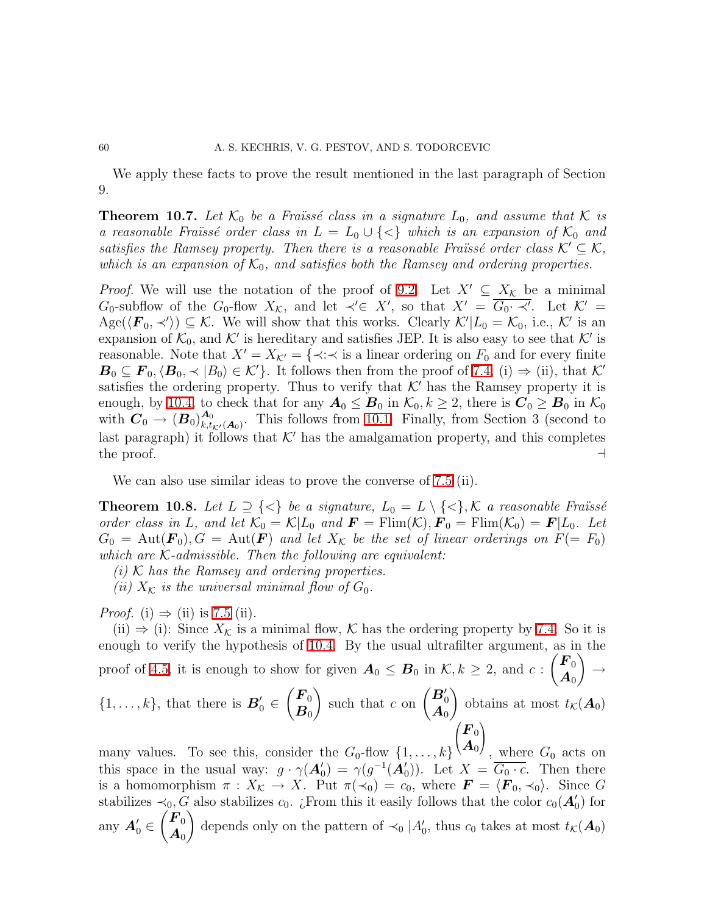We apply these facts to prove the result mentioned in the last paragraph of Section 9.

**Theorem 10.7.** *Let $\mathcal{K}_0$ be a Fraïssé class in a signature $L_0$, and assume that $\mathcal{K}$ is a reasonable Fraïssé order class in $L = L_0 \cup \{<\}$ which is an expansion of $\mathcal{K}_0$ and satisfies the Ramsey property. Then there is a reasonable Fraïssé order class $\mathcal{K}' \subseteq \mathcal{K}$, which is an expansion of $\mathcal{K}_0$, and satisfies both the Ramsey and ordering properties.*

*Proof.* We will use the notation of the proof of 9.2. Let $X' \subseteq X_{\mathcal{K}}$ be a minimal $G_0$-subflow of the $G_0$-flow $X_{\mathcal{K}}$, and let $\prec' \in X'$, so that $X' = \overline{G_0 \cdot \prec'}$. Let $\mathcal{K}' = \mathrm{Age}(\langle \boldsymbol{F}_0, \prec' \rangle) \subseteq \mathcal{K}$. We will show that this works. Clearly $\mathcal{K}'|L_0 = \mathcal{K}_0$, i.e., $\mathcal{K}'$ is an expansion of $\mathcal{K}_0$, and $\mathcal{K}'$ is hereditary and satisfies JEP. It is also easy to see that $\mathcal{K}'$ is reasonable. Note that $X' = X_{\mathcal{K}'} = \{\prec : \prec$ is a linear ordering on $F_0$ and for every finite $\boldsymbol{B}_0 \subseteq \boldsymbol{F}_0, \langle \boldsymbol{B}_0, \prec |B_0\rangle \in \mathcal{K}'\}$. It follows then from the proof of 7.4, (i) $\Rightarrow$ (ii), that $\mathcal{K}'$ satisfies the ordering property. Thus to verify that $\mathcal{K}'$ has the Ramsey property it is enough, by 10.4, to check that for any $\boldsymbol{A}_0 \leq \boldsymbol{B}_0$ in $\mathcal{K}_0, k \geq 2$, there is $\boldsymbol{C}_0 \geq \boldsymbol{B}_0$ in $\mathcal{K}_0$ with $\boldsymbol{C}_0 \rightarrow (\boldsymbol{B}_0)^{\boldsymbol{A}_0}_{k,t_{\mathcal{K}'}(\boldsymbol{A}_0)}$. This follows from 10.1. Finally, from Section 3 (second to last paragraph) it follows that $\mathcal{K}'$ has the amalgamation property, and this completes the proof. ⊣

We can also use similar ideas to prove the converse of 7.5 (ii).

**Theorem 10.8.** *Let $L \supseteq \{<\}$ be a signature, $L_0 = L \setminus \{<\}, \mathcal{K}$ a reasonable Fraïssé order class in $L$, and let $\mathcal{K}_0 = \mathcal{K}|L_0$ and $\boldsymbol{F} = \mathrm{Flim}(\mathcal{K}), \boldsymbol{F}_0 = \mathrm{Flim}(\mathcal{K}_0) = \boldsymbol{F}|L_0$. Let $G_0 = \mathrm{Aut}(\boldsymbol{F}_0), G = \mathrm{Aut}(\boldsymbol{F})$ and let $X_{\mathcal{K}}$ be the set of linear orderings on $F(= F_0)$ which are $\mathcal{K}$-admissible. Then the following are equivalent:*

*(i) $\mathcal{K}$ has the Ramsey and ordering properties.*

*(ii) $X_{\mathcal{K}}$ is the universal minimal flow of $G_0$.*

*Proof.* (i) $\Rightarrow$ (ii) is 7.5 (ii).

(ii) $\Rightarrow$ (i): Since $X_{\mathcal{K}}$ is a minimal flow, $\mathcal{K}$ has the ordering property by 7.4. So it is enough to verify the hypothesis of 10.4. By the usual ultrafilter argument, as in the proof of 4.5, it is enough to show for given $\boldsymbol{A}_0 \leq \boldsymbol{B}_0$ in $\mathcal{K}, k \geq 2$, and $c : \binom{\boldsymbol{F}_0}{\boldsymbol{A}_0} \rightarrow \{1, \ldots, k\}$, that there is $\boldsymbol{B}'_0 \in \binom{\boldsymbol{F}_0}{\boldsymbol{B}_0}$ such that $c$ on $\binom{\boldsymbol{B}'_0}{\boldsymbol{A}_0}$ obtains at most $t_{\mathcal{K}}(\boldsymbol{A}_0)$ many values. To see this, consider the $G_0$-flow $\{1, \ldots, k\}^{\binom{\boldsymbol{F}_0}{\boldsymbol{A}_0}}$, where $G_0$ acts on this space in the usual way: $g \cdot \gamma(\boldsymbol{A}'_0) = \gamma(g^{-1}(\boldsymbol{A}'_0))$. Let $X = \overline{G_0 \cdot c}$. Then there is a homomorphism $\pi : X_{\mathcal{K}} \rightarrow X$. Put $\pi(\prec_0) = c_0$, where $\boldsymbol{F} = \langle \boldsymbol{F}_0, \prec_0 \rangle$. Since $G$ stabilizes $\prec_0$, $G$ also stabilizes $c_0$. ¿From this it easily follows that the color $c_0(\boldsymbol{A}'_0)$ for any $\boldsymbol{A}'_0 \in \binom{\boldsymbol{F}_0}{\boldsymbol{A}_0}$ depends only on the pattern of $\prec_0 |A'_0$, thus $c_0$ takes at most $t_{\mathcal{K}}(\boldsymbol{A}_0)$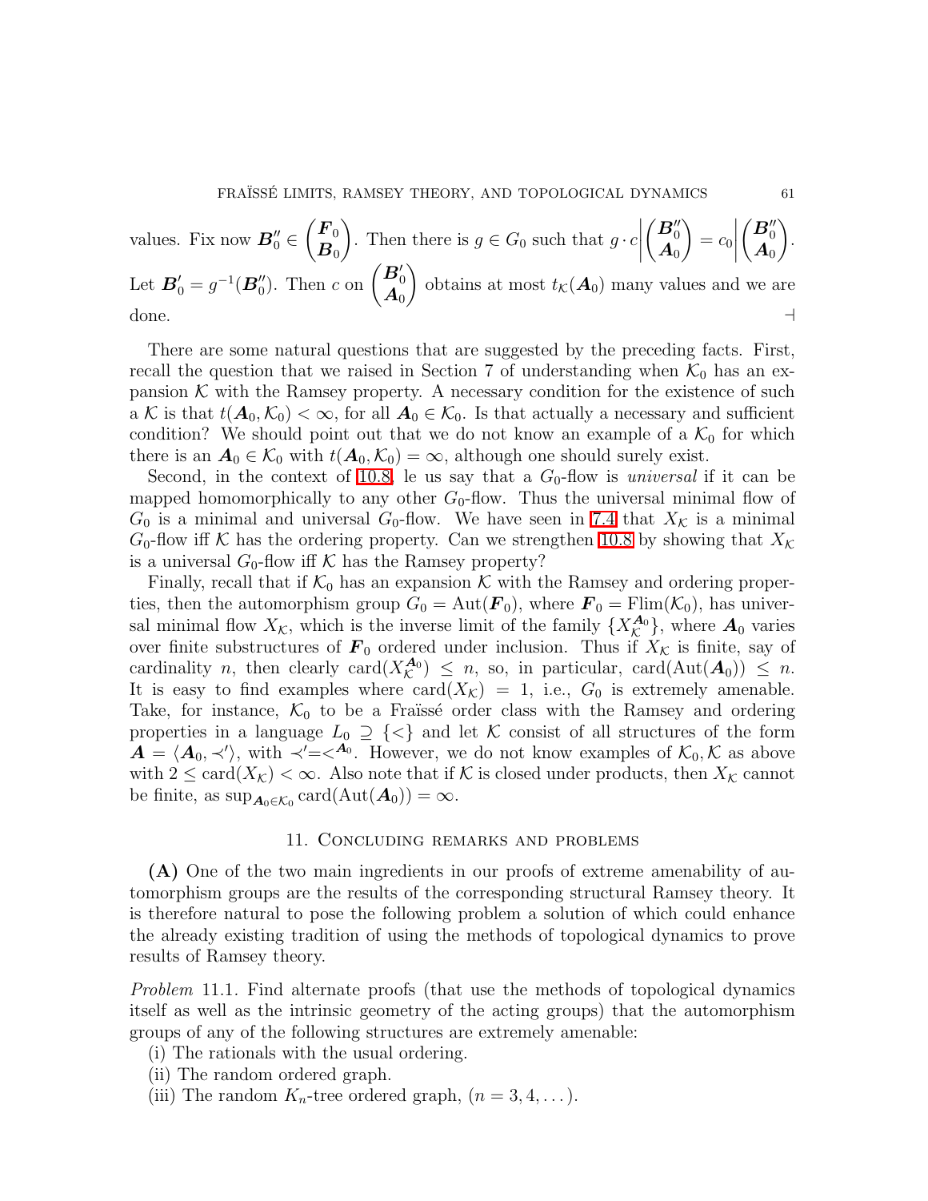values. Fix now $\boldsymbol{B}_0'' \in \binom{\boldsymbol{F}_0}{\boldsymbol{B}_0}$. Then there is $g \in G_0$ such that $g \cdot c \left| \binom{\boldsymbol{B}_0''}{\boldsymbol{A}_0} = c_0 \right| \binom{\boldsymbol{B}_0''}{\boldsymbol{A}_0}$. Let $\boldsymbol{B}_0' = g^{-1}(\boldsymbol{B}_0'')$. Then $c$ on $\binom{\boldsymbol{B}_0'}{\boldsymbol{A}_0}$ obtains at most $t_{\mathcal{K}}(\boldsymbol{A}_0)$ many values and we are done. ⊣

There are some natural questions that are suggested by the preceding facts. First, recall the question that we raised in Section 7 of understanding when $\mathcal{K}_0$ has an expansion $\mathcal{K}$ with the Ramsey property. A necessary condition for the existence of such a $\mathcal{K}$ is that $t(\boldsymbol{A}_0, \mathcal{K}_0) < \infty$, for all $\boldsymbol{A}_0 \in \mathcal{K}_0$. Is that actually a necessary and sufficient condition? We should point out that we do not know an example of a $\mathcal{K}_0$ for which there is an $\boldsymbol{A}_0 \in \mathcal{K}_0$ with $t(\boldsymbol{A}_0, \mathcal{K}_0) = \infty$, although one should surely exist.

Second, in the context of 10.8, le us say that a $G_0$-flow is *universal* if it can be mapped homomorphically to any other $G_0$-flow. Thus the universal minimal flow of $G_0$ is a minimal and universal $G_0$-flow. We have seen in 7.4 that $X_{\mathcal{K}}$ is a minimal $G_0$-flow iff $\mathcal{K}$ has the ordering property. Can we strengthen 10.8 by showing that $X_{\mathcal{K}}$ is a universal $G_0$-flow iff $\mathcal{K}$ has the Ramsey property?

Finally, recall that if $\mathcal{K}_0$ has an expansion $\mathcal{K}$ with the Ramsey and ordering properties, then the automorphism group $G_0 = \mathrm{Aut}(\boldsymbol{F}_0)$, where $\boldsymbol{F}_0 = \mathrm{Flim}(\mathcal{K}_0)$, has universal minimal flow $X_{\mathcal{K}}$, which is the inverse limit of the family $\{X_{\mathcal{K}}^{\boldsymbol{A}_0}\}$, where $\boldsymbol{A}_0$ varies over finite substructures of $\boldsymbol{F}_0$ ordered under inclusion. Thus if $X_{\mathcal{K}}$ is finite, say of cardinality $n$, then clearly $\mathrm{card}(X_{\mathcal{K}}^{\boldsymbol{A}_0}) \leq n$, so, in particular, $\mathrm{card}(\mathrm{Aut}(\boldsymbol{A}_0)) \leq n$. It is easy to find examples where $\mathrm{card}(X_{\mathcal{K}}) = 1$, i.e., $G_0$ is extremely amenable. Take, for instance, $\mathcal{K}_0$ to be a Fraïssé order class with the Ramsey and ordering properties in a language $L_0 \supseteq \{<\}$ and let $\mathcal{K}$ consist of all structures of the form $\boldsymbol{A} = \langle \boldsymbol{A}_0, \prec' \rangle$, with $\prec' = <^{\boldsymbol{A}_0}$. However, we do not know examples of $\mathcal{K}_0, \mathcal{K}$ as above with $2 \leq \mathrm{card}(X_{\mathcal{K}}) < \infty$. Also note that if $\mathcal{K}$ is closed under products, then $X_{\mathcal{K}}$ cannot be finite, as $\sup_{\boldsymbol{A}_0 \in \mathcal{K}_0} \mathrm{card}(\mathrm{Aut}(\boldsymbol{A}_0)) = \infty$.

## 11. Concluding remarks and problems

**(A)** One of the two main ingredients in our proofs of extreme amenability of automorphism groups are the results of the corresponding structural Ramsey theory. It is therefore natural to pose the following problem a solution of which could enhance the already existing tradition of using the methods of topological dynamics to prove results of Ramsey theory.

*Problem* 11.1. Find alternate proofs (that use the methods of topological dynamics itself as well as the intrinsic geometry of the acting groups) that the automorphism groups of any of the following structures are extremely amenable:

(i) The rationals with the usual ordering.
(ii) The random ordered graph.
(iii) The random $K_n$-tree ordered graph, $(n = 3, 4, \dots)$.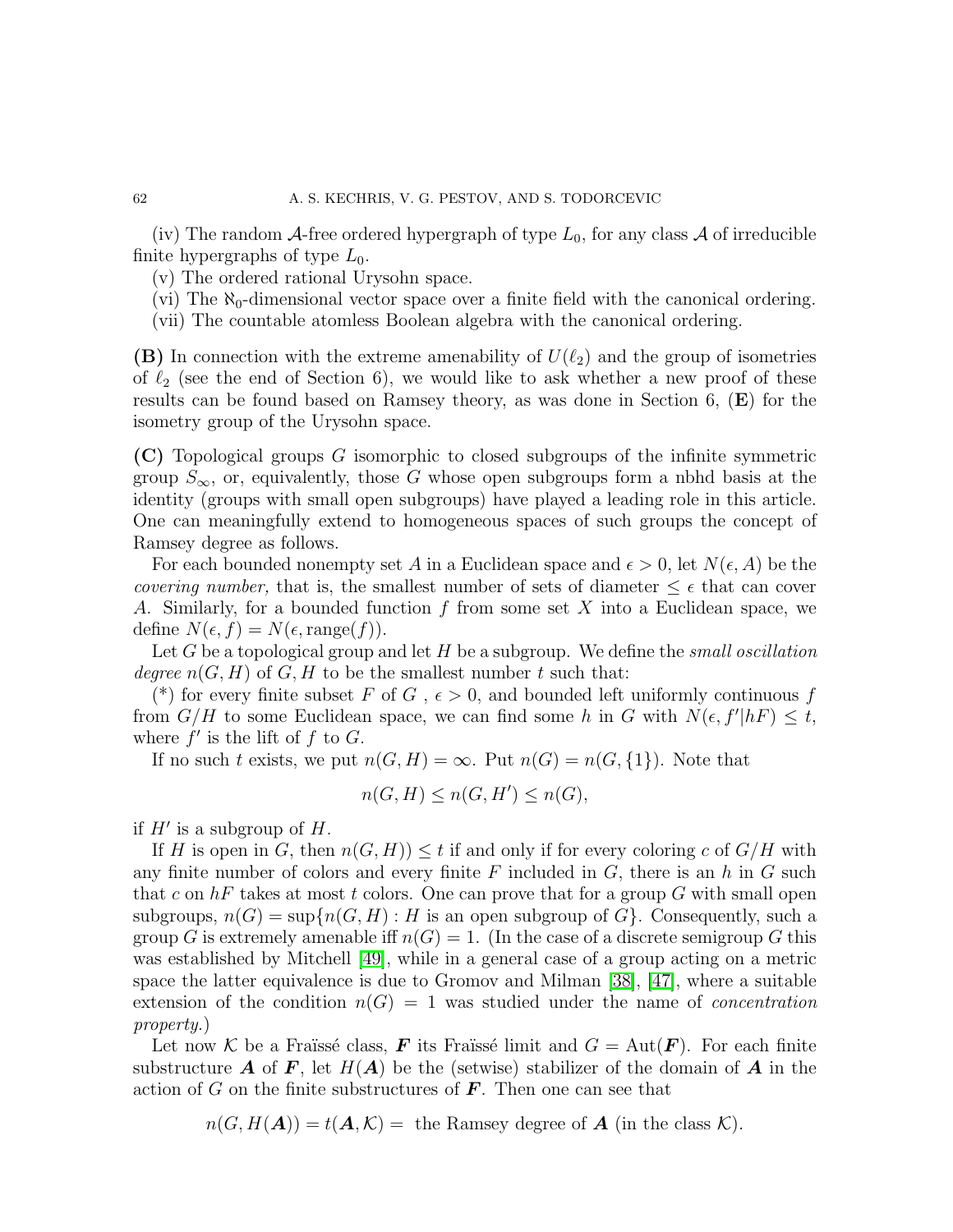(iv) The random $\mathcal{A}$-free ordered hypergraph of type $L_0$, for any class $\mathcal{A}$ of irreducible finite hypergraphs of type $L_0$.

(v) The ordered rational Urysohn space.

(vi) The $\aleph_0$-dimensional vector space over a finite field with the canonical ordering.

(vii) The countable atomless Boolean algebra with the canonical ordering.

**(B)** In connection with the extreme amenability of $U(\ell_2)$ and the group of isometries of $\ell_2$ (see the end of Section 6), we would like to ask whether a new proof of these results can be found based on Ramsey theory, as was done in Section 6, (**E**) for the isometry group of the Urysohn space.

**(C)** Topological groups $G$ isomorphic to closed subgroups of the infinite symmetric group $S_\infty$, or, equivalently, those $G$ whose open subgroups form a nbhd basis at the identity (groups with small open subgroups) have played a leading role in this article. One can meaningfully extend to homogeneous spaces of such groups the concept of Ramsey degree as follows.

For each bounded nonempty set $A$ in a Euclidean space and $\epsilon > 0$, let $N(\epsilon, A)$ be the *covering number,* that is, the smallest number of sets of diameter $\leq \epsilon$ that can cover $A$. Similarly, for a bounded function $f$ from some set $X$ into a Euclidean space, we define $N(\epsilon, f) = N(\epsilon, \text{range}(f))$.

Let $G$ be a topological group and let $H$ be a subgroup. We define the *small oscillation degree* $n(G, H)$ of $G, H$ to be the smallest number $t$ such that:

(*) for every finite subset $F$ of $G$ , $\epsilon > 0$, and bounded left uniformly continuous $f$ from $G/H$ to some Euclidean space, we can find some $h$ in $G$ with $N(\epsilon, f'|hF) \leq t$, where $f'$ is the lift of $f$ to $G$.

If no such $t$ exists, we put $n(G, H) = \infty$. Put $n(G) = n(G, \{1\})$. Note that

$$n(G, H) \leq n(G, H') \leq n(G),$$

if $H'$ is a subgroup of $H$.

If $H$ is open in $G$, then $n(G, H)) \leq t$ if and only if for every coloring $c$ of $G/H$ with any finite number of colors and every finite $F$ included in $G$, there is an $h$ in $G$ such that $c$ on $hF$ takes at most $t$ colors. One can prove that for a group $G$ with small open subgroups, $n(G) = \sup\{n(G, H) : H \text{ is an open subgroup of } G\}$. Consequently, such a group $G$ is extremely amenable iff $n(G) = 1$. (In the case of a discrete semigroup $G$ this was established by Mitchell [49], while in a general case of a group acting on a metric space the latter equivalence is due to Gromov and Milman [38], [47], where a suitable extension of the condition $n(G) = 1$ was studied under the name of *concentration property.*)

Let now $\mathcal{K}$ be a Fraïssé class, $\boldsymbol{F}$ its Fraïssé limit and $G = \text{Aut}(\boldsymbol{F})$. For each finite substructure $\boldsymbol{A}$ of $\boldsymbol{F}$, let $H(\boldsymbol{A})$ be the (setwise) stabilizer of the domain of $\boldsymbol{A}$ in the action of $G$ on the finite substructures of $\boldsymbol{F}$. Then one can see that

$$n(G, H(\boldsymbol{A})) = t(\boldsymbol{A}, \mathcal{K}) = \text{ the Ramsey degree of } \boldsymbol{A} \text{ (in the class } \mathcal{K}).$$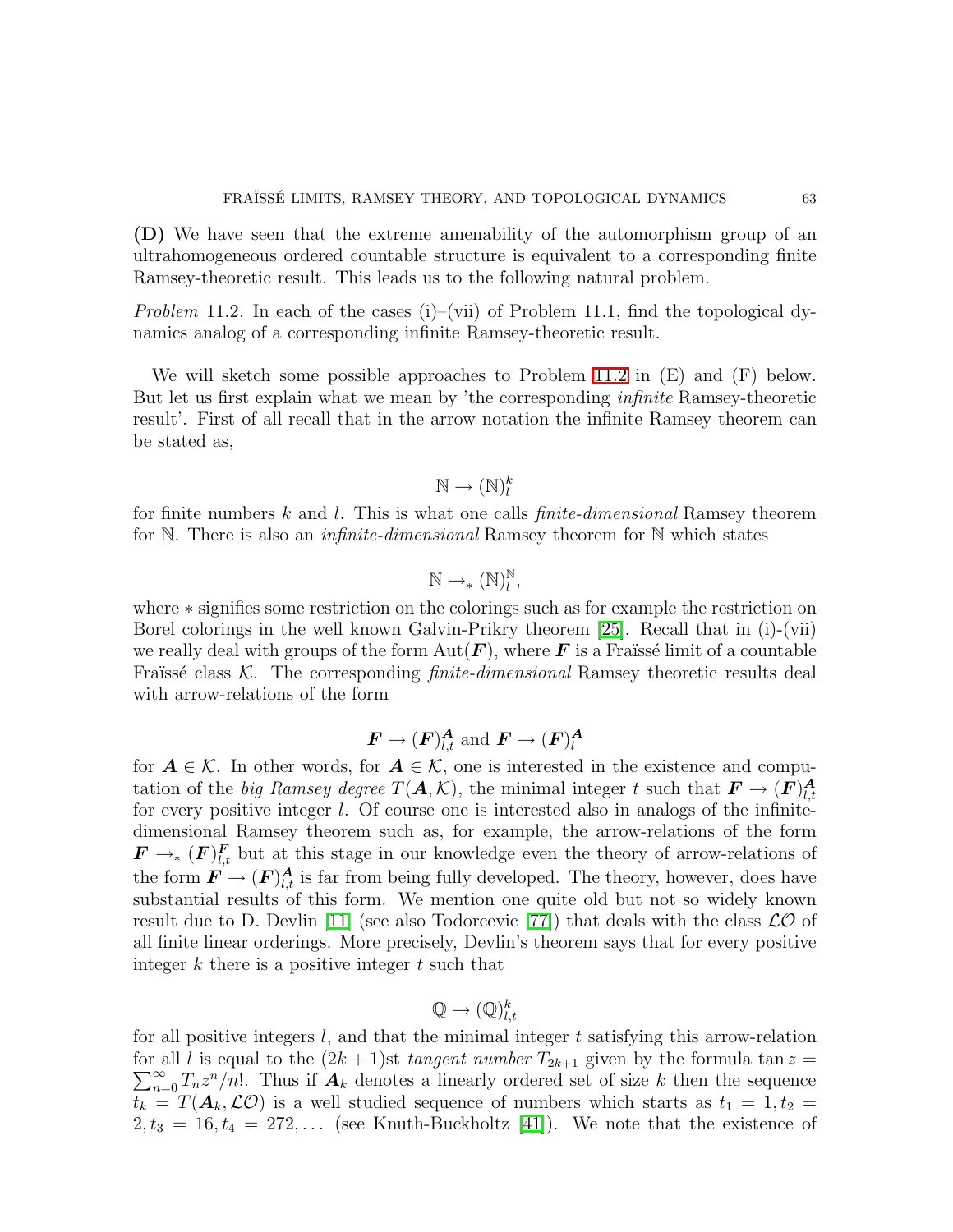**(D)** We have seen that the extreme amenability of the automorphism group of an ultrahomogeneous ordered countable structure is equivalent to a corresponding finite Ramsey-theoretic result. This leads us to the following natural problem.

*Problem* 11.2. In each of the cases (i)–(vii) of Problem 11.1, find the topological dynamics analog of a corresponding infinite Ramsey-theoretic result.

We will sketch some possible approaches to Problem 11.2 in (E) and (F) below. But let us first explain what we mean by 'the corresponding *infinite* Ramsey-theoretic result'. First of all recall that in the arrow notation the infinite Ramsey theorem can be stated as,

$$\mathbb{N} \to (\mathbb{N})^k_l$$

for finite numbers $k$ and $l$. This is what one calls *finite-dimensional* Ramsey theorem for $\mathbb{N}$. There is also an *infinite-dimensional* Ramsey theorem for $\mathbb{N}$ which states

$$\mathbb{N} \to_* (\mathbb{N})^{\mathbb{N}}_l,$$

where $*$ signifies some restriction on the colorings such as for example the restriction on Borel colorings in the well known Galvin-Prikry theorem [25]. Recall that in (i)-(vii) we really deal with groups of the form $\mathrm{Aut}(\boldsymbol{F})$, where $\boldsymbol{F}$ is a Fraïssé limit of a countable Fraïssé class $\mathcal{K}$. The corresponding *finite-dimensional* Ramsey theoretic results deal with arrow-relations of the form

$$\boldsymbol{F} \to (\boldsymbol{F})^{\boldsymbol{A}}_{l,t} \text{ and } \boldsymbol{F} \to (\boldsymbol{F})^{\boldsymbol{A}}_l$$

for $\boldsymbol{A} \in \mathcal{K}$. In other words, for $\boldsymbol{A} \in \mathcal{K}$, one is interested in the existence and computation of the *big Ramsey degree* $T(\boldsymbol{A}, \mathcal{K})$, the minimal integer $t$ such that $\boldsymbol{F} \to (\boldsymbol{F})^{\boldsymbol{A}}_{l,t}$ for every positive integer $l$. Of course one is interested also in analogs of the infinite-dimensional Ramsey theorem such as, for example, the arrow-relations of the form $\boldsymbol{F} \to_* (\boldsymbol{F})^{\boldsymbol{F}}_{l,t}$ but at this stage in our knowledge even the theory of arrow-relations of the form $\boldsymbol{F} \to (\boldsymbol{F})^{\boldsymbol{A}}_{l,t}$ is far from being fully developed. The theory, however, does have substantial results of this form. We mention one quite old but not so widely known result due to D. Devlin [11] (see also Todorcevic [77]) that deals with the class $\mathcal{LO}$ of all finite linear orderings. More precisely, Devlin's theorem says that for every positive integer $k$ there is a positive integer $t$ such that

$$\mathbb{Q} \to (\mathbb{Q})^k_{l,t}$$

for all positive integers $l$, and that the minimal integer $t$ satisfying this arrow-relation for all $l$ is equal to the $(2k+1)$st *tangent number* $T_{2k+1}$ given by the formula $\tan z = \sum_{n=0}^{\infty} T_n z^n/n!$. Thus if $\boldsymbol{A}_k$ denotes a linearly ordered set of size $k$ then the sequence $t_k = T(\boldsymbol{A}_k, \mathcal{LO})$ is a well studied sequence of numbers which starts as $t_1 = 1, t_2 = 2, t_3 = 16, t_4 = 272, \ldots$ (see Knuth-Buckholtz [41]). We note that the existence of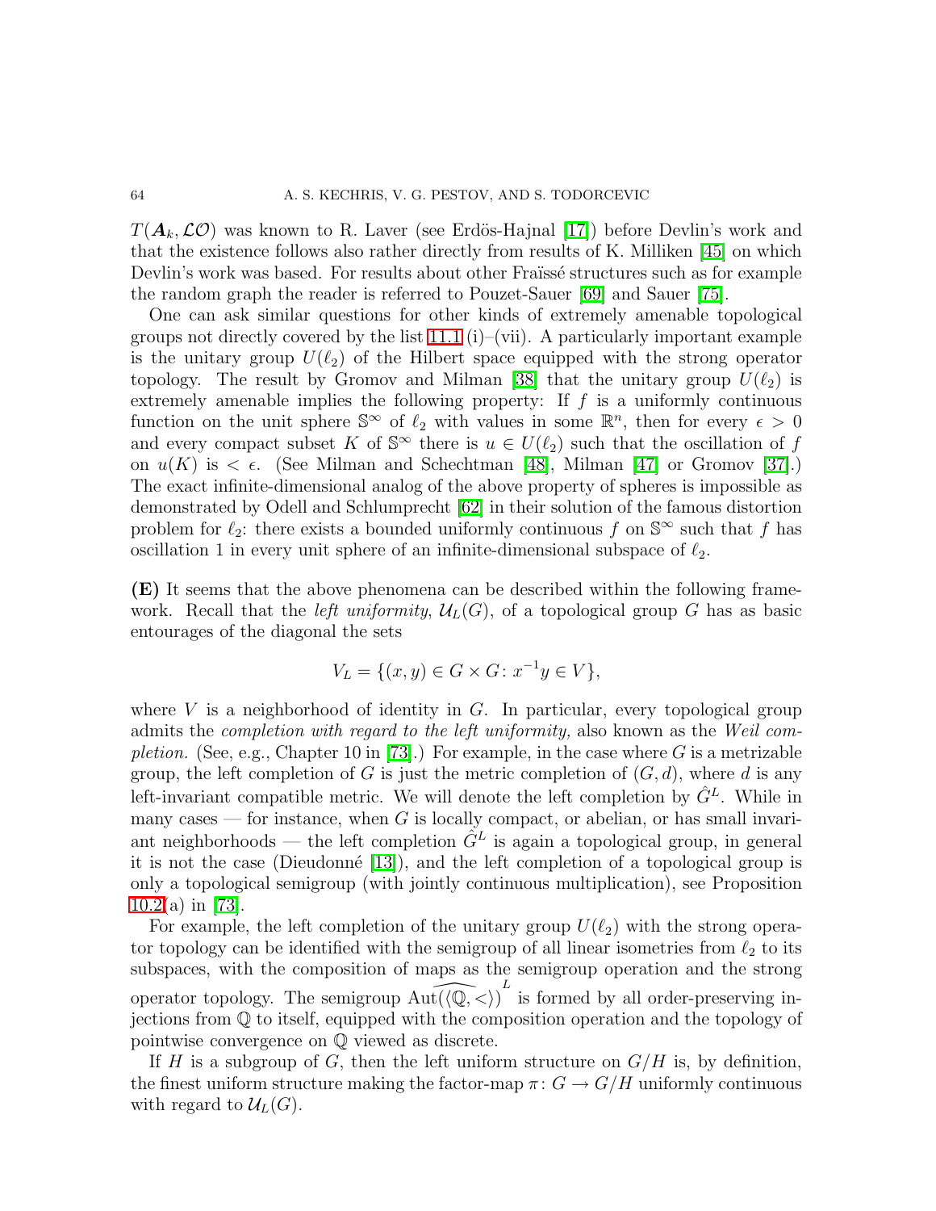$T(\boldsymbol{A}_k, \mathcal{LO})$ was known to R. Laver (see Erdös-Hajnal [17]) before Devlin's work and that the existence follows also rather directly from results of K. Milliken [45] on which Devlin's work was based. For results about other Fraïssé structures such as for example the random graph the reader is referred to Pouzet-Sauer [69] and Sauer [75].

One can ask similar questions for other kinds of extremely amenable topological groups not directly covered by the list 11.1 (i)–(vii). A particularly important example is the unitary group $U(\ell_2)$ of the Hilbert space equipped with the strong operator topology. The result by Gromov and Milman [38] that the unitary group $U(\ell_2)$ is extremely amenable implies the following property: If $f$ is a uniformly continuous function on the unit sphere $\mathbb{S}^\infty$ of $\ell_2$ with values in some $\mathbb{R}^n$, then for every $\epsilon > 0$ and every compact subset $K$ of $\mathbb{S}^\infty$ there is $u \in U(\ell_2)$ such that the oscillation of $f$ on $u(K)$ is $< \epsilon$. (See Milman and Schechtman [48], Milman [47] or Gromov [37].) The exact infinite-dimensional analog of the above property of spheres is impossible as demonstrated by Odell and Schlumprecht [62] in their solution of the famous distortion problem for $\ell_2$: there exists a bounded uniformly continuous $f$ on $\mathbb{S}^\infty$ such that $f$ has oscillation 1 in every unit sphere of an infinite-dimensional subspace of $\ell_2$.

**(E)** It seems that the above phenomena can be described within the following framework. Recall that the *left uniformity,* $\mathcal{U}_L(G)$, of a topological group $G$ has as basic entourages of the diagonal the sets

$$V_L = \{(x, y) \in G \times G \colon x^{-1}y \in V\},$$

where $V$ is a neighborhood of identity in $G$. In particular, every topological group admits the *completion with regard to the left uniformity,* also known as the *Weil completion.* (See, e.g., Chapter 10 in [73].) For example, in the case where $G$ is a metrizable group, the left completion of $G$ is just the metric completion of $(G, d)$, where $d$ is any left-invariant compatible metric. We will denote the left completion by $\hat{G}^L$. While in many cases — for instance, when $G$ is locally compact, or abelian, or has small invariant neighborhoods — the left completion $\hat{G}^L$ is again a topological group, in general it is not the case (Dieudonné [13]), and the left completion of a topological group is only a topological semigroup (with jointly continuous multiplication), see Proposition 10.2(a) in [73].

For example, the left completion of the unitary group $U(\ell_2)$ with the strong operator topology can be identified with the semigroup of all linear isometries from $\ell_2$ to its subspaces, with the composition of maps as the semigroup operation and the strong operator topology. The semigroup $\widehat{\mathrm{Aut}(\langle \mathbb{Q}, < \rangle)}^L$ is formed by all order-preserving injections from $\mathbb{Q}$ to itself, equipped with the composition operation and the topology of pointwise convergence on $\mathbb{Q}$ viewed as discrete.

If $H$ is a subgroup of $G$, then the left uniform structure on $G/H$ is, by definition, the finest uniform structure making the factor-map $\pi \colon G \to G/H$ uniformly continuous with regard to $\mathcal{U}_L(G)$.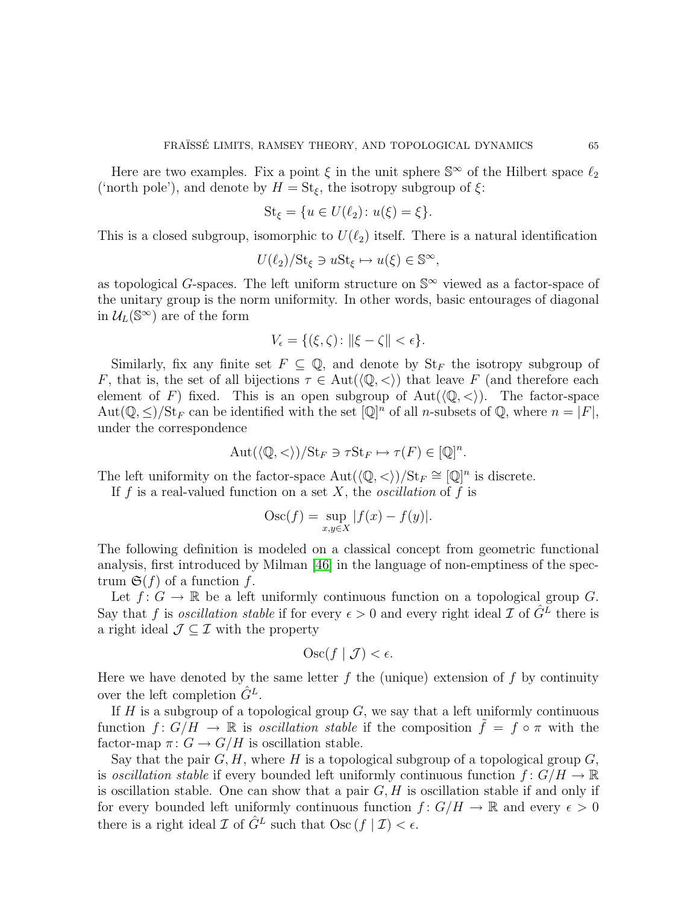Here are two examples. Fix a point $\xi$ in the unit sphere $\mathbb{S}^\infty$ of the Hilbert space $\ell_2$ ('north pole'), and denote by $H = \mathrm{St}_\xi$, the isotropy subgroup of $\xi$:

$$\mathrm{St}_\xi = \{u \in U(\ell_2) \colon u(\xi) = \xi\}.$$

This is a closed subgroup, isomorphic to $U(\ell_2)$ itself. There is a natural identification

$$U(\ell_2)/\mathrm{St}_\xi \ni u\mathrm{St}_\xi \mapsto u(\xi) \in \mathbb{S}^\infty,$$

as topological $G$-spaces. The left uniform structure on $\mathbb{S}^\infty$ viewed as a factor-space of the unitary group is the norm uniformity. In other words, basic entourages of diagonal in $\mathcal{U}_L(\mathbb{S}^\infty)$ are of the form

$$V_\epsilon = \{(\xi, \zeta) \colon \|\xi - \zeta\| < \epsilon\}.$$

Similarly, fix any finite set $F \subseteq \mathbb{Q}$, and denote by $\mathrm{St}_F$ the isotropy subgroup of $F$, that is, the set of all bijections $\tau \in \mathrm{Aut}(\langle \mathbb{Q}, < \rangle)$ that leave $F$ (and therefore each element of $F$) fixed. This is an open subgroup of $\mathrm{Aut}(\langle \mathbb{Q}, < \rangle)$. The factor-space $\mathrm{Aut}(\mathbb{Q}, \leq)/\mathrm{St}_F$ can be identified with the set $[\mathbb{Q}]^n$ of all $n$-subsets of $\mathbb{Q}$, where $n = |F|$, under the correspondence

$$\mathrm{Aut}(\langle \mathbb{Q}, < \rangle)/\mathrm{St}_F \ni \tau\mathrm{St}_F \mapsto \tau(F) \in [\mathbb{Q}]^n.$$

The left uniformity on the factor-space $\mathrm{Aut}(\langle \mathbb{Q}, < \rangle)/\mathrm{St}_F \cong [\mathbb{Q}]^n$ is discrete.

If $f$ is a real-valued function on a set $X$, the *oscillation* of $f$ is

$$\mathrm{Osc}(f) = \sup_{x,y \in X} |f(x) - f(y)|.$$

The following definition is modeled on a classical concept from geometric functional analysis, first introduced by Milman [46] in the language of non-emptiness of the spectrum $\mathfrak{S}(f)$ of a function $f$.

Let $f \colon G \to \mathbb{R}$ be a left uniformly continuous function on a topological group $G$. Say that $f$ is *oscillation stable* if for every $\epsilon > 0$ and every right ideal $\mathcal{I}$ of $\hat{G}^L$ there is a right ideal $\mathcal{J} \subseteq \mathcal{I}$ with the property

$$\mathrm{Osc}(f \mid \mathcal{J}) < \epsilon.$$

Here we have denoted by the same letter $f$ the (unique) extension of $f$ by continuity over the left completion $\hat{G}^L$.

If $H$ is a subgroup of a topological group $G$, we say that a left uniformly continuous function $f \colon G/H \to \mathbb{R}$ is *oscillation stable* if the composition $\tilde{f} = f \circ \pi$ with the factor-map $\pi \colon G \to G/H$ is oscillation stable.

Say that the pair $G, H$, where $H$ is a topological subgroup of a topological group $G$, is *oscillation stable* if every bounded left uniformly continuous function $f \colon G/H \to \mathbb{R}$ is oscillation stable. One can show that a pair $G, H$ is oscillation stable if and only if for every bounded left uniformly continuous function $f \colon G/H \to \mathbb{R}$ and every $\epsilon > 0$ there is a right ideal $\mathcal{I}$ of $\hat{G}^L$ such that $\mathrm{Osc}\,(f \mid \mathcal{I}) < \epsilon$.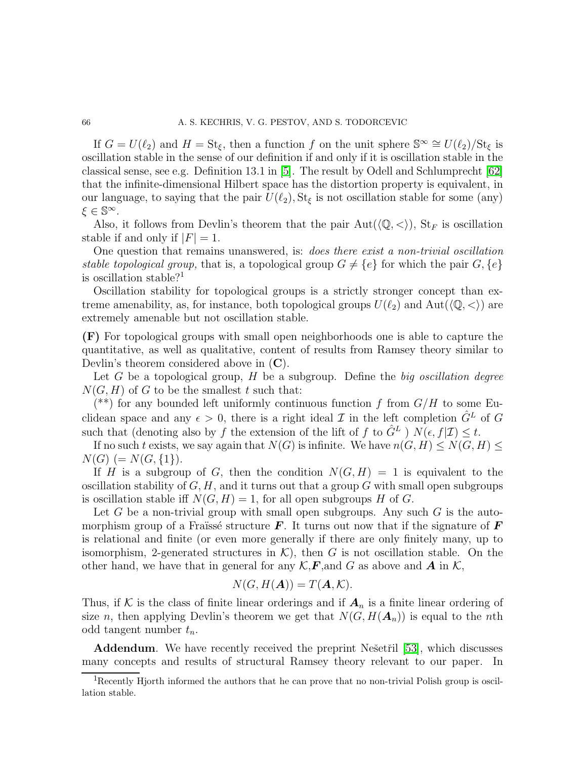If $G = U(\ell_2)$ and $H = \mathrm{St}_\xi$, then a function $f$ on the unit sphere $\mathbb{S}^\infty \cong U(\ell_2)/\mathrm{St}_\xi$ is oscillation stable in the sense of our definition if and only if it is oscillation stable in the classical sense, see e.g. Definition 13.1 in [5]. The result by Odell and Schlumprecht [62] that the infinite-dimensional Hilbert space has the distortion property is equivalent, in our language, to saying that the pair $U(\ell_2), \mathrm{St}_\xi$ is not oscillation stable for some (any) $\xi \in \mathbb{S}^\infty$.

Also, it follows from Devlin's theorem that the pair $\mathrm{Aut}(\langle \mathbb{Q}, < \rangle)$, $\mathrm{St}_F$ is oscillation stable if and only if $|F| = 1$.

One question that remains unanswered, is: *does there exist a non-trivial oscillation stable topological group,* that is, a topological group $G \neq \{e\}$ for which the pair $G, \{e\}$ is oscillation stable?[1]

Oscillation stability for topological groups is a strictly stronger concept than extreme amenability, as, for instance, both topological groups $U(\ell_2)$ and $\mathrm{Aut}(\langle \mathbb{Q}, < \rangle)$ are extremely amenable but not oscillation stable.

**(F)** For topological groups with small open neighborhoods one is able to capture the quantitative, as well as qualitative, content of results from Ramsey theory similar to Devlin's theorem considered above in **(C)**.

Let $G$ be a topological group, $H$ be a subgroup. Define the *big oscillation degree* $N(G, H)$ of $G$ to be the smallest $t$ such that:

(\*\*) for any bounded left uniformly continuous function $f$ from $G/H$ to some Euclidean space and any $\epsilon > 0$, there is a right ideal $\mathcal{I}$ in the left completion $\hat{G}^L$ of $G$ such that (denoting also by $f$ the extension of the lift of $f$ to $\hat{G}^L$ ) $N(\epsilon, f|\mathcal{I}) \leq t$.

If no such $t$ exists, we say again that $N(G)$ is infinite. We have $n(G, H) \leq N(G, H) \leq N(G)$ $(= N(G, \{1\})$.

If $H$ is a subgroup of $G$, then the condition $N(G, H) = 1$ is equivalent to the oscillation stability of $G, H$, and it turns out that a group $G$ with small open subgroups is oscillation stable iff $N(G, H) = 1$, for all open subgroups $H$ of $G$.

Let $G$ be a non-trivial group with small open subgroups. Any such $G$ is the automorphism group of a Fraïssé structure $\boldsymbol{F}$. It turns out now that if the signature of $\boldsymbol{F}$ is relational and finite (or even more generally if there are only finitely many, up to isomorphism, 2-generated structures in $\mathcal{K}$), then $G$ is not oscillation stable. On the other hand, we have that in general for any $\mathcal{K}$,$\boldsymbol{F}$,and $G$ as above and $\boldsymbol{A}$ in $\mathcal{K}$,

$$N(G, H(\boldsymbol{A})) = T(\boldsymbol{A}, \mathcal{K}).$$

Thus, if $\mathcal{K}$ is the class of finite linear orderings and if $\boldsymbol{A}_n$ is a finite linear ordering of size $n$, then applying Devlin's theorem we get that $N(G, H(\boldsymbol{A}_n))$ is equal to the $n$th odd tangent number $t_n$.

**Addendum**. We have recently received the preprint Nešetřil [53], which discusses many concepts and results of structural Ramsey theory relevant to our paper. In

[1] Recently Hjorth informed the authors that he can prove that no non-trivial Polish group is oscillation stable.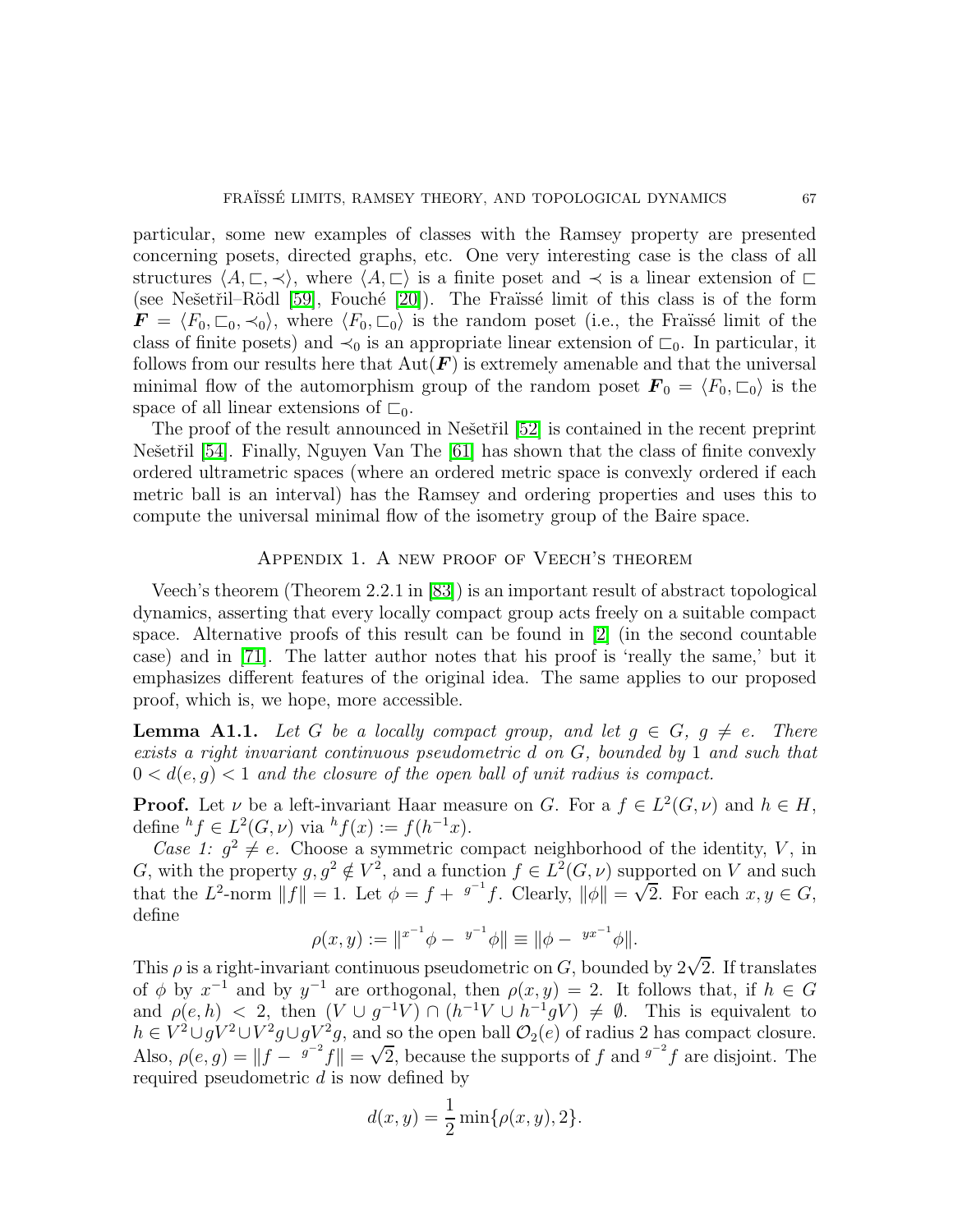particular, some new examples of classes with the Ramsey property are presented concerning posets, directed graphs, etc. One very interesting case is the class of all structures $\langle A, \sqsubset, \prec \rangle$, where $\langle A, \sqsubset \rangle$ is a finite poset and $\prec$ is a linear extension of $\sqsubset$ (see Nešetřil–Rödl [59], Fouché [20]). The Fraïssé limit of this class is of the form $\boldsymbol{F} = \langle F_0, \sqsubset_0, \prec_0 \rangle$, where $\langle F_0, \sqsubset_0 \rangle$ is the random poset (i.e., the Fraïssé limit of the class of finite posets) and $\prec_0$ is an appropriate linear extension of $\sqsubset_0$. In particular, it follows from our results here that $\mathrm{Aut}(\boldsymbol{F})$ is extremely amenable and that the universal minimal flow of the automorphism group of the random poset $\boldsymbol{F}_0 = \langle F_0, \sqsubset_0 \rangle$ is the space of all linear extensions of $\sqsubset_0$.

The proof of the result announced in Nešetřil [52] is contained in the recent preprint Nešetřil [54]. Finally, Nguyen Van The [61] has shown that the class of finite convexly ordered ultrametric spaces (where an ordered metric space is convexly ordered if each metric ball is an interval) has the Ramsey and ordering properties and uses this to compute the universal minimal flow of the isometry group of the Baire space.

## Appendix 1. A new proof of Veech's theorem

Veech's theorem (Theorem 2.2.1 in [83]) is an important result of abstract topological dynamics, asserting that every locally compact group acts freely on a suitable compact space. Alternative proofs of this result can be found in [2] (in the second countable case) and in [71]. The latter author notes that his proof is 'really the same,' but it emphasizes different features of the original idea. The same applies to our proposed proof, which is, we hope, more accessible.

**Lemma A1.1.** *Let $G$ be a locally compact group, and let $g \in G$, $g \neq e$. There exists a right invariant continuous pseudometric $d$ on $G$, bounded by $1$ and such that $0 < d(e,g) < 1$ and the closure of the open ball of unit radius is compact.*

**Proof.** Let $\nu$ be a left-invariant Haar measure on $G$. For a $f \in L^2(G,\nu)$ and $h \in H$, define ${}^h f \in L^2(G,\nu)$ via ${}^h f(x) := f(h^{-1}x)$.

*Case 1: $g^2 \neq e$.* Choose a symmetric compact neighborhood of the identity, $V$, in $G$, with the property $g, g^2 \notin V^2$, and a function $f \in L^2(G,\nu)$ supported on $V$ and such that the $L^2$-norm $\|f\| = 1$. Let $\phi = f + {}^{g^{-1}}f$. Clearly, $\|\phi\| = \sqrt{2}$. For each $x, y \in G$, define

$$\rho(x,y) := \|{}^{x^{-1}}\phi - {}^{y^{-1}}\phi\| \equiv \|\phi - {}^{yx^{-1}}\phi\|.$$

This $\rho$ is a right-invariant continuous pseudometric on $G$, bounded by $2\sqrt{2}$. If translates of $\phi$ by $x^{-1}$ and by $y^{-1}$ are orthogonal, then $\rho(x,y) = 2$. It follows that, if $h \in G$ and $\rho(e,h) < 2$, then $(V \cup g^{-1}V) \cap (h^{-1}V \cup h^{-1}gV) \neq \emptyset$. This is equivalent to $h \in V^2 \cup gV^2 \cup V^2 g \cup gV^2 g$, and so the open ball $\mathcal{O}_2(e)$ of radius 2 has compact closure. Also, $\rho(e,g) = \|f - {}^{g^{-2}}f\| = \sqrt{2}$, because the supports of $f$ and ${}^{g^{-2}}f$ are disjoint. The required pseudometric $d$ is now defined by

$$d(x,y) = \frac{1}{2}\min\{\rho(x,y), 2\}.$$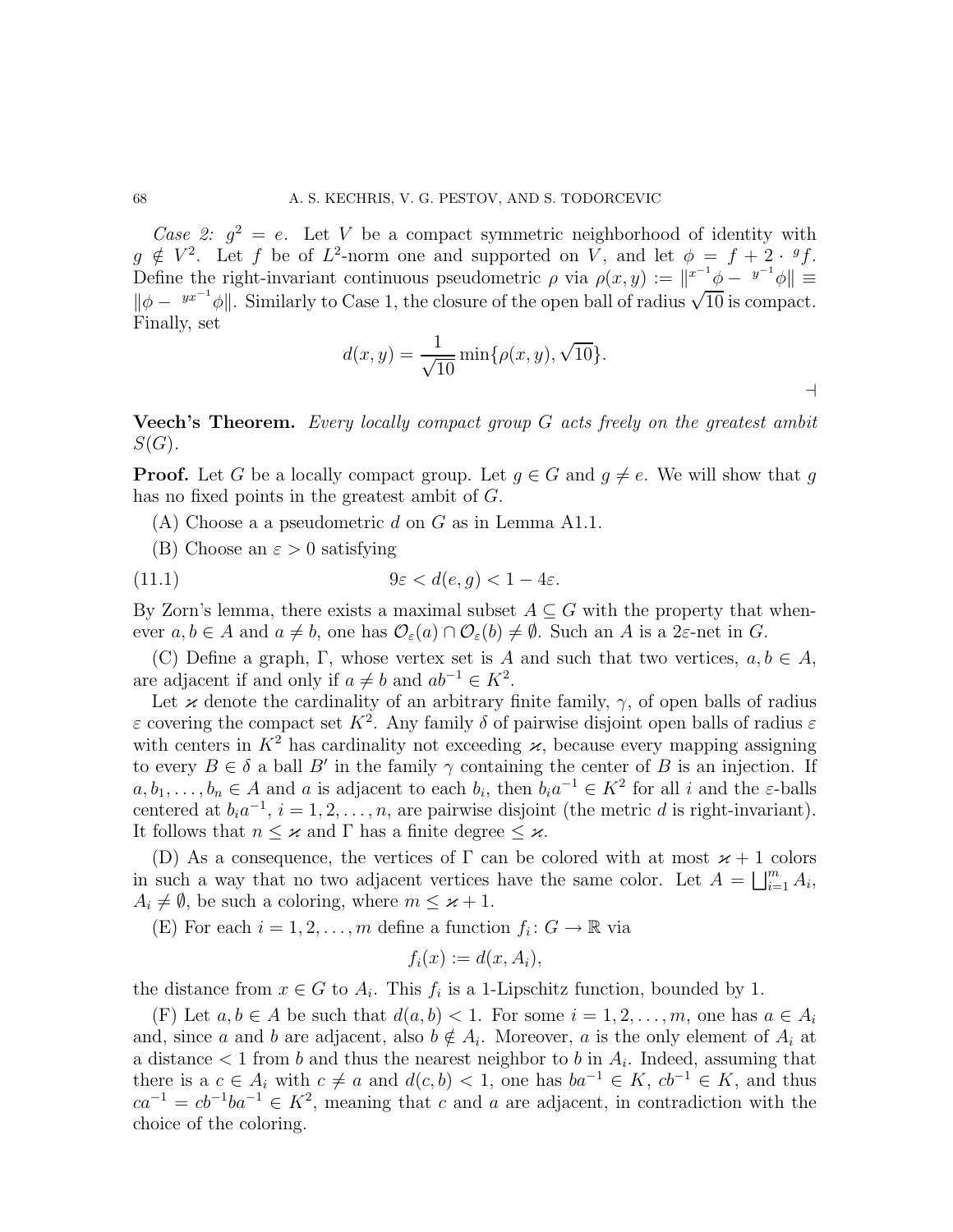*Case 2:* $g^2 = e$. Let $V$ be a compact symmetric neighborhood of identity with $g \notin V^2$. Let $f$ be of $L^2$-norm one and supported on $V$, and let $\phi = f + 2 \cdot {}^g f$. Define the right-invariant continuous pseudometric $\rho$ via $\rho(x,y) := \|{}^{x^{-1}}\phi - {}^{y^{-1}}\phi\| \equiv \|\phi - {}^{yx^{-1}}\phi\|$. Similarly to Case 1, the closure of the open ball of radius $\sqrt{10}$ is compact. Finally, set

$$d(x,y) = \frac{1}{\sqrt{10}} \min\{\rho(x,y), \sqrt{10}\}.$$

$\dashv$

**Veech's Theorem.** *Every locally compact group $G$ acts freely on the greatest ambit $S(G)$.*

**Proof.** Let $G$ be a locally compact group. Let $g \in G$ and $g \neq e$. We will show that $g$ has no fixed points in the greatest ambit of $G$.

(A) Choose a a pseudometric $d$ on $G$ as in Lemma A1.1.

(B) Choose an $\varepsilon > 0$ satisfying

$$9\varepsilon < d(e,g) < 1 - 4\varepsilon. \tag{11.1}$$

By Zorn's lemma, there exists a maximal subset $A \subseteq G$ with the property that whenever $a, b \in A$ and $a \neq b$, one has $\mathcal{O}_\varepsilon(a) \cap \mathcal{O}_\varepsilon(b) \neq \emptyset$. Such an $A$ is a $2\varepsilon$-net in $G$.

(C) Define a graph, $\Gamma$, whose vertex set is $A$ and such that two vertices, $a, b \in A$, are adjacent if and only if $a \neq b$ and $ab^{-1} \in K^2$.

Let $\varkappa$ denote the cardinality of an arbitrary finite family, $\gamma$, of open balls of radius $\varepsilon$ covering the compact set $K^2$. Any family $\delta$ of pairwise disjoint open balls of radius $\varepsilon$ with centers in $K^2$ has cardinality not exceeding $\varkappa$, because every mapping assigning to every $B \in \delta$ a ball $B'$ in the family $\gamma$ containing the center of $B$ is an injection. If $a, b_1, \ldots, b_n \in A$ and $a$ is adjacent to each $b_i$, then $b_i a^{-1} \in K^2$ for all $i$ and the $\varepsilon$-balls centered at $b_i a^{-1}$, $i = 1, 2, \ldots, n$, are pairwise disjoint (the metric $d$ is right-invariant). It follows that $n \leq \varkappa$ and $\Gamma$ has a finite degree $\leq \varkappa$.

(D) As a consequence, the vertices of $\Gamma$ can be colored with at most $\varkappa + 1$ colors in such a way that no two adjacent vertices have the same color. Let $A = \bigsqcup_{i=1}^m A_i$, $A_i \neq \emptyset$, be such a coloring, where $m \leq \varkappa + 1$.

(E) For each $i = 1, 2, \ldots, m$ define a function $f_i \colon G \to \mathbb{R}$ via

$$f_i(x) := d(x, A_i),$$

the distance from $x \in G$ to $A_i$. This $f_i$ is a 1-Lipschitz function, bounded by 1.

(F) Let $a, b \in A$ be such that $d(a,b) < 1$. For some $i = 1, 2, \ldots, m$, one has $a \in A_i$ and, since $a$ and $b$ are adjacent, also $b \notin A_i$. Moreover, $a$ is the only element of $A_i$ at a distance $< 1$ from $b$ and thus the nearest neighbor to $b$ in $A_i$. Indeed, assuming that there is a $c \in A_i$ with $c \neq a$ and $d(c,b) < 1$, one has $ba^{-1} \in K$, $cb^{-1} \in K$, and thus $ca^{-1} = cb^{-1}ba^{-1} \in K^2$, meaning that $c$ and $a$ are adjacent, in contradiction with the choice of the coloring.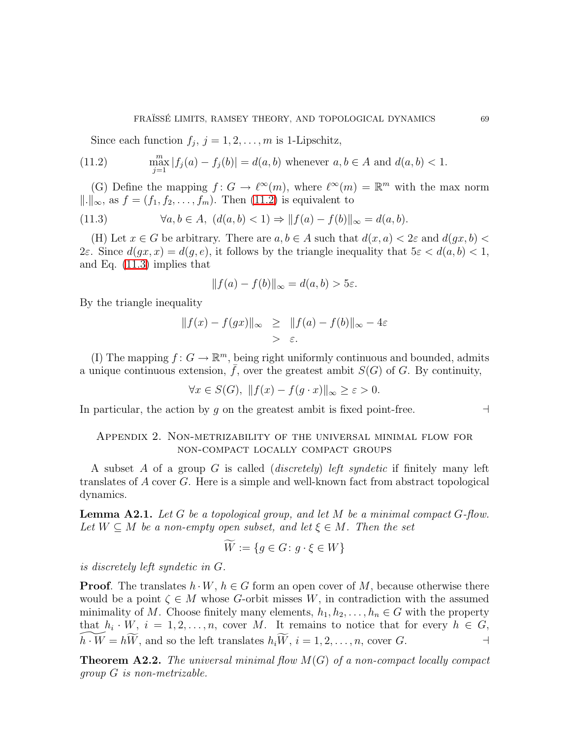Since each function $f_j$, $j = 1, 2, \ldots, m$ is 1-Lipschitz,

$$\max_{j=1}^{m} |f_j(a) - f_j(b)| = d(a, b) \text{ whenever } a, b \in A \text{ and } d(a, b) < 1. \tag{11.2}$$

(G) Define the mapping $f : G \to \ell^\infty(m)$, where $\ell^\infty(m) = \mathbb{R}^m$ with the max norm $\|.\|_\infty$, as $f = (f_1, f_2, \ldots, f_m)$. Then (11.2) is equivalent to

$$\forall a, b \in A,\ (d(a, b) < 1) \Rightarrow \|f(a) - f(b)\|_\infty = d(a, b). \tag{11.3}$$

(H) Let $x \in G$ be arbitrary. There are $a, b \in A$ such that $d(x, a) < 2\varepsilon$ and $d(gx, b) < 2\varepsilon$. Since $d(gx, x) = d(g, e)$, it follows by the triangle inequality that $5\varepsilon < d(a, b) < 1$, and Eq. (11.3) implies that

$$\|f(a) - f(b)\|_\infty = d(a, b) > 5\varepsilon.$$

By the triangle inequality

$$\begin{aligned} \|f(x) - f(gx)\|_\infty &\geq \|f(a) - f(b)\|_\infty - 4\varepsilon \\ &> \varepsilon. \end{aligned}$$

(I) The mapping $f : G \to \mathbb{R}^m$, being right uniformly continuous and bounded, admits a unique continuous extension, $\bar{f}$, over the greatest ambit $S(G)$ of $G$. By continuity,

$$\forall x \in S(G),\ \|f(x) - f(g \cdot x)\|_\infty \geq \varepsilon > 0.$$

In particular, the action by $g$ on the greatest ambit is fixed point-free. $\dashv$

## Appendix 2. Non-metrizability of the universal minimal flow for non-compact locally compact groups

A subset $A$ of a group $G$ is called (*discretely*) *left syndetic* if finitely many left translates of $A$ cover $G$. Here is a simple and well-known fact from abstract topological dynamics.

**Lemma A2.1.** *Let $G$ be a topological group, and let $M$ be a minimal compact $G$-flow. Let $W \subseteq M$ be a non-empty open subset, and let $\xi \in M$. Then the set*

$$\widetilde{W} := \{g \in G : g \cdot \xi \in W\}$$

*is discretely left syndetic in $G$.*

**Proof**. The translates $h \cdot W$, $h \in G$ form an open cover of $M$, because otherwise there would be a point $\zeta \in M$ whose $G$-orbit misses $W$, in contradiction with the assumed minimality of $M$. Choose finitely many elements, $h_1, h_2, \ldots, h_n \in G$ with the property that $h_i \cdot W$, $i = 1, 2, \ldots, n$, cover $M$. It remains to notice that for every $h \in G$, $\widetilde{h \cdot W} = h\widetilde{W}$, and so the left translates $h_i\widetilde{W}$, $i = 1, 2, \ldots, n$, cover $G$. $\dashv$

**Theorem A2.2.** *The universal minimal flow $M(G)$ of a non-compact locally compact group $G$ is non-metrizable.*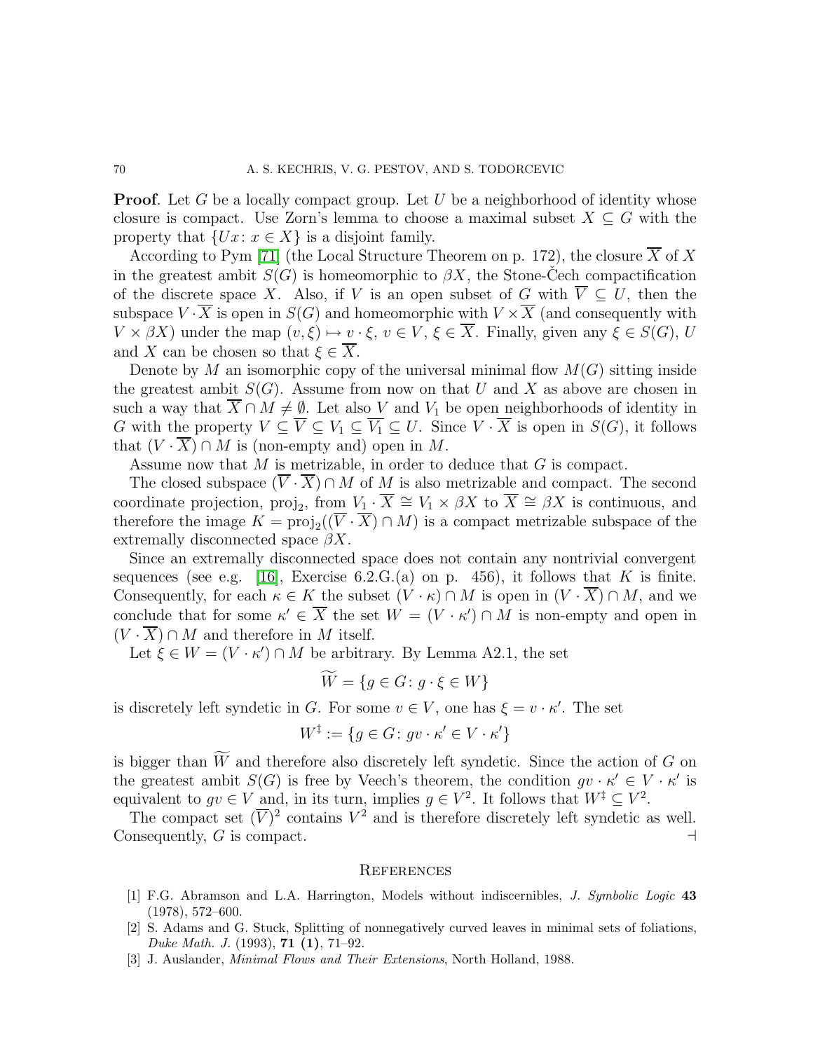**Proof**. Let $G$ be a locally compact group. Let $U$ be a neighborhood of identity whose closure is compact. Use Zorn's lemma to choose a maximal subset $X \subseteq G$ with the property that $\{Ux : x \in X\}$ is a disjoint family.

According to Pym [71] (the Local Structure Theorem on p. 172), the closure $\overline{X}$ of $X$ in the greatest ambit $S(G)$ is homeomorphic to $\beta X$, the Stone-Čech compactification of the discrete space $X$. Also, if $V$ is an open subset of $G$ with $\overline{V} \subseteq U$, then the subspace $V \cdot \overline{X}$ is open in $S(G)$ and homeomorphic with $V \times \overline{X}$ (and consequently with $V \times \beta X$) under the map $(v, \xi) \mapsto v \cdot \xi$, $v \in V$, $\xi \in \overline{X}$. Finally, given any $\xi \in S(G)$, $U$ and $X$ can be chosen so that $\xi \in \overline{X}$.

Denote by $M$ an isomorphic copy of the universal minimal flow $M(G)$ sitting inside the greatest ambit $S(G)$. Assume from now on that $U$ and $X$ as above are chosen in such a way that $\overline{X} \cap M \neq \emptyset$. Let also $V$ and $V_1$ be open neighborhoods of identity in $G$ with the property $V \subseteq \overline{V} \subseteq V_1 \subseteq \overline{V_1} \subseteq U$. Since $V \cdot \overline{X}$ is open in $S(G)$, it follows that $(V \cdot \overline{X}) \cap M$ is (non-empty and) open in $M$.

Assume now that $M$ is metrizable, in order to deduce that $G$ is compact.

The closed subspace $(\overline{V} \cdot \overline{X}) \cap M$ of $M$ is also metrizable and compact. The second coordinate projection, $\mathrm{proj}_2$, from $V_1 \cdot \overline{X} \cong V_1 \times \beta X$ to $\overline{X} \cong \beta X$ is continuous, and therefore the image $K = \mathrm{proj}_2((\overline{V} \cdot \overline{X}) \cap M)$ is a compact metrizable subspace of the extremally disconnected space $\beta X$.

Since an extremally disconnected space does not contain any nontrivial convergent sequences (see e.g. [16], Exercise 6.2.G.(a) on p. 456), it follows that $K$ is finite. Consequently, for each $\kappa \in K$ the subset $(V \cdot \kappa) \cap M$ is open in $(V \cdot \overline{X}) \cap M$, and we conclude that for some $\kappa' \in \overline{X}$ the set $W = (V \cdot \kappa') \cap M$ is non-empty and open in $(V \cdot \overline{X}) \cap M$ and therefore in $M$ itself.

Let $\xi \in W = (V \cdot \kappa') \cap M$ be arbitrary. By Lemma A2.1, the set

$$\widetilde{W} = \{g \in G : g \cdot \xi \in W\}$$

is discretely left syndetic in $G$. For some $v \in V$, one has $\xi = v \cdot \kappa'$. The set

$$W^{\ddagger} := \{g \in G : gv \cdot \kappa' \in V \cdot \kappa'\}$$

is bigger than $\widetilde{W}$ and therefore also discretely left syndetic. Since the action of $G$ on the greatest ambit $S(G)$ is free by Veech's theorem, the condition $gv \cdot \kappa' \in V \cdot \kappa'$ is equivalent to $gv \in V$ and, in its turn, implies $g \in V^2$. It follows that $W^{\ddagger} \subseteq V^2$.

The compact set $(\overline{V})^2$ contains $V^2$ and is therefore discretely left syndetic as well. Consequently, $G$ is compact. ⊣

## References

[1] F.G. Abramson and L.A. Harrington, Models without indiscernibles, *J. Symbolic Logic* **43** (1978), 572–600.

[2] S. Adams and G. Stuck, Splitting of nonnegatively curved leaves in minimal sets of foliations, *Duke Math. J.* (1993), **71 (1)**, 71–92.

[3] J. Auslander, *Minimal Flows and Their Extensions*, North Holland, 1988.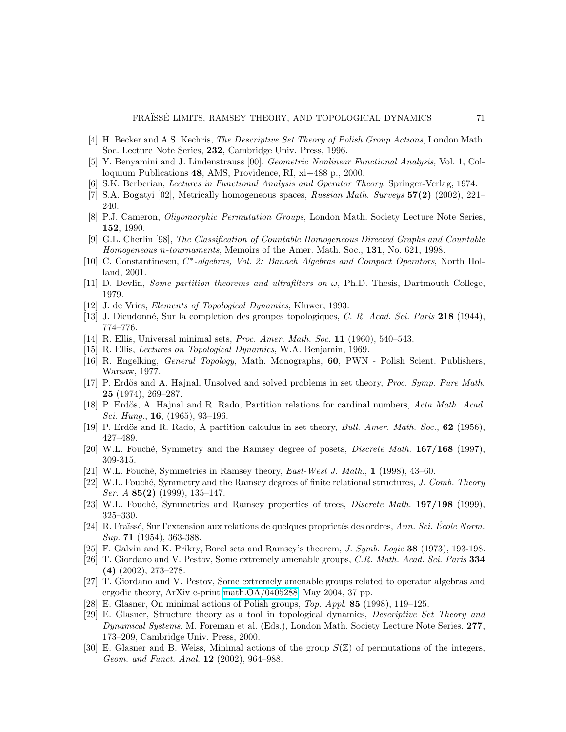[4] H. Becker and A.S. Kechris, *The Descriptive Set Theory of Polish Group Actions*, London Math. Soc. Lecture Note Series, **232**, Cambridge Univ. Press, 1996.

[5] Y. Benyamini and J. Lindenstrauss [00], *Geometric Nonlinear Functional Analysis,* Vol. 1, Colloquium Publications **48**, AMS, Providence, RI, xi+488 p., 2000.

[6] S.K. Berberian, *Lectures in Functional Analysis and Operator Theory*, Springer-Verlag, 1974.

[7] S.A. Bogatyi [02], Metrically homogeneous spaces, *Russian Math. Surveys* **57(2)** (2002), 221–240.

[8] P.J. Cameron, *Oligomorphic Permutation Groups*, London Math. Society Lecture Note Series, **152**, 1990.

[9] G.L. Cherlin [98], *The Classification of Countable Homogeneous Directed Graphs and Countable Homogeneous n-tournaments*, Memoirs of the Amer. Math. Soc., **131**, No. 621, 1998.

[10] C. Constantinescu, *$C^*$-algebras, Vol. 2: Banach Algebras and Compact Operators*, North Holland, 2001.

[11] D. Devlin, *Some partition theorems and ultrafilters on $\omega$*, Ph.D. Thesis, Dartmouth College, 1979.

[12] J. de Vries, *Elements of Topological Dynamics*, Kluwer, 1993.

[13] J. Dieudonné, Sur la completion des groupes topologiques, *C. R. Acad. Sci. Paris* **218** (1944), 774–776.

[14] R. Ellis, Universal minimal sets, *Proc. Amer. Math. Soc.* **11** (1960), 540–543.

[15] R. Ellis, *Lectures on Topological Dynamics*, W.A. Benjamin, 1969.

[16] R. Engelking, *General Topology*, Math. Monographs, **60**, PWN - Polish Scient. Publishers, Warsaw, 1977.

[17] P. Erdös and A. Hajnal, Unsolved and solved problems in set theory, *Proc. Symp. Pure Math.* **25** (1974), 269–287.

[18] P. Erdös, A. Hajnal and R. Rado, Partition relations for cardinal numbers, *Acta Math. Acad. Sci. Hung.*, **16**, (1965), 93–196.

[19] P. Erdös and R. Rado, A partition calculus in set theory, *Bull. Amer. Math. Soc.*, **62** (1956), 427–489.

[20] W.L. Fouché, Symmetry and the Ramsey degree of posets, *Discrete Math.* **167/168** (1997), 309-315.

[21] W.L. Fouché, Symmetries in Ramsey theory, *East-West J. Math.*, **1** (1998), 43–60.

[22] W.L. Fouché, Symmetry and the Ramsey degrees of finite relational structures, *J. Comb. Theory Ser. A* **85(2)** (1999), 135–147.

[23] W.L. Fouché, Symmetries and Ramsey properties of trees, *Discrete Math.* **197/198** (1999), 325–330.

[24] R. Fraïssé, Sur l'extension aux relations de quelques proprietés des ordres, *Ann. Sci. École Norm. Sup.* **71** (1954), 363-388.

[25] F. Galvin and K. Prikry, Borel sets and Ramsey's theorem, *J. Symb. Logic* **38** (1973), 193-198.

[26] T. Giordano and V. Pestov, Some extremely amenable groups, *C.R. Math. Acad. Sci. Paris* **334 (4)** (2002), 273–278.

[27] T. Giordano and V. Pestov, Some extremely amenable groups related to operator algebras and ergodic theory, ArXiv e-print math.OA/0405288, May 2004, 37 pp.

[28] E. Glasner, On minimal actions of Polish groups, *Top. Appl.* **85** (1998), 119–125.

[29] E. Glasner, Structure theory as a tool in topological dynamics, *Descriptive Set Theory and Dynamical Systems*, M. Foreman et al. (Eds.), London Math. Society Lecture Note Series, **277**, 173–209, Cambridge Univ. Press, 2000.

[30] E. Glasner and B. Weiss, Minimal actions of the group $S(\mathbb{Z})$ of permutations of the integers, *Geom. and Funct. Anal.* **12** (2002), 964–988.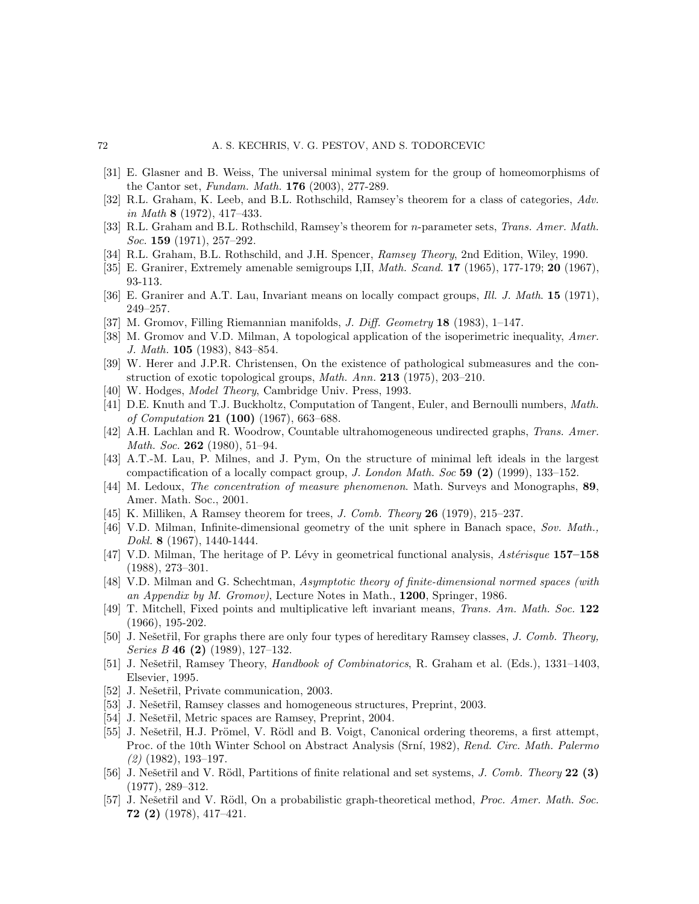[31] E. Glasner and B. Weiss, The universal minimal system for the group of homeomorphisms of the Cantor set, *Fundam. Math.* **176** (2003), 277-289.

[32] R.L. Graham, K. Leeb, and B.L. Rothschild, Ramsey's theorem for a class of categories, *Adv. in Math* **8** (1972), 417–433.

[33] R.L. Graham and B.L. Rothschild, Ramsey's theorem for $n$-parameter sets, *Trans. Amer. Math. Soc.* **159** (1971), 257–292.

[34] R.L. Graham, B.L. Rothschild, and J.H. Spencer, *Ramsey Theory*, 2nd Edition, Wiley, 1990.

[35] E. Granirer, Extremely amenable semigroups I,II, *Math. Scand.* **17** (1965), 177-179; **20** (1967), 93-113.

[36] E. Granirer and A.T. Lau, Invariant means on locally compact groups, *Ill. J. Math*. **15** (1971), 249–257.

[37] M. Gromov, Filling Riemannian manifolds, *J. Diff. Geometry* **18** (1983), 1–147.

[38] M. Gromov and V.D. Milman, A topological application of the isoperimetric inequality, *Amer. J. Math.* **105** (1983), 843–854.

[39] W. Herer and J.P.R. Christensen, On the existence of pathological submeasures and the construction of exotic topological groups, *Math. Ann.* **213** (1975), 203–210.

[40] W. Hodges, *Model Theory*, Cambridge Univ. Press, 1993.

[41] D.E. Knuth and T.J. Buckholtz, Computation of Tangent, Euler, and Bernoulli numbers, *Math. of Computation* **21 (100)** (1967), 663–688.

[42] A.H. Lachlan and R. Woodrow, Countable ultrahomogeneous undirected graphs, *Trans. Amer. Math. Soc.* **262** (1980), 51–94.

[43] A.T.-M. Lau, P. Milnes, and J. Pym, On the structure of minimal left ideals in the largest compactification of a locally compact group, *J. London Math. Soc* **59 (2)** (1999), 133–152.

[44] M. Ledoux, *The concentration of measure phenomenon*. Math. Surveys and Monographs, **89**, Amer. Math. Soc., 2001.

[45] K. Milliken, A Ramsey theorem for trees, *J. Comb. Theory* **26** (1979), 215–237.

[46] V.D. Milman, Infinite-dimensional geometry of the unit sphere in Banach space, *Sov. Math., Dokl.* **8** (1967), 1440-1444.

[47] V.D. Milman, The heritage of P. Lévy in geometrical functional analysis, *Astérisque* **157–158** (1988), 273–301.

[48] V.D. Milman and G. Schechtman, *Asymptotic theory of finite-dimensional normed spaces (with an Appendix by M. Gromov)*, Lecture Notes in Math., **1200**, Springer, 1986.

[49] T. Mitchell, Fixed points and multiplicative left invariant means, *Trans. Am. Math. Soc.* **122** (1966), 195-202.

[50] J. Nešetřil, For graphs there are only four types of hereditary Ramsey classes, *J. Comb. Theory, Series B* **46 (2)** (1989), 127–132.

[51] J. Nešetřil, Ramsey Theory, *Handbook of Combinatorics*, R. Graham et al. (Eds.), 1331–1403, Elsevier, 1995.

[52] J. Nešetřil, Private communication, 2003.

[53] J. Nešetřil, Ramsey classes and homogeneous structures, Preprint, 2003.

[54] J. Nešetřil, Metric spaces are Ramsey, Preprint, 2004.

[55] J. Nešetřil, H.J. Prömel, V. Rödl and B. Voigt, Canonical ordering theorems, a first attempt, Proc. of the 10th Winter School on Abstract Analysis (Srní, 1982), *Rend. Circ. Math. Palermo (2)* (1982), 193–197.

[56] J. Nešetřil and V. Rödl, Partitions of finite relational and set systems, *J. Comb. Theory* **22 (3)** (1977), 289–312.

[57] J. Nešetřil and V. Rödl, On a probabilistic graph-theoretical method, *Proc. Amer. Math. Soc.* **72 (2)** (1978), 417–421.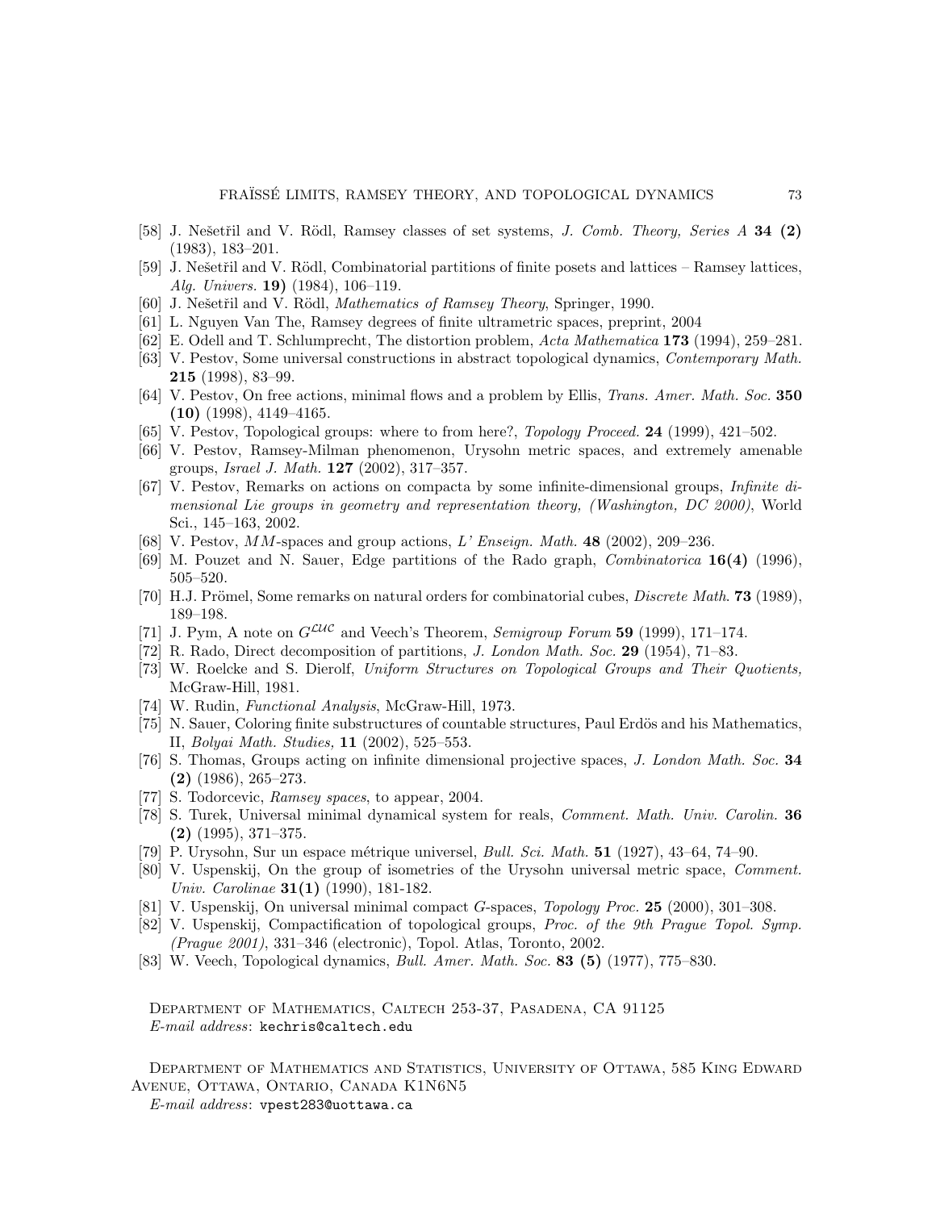[58] J. Nešetřil and V. Rödl, Ramsey classes of set systems, *J. Comb. Theory, Series A* **34 (2)** (1983), 183–201.

[59] J. Nešetřil and V. Rödl, Combinatorial partitions of finite posets and lattices – Ramsey lattices, *Alg. Univers.* **19)** (1984), 106–119.

[60] J. Nešetřil and V. Rödl, *Mathematics of Ramsey Theory*, Springer, 1990.

[61] L. Nguyen Van The, Ramsey degrees of finite ultrametric spaces, preprint, 2004

[62] E. Odell and T. Schlumprecht, The distortion problem, *Acta Mathematica* **173** (1994), 259–281.

[63] V. Pestov, Some universal constructions in abstract topological dynamics, *Contemporary Math.* **215** (1998), 83–99.

[64] V. Pestov, On free actions, minimal flows and a problem by Ellis, *Trans. Amer. Math. Soc.* **350 (10)** (1998), 4149–4165.

[65] V. Pestov, Topological groups: where to from here?, *Topology Proceed.* **24** (1999), 421–502.

[66] V. Pestov, Ramsey-Milman phenomenon, Urysohn metric spaces, and extremely amenable groups, *Israel J. Math.* **127** (2002), 317–357.

[67] V. Pestov, Remarks on actions on compacta by some infinite-dimensional groups, *Infinite dimensional Lie groups in geometry and representation theory, (Washington, DC 2000)*, World Sci., 145–163, 2002.

[68] V. Pestov, $MM$-spaces and group actions, *L' Enseign. Math.* **48** (2002), 209–236.

[69] M. Pouzet and N. Sauer, Edge partitions of the Rado graph, *Combinatorica* **16(4)** (1996), 505–520.

[70] H.J. Prömel, Some remarks on natural orders for combinatorial cubes, *Discrete Math*. **73** (1989), 189–198.

[71] J. Pym, A note on $G^{\mathcal{LUC}}$ and Veech's Theorem, *Semigroup Forum* **59** (1999), 171–174.

[72] R. Rado, Direct decomposition of partitions, *J. London Math. Soc.* **29** (1954), 71–83.

[73] W. Roelcke and S. Dierolf, *Uniform Structures on Topological Groups and Their Quotients,* McGraw-Hill, 1981.

[74] W. Rudin, *Functional Analysis*, McGraw-Hill, 1973.

[75] N. Sauer, Coloring finite substructures of countable structures, Paul Erdös and his Mathematics, II, *Bolyai Math. Studies,* **11** (2002), 525–553.

[76] S. Thomas, Groups acting on infinite dimensional projective spaces, *J. London Math. Soc.* **34 (2)** (1986), 265–273.

[77] S. Todorcevic, *Ramsey spaces*, to appear, 2004.

[78] S. Turek, Universal minimal dynamical system for reals, *Comment. Math. Univ. Carolin.* **36 (2)** (1995), 371–375.

[79] P. Urysohn, Sur un espace métrique universel, *Bull. Sci. Math.* **51** (1927), 43–64, 74–90.

[80] V. Uspenskij, On the group of isometries of the Urysohn universal metric space, *Comment. Univ. Carolinae* **31(1)** (1990), 181-182.

[81] V. Uspenskij, On universal minimal compact $G$-spaces, *Topology Proc.* **25** (2000), 301–308.

[82] V. Uspenskij, Compactification of topological groups, *Proc. of the 9th Prague Topol. Symp. (Prague 2001)*, 331–346 (electronic), Topol. Atlas, Toronto, 2002.

[83] W. Veech, Topological dynamics, *Bull. Amer. Math. Soc.* **83 (5)** (1977), 775–830.

Department of Mathematics, Caltech 253-37, Pasadena, CA 91125
*E-mail address*: kechris@caltech.edu

Department of Mathematics and Statistics, University of Ottawa, 585 King Edward Avenue, Ottawa, Ontario, Canada K1N6N5
*E-mail address*: vpest283@uottawa.ca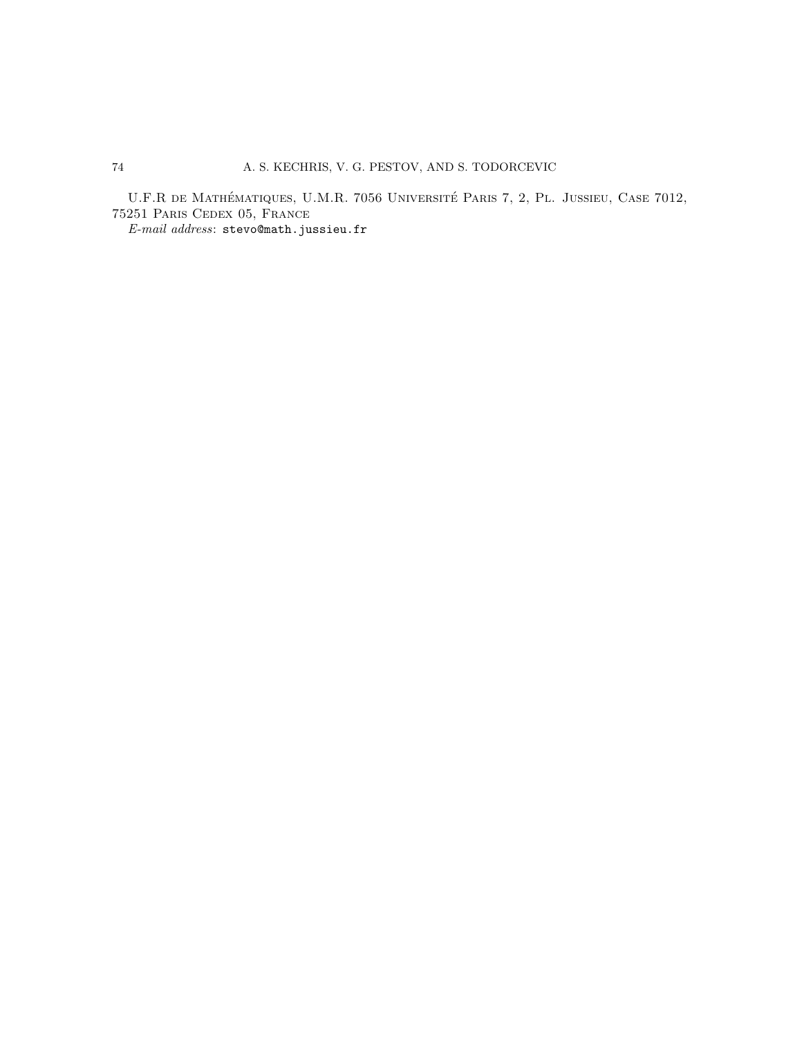U.F.R de Mathématiques, U.M.R. 7056 Université Paris 7, 2, Pl. Jussieu, Case 7012, 75251 Paris Cedex 05, France

*E-mail address*: stevo@math.jussieu.fr